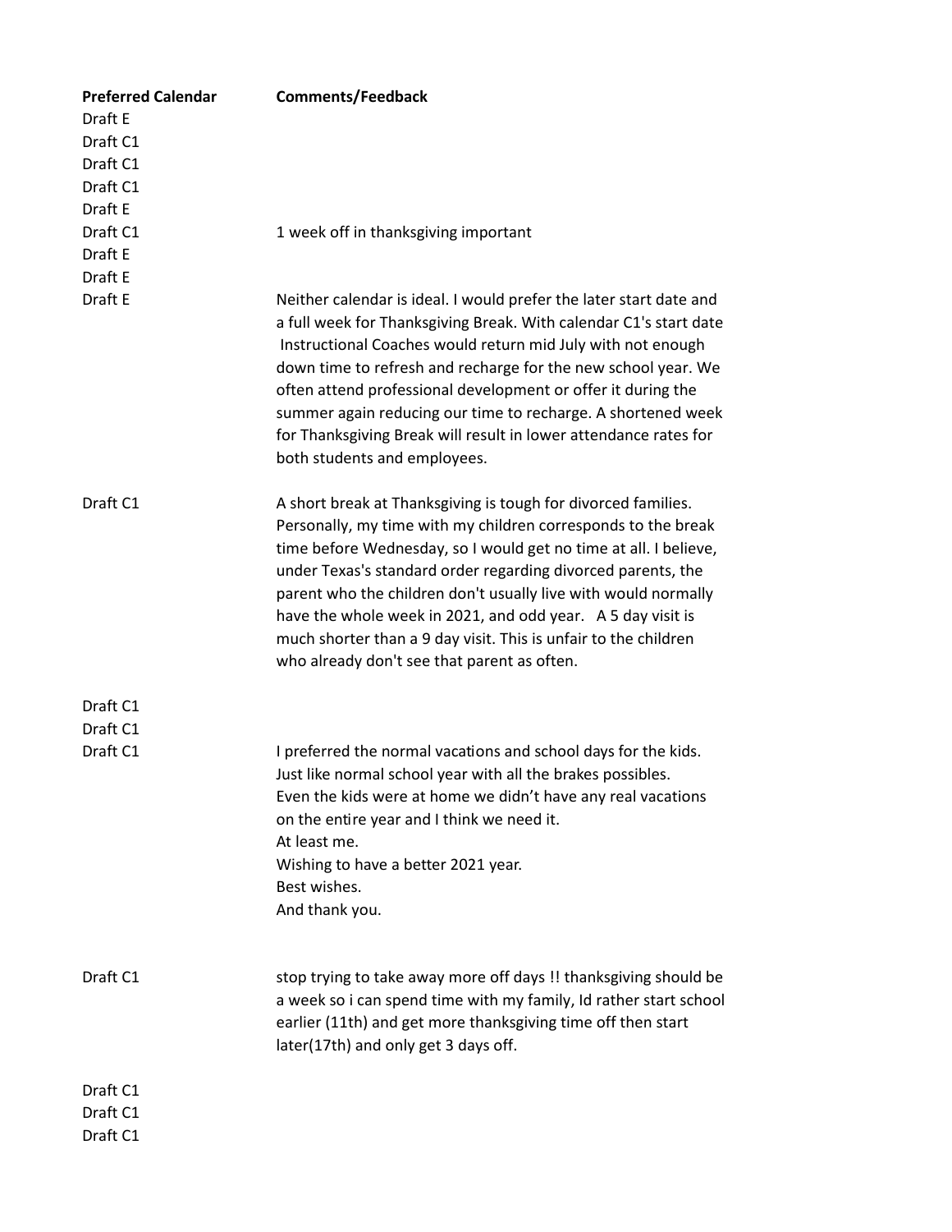| Preferred Calendar | Comments/Feedback |
|---|---|
| Draft E | |
| Draft C1 | |
| Draft C1 | |
| Draft C1 | |
| Draft E | |
| Draft C1 | 1 week off in thanksgiving important |
| Draft E | |
| Draft E | |
| Draft E | Neither calendar is ideal. I would prefer the later start date and a full week for Thanksgiving Break. With calendar C1's start date Instructional Coaches would return mid July with not enough down time to refresh and recharge for the new school year. We often attend professional development or offer it during the summer again reducing our time to recharge. A shortened week for Thanksgiving Break will result in lower attendance rates for both students and employees. |
| Draft C1 | A short break at Thanksgiving is tough for divorced families. Personally, my time with my children corresponds to the break time before Wednesday, so I would get no time at all. I believe, under Texas's standard order regarding divorced parents, the parent who the children don't usually live with would normally have the whole week in 2021, and odd year. A 5 day visit is much shorter than a 9 day visit. This is unfair to the children who already don't see that parent as often. |
| Draft C1 | |
| Draft C1 | |
| Draft C1 | I preferred the normal vacations and school days for the kids. Just like normal school year with all the brakes possibles. Even the kids were at home we didn't have any real vacations on the entire year and I think we need it. At least me. Wishing to have a better 2021 year. Best wishes. And thank you. |
| Draft C1 | stop trying to take away more off days !! thanksgiving should be a week so i can spend time with my family, Id rather start school earlier (11th) and get more thanksgiving time off then start later(17th) and only get 3 days off. |
| Draft C1 | |
| Draft C1 | |
| Draft C1 | |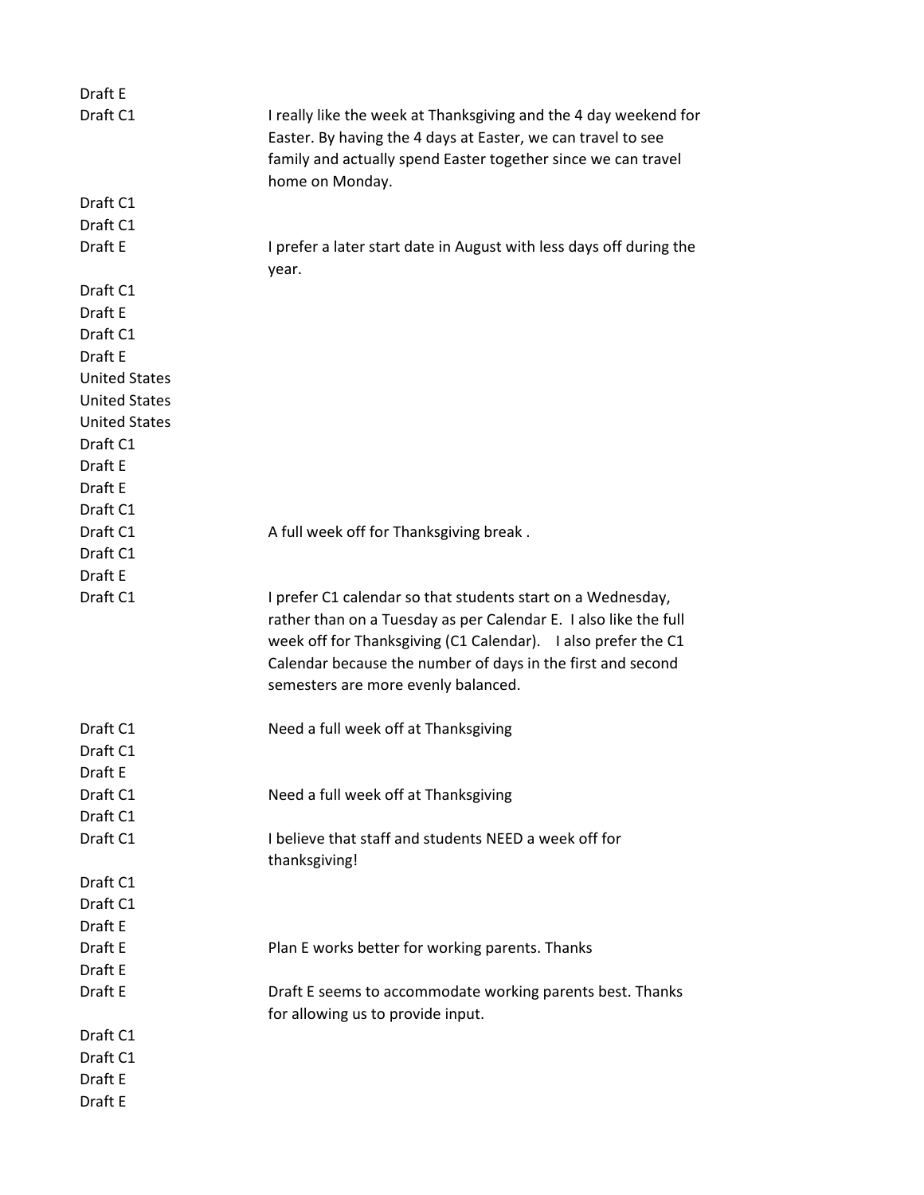| | |
|---|---|
| Draft E | |
| Draft C1 | I really like the week at Thanksgiving and the 4 day weekend for Easter. By having the 4 days at Easter, we can travel to see family and actually spend Easter together since we can travel home on Monday. |
| Draft C1 | |
| Draft C1 | |
| Draft E | I prefer a later start date in August with less days off during the year. |
| Draft C1 | |
| Draft E | |
| Draft C1 | |
| Draft E | |
| United States | |
| United States | |
| United States | |
| Draft C1 | |
| Draft E | |
| Draft E | |
| Draft C1 | |
| Draft C1 | A full week off for Thanksgiving break . |
| Draft C1 | |
| Draft E | |
| Draft C1 | I prefer C1 calendar so that students start on a Wednesday, rather than on a Tuesday as per Calendar E. I also like the full week off for Thanksgiving (C1 Calendar). I also prefer the C1 Calendar because the number of days in the first and second semesters are more evenly balanced. |
| Draft C1 | Need a full week off at Thanksgiving |
| Draft C1 | |
| Draft E | |
| Draft C1 | Need a full week off at Thanksgiving |
| Draft C1 | |
| Draft C1 | I believe that staff and students NEED a week off for thanksgiving! |
| Draft C1 | |
| Draft C1 | |
| Draft E | |
| Draft E | Plan E works better for working parents. Thanks |
| Draft E | |
| Draft E | Draft E seems to accommodate working parents best. Thanks for allowing us to provide input. |
| Draft C1 | |
| Draft C1 | |
| Draft E | |
| Draft E | |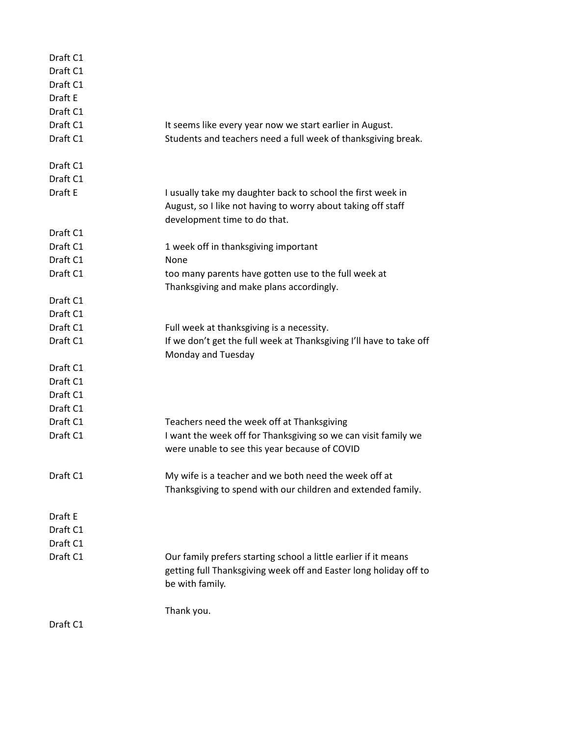| | |
|---|---|
| Draft C1 | |
| Draft C1 | |
| Draft C1 | |
| Draft E | |
| Draft C1 | |
| Draft C1 | It seems like every year now we start earlier in August. |
| Draft C1 | Students and teachers need a full week of thanksgiving break. |
| Draft C1 | |
| Draft C1 | |
| Draft E | I usually take my daughter back to school the first week in August, so I like not having to worry about taking off staff development time to do that. |
| Draft C1 | |
| Draft C1 | 1 week off in thanksgiving important |
| Draft C1 | None |
| Draft C1 | too many parents have gotten use to the full week at Thanksgiving and make plans accordingly. |
| Draft C1 | |
| Draft C1 | |
| Draft C1 | Full week at thanksgiving is a necessity. |
| Draft C1 | If we don't get the full week at Thanksgiving I'll have to take off Monday and Tuesday |
| Draft C1 | |
| Draft C1 | |
| Draft C1 | |
| Draft C1 | |
| Draft C1 | Teachers need the week off at Thanksgiving |
| Draft C1 | I want the week off for Thanksgiving so we can visit family we were unable to see this year because of COVID |
| Draft C1 | My wife is a teacher and we both need the week off at Thanksgiving to spend with our children and extended family. |
| Draft E | |
| Draft C1 | |
| Draft C1 | |
| Draft C1 | Our family prefers starting school a little earlier if it means getting full Thanksgiving week off and Easter long holiday off to be with family.<br><br>Thank you. |
| Draft C1 | |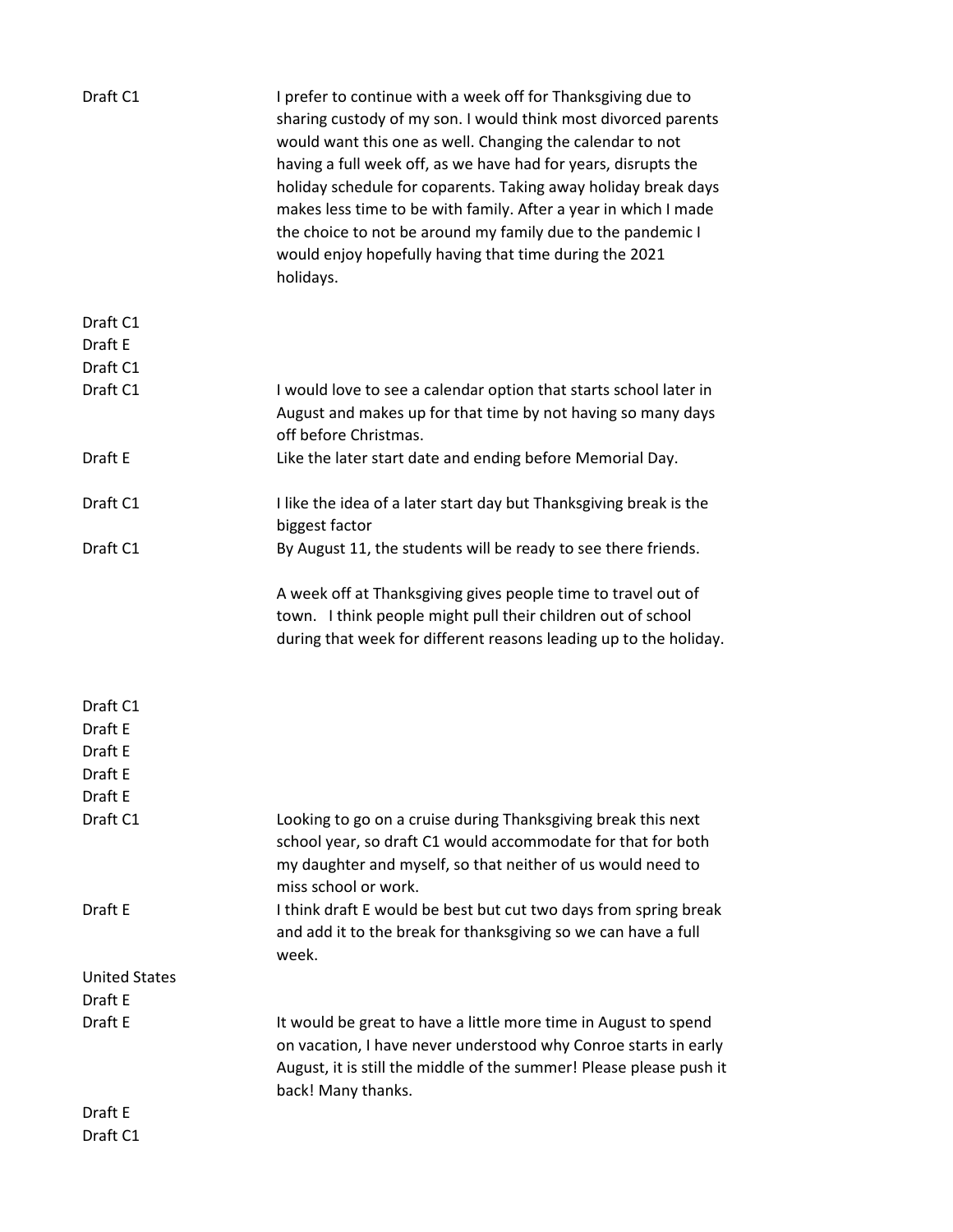| | |
|---|---|
| Draft C1 | I prefer to continue with a week off for Thanksgiving due to sharing custody of my son. I would think most divorced parents would want this one as well. Changing the calendar to not having a full week off, as we have had for years, disrupts the holiday schedule for coparents. Taking away holiday break days makes less time to be with family. After a year in which I made the choice to not be around my family due to the pandemic I would enjoy hopefully having that time during the 2021 holidays. |
| Draft C1 | |
| Draft E | |
| Draft C1 | |
| Draft C1 | I would love to see a calendar option that starts school later in August and makes up for that time by not having so many days off before Christmas. |
| Draft E | Like the later start date and ending before Memorial Day. |
| Draft C1 | I like the idea of a later start day but Thanksgiving break is the biggest factor |
| Draft C1 | By August 11, the students will be ready to see there friends.<br><br>A week off at Thanksgiving gives people time to travel out of town. I think people might pull their children out of school during that week for different reasons leading up to the holiday. |
| Draft C1 | |
| Draft E | |
| Draft E | |
| Draft E | |
| Draft E | |
| Draft C1 | Looking to go on a cruise during Thanksgiving break this next school year, so draft C1 would accommodate for that for both my daughter and myself, so that neither of us would need to miss school or work. |
| Draft E | I think draft E would be best but cut two days from spring break and add it to the break for thanksgiving so we can have a full week. |
| United States | |
| Draft E | |
| Draft E | It would be great to have a little more time in August to spend on vacation, I have never understood why Conroe starts in early August, it is still the middle of the summer! Please please push it back! Many thanks. |
| Draft E | |
| Draft C1 | |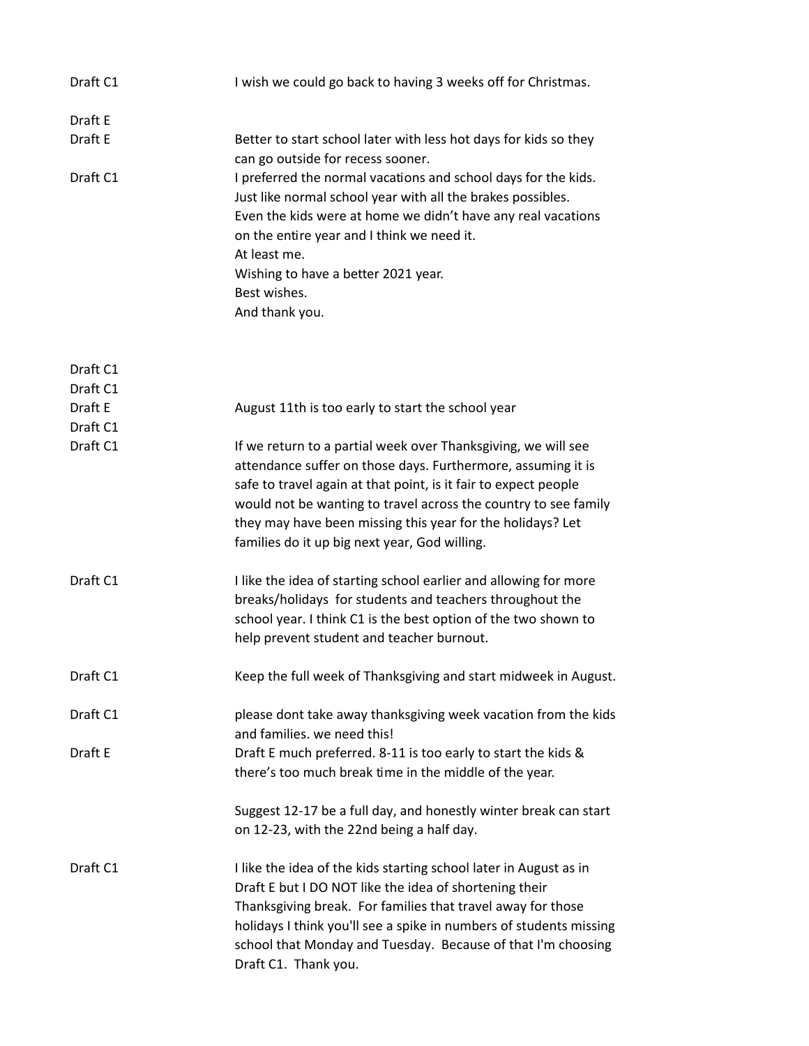| | |
|---|---|
| Draft C1 | I wish we could go back to having 3 weeks off for Christmas. |
| Draft E | |
| Draft E | Better to start school later with less hot days for kids so they can go outside for recess sooner. |
| Draft C1 | I preferred the normal vacations and school days for the kids.<br>Just like normal school year with all the brakes possibles.<br>Even the kids were at home we didn't have any real vacations on the entire year and I think we need it.<br>At least me.<br>Wishing to have a better 2021 year.<br>Best wishes.<br>And thank you. |
| Draft C1 | |
| Draft C1 | |
| Draft E | August 11th is too early to start the school year |
| Draft C1 | |
| Draft C1 | If we return to a partial week over Thanksgiving, we will see attendance suffer on those days. Furthermore, assuming it is safe to travel again at that point, is it fair to expect people would not be wanting to travel across the country to see family they may have been missing this year for the holidays? Let families do it up big next year, God willing. |
| Draft C1 | I like the idea of starting school earlier and allowing for more breaks/holidays for students and teachers throughout the school year. I think C1 is the best option of the two shown to help prevent student and teacher burnout. |
| Draft C1 | Keep the full week of Thanksgiving and start midweek in August. |
| Draft C1 | please dont take away thanksgiving week vacation from the kids and families. we need this! |
| Draft E | Draft E much preferred. 8-11 is too early to start the kids & there's too much break time in the middle of the year.<br><br>Suggest 12-17 be a full day, and honestly winter break can start on 12-23, with the 22nd being a half day. |
| Draft C1 | I like the idea of the kids starting school later in August as in Draft E but I DO NOT like the idea of shortening their Thanksgiving break. For families that travel away for those holidays I think you'll see a spike in numbers of students missing school that Monday and Tuesday. Because of that I'm choosing Draft C1. Thank you. |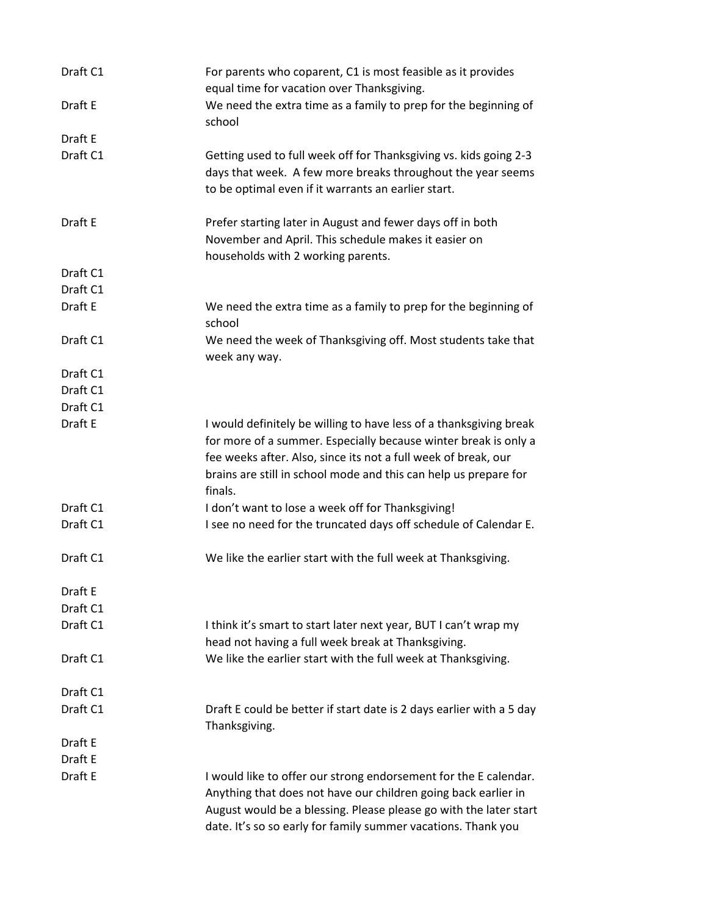| | |
|---|---|
| Draft C1 | For parents who coparent, C1 is most feasible as it provides equal time for vacation over Thanksgiving. |
| Draft E | We need the extra time as a family to prep for the beginning of school |
| Draft E | |
| Draft C1 | Getting used to full week off for Thanksgiving vs. kids going 2-3 days that week. A few more breaks throughout the year seems to be optimal even if it warrants an earlier start. |
| Draft E | Prefer starting later in August and fewer days off in both November and April. This schedule makes it easier on households with 2 working parents. |
| Draft C1 | |
| Draft C1 | |
| Draft E | We need the extra time as a family to prep for the beginning of school |
| Draft C1 | We need the week of Thanksgiving off. Most students take that week any way. |
| Draft C1 | |
| Draft C1 | |
| Draft C1 | |
| Draft E | I would definitely be willing to have less of a thanksgiving break for more of a summer. Especially because winter break is only a fee weeks after. Also, since its not a full week of break, our brains are still in school mode and this can help us prepare for finals. |
| Draft C1 | I don't want to lose a week off for Thanksgiving! |
| Draft C1 | I see no need for the truncated days off schedule of Calendar E. |
| Draft C1 | We like the earlier start with the full week at Thanksgiving. |
| Draft E | |
| Draft C1 | |
| Draft C1 | I think it's smart to start later next year, BUT I can't wrap my head not having a full week break at Thanksgiving. |
| Draft C1 | We like the earlier start with the full week at Thanksgiving. |
| Draft C1 | |
| Draft C1 | Draft E could be better if start date is 2 days earlier with a 5 day Thanksgiving. |
| Draft E | |
| Draft E | |
| Draft E | I would like to offer our strong endorsement for the E calendar. Anything that does not have our children going back earlier in August would be a blessing. Please please go with the later start date. It's so so early for family summer vacations. Thank you |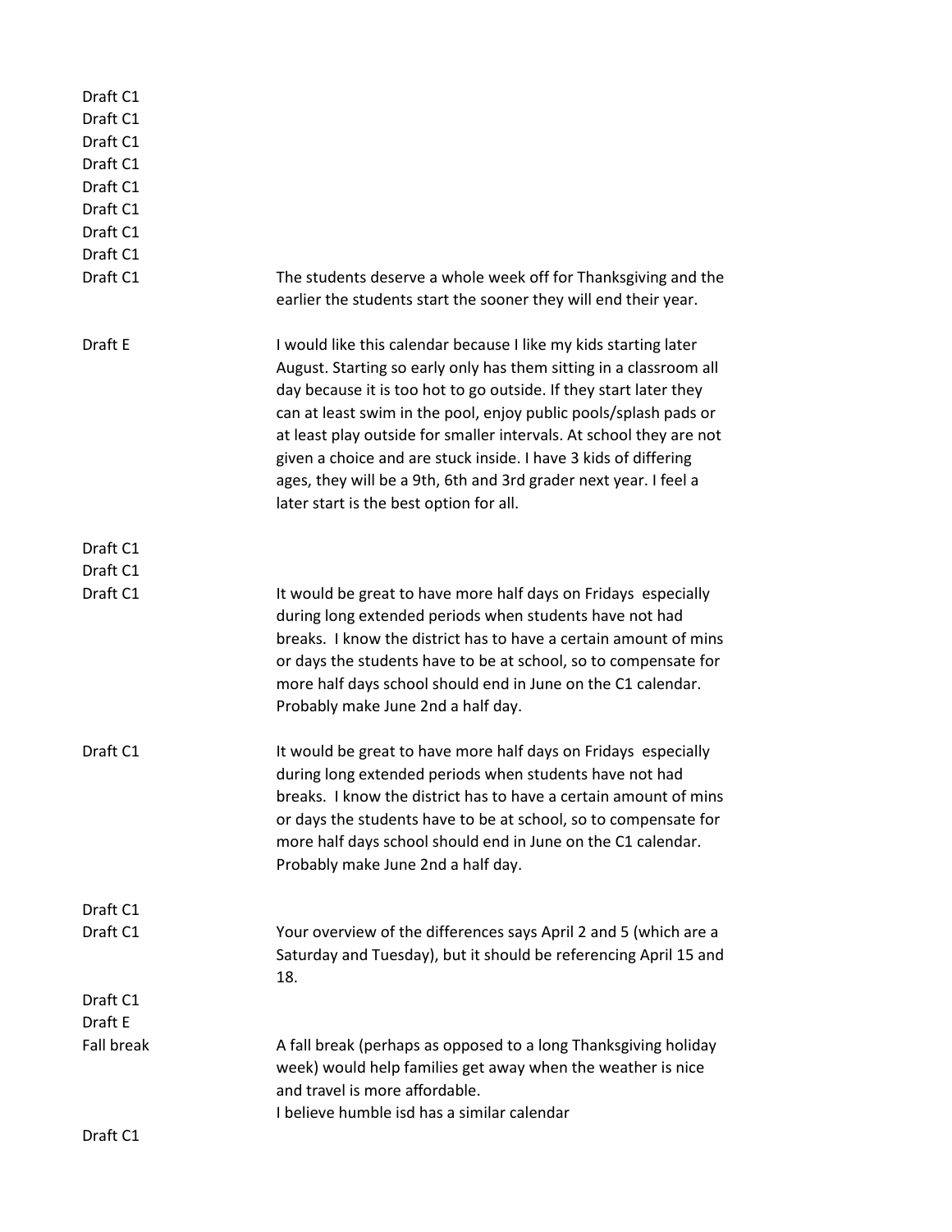| | |
|---|---|
| Draft C1 | |
| Draft C1 | |
| Draft C1 | |
| Draft C1 | |
| Draft C1 | |
| Draft C1 | |
| Draft C1 | |
| Draft C1 | |
| Draft C1 | The students deserve a whole week off for Thanksgiving and the earlier the students start the sooner they will end their year. |
| Draft E | I would like this calendar because I like my kids starting later August. Starting so early only has them sitting in a classroom all day because it is too hot to go outside. If they start later they can at least swim in the pool, enjoy public pools/splash pads or at least play outside for smaller intervals. At school they are not given a choice and are stuck inside. I have 3 kids of differing ages, they will be a 9th, 6th and 3rd grader next year. I feel a later start is the best option for all. |
| Draft C1 | |
| Draft C1 | |
| Draft C1 | It would be great to have more half days on Fridays especially during long extended periods when students have not had breaks. I know the district has to have a certain amount of mins or days the students have to be at school, so to compensate for more half days school should end in June on the C1 calendar. Probably make June 2nd a half day. |
| Draft C1 | It would be great to have more half days on Fridays especially during long extended periods when students have not had breaks. I know the district has to have a certain amount of mins or days the students have to be at school, so to compensate for more half days school should end in June on the C1 calendar. Probably make June 2nd a half day. |
| Draft C1 | |
| Draft C1 | Your overview of the differences says April 2 and 5 (which are a Saturday and Tuesday), but it should be referencing April 15 and 18. |
| Draft C1 | |
| Draft E | |
| Fall break | A fall break (perhaps as opposed to a long Thanksgiving holiday week) would help families get away when the weather is nice and travel is more affordable.<br>I believe humble isd has a similar calendar |
| Draft C1 | |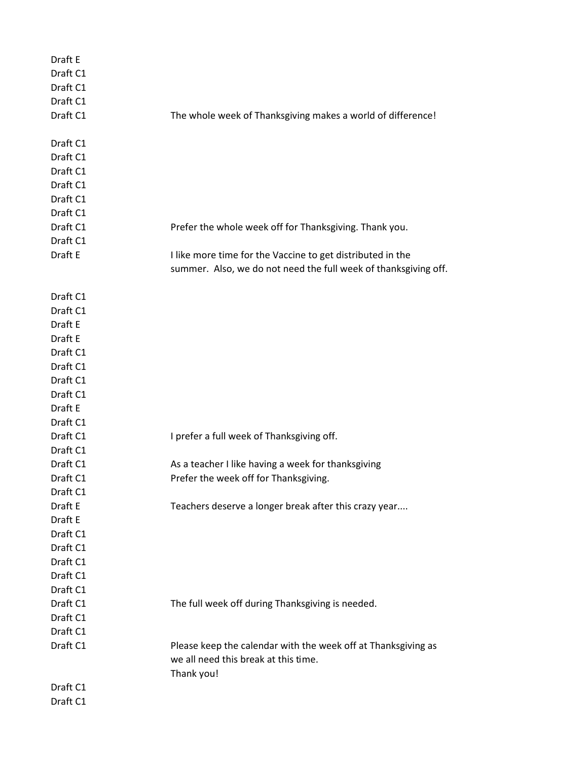| | |
|---|---|
| Draft E | |
| Draft C1 | |
| Draft C1 | |
| Draft C1 | |
| Draft C1 | The whole week of Thanksgiving makes a world of difference! |
| Draft C1 | |
| Draft C1 | |
| Draft C1 | |
| Draft C1 | |
| Draft C1 | |
| Draft C1 | |
| Draft C1 | Prefer the whole week off for Thanksgiving. Thank you. |
| Draft C1 | |
| Draft E | I like more time for the Vaccine to get distributed in the summer. Also, we do not need the full week of thanksgiving off. |
| Draft C1 | |
| Draft C1 | |
| Draft E | |
| Draft E | |
| Draft C1 | |
| Draft C1 | |
| Draft C1 | |
| Draft C1 | |
| Draft E | |
| Draft C1 | |
| Draft C1 | I prefer a full week of Thanksgiving off. |
| Draft C1 | |
| Draft C1 | As a teacher I like having a week for thanksgiving |
| Draft C1 | Prefer the week off for Thanksgiving. |
| Draft C1 | |
| Draft E | Teachers deserve a longer break after this crazy year.... |
| Draft E | |
| Draft C1 | |
| Draft C1 | |
| Draft C1 | |
| Draft C1 | |
| Draft C1 | |
| Draft C1 | The full week off during Thanksgiving is needed. |
| Draft C1 | |
| Draft C1 | |
| Draft C1 | Please keep the calendar with the week off at Thanksgiving as we all need this break at this time. Thank you! |
| Draft C1 | |
| Draft C1 | |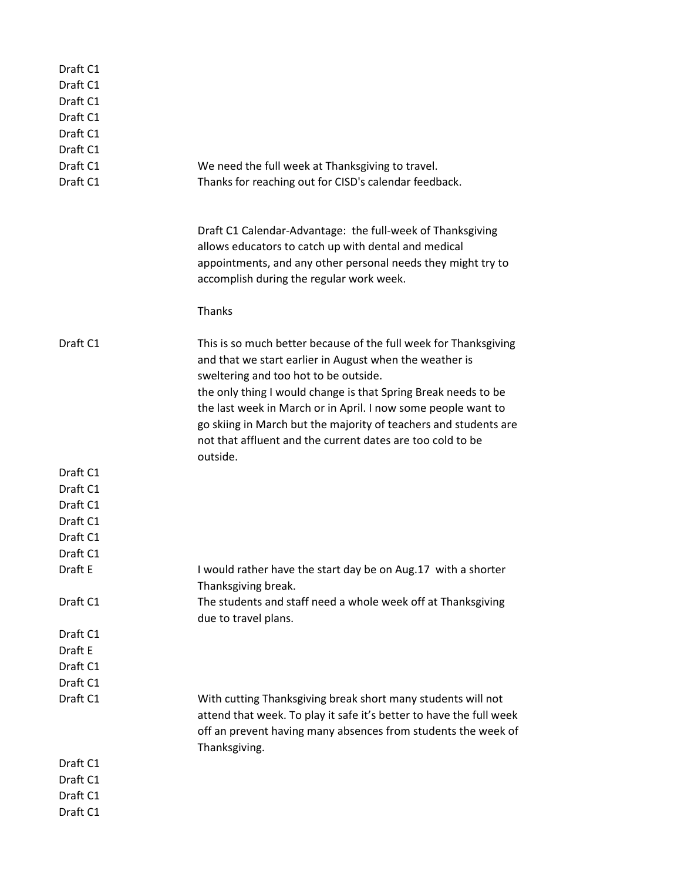| | |
|---|---|
| Draft C1 | |
| Draft C1 | |
| Draft C1 | |
| Draft C1 | |
| Draft C1 | |
| Draft C1 | |
| Draft C1 | We need the full week at Thanksgiving to travel. |
| Draft C1 | Thanks for reaching out for CISD's calendar feedback.<br><br>Draft C1 Calendar-Advantage: the full-week of Thanksgiving allows educators to catch up with dental and medical appointments, and any other personal needs they might try to accomplish during the regular work week.<br><br>Thanks |
| Draft C1 | This is so much better because of the full week for Thanksgiving and that we start earlier in August when the weather is sweltering and too hot to be outside.<br>the only thing I would change is that Spring Break needs to be the last week in March or in April. I now some people want to go skiing in March but the majority of teachers and students are not that affluent and the current dates are too cold to be outside. |
| Draft C1 | |
| Draft C1 | |
| Draft C1 | |
| Draft C1 | |
| Draft C1 | |
| Draft C1 | |
| Draft E | I would rather have the start day be on Aug.17 with a shorter Thanksgiving break. |
| Draft C1 | The students and staff need a whole week off at Thanksgiving due to travel plans. |
| Draft C1 | |
| Draft E | |
| Draft C1 | |
| Draft C1 | |
| Draft C1 | With cutting Thanksgiving break short many students will not attend that week. To play it safe it's better to have the full week off an prevent having many absences from students the week of Thanksgiving. |
| Draft C1 | |
| Draft C1 | |
| Draft C1 | |
| Draft C1 | |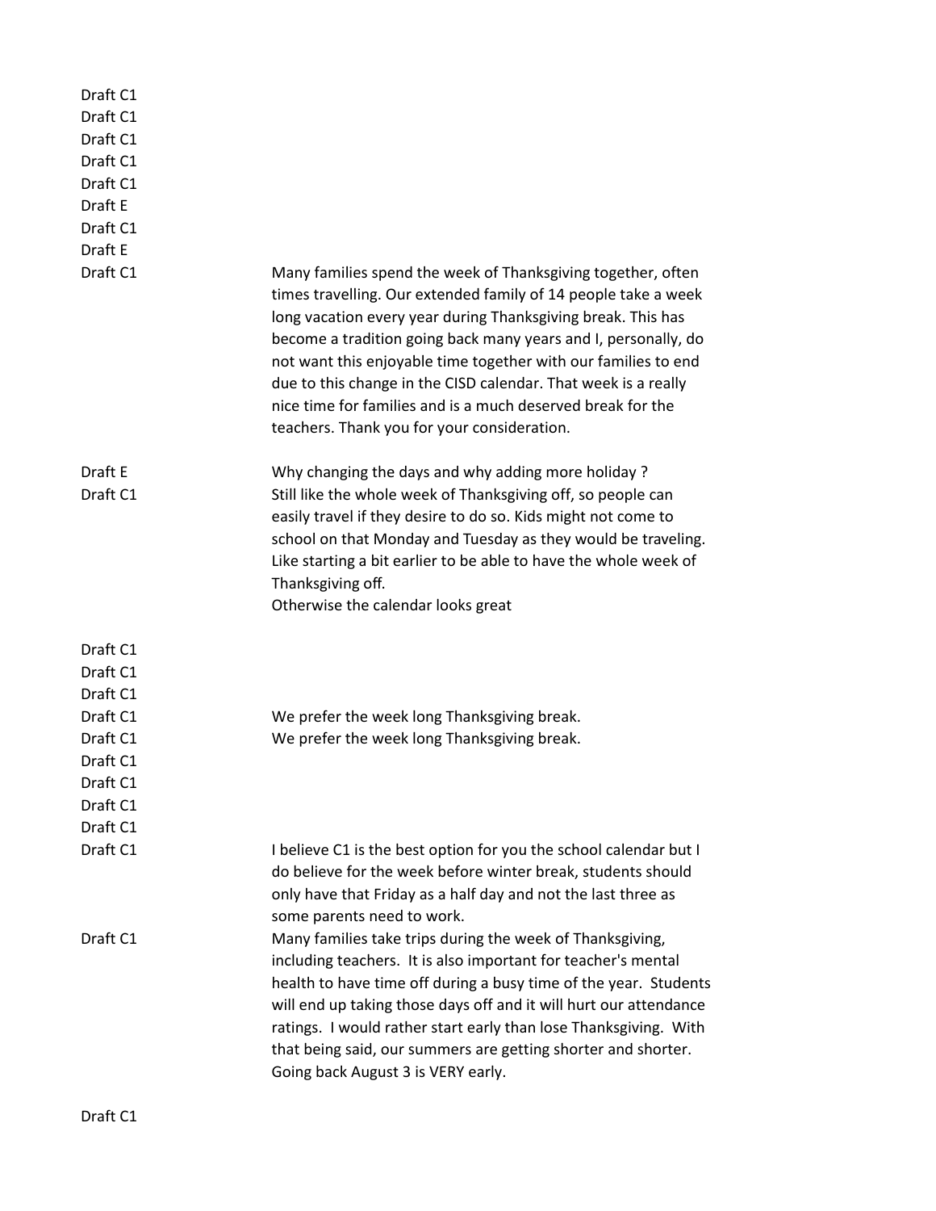| | |
|---|---|
| Draft C1 | |
| Draft C1 | |
| Draft C1 | |
| Draft C1 | |
| Draft C1 | |
| Draft E | |
| Draft C1 | |
| Draft E | |
| Draft C1 | Many families spend the week of Thanksgiving together, often times travelling. Our extended family of 14 people take a week long vacation every year during Thanksgiving break. This has become a tradition going back many years and I, personally, do not want this enjoyable time together with our families to end due to this change in the CISD calendar. That week is a really nice time for families and is a much deserved break for the teachers. Thank you for your consideration. |
| Draft E | Why changing the days and why adding more holiday ? |
| Draft C1 | Still like the whole week of Thanksgiving off, so people can easily travel if they desire to do so. Kids might not come to school on that Monday and Tuesday as they would be traveling. Like starting a bit earlier to be able to have the whole week of Thanksgiving off.<br>Otherwise the calendar looks great |
| Draft C1 | |
| Draft C1 | |
| Draft C1 | |
| Draft C1 | We prefer the week long Thanksgiving break. |
| Draft C1 | We prefer the week long Thanksgiving break. |
| Draft C1 | |
| Draft C1 | |
| Draft C1 | |
| Draft C1 | |
| Draft C1 | I believe C1 is the best option for you the school calendar but I do believe for the week before winter break, students should only have that Friday as a half day and not the last three as some parents need to work. |
| Draft C1 | Many families take trips during the week of Thanksgiving, including teachers. It is also important for teacher's mental health to have time off during a busy time of the year. Students will end up taking those days off and it will hurt our attendance ratings. I would rather start early than lose Thanksgiving. With that being said, our summers are getting shorter and shorter. Going back August 3 is VERY early. |
| Draft C1 | |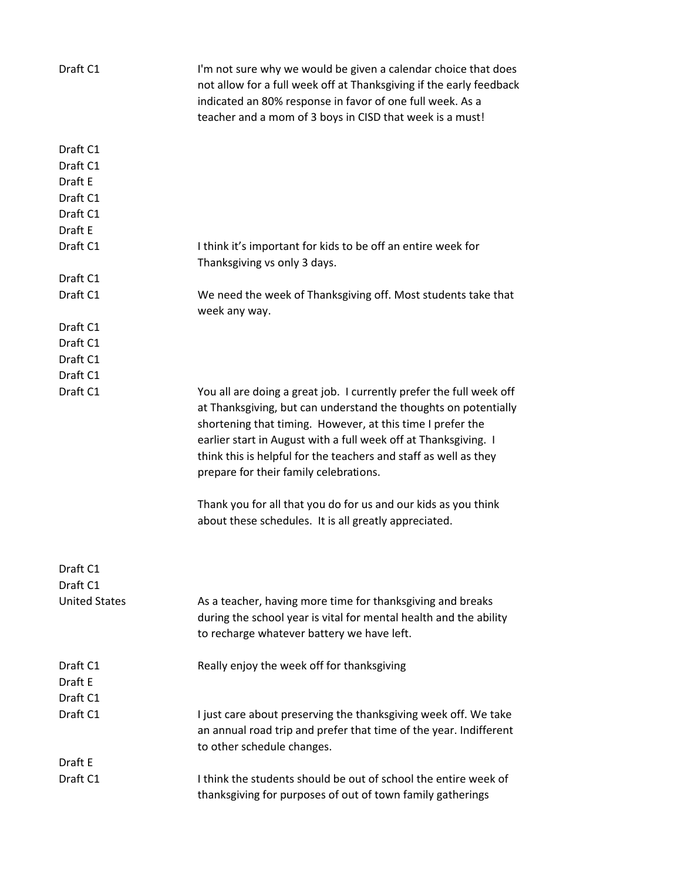| | |
|---|---|
| Draft C1 | I'm not sure why we would be given a calendar choice that does not allow for a full week off at Thanksgiving if the early feedback indicated an 80% response in favor of one full week. As a teacher and a mom of 3 boys in CISD that week is a must! |
| Draft C1 | |
| Draft C1 | |
| Draft E | |
| Draft C1 | |
| Draft C1 | |
| Draft E | |
| Draft C1 | I think it's important for kids to be off an entire week for Thanksgiving vs only 3 days. |
| Draft C1 | |
| Draft C1 | We need the week of Thanksgiving off. Most students take that week any way. |
| Draft C1 | |
| Draft C1 | |
| Draft C1 | |
| Draft C1 | |
| Draft C1 | You all are doing a great job. I currently prefer the full week off at Thanksgiving, but can understand the thoughts on potentially shortening that timing. However, at this time I prefer the earlier start in August with a full week off at Thanksgiving. I think this is helpful for the teachers and staff as well as they prepare for their family celebrations.<br><br>Thank you for all that you do for us and our kids as you think about these schedules. It is all greatly appreciated. |
| Draft C1 | |
| Draft C1 | |
| United States | As a teacher, having more time for thanksgiving and breaks during the school year is vital for mental health and the ability to recharge whatever battery we have left. |
| Draft C1 | Really enjoy the week off for thanksgiving |
| Draft E | |
| Draft C1 | |
| Draft C1 | I just care about preserving the thanksgiving week off. We take an annual road trip and prefer that time of the year. Indifferent to other schedule changes. |
| Draft E | |
| Draft C1 | I think the students should be out of school the entire week of thanksgiving for purposes of out of town family gatherings |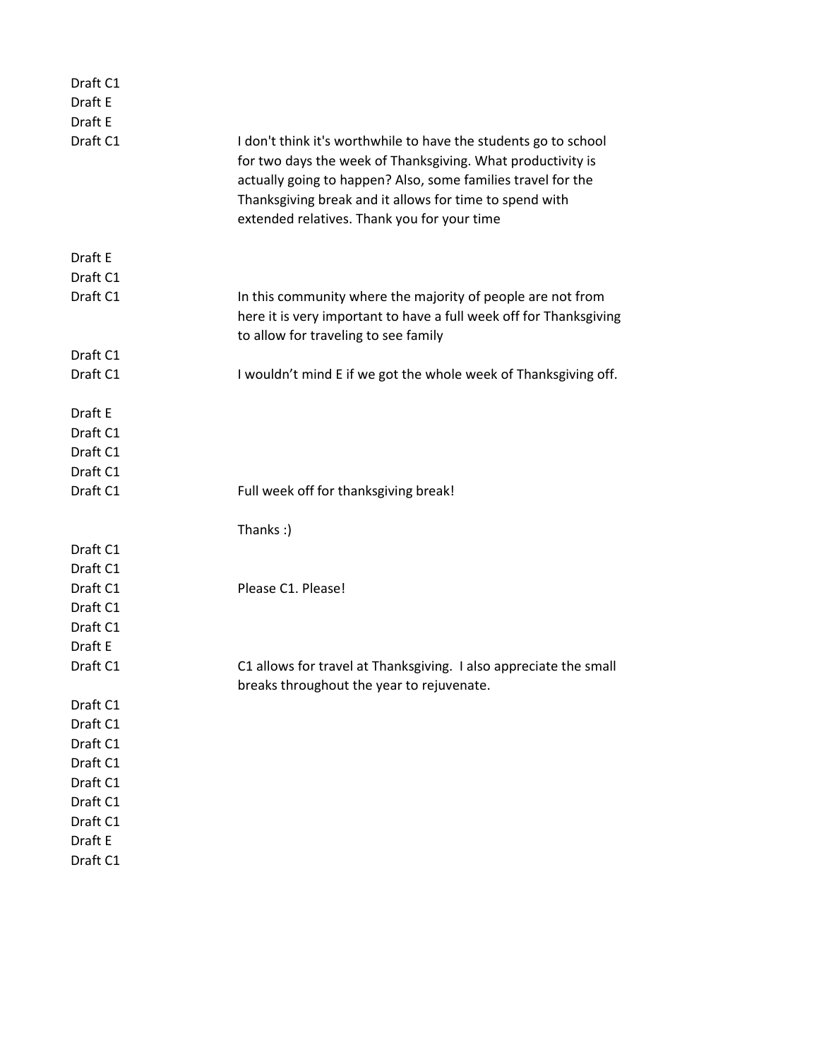| | |
|---|---|
| Draft C1 | |
| Draft E | |
| Draft E | |
| Draft C1 | I don't think it's worthwhile to have the students go to school for two days the week of Thanksgiving. What productivity is actually going to happen? Also, some families travel for the Thanksgiving break and it allows for time to spend with extended relatives. Thank you for your time |
| Draft E | |
| Draft C1 | |
| Draft C1 | In this community where the majority of people are not from here it is very important to have a full week off for Thanksgiving to allow for traveling to see family |
| Draft C1 | |
| Draft C1 | I wouldn't mind E if we got the whole week of Thanksgiving off. |
| Draft E | |
| Draft C1 | |
| Draft C1 | |
| Draft C1 | |
| Draft C1 | Full week off for thanksgiving break!<br><br>Thanks :) |
| Draft C1 | |
| Draft C1 | |
| Draft C1 | Please C1. Please! |
| Draft C1 | |
| Draft C1 | |
| Draft E | |
| Draft C1 | C1 allows for travel at Thanksgiving. I also appreciate the small breaks throughout the year to rejuvenate. |
| Draft C1 | |
| Draft C1 | |
| Draft C1 | |
| Draft C1 | |
| Draft C1 | |
| Draft C1 | |
| Draft C1 | |
| Draft E | |
| Draft C1 | |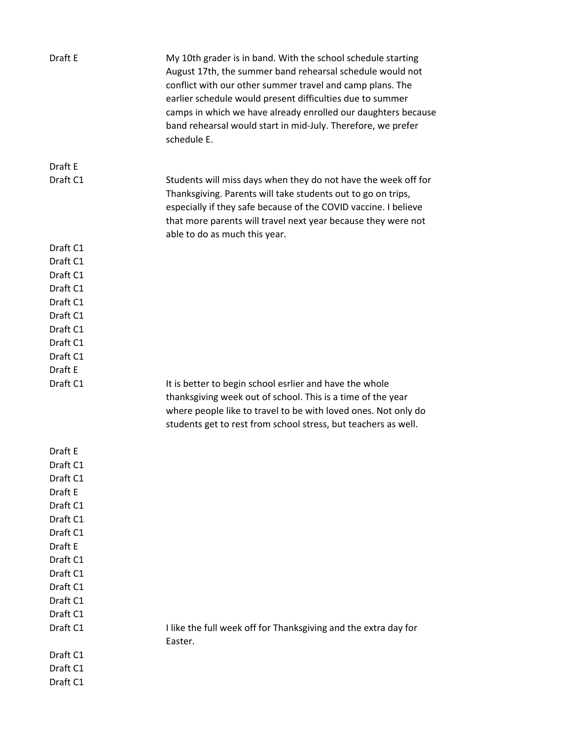| | |
|---|---|
| Draft E | My 10th grader is in band. With the school schedule starting August 17th, the summer band rehearsal schedule would not conflict with our other summer travel and camp plans. The earlier schedule would present difficulties due to summer camps in which we have already enrolled our daughters because band rehearsal would start in mid-July. Therefore, we prefer schedule E. |
| Draft E | |
| Draft C1 | Students will miss days when they do not have the week off for Thanksgiving. Parents will take students out to go on trips, especially if they safe because of the COVID vaccine. I believe that more parents will travel next year because they were not able to do as much this year. |
| Draft C1 | |
| Draft C1 | |
| Draft C1 | |
| Draft C1 | |
| Draft C1 | |
| Draft C1 | |
| Draft C1 | |
| Draft C1 | |
| Draft C1 | |
| Draft E | |
| Draft C1 | It is better to begin school esrlier and have the whole thanksgiving week out of school. This is a time of the year where people like to travel to be with loved ones. Not only do students get to rest from school stress, but teachers as well. |
| Draft E | |
| Draft C1 | |
| Draft C1 | |
| Draft E | |
| Draft C1 | |
| Draft C1 | |
| Draft C1 | |
| Draft E | |
| Draft C1 | |
| Draft C1 | |
| Draft C1 | |
| Draft C1 | |
| Draft C1 | |
| Draft C1 | I like the full week off for Thanksgiving and the extra day for Easter. |
| Draft C1 | |
| Draft C1 | |
| Draft C1 | |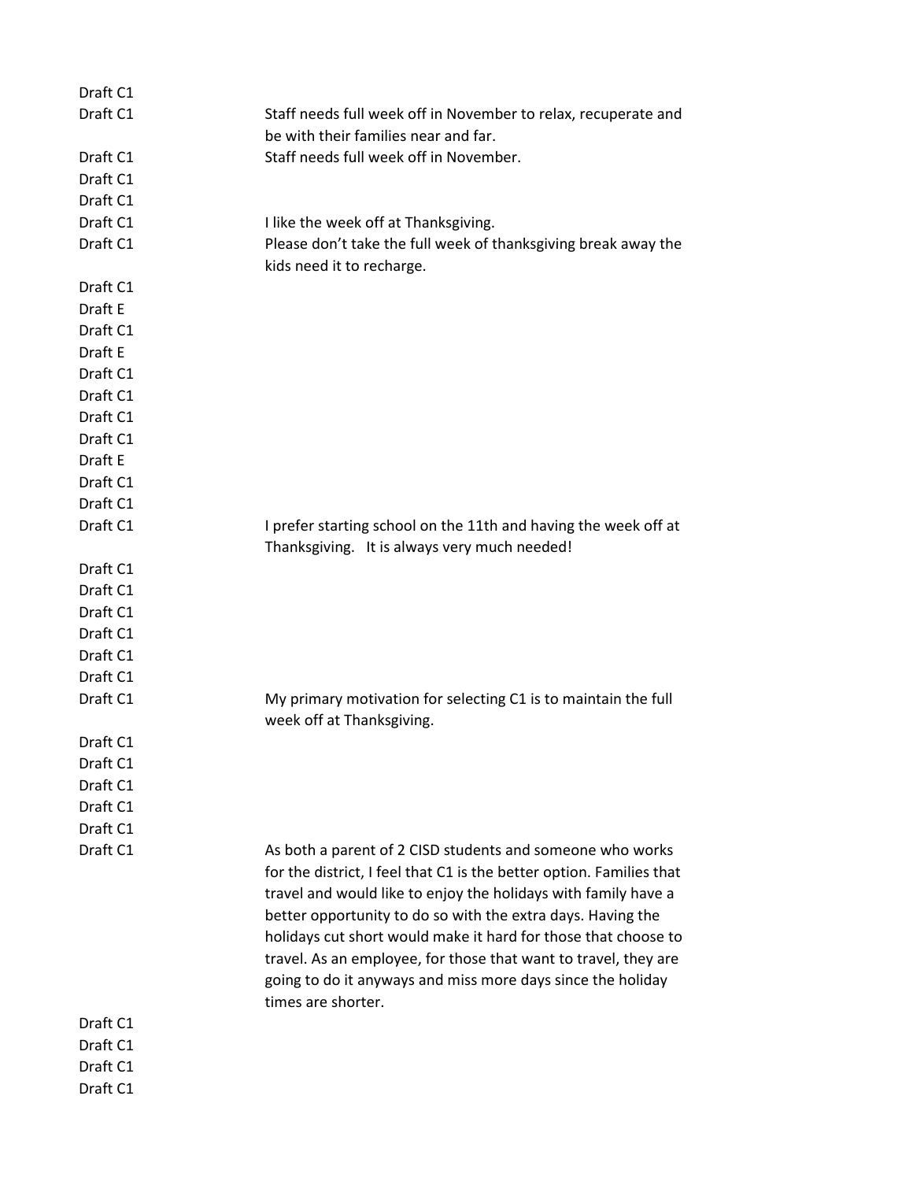| | |
|---|---|
| Draft C1 | |
| Draft C1 | Staff needs full week off in November to relax, recuperate and be with their families near and far. |
| Draft C1 | Staff needs full week off in November. |
| Draft C1 | |
| Draft C1 | |
| Draft C1 | I like the week off at Thanksgiving. |
| Draft C1 | Please don't take the full week of thanksgiving break away the kids need it to recharge. |
| Draft C1 | |
| Draft E | |
| Draft C1 | |
| Draft E | |
| Draft C1 | |
| Draft C1 | |
| Draft C1 | |
| Draft C1 | |
| Draft E | |
| Draft C1 | |
| Draft C1 | |
| Draft C1 | I prefer starting school on the 11th and having the week off at Thanksgiving. It is always very much needed! |
| Draft C1 | |
| Draft C1 | |
| Draft C1 | |
| Draft C1 | |
| Draft C1 | |
| Draft C1 | |
| Draft C1 | My primary motivation for selecting C1 is to maintain the full week off at Thanksgiving. |
| Draft C1 | |
| Draft C1 | |
| Draft C1 | |
| Draft C1 | |
| Draft C1 | |
| Draft C1 | As both a parent of 2 CISD students and someone who works for the district, I feel that C1 is the better option. Families that travel and would like to enjoy the holidays with family have a better opportunity to do so with the extra days. Having the holidays cut short would make it hard for those that choose to travel. As an employee, for those that want to travel, they are going to do it anyways and miss more days since the holiday times are shorter. |
| Draft C1 | |
| Draft C1 | |
| Draft C1 | |
| Draft C1 | |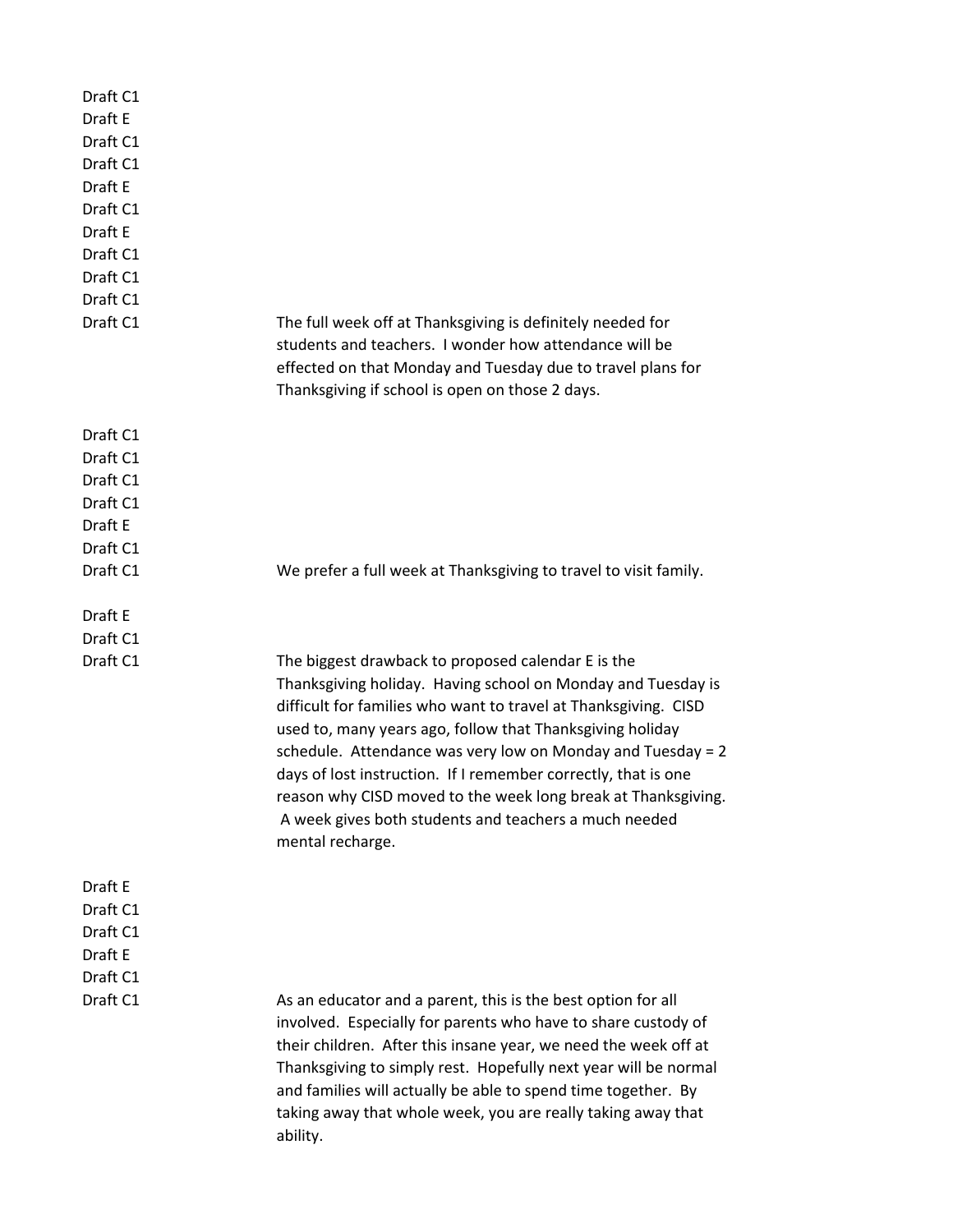| | |
|---|---|
| Draft C1 | |
| Draft E | |
| Draft C1 | |
| Draft C1 | |
| Draft E | |
| Draft C1 | |
| Draft E | |
| Draft C1 | |
| Draft C1 | |
| Draft C1 | |
| Draft C1 | The full week off at Thanksgiving is definitely needed for students and teachers. I wonder how attendance will be effected on that Monday and Tuesday due to travel plans for Thanksgiving if school is open on those 2 days. |
| Draft C1 | |
| Draft C1 | |
| Draft C1 | |
| Draft C1 | |
| Draft E | |
| Draft C1 | |
| Draft C1 | We prefer a full week at Thanksgiving to travel to visit family. |
| Draft E | |
| Draft C1 | |
| Draft C1 | The biggest drawback to proposed calendar E is the Thanksgiving holiday. Having school on Monday and Tuesday is difficult for families who want to travel at Thanksgiving. CISD used to, many years ago, follow that Thanksgiving holiday schedule. Attendance was very low on Monday and Tuesday = 2 days of lost instruction. If I remember correctly, that is one reason why CISD moved to the week long break at Thanksgiving. A week gives both students and teachers a much needed mental recharge. |
| Draft E | |
| Draft C1 | |
| Draft C1 | |
| Draft E | |
| Draft C1 | |
| Draft C1 | As an educator and a parent, this is the best option for all involved. Especially for parents who have to share custody of their children. After this insane year, we need the week off at Thanksgiving to simply rest. Hopefully next year will be normal and families will actually be able to spend time together. By taking away that whole week, you are really taking away that ability. |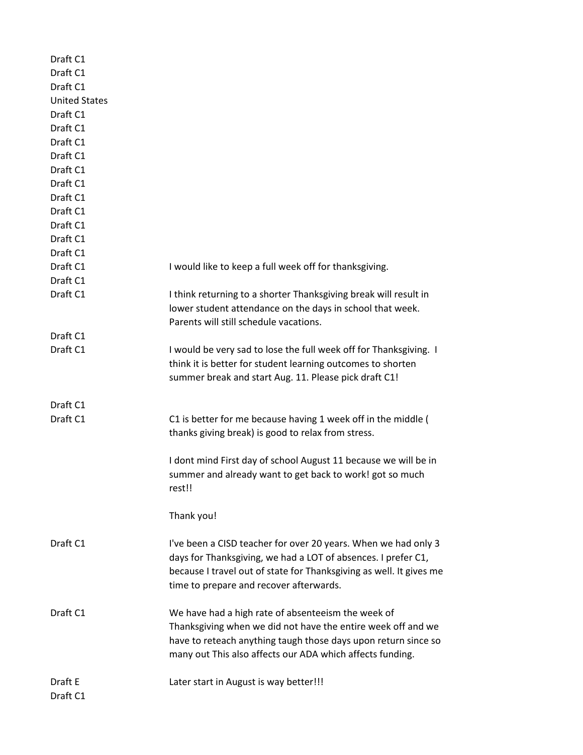| | |
|---|---|
| Draft C1 | |
| Draft C1 | |
| Draft C1 | |
| United States | |
| Draft C1 | |
| Draft C1 | |
| Draft C1 | |
| Draft C1 | |
| Draft C1 | |
| Draft C1 | |
| Draft C1 | |
| Draft C1 | |
| Draft C1 | |
| Draft C1 | |
| Draft C1 | |
| Draft C1 | I would like to keep a full week off for thanksgiving. |
| Draft C1 | |
| Draft C1 | I think returning to a shorter Thanksgiving break will result in lower student attendance on the days in school that week. Parents will still schedule vacations. |
| Draft C1 | |
| Draft C1 | I would be very sad to lose the full week off for Thanksgiving. I think it is better for student learning outcomes to shorten summer break and start Aug. 11. Please pick draft C1! |
| Draft C1 | |
| Draft C1 | C1 is better for me because having 1 week off in the middle ( thanks giving break) is good to relax from stress.<br><br>I dont mind First day of school August 11 because we will be in summer and already want to get back to work! got so much rest!!<br><br>Thank you! |
| Draft C1 | I've been a CISD teacher for over 20 years. When we had only 3 days for Thanksgiving, we had a LOT of absences. I prefer C1, because I travel out of state for Thanksgiving as well. It gives me time to prepare and recover afterwards. |
| Draft C1 | We have had a high rate of absenteeism the week of Thanksgiving when we did not have the entire week off and we have to reteach anything taugh those days upon return since so many out This also affects our ADA which affects funding. |
| Draft E | Later start in August is way better!!! |
| Draft C1 | |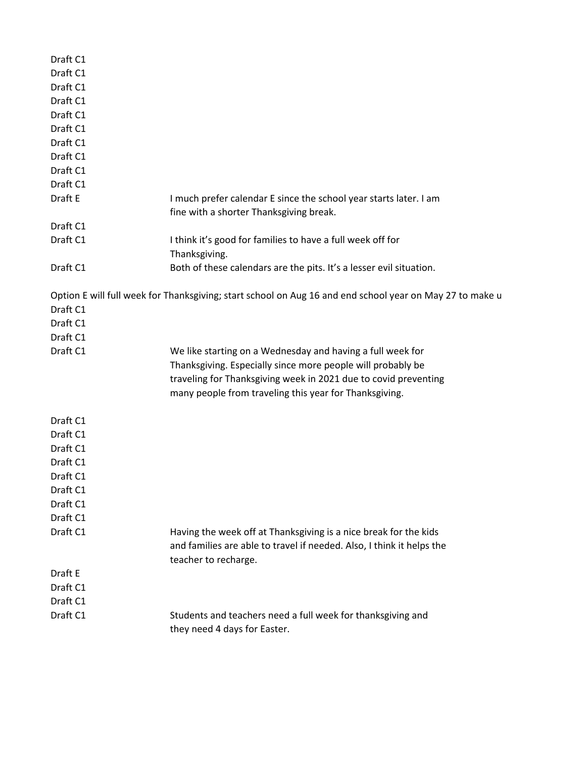| | |
|---|---|
| Draft C1 | |
| Draft C1 | |
| Draft C1 | |
| Draft C1 | |
| Draft C1 | |
| Draft C1 | |
| Draft C1 | |
| Draft C1 | |
| Draft C1 | |
| Draft C1 | |
| Draft E | I much prefer calendar E since the school year starts later. I am fine with a shorter Thanksgiving break. |
| Draft C1 | |
| Draft C1 | I think it's good for families to have a full week off for Thanksgiving. |
| Draft C1 | Both of these calendars are the pits. It's a lesser evil situation. |

Option E will full week for Thanksgiving; start school on Aug 16 and end school year on May 27 to make u

| | |
|---|---|
| Draft C1 | |
| Draft C1 | |
| Draft C1 | |
| Draft C1 | We like starting on a Wednesday and having a full week for Thanksgiving. Especially since more people will probably be traveling for Thanksgiving week in 2021 due to covid preventing many people from traveling this year for Thanksgiving. |
| Draft C1 | |
| Draft C1 | |
| Draft C1 | |
| Draft C1 | |
| Draft C1 | |
| Draft C1 | |
| Draft C1 | |
| Draft C1 | |
| Draft C1 | Having the week off at Thanksgiving is a nice break for the kids and families are able to travel if needed. Also, I think it helps the teacher to recharge. |
| Draft E | |
| Draft C1 | |
| Draft C1 | |
| Draft C1 | Students and teachers need a full week for thanksgiving and they need 4 days for Easter. |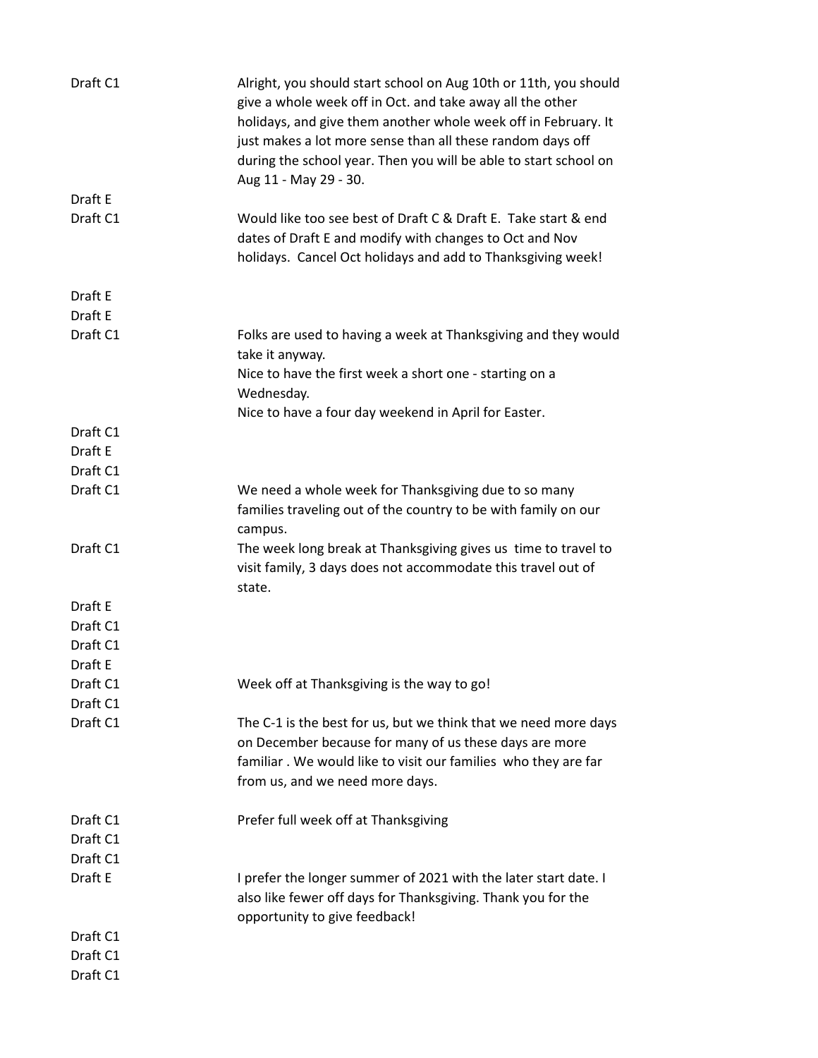| | |
|---|---|
| Draft C1 | Alright, you should start school on Aug 10th or 11th, you should give a whole week off in Oct. and take away all the other holidays, and give them another whole week off in February. It just makes a lot more sense than all these random days off during the school year. Then you will be able to start school on Aug 11 - May 29 - 30. |
| Draft E | |
| Draft C1 | Would like too see best of Draft C & Draft E. Take start & end dates of Draft E and modify with changes to Oct and Nov holidays. Cancel Oct holidays and add to Thanksgiving week! |
| Draft E | |
| Draft E | |
| Draft C1 | Folks are used to having a week at Thanksgiving and they would take it anyway.<br>Nice to have the first week a short one - starting on a Wednesday.<br>Nice to have a four day weekend in April for Easter. |
| Draft C1 | |
| Draft E | |
| Draft C1 | |
| Draft C1 | We need a whole week for Thanksgiving due to so many families traveling out of the country to be with family on our campus. |
| Draft C1 | The week long break at Thanksgiving gives us time to travel to visit family, 3 days does not accommodate this travel out of state. |
| Draft E | |
| Draft C1 | |
| Draft C1 | |
| Draft E | |
| Draft C1 | Week off at Thanksgiving is the way to go! |
| Draft C1 | |
| Draft C1 | The C-1 is the best for us, but we think that we need more days on December because for many of us these days are more familiar . We would like to visit our families who they are far from us, and we need more days. |
| Draft C1 | Prefer full week off at Thanksgiving |
| Draft C1 | |
| Draft C1 | |
| Draft E | I prefer the longer summer of 2021 with the later start date. I also like fewer off days for Thanksgiving. Thank you for the opportunity to give feedback! |
| Draft C1 | |
| Draft C1 | |
| Draft C1 | |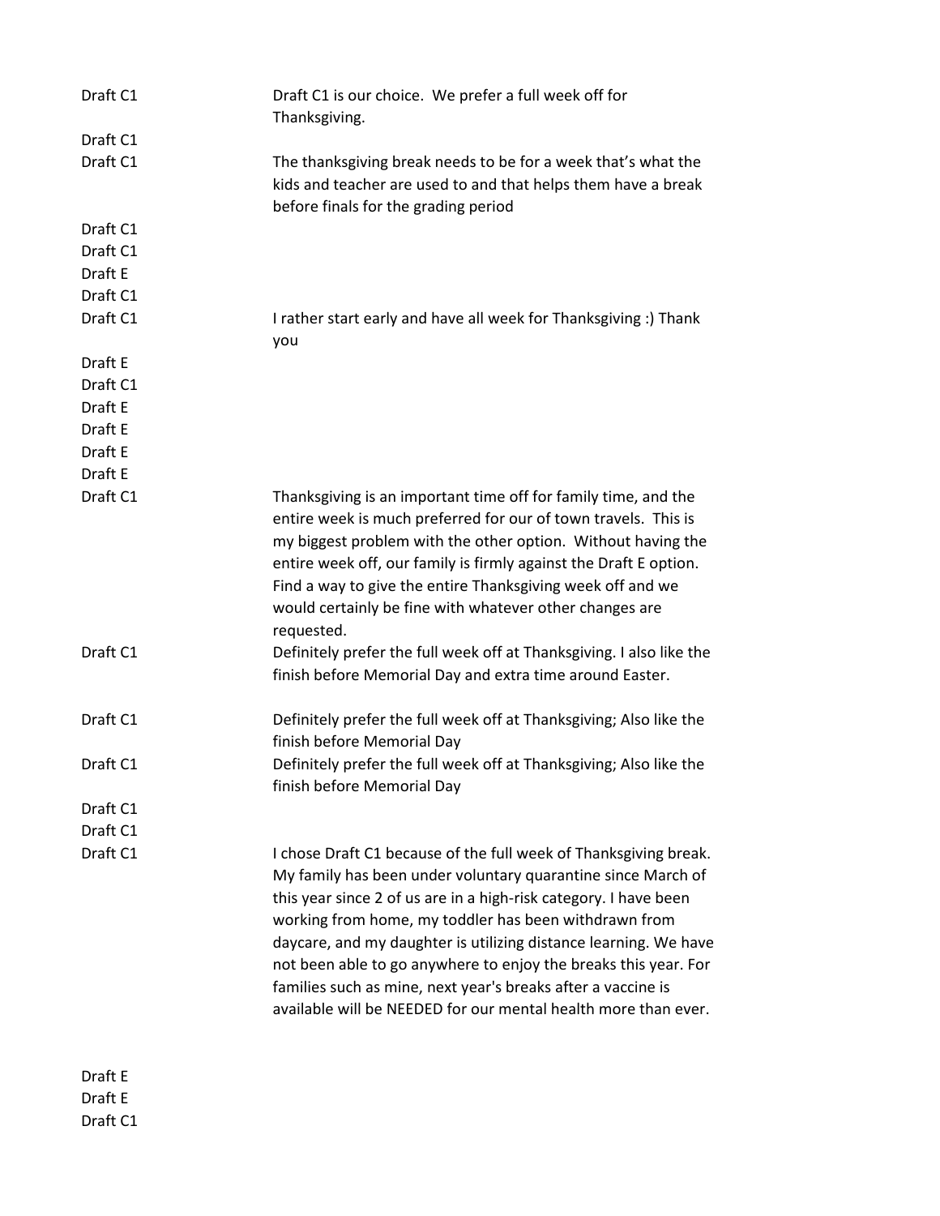| | |
|---|---|
| Draft C1 | Draft C1 is our choice. We prefer a full week off for Thanksgiving. |
| Draft C1 | |
| Draft C1 | The thanksgiving break needs to be for a week that's what the kids and teacher are used to and that helps them have a break before finals for the grading period |
| Draft C1 | |
| Draft C1 | |
| Draft E | |
| Draft C1 | |
| Draft C1 | I rather start early and have all week for Thanksgiving :) Thank you |
| Draft E | |
| Draft C1 | |
| Draft E | |
| Draft E | |
| Draft E | |
| Draft E | |
| Draft C1 | Thanksgiving is an important time off for family time, and the entire week is much preferred for our of town travels. This is my biggest problem with the other option. Without having the entire week off, our family is firmly against the Draft E option. Find a way to give the entire Thanksgiving week off and we would certainly be fine with whatever other changes are requested. |
| Draft C1 | Definitely prefer the full week off at Thanksgiving. I also like the finish before Memorial Day and extra time around Easter. |
| Draft C1 | Definitely prefer the full week off at Thanksgiving; Also like the finish before Memorial Day |
| Draft C1 | Definitely prefer the full week off at Thanksgiving; Also like the finish before Memorial Day |
| Draft C1 | |
| Draft C1 | |
| Draft C1 | I chose Draft C1 because of the full week of Thanksgiving break. My family has been under voluntary quarantine since March of this year since 2 of us are in a high-risk category. I have been working from home, my toddler has been withdrawn from daycare, and my daughter is utilizing distance learning. We have not been able to go anywhere to enjoy the breaks this year. For families such as mine, next year's breaks after a vaccine is available will be NEEDED for our mental health more than ever. |
| Draft E | |
| Draft E | |
| Draft C1 | |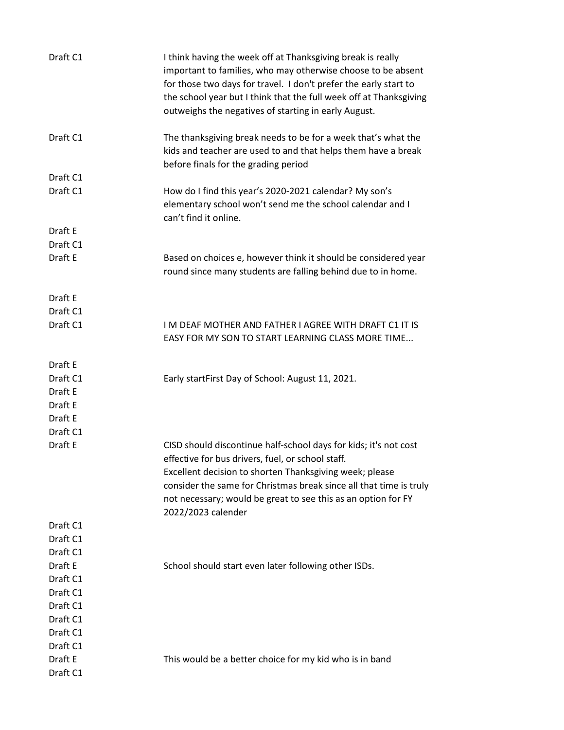| | |
|---|---|
| Draft C1 | I think having the week off at Thanksgiving break is really important to families, who may otherwise choose to be absent for those two days for travel. I don't prefer the early start to the school year but I think that the full week off at Thanksgiving outweighs the negatives of starting in early August. |
| Draft C1 | The thanksgiving break needs to be for a week that's what the kids and teacher are used to and that helps them have a break before finals for the grading period |
| Draft C1 | |
| Draft C1 | How do I find this year's 2020-2021 calendar? My son's elementary school won't send me the school calendar and I can't find it online. |
| Draft E | |
| Draft C1 | |
| Draft E | Based on choices e, however think it should be considered year round since many students are falling behind due to in home. |
| Draft E | |
| Draft C1 | |
| Draft C1 | I M DEAF MOTHER AND FATHER I AGREE WITH DRAFT C1 IT IS EASY FOR MY SON TO START LEARNING CLASS MORE TIME... |
| Draft E | |
| Draft C1 | Early startFirst Day of School: August 11, 2021. |
| Draft E | |
| Draft E | |
| Draft E | |
| Draft C1 | |
| Draft E | CISD should discontinue half-school days for kids; it's not cost effective for bus drivers, fuel, or school staff.<br>Excellent decision to shorten Thanksgiving week; please consider the same for Christmas break since all that time is truly not necessary; would be great to see this as an option for FY 2022/2023 calender |
| Draft C1 | |
| Draft C1 | |
| Draft C1 | |
| Draft E | School should start even later following other ISDs. |
| Draft C1 | |
| Draft C1 | |
| Draft C1 | |
| Draft C1 | |
| Draft C1 | |
| Draft C1 | |
| Draft E | This would be a better choice for my kid who is in band |
| Draft C1 | |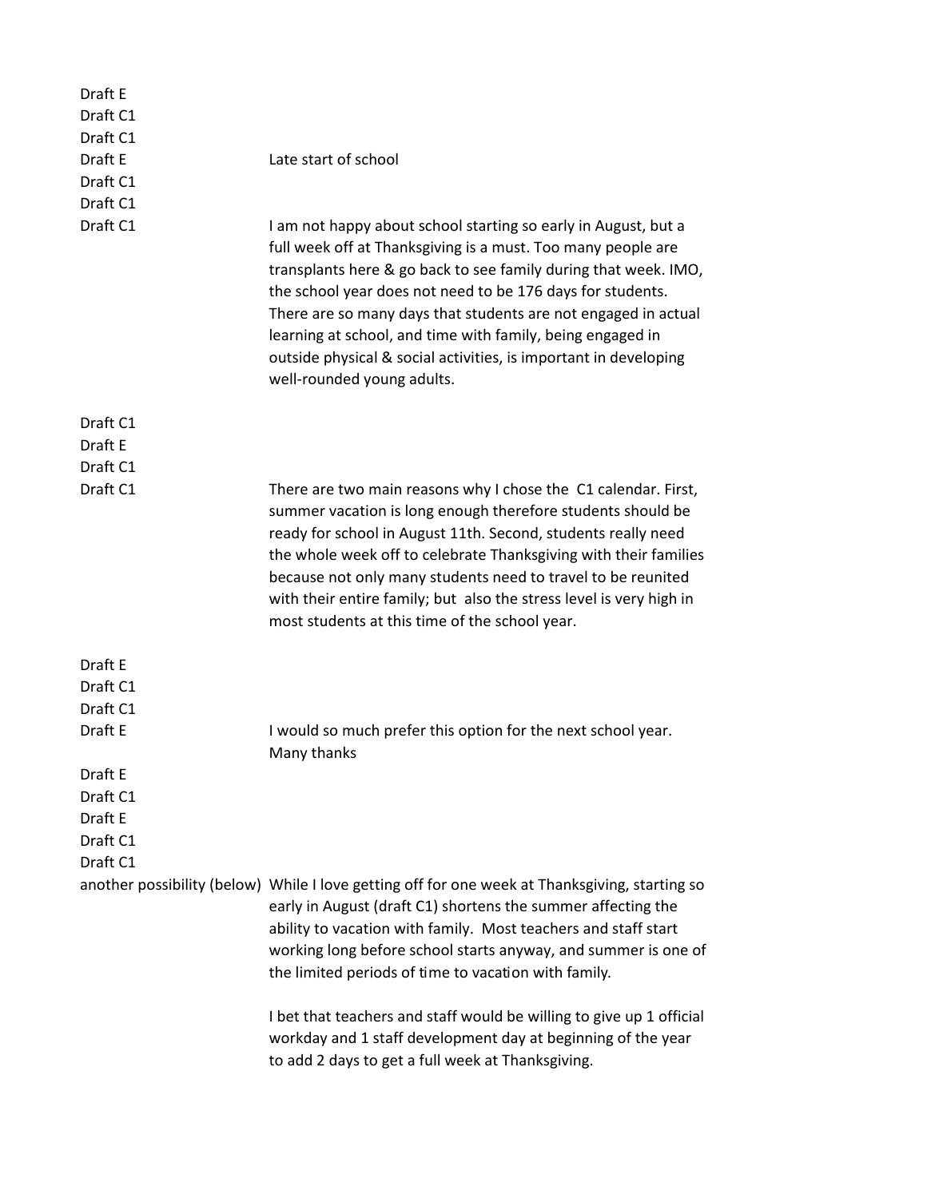| | |
|---|---|
| Draft E | |
| Draft C1 | |
| Draft C1 | |
| Draft E | Late start of school |
| Draft C1 | |
| Draft C1 | |
| Draft C1 | I am not happy about school starting so early in August, but a full week off at Thanksgiving is a must. Too many people are transplants here & go back to see family during that week. IMO, the school year does not need to be 176 days for students. There are so many days that students are not engaged in actual learning at school, and time with family, being engaged in outside physical & social activities, is important in developing well-rounded young adults. |
| Draft C1 | |
| Draft E | |
| Draft C1 | |
| Draft C1 | There are two main reasons why I chose the C1 calendar. First, summer vacation is long enough therefore students should be ready for school in August 11th. Second, students really need the whole week off to celebrate Thanksgiving with their families because not only many students need to travel to be reunited with their entire family; but also the stress level is very high in most students at this time of the school year. |
| Draft E | |
| Draft C1 | |
| Draft C1 | |
| Draft E | I would so much prefer this option for the next school year. Many thanks |
| Draft E | |
| Draft C1 | |
| Draft E | |
| Draft C1 | |
| Draft C1 | |
| another possibility (below) | While I love getting off for one week at Thanksgiving, starting so early in August (draft C1) shortens the summer affecting the ability to vacation with family. Most teachers and staff start working long before school starts anyway, and summer is one of the limited periods of time to vacation with family.<br><br>I bet that teachers and staff would be willing to give up 1 official workday and 1 staff development day at beginning of the year to add 2 days to get a full week at Thanksgiving. |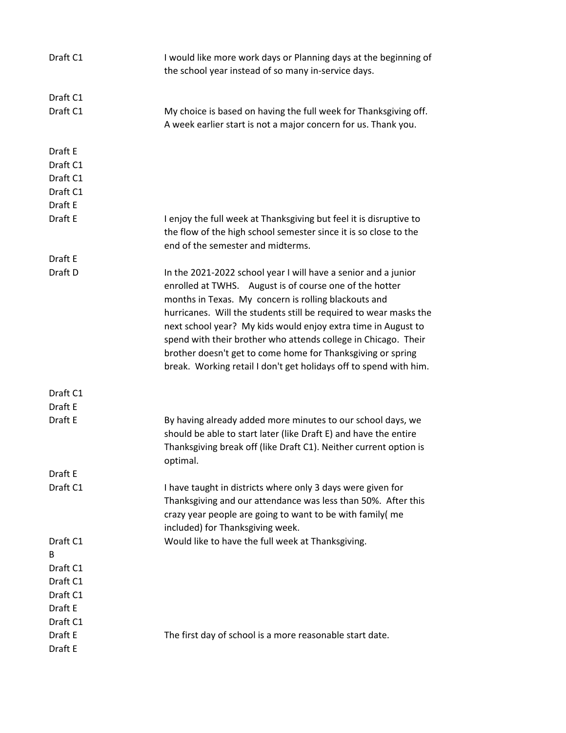| | |
|---|---|
| Draft C1 | I would like more work days or Planning days at the beginning of the school year instead of so many in-service days. |
| Draft C1 | |
| Draft C1 | My choice is based on having the full week for Thanksgiving off. A week earlier start is not a major concern for us. Thank you. |
| Draft E | |
| Draft C1 | |
| Draft C1 | |
| Draft C1 | |
| Draft E | |
| Draft E | I enjoy the full week at Thanksgiving but feel it is disruptive to the flow of the high school semester since it is so close to the end of the semester and midterms. |
| Draft E | |
| Draft D | In the 2021-2022 school year I will have a senior and a junior enrolled at TWHS. August is of course one of the hotter months in Texas. My concern is rolling blackouts and hurricanes. Will the students still be required to wear masks the next school year? My kids would enjoy extra time in August to spend with their brother who attends college in Chicago. Their brother doesn't get to come home for Thanksgiving or spring break. Working retail I don't get holidays off to spend with him. |
| Draft C1 | |
| Draft E | |
| Draft E | By having already added more minutes to our school days, we should be able to start later (like Draft E) and have the entire Thanksgiving break off (like Draft C1). Neither current option is optimal. |
| Draft E | |
| Draft C1 | I have taught in districts where only 3 days were given for Thanksgiving and our attendance was less than 50%. After this crazy year people are going to want to be with family( me included) for Thanksgiving week. |
| Draft C1 | Would like to have the full week at Thanksgiving. |
| B | |
| Draft C1 | |
| Draft C1 | |
| Draft C1 | |
| Draft E | |
| Draft C1 | |
| Draft E | The first day of school is a more reasonable start date. |
| Draft E | |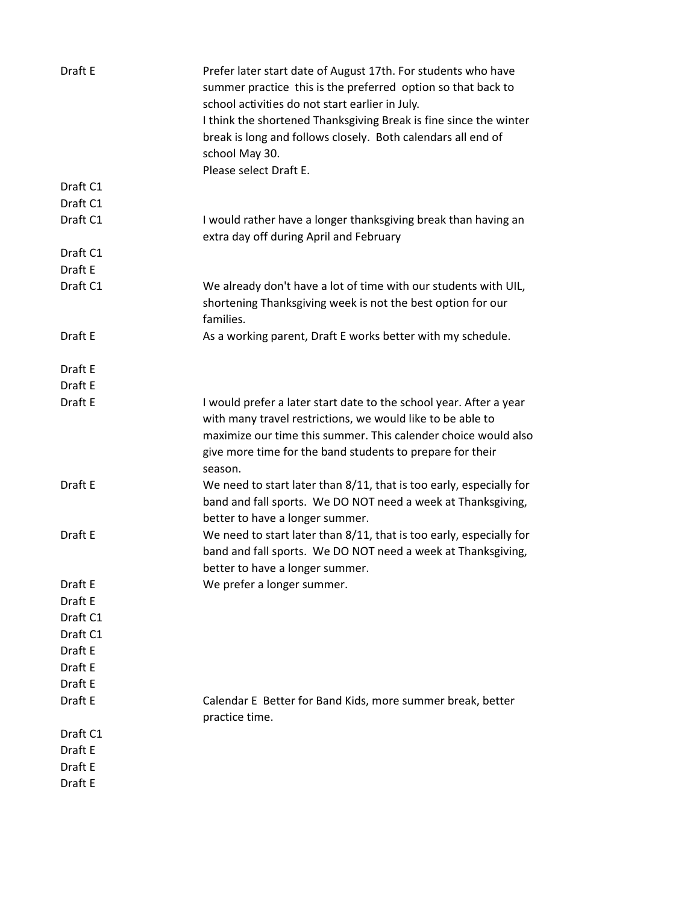| | |
|---|---|
| Draft E | Prefer later start date of August 17th. For students who have summer practice this is the preferred option so that back to school activities do not start earlier in July.<br>I think the shortened Thanksgiving Break is fine since the winter break is long and follows closely. Both calendars all end of school May 30.<br>Please select Draft E. |
| Draft C1 | |
| Draft C1 | |
| Draft C1 | I would rather have a longer thanksgiving break than having an extra day off during April and February |
| Draft C1 | |
| Draft E | |
| Draft C1 | We already don't have a lot of time with our students with UIL, shortening Thanksgiving week is not the best option for our families. |
| Draft E | As a working parent, Draft E works better with my schedule. |
| Draft E | |
| Draft E | |
| Draft E | I would prefer a later start date to the school year. After a year with many travel restrictions, we would like to be able to maximize our time this summer. This calender choice would also give more time for the band students to prepare for their season. |
| Draft E | We need to start later than 8/11, that is too early, especially for band and fall sports. We DO NOT need a week at Thanksgiving, better to have a longer summer. |
| Draft E | We need to start later than 8/11, that is too early, especially for band and fall sports. We DO NOT need a week at Thanksgiving, better to have a longer summer. |
| Draft E | We prefer a longer summer. |
| Draft E | |
| Draft C1 | |
| Draft C1 | |
| Draft E | |
| Draft E | |
| Draft E | |
| Draft E | Calendar E Better for Band Kids, more summer break, better practice time. |
| Draft C1 | |
| Draft E | |
| Draft E | |
| Draft E | |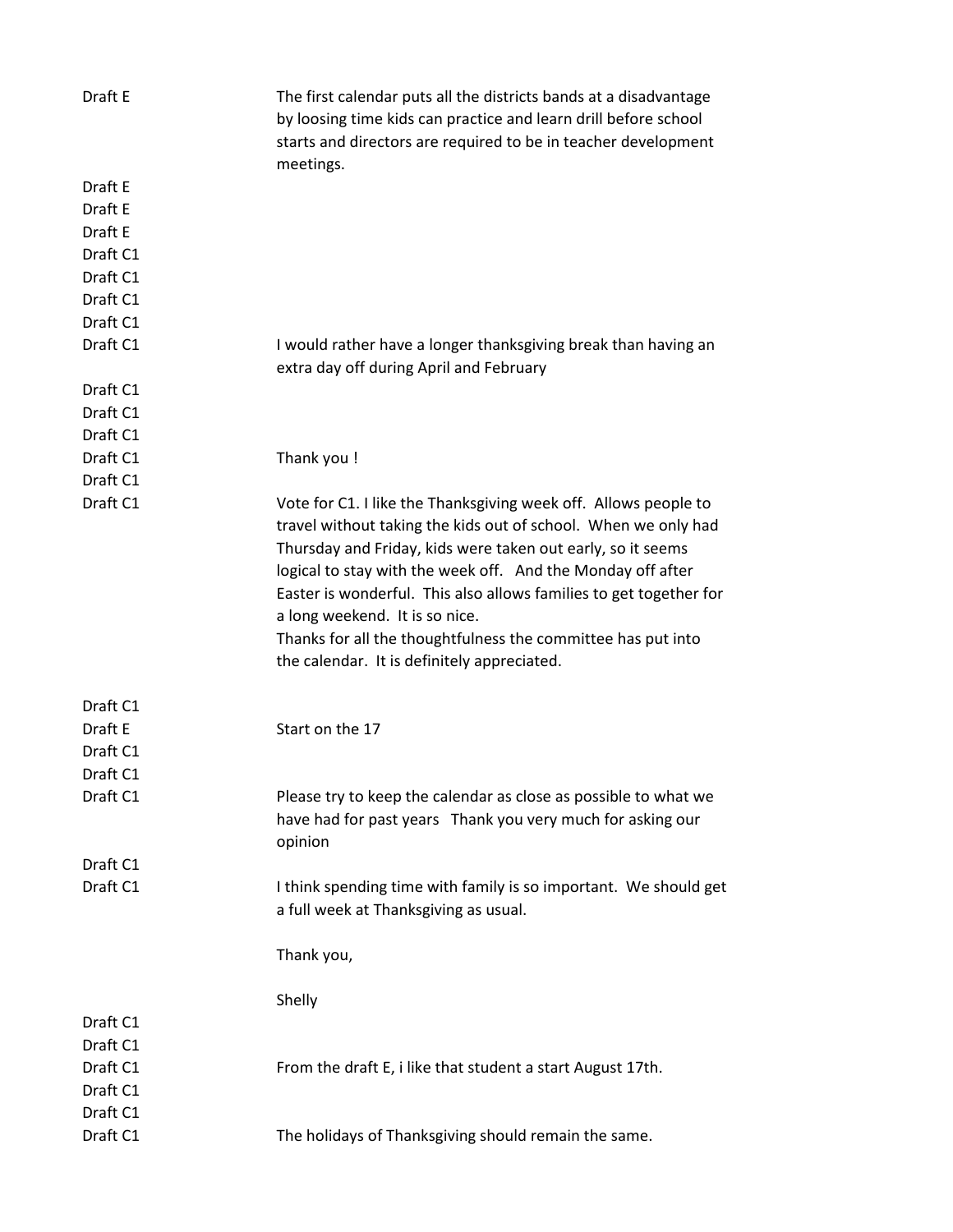| | |
|---|---|
| Draft E | The first calendar puts all the districts bands at a disadvantage by loosing time kids can practice and learn drill before school starts and directors are required to be in teacher development meetings. |
| Draft E | |
| Draft E | |
| Draft E | |
| Draft C1 | |
| Draft C1 | |
| Draft C1 | |
| Draft C1 | |
| Draft C1 | I would rather have a longer thanksgiving break than having an extra day off during April and February |
| Draft C1 | |
| Draft C1 | |
| Draft C1 | |
| Draft C1 | Thank you ! |
| Draft C1 | |
| Draft C1 | Vote for C1. I like the Thanksgiving week off. Allows people to travel without taking the kids out of school. When we only had Thursday and Friday, kids were taken out early, so it seems logical to stay with the week off. And the Monday off after Easter is wonderful. This also allows families to get together for a long weekend. It is so nice.<br>Thanks for all the thoughtfulness the committee has put into the calendar. It is definitely appreciated. |
| Draft C1 | |
| Draft E | Start on the 17 |
| Draft C1 | |
| Draft C1 | |
| Draft C1 | Please try to keep the calendar as close as possible to what we have had for past years Thank you very much for asking our opinion |
| Draft C1 | |
| Draft C1 | I think spending time with family is so important. We should get a full week at Thanksgiving as usual.<br><br>Thank you,<br><br>Shelly |
| Draft C1 | |
| Draft C1 | |
| Draft C1 | From the draft E, i like that student a start August 17th. |
| Draft C1 | |
| Draft C1 | |
| Draft C1 | The holidays of Thanksgiving should remain the same. |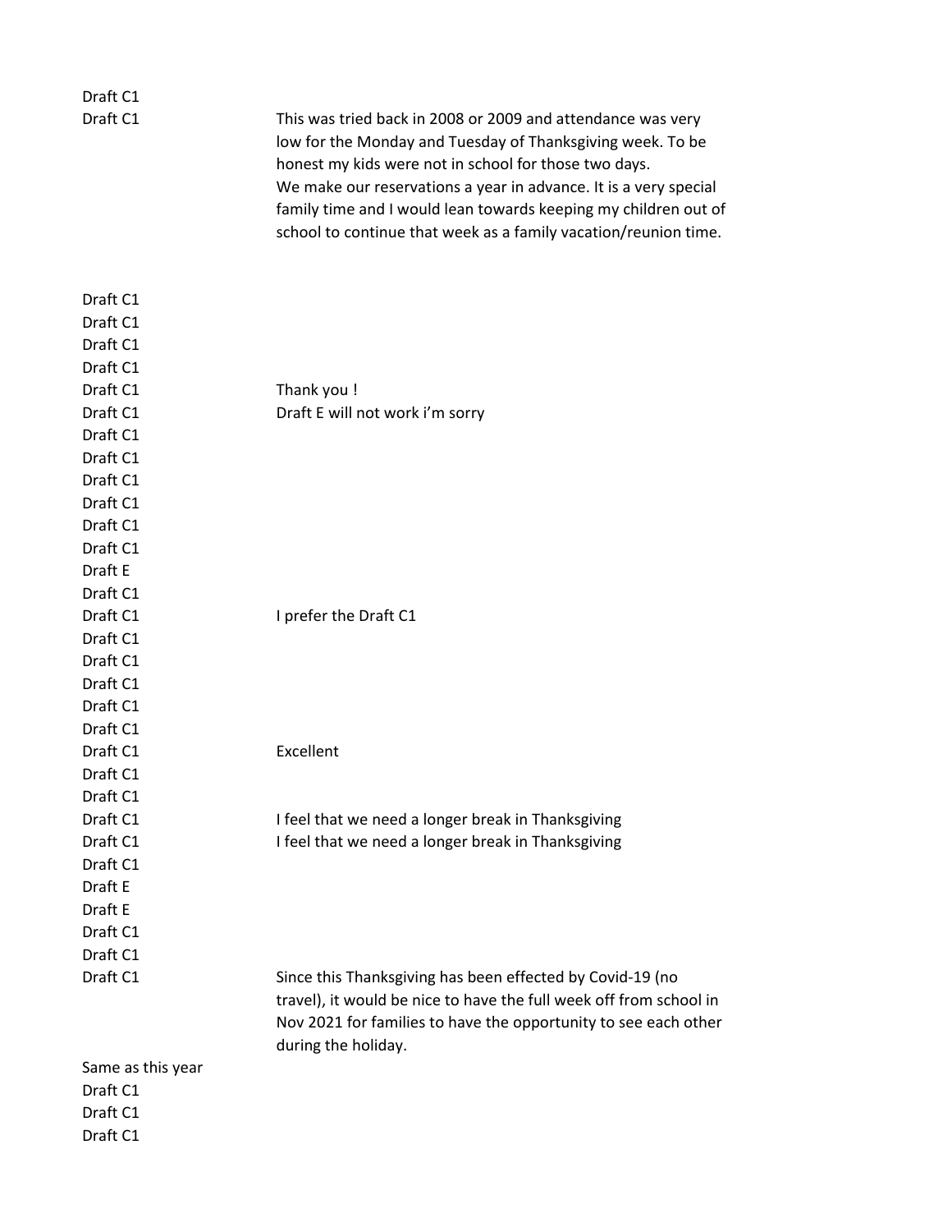| | |
|---|---|
| Draft C1 | |
| Draft C1 | This was tried back in 2008 or 2009 and attendance was very low for the Monday and Tuesday of Thanksgiving week. To be honest my kids were not in school for those two days. We make our reservations a year in advance. It is a very special family time and I would lean towards keeping my children out of school to continue that week as a family vacation/reunion time. |
| Draft C1 | |
| Draft C1 | |
| Draft C1 | |
| Draft C1 | |
| Draft C1 | Thank you ! |
| Draft C1 | Draft E will not work i'm sorry |
| Draft C1 | |
| Draft C1 | |
| Draft C1 | |
| Draft C1 | |
| Draft C1 | |
| Draft C1 | |
| Draft E | |
| Draft C1 | |
| Draft C1 | I prefer the Draft C1 |
| Draft C1 | |
| Draft C1 | |
| Draft C1 | |
| Draft C1 | |
| Draft C1 | |
| Draft C1 | Excellent |
| Draft C1 | |
| Draft C1 | |
| Draft C1 | I feel that we need a longer break in Thanksgiving |
| Draft C1 | I feel that we need a longer break in Thanksgiving |
| Draft C1 | |
| Draft E | |
| Draft E | |
| Draft C1 | |
| Draft C1 | |
| Draft C1 | Since this Thanksgiving has been effected by Covid-19 (no travel), it would be nice to have the full week off from school in Nov 2021 for families to have the opportunity to see each other during the holiday. |
| Same as this year | |
| Draft C1 | |
| Draft C1 | |
| Draft C1 | |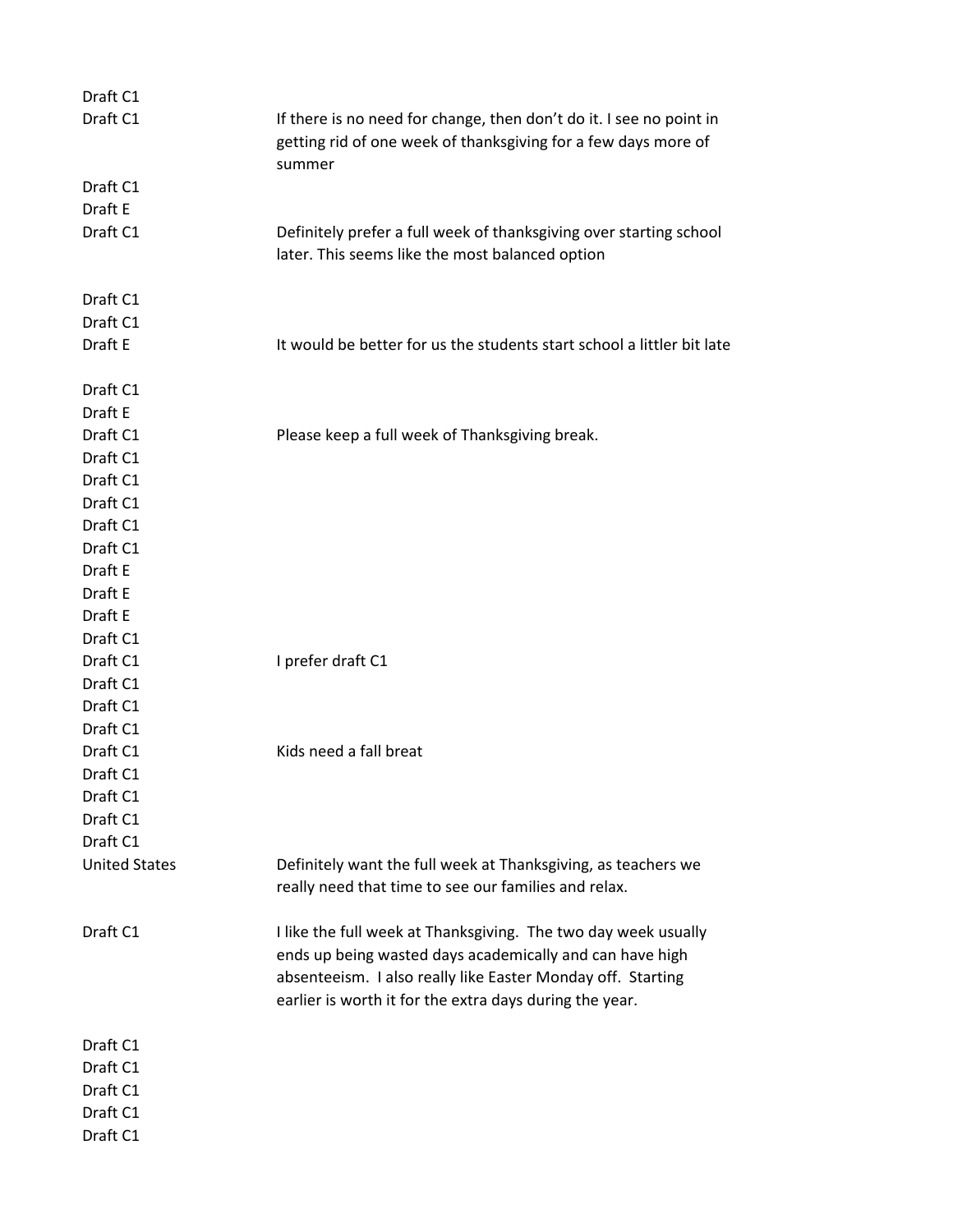| | |
|---|---|
| Draft C1 | |
| Draft C1 | If there is no need for change, then don't do it. I see no point in getting rid of one week of thanksgiving for a few days more of summer |
| Draft C1 | |
| Draft E | |
| Draft C1 | Definitely prefer a full week of thanksgiving over starting school later. This seems like the most balanced option |
| Draft C1 | |
| Draft C1 | |
| Draft E | It would be better for us the students start school a littler bit late |
| Draft C1 | |
| Draft E | |
| Draft C1 | Please keep a full week of Thanksgiving break. |
| Draft C1 | |
| Draft C1 | |
| Draft C1 | |
| Draft C1 | |
| Draft C1 | |
| Draft E | |
| Draft E | |
| Draft E | |
| Draft C1 | |
| Draft C1 | I prefer draft C1 |
| Draft C1 | |
| Draft C1 | |
| Draft C1 | |
| Draft C1 | Kids need a fall breat |
| Draft C1 | |
| Draft C1 | |
| Draft C1 | |
| Draft C1 | |
| United States | Definitely want the full week at Thanksgiving, as teachers we really need that time to see our families and relax. |
| Draft C1 | I like the full week at Thanksgiving. The two day week usually ends up being wasted days academically and can have high absenteeism. I also really like Easter Monday off. Starting earlier is worth it for the extra days during the year. |
| Draft C1 | |
| Draft C1 | |
| Draft C1 | |
| Draft C1 | |
| Draft C1 | |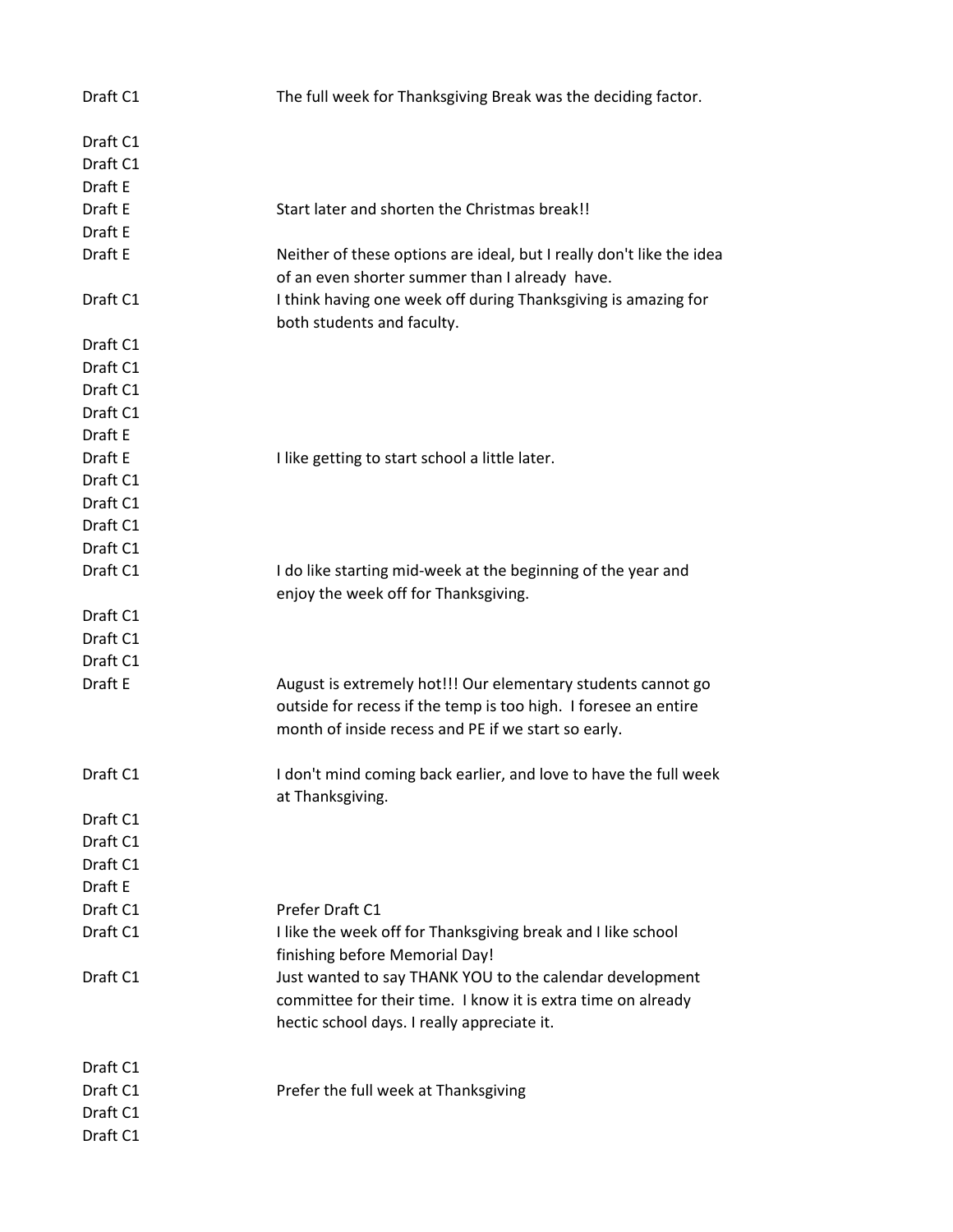| | |
|---|---|
| Draft C1 | The full week for Thanksgiving Break was the deciding factor. |
| Draft C1 | |
| Draft C1 | |
| Draft E | |
| Draft E | Start later and shorten the Christmas break!! |
| Draft E | |
| Draft E | Neither of these options are ideal, but I really don't like the idea of an even shorter summer than I already have. |
| Draft C1 | I think having one week off during Thanksgiving is amazing for both students and faculty. |
| Draft C1 | |
| Draft C1 | |
| Draft C1 | |
| Draft C1 | |
| Draft E | |
| Draft E | I like getting to start school a little later. |
| Draft C1 | |
| Draft C1 | |
| Draft C1 | |
| Draft C1 | |
| Draft C1 | I do like starting mid-week at the beginning of the year and enjoy the week off for Thanksgiving. |
| Draft C1 | |
| Draft C1 | |
| Draft C1 | |
| Draft E | August is extremely hot!!! Our elementary students cannot go outside for recess if the temp is too high. I foresee an entire month of inside recess and PE if we start so early. |
| Draft C1 | I don't mind coming back earlier, and love to have the full week at Thanksgiving. |
| Draft C1 | |
| Draft C1 | |
| Draft C1 | |
| Draft E | |
| Draft C1 | Prefer Draft C1 |
| Draft C1 | I like the week off for Thanksgiving break and I like school finishing before Memorial Day! |
| Draft C1 | Just wanted to say THANK YOU to the calendar development committee for their time. I know it is extra time on already hectic school days. I really appreciate it. |
| Draft C1 | |
| Draft C1 | Prefer the full week at Thanksgiving |
| Draft C1 | |
| Draft C1 | |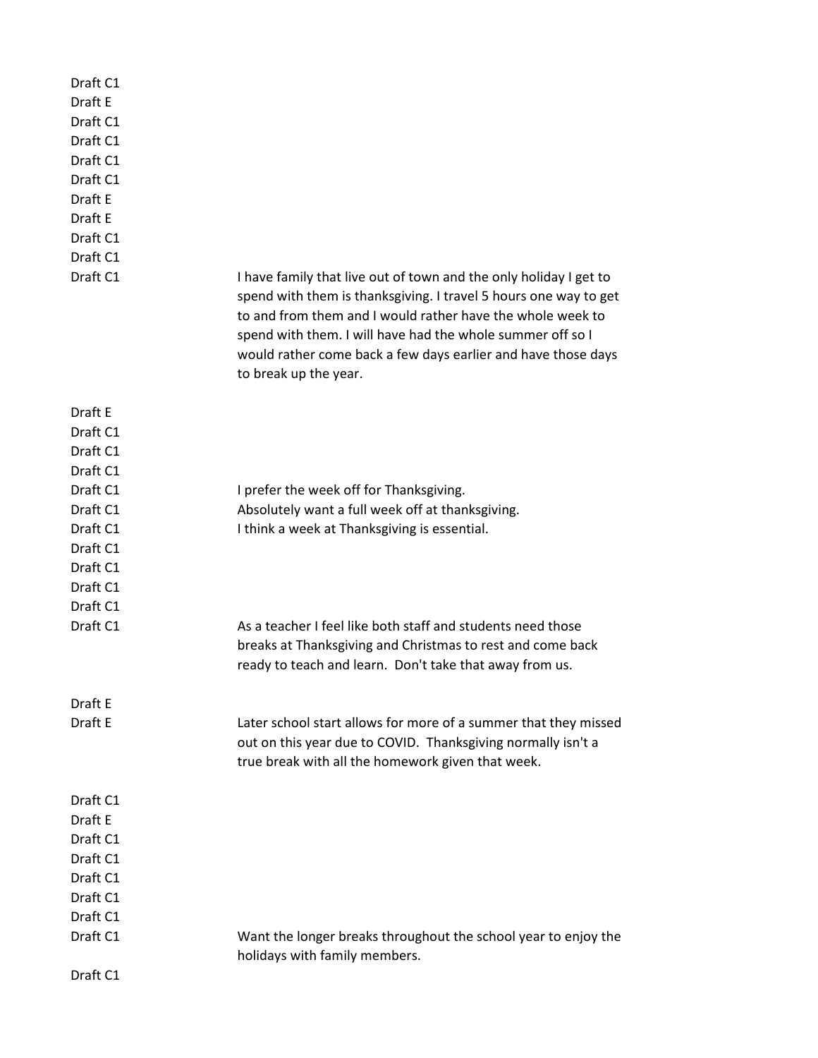| | |
|---|---|
| Draft C1 | |
| Draft E | |
| Draft C1 | |
| Draft C1 | |
| Draft C1 | |
| Draft C1 | |
| Draft E | |
| Draft E | |
| Draft C1 | |
| Draft C1 | |
| Draft C1 | I have family that live out of town and the only holiday I get to spend with them is thanksgiving. I travel 5 hours one way to get to and from them and I would rather have the whole week to spend with them. I will have had the whole summer off so I would rather come back a few days earlier and have those days to break up the year. |
| Draft E | |
| Draft C1 | |
| Draft C1 | |
| Draft C1 | |
| Draft C1 | I prefer the week off for Thanksgiving. |
| Draft C1 | Absolutely want a full week off at thanksgiving. |
| Draft C1 | I think a week at Thanksgiving is essential. |
| Draft C1 | |
| Draft C1 | |
| Draft C1 | |
| Draft C1 | |
| Draft C1 | As a teacher I feel like both staff and students need those breaks at Thanksgiving and Christmas to rest and come back ready to teach and learn. Don't take that away from us. |
| Draft E | |
| Draft E | Later school start allows for more of a summer that they missed out on this year due to COVID. Thanksgiving normally isn't a true break with all the homework given that week. |
| Draft C1 | |
| Draft E | |
| Draft C1 | |
| Draft C1 | |
| Draft C1 | |
| Draft C1 | |
| Draft C1 | |
| Draft C1 | Want the longer breaks throughout the school year to enjoy the holidays with family members. |
| Draft C1 | |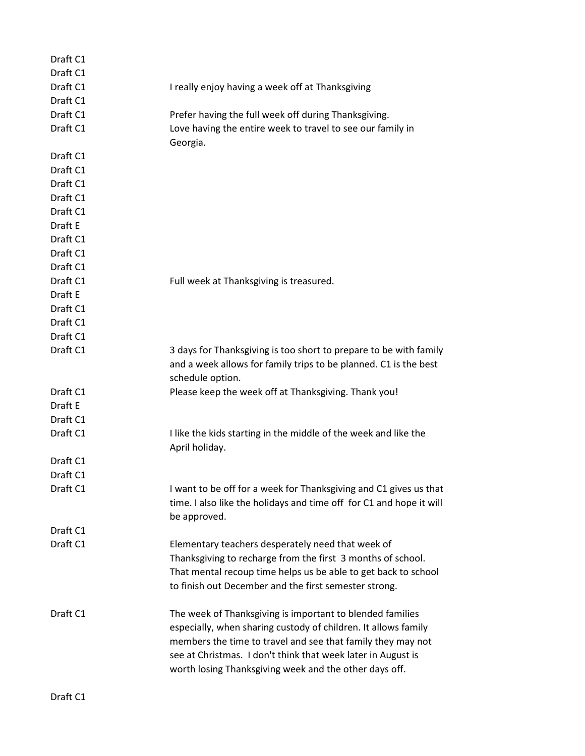| | |
|---|---|
| Draft C1 | |
| Draft C1 | |
| Draft C1 | I really enjoy having a week off at Thanksgiving |
| Draft C1 | |
| Draft C1 | Prefer having the full week off during Thanksgiving. |
| Draft C1 | Love having the entire week to travel to see our family in Georgia. |
| Draft C1 | |
| Draft C1 | |
| Draft C1 | |
| Draft C1 | |
| Draft C1 | |
| Draft E | |
| Draft C1 | |
| Draft C1 | |
| Draft C1 | |
| Draft C1 | Full week at Thanksgiving is treasured. |
| Draft E | |
| Draft C1 | |
| Draft C1 | |
| Draft C1 | |
| Draft C1 | 3 days for Thanksgiving is too short to prepare to be with family and a week allows for family trips to be planned. C1 is the best schedule option. |
| Draft C1 | Please keep the week off at Thanksgiving. Thank you! |
| Draft E | |
| Draft C1 | |
| Draft C1 | I like the kids starting in the middle of the week and like the April holiday. |
| Draft C1 | |
| Draft C1 | |
| Draft C1 | I want to be off for a week for Thanksgiving and C1 gives us that time. I also like the holidays and time off for C1 and hope it will be approved. |
| Draft C1 | |
| Draft C1 | Elementary teachers desperately need that week of Thanksgiving to recharge from the first 3 months of school. That mental recoup time helps us be able to get back to school to finish out December and the first semester strong. |
| Draft C1 | The week of Thanksgiving is important to blended families especially, when sharing custody of children. It allows family members the time to travel and see that family they may not see at Christmas. I don't think that week later in August is worth losing Thanksgiving week and the other days off. |
| Draft C1 | |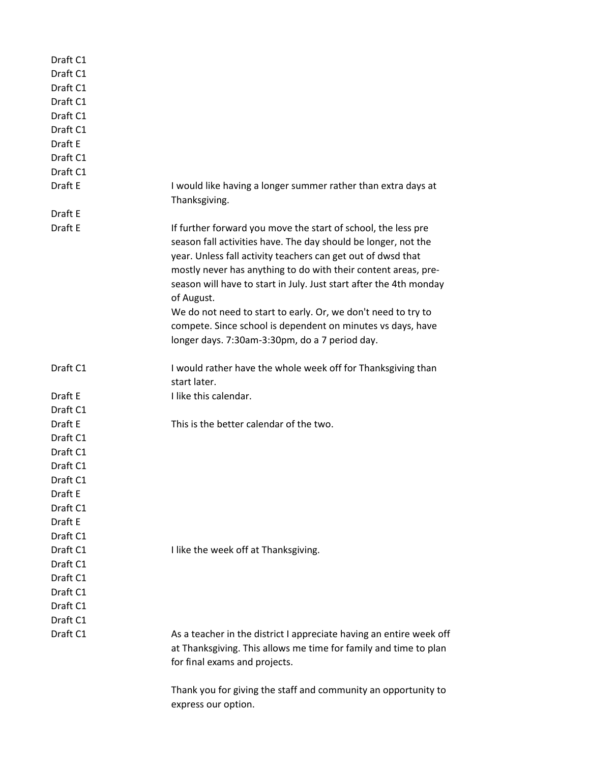| | |
|---|---|
| Draft C1 | |
| Draft C1 | |
| Draft C1 | |
| Draft C1 | |
| Draft C1 | |
| Draft C1 | |
| Draft E | |
| Draft C1 | |
| Draft C1 | |
| Draft E | I would like having a longer summer rather than extra days at Thanksgiving. |
| Draft E | |
| Draft E | If further forward you move the start of school, the less pre season fall activities have. The day should be longer, not the year. Unless fall activity teachers can get out of dwsd that mostly never has anything to do with their content areas, pre-season will have to start in July. Just start after the 4th monday of August.<br>We do not need to start to early. Or, we don't need to try to compete. Since school is dependent on minutes vs days, have longer days. 7:30am-3:30pm, do a 7 period day. |
| Draft C1 | I would rather have the whole week off for Thanksgiving than start later. |
| Draft E | I like this calendar. |
| Draft C1 | |
| Draft E | This is the better calendar of the two. |
| Draft C1 | |
| Draft C1 | |
| Draft C1 | |
| Draft C1 | |
| Draft E | |
| Draft C1 | |
| Draft E | |
| Draft C1 | |
| Draft C1 | I like the week off at Thanksgiving. |
| Draft C1 | |
| Draft C1 | |
| Draft C1 | |
| Draft C1 | |
| Draft C1 | |
| Draft C1 | As a teacher in the district I appreciate having an entire week off at Thanksgiving. This allows me time for family and time to plan for final exams and projects.<br><br>Thank you for giving the staff and community an opportunity to express our option. |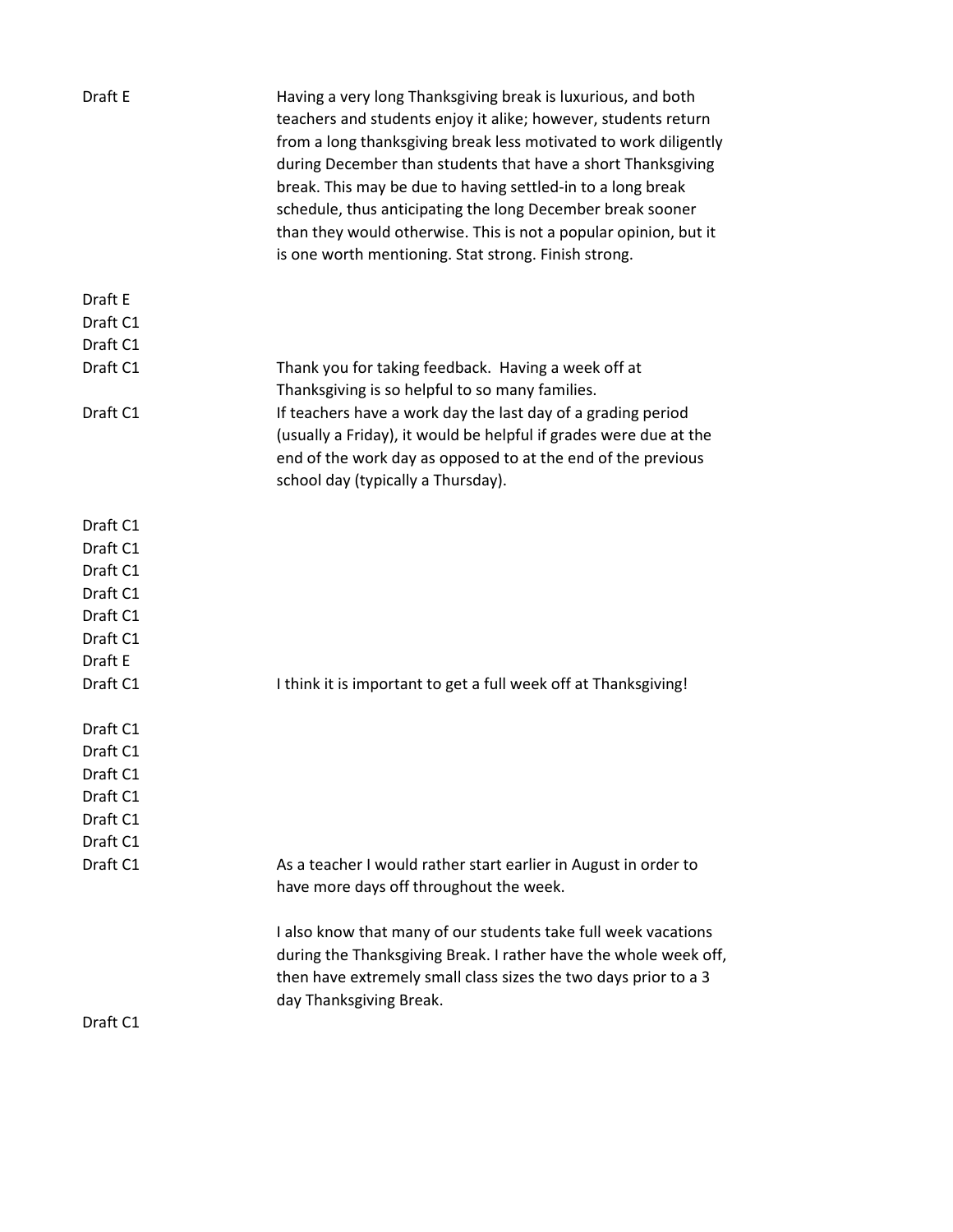| | |
|---|---|
| Draft E | Having a very long Thanksgiving break is luxurious, and both teachers and students enjoy it alike; however, students return from a long thanksgiving break less motivated to work diligently during December than students that have a short Thanksgiving break. This may be due to having settled-in to a long break schedule, thus anticipating the long December break sooner than they would otherwise. This is not a popular opinion, but it is one worth mentioning. Stat strong. Finish strong. |
| Draft E | |
| Draft C1 | |
| Draft C1 | |
| Draft C1 | Thank you for taking feedback. Having a week off at Thanksgiving is so helpful to so many families. |
| Draft C1 | If teachers have a work day the last day of a grading period (usually a Friday), it would be helpful if grades were due at the end of the work day as opposed to at the end of the previous school day (typically a Thursday). |
| Draft C1 | |
| Draft C1 | |
| Draft C1 | |
| Draft C1 | |
| Draft C1 | |
| Draft C1 | |
| Draft E | |
| Draft C1 | I think it is important to get a full week off at Thanksgiving! |
| Draft C1 | |
| Draft C1 | |
| Draft C1 | |
| Draft C1 | |
| Draft C1 | |
| Draft C1 | |
| Draft C1 | As a teacher I would rather start earlier in August in order to have more days off throughout the week.<br><br>I also know that many of our students take full week vacations during the Thanksgiving Break. I rather have the whole week off, then have extremely small class sizes the two days prior to a 3 day Thanksgiving Break. |
| Draft C1 | |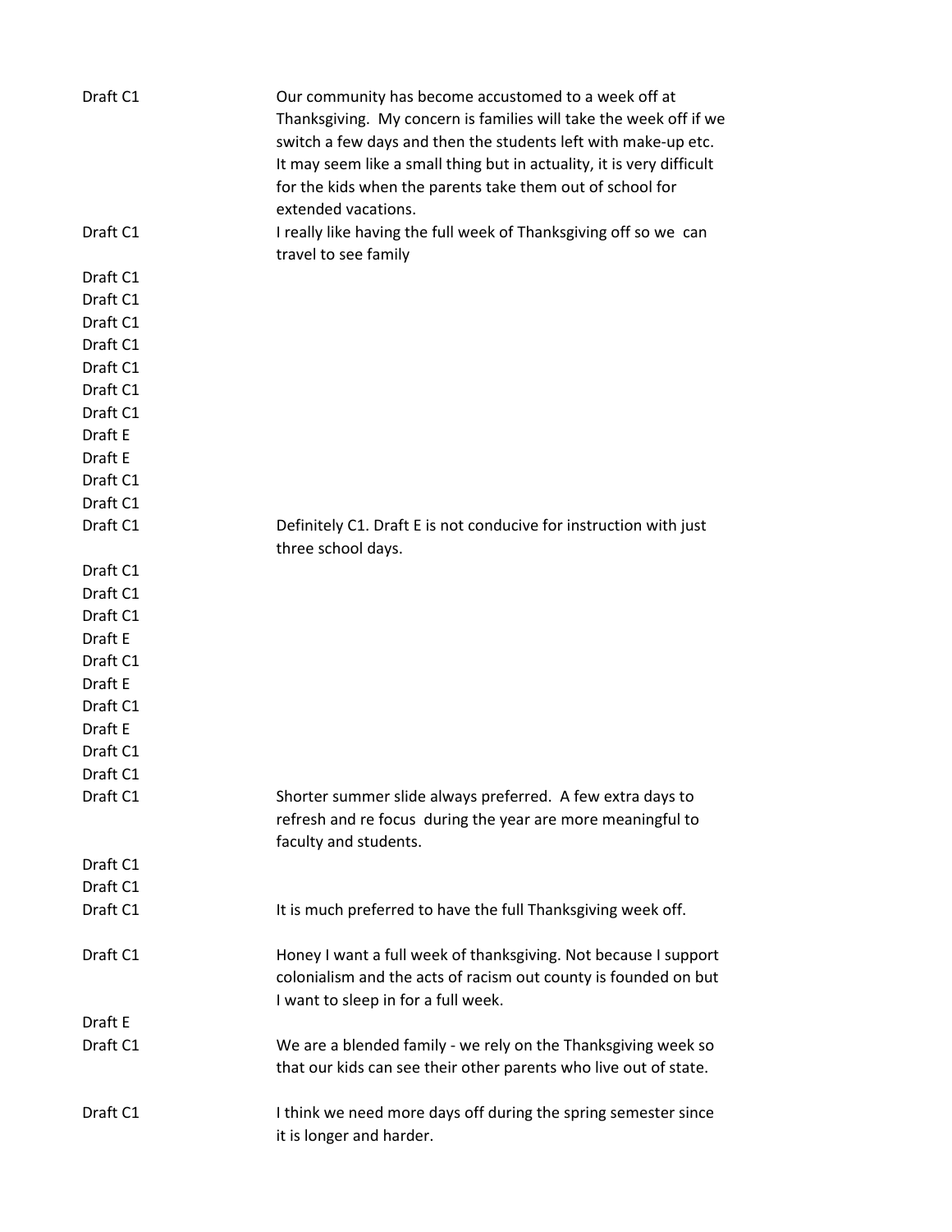| | |
|---|---|
| Draft C1 | Our community has become accustomed to a week off at Thanksgiving. My concern is families will take the week off if we switch a few days and then the students left with make-up etc. It may seem like a small thing but in actuality, it is very difficult for the kids when the parents take them out of school for extended vacations. |
| Draft C1 | I really like having the full week of Thanksgiving off so we can travel to see family |
| Draft C1 | |
| Draft C1 | |
| Draft C1 | |
| Draft C1 | |
| Draft C1 | |
| Draft C1 | |
| Draft C1 | |
| Draft E | |
| Draft E | |
| Draft C1 | |
| Draft C1 | |
| Draft C1 | Definitely C1. Draft E is not conducive for instruction with just three school days. |
| Draft C1 | |
| Draft C1 | |
| Draft C1 | |
| Draft E | |
| Draft C1 | |
| Draft E | |
| Draft C1 | |
| Draft E | |
| Draft C1 | |
| Draft C1 | |
| Draft C1 | Shorter summer slide always preferred. A few extra days to refresh and re focus during the year are more meaningful to faculty and students. |
| Draft C1 | |
| Draft C1 | |
| Draft C1 | It is much preferred to have the full Thanksgiving week off. |
| Draft C1 | Honey I want a full week of thanksgiving. Not because I support colonialism and the acts of racism out county is founded on but I want to sleep in for a full week. |
| Draft E | |
| Draft C1 | We are a blended family - we rely on the Thanksgiving week so that our kids can see their other parents who live out of state. |
| Draft C1 | I think we need more days off during the spring semester since it is longer and harder. |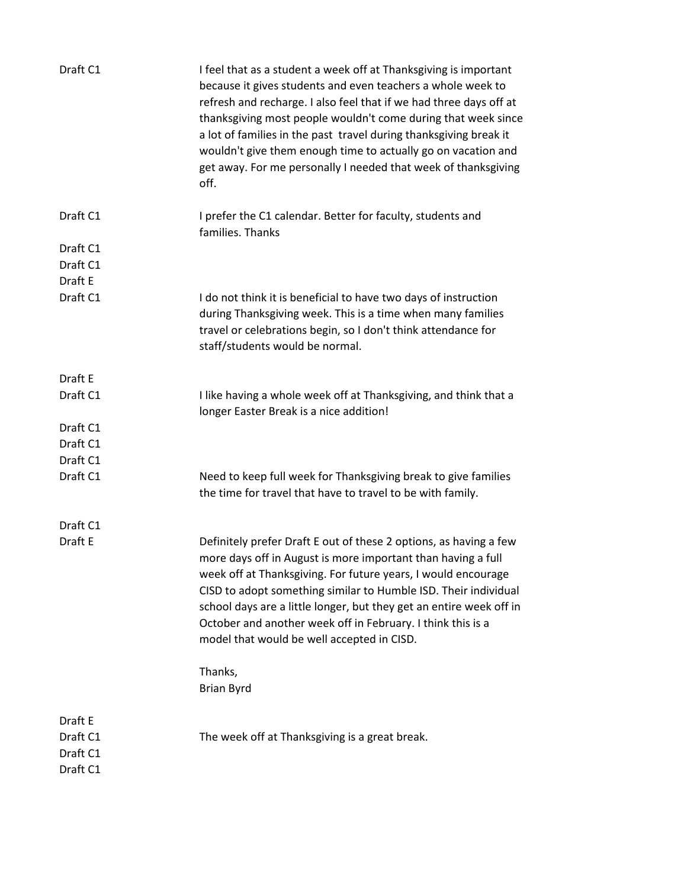| | |
|---|---|
| Draft C1 | I feel that as a student a week off at Thanksgiving is important because it gives students and even teachers a whole week to refresh and recharge. I also feel that if we had three days off at thanksgiving most people wouldn't come during that week since a lot of families in the past travel during thanksgiving break it wouldn't give them enough time to actually go on vacation and get away. For me personally I needed that week of thanksgiving off. |
| Draft C1 | I prefer the C1 calendar. Better for faculty, students and families. Thanks |
| Draft C1 | |
| Draft C1 | |
| Draft E | |
| Draft C1 | I do not think it is beneficial to have two days of instruction during Thanksgiving week. This is a time when many families travel or celebrations begin, so I don't think attendance for staff/students would be normal. |
| Draft E | |
| Draft C1 | I like having a whole week off at Thanksgiving, and think that a longer Easter Break is a nice addition! |
| Draft C1 | |
| Draft C1 | |
| Draft C1 | |
| Draft C1 | Need to keep full week for Thanksgiving break to give families the time for travel that have to travel to be with family. |
| Draft C1 | |
| Draft E | Definitely prefer Draft E out of these 2 options, as having a few more days off in August is more important than having a full week off at Thanksgiving. For future years, I would encourage CISD to adopt something similar to Humble ISD. Their individual school days are a little longer, but they get an entire week off in October and another week off in February. I think this is a model that would be well accepted in CISD.<br><br>Thanks,<br>Brian Byrd |
| Draft E | |
| Draft C1 | The week off at Thanksgiving is a great break. |
| Draft C1 | |
| Draft C1 | |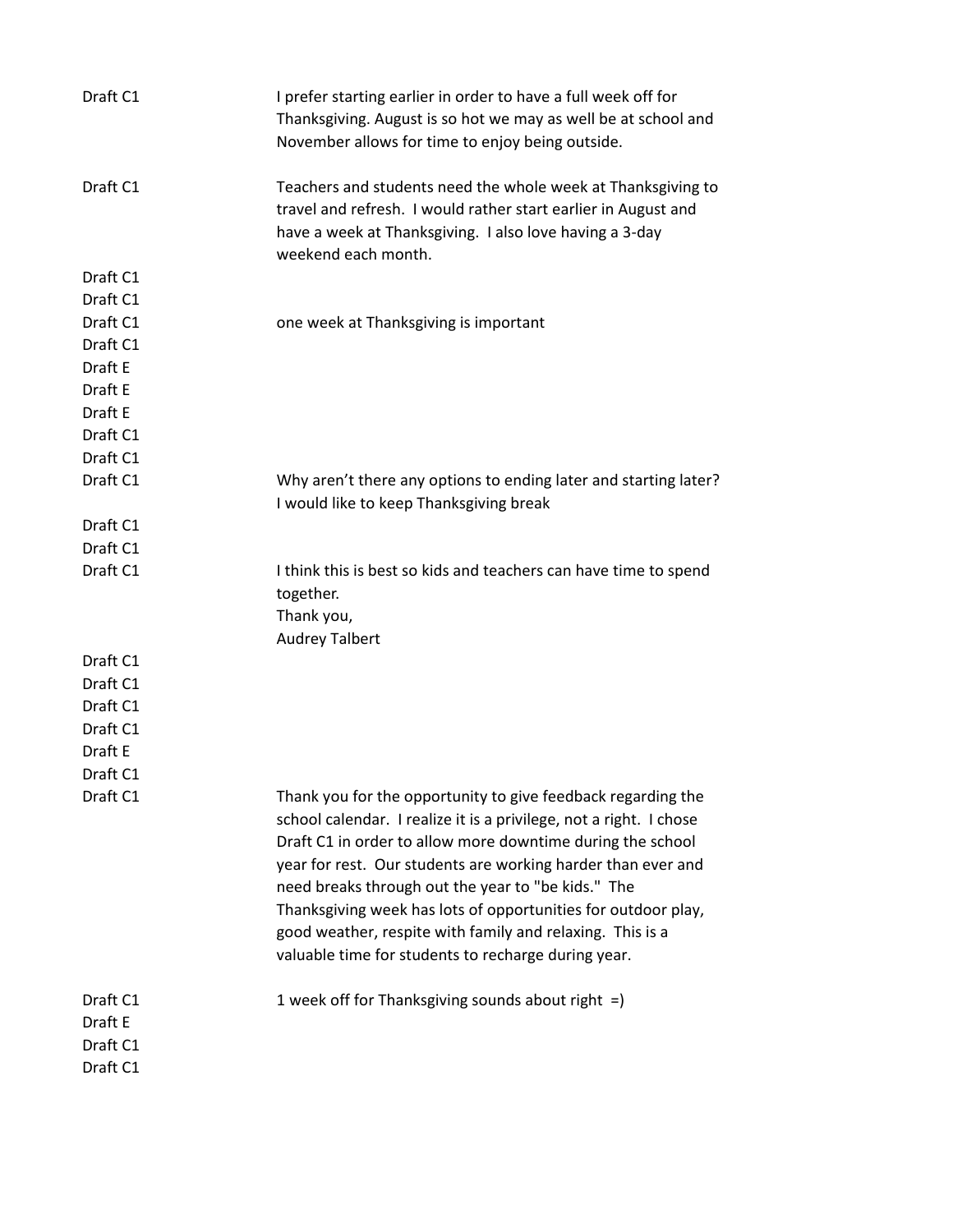| | |
|---|---|
| Draft C1 | I prefer starting earlier in order to have a full week off for Thanksgiving. August is so hot we may as well be at school and November allows for time to enjoy being outside. |
| Draft C1 | Teachers and students need the whole week at Thanksgiving to travel and refresh. I would rather start earlier in August and have a week at Thanksgiving. I also love having a 3-day weekend each month. |
| Draft C1 | |
| Draft C1 | |
| Draft C1 | one week at Thanksgiving is important |
| Draft C1 | |
| Draft E | |
| Draft E | |
| Draft E | |
| Draft C1 | |
| Draft C1 | |
| Draft C1 | Why aren't there any options to ending later and starting later? I would like to keep Thanksgiving break |
| Draft C1 | |
| Draft C1 | |
| Draft C1 | I think this is best so kids and teachers can have time to spend together.<br>Thank you,<br>Audrey Talbert |
| Draft C1 | |
| Draft C1 | |
| Draft C1 | |
| Draft C1 | |
| Draft E | |
| Draft C1 | |
| Draft C1 | Thank you for the opportunity to give feedback regarding the school calendar. I realize it is a privilege, not a right. I chose Draft C1 in order to allow more downtime during the school year for rest. Our students are working harder than ever and need breaks through out the year to "be kids." The Thanksgiving week has lots of opportunities for outdoor play, good weather, respite with family and relaxing. This is a valuable time for students to recharge during year. |
| Draft C1 | 1 week off for Thanksgiving sounds about right =) |
| Draft E | |
| Draft C1 | |
| Draft C1 | |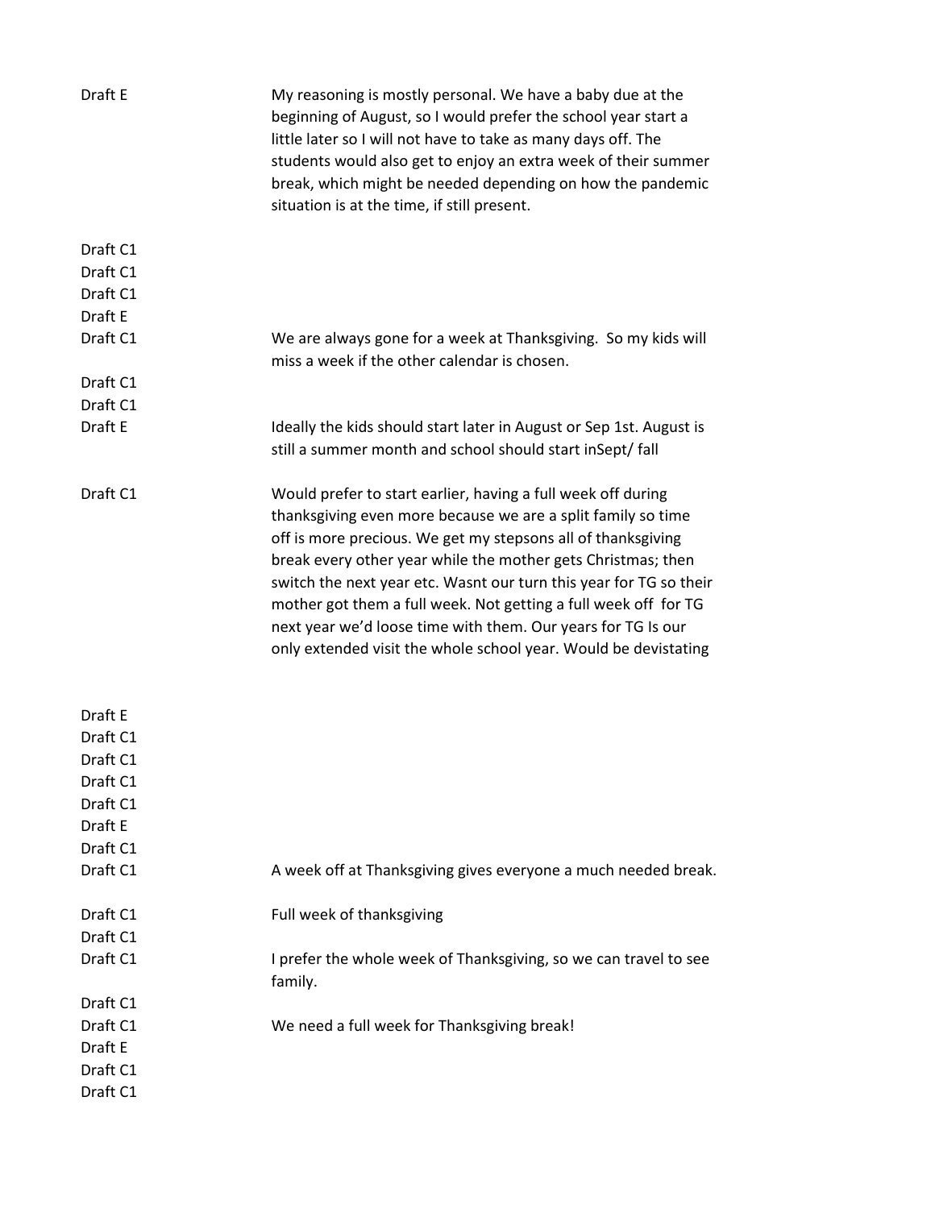| | |
|---|---|
| Draft E | My reasoning is mostly personal. We have a baby due at the beginning of August, so I would prefer the school year start a little later so I will not have to take as many days off. The students would also get to enjoy an extra week of their summer break, which might be needed depending on how the pandemic situation is at the time, if still present. |
| Draft C1 | |
| Draft C1 | |
| Draft C1 | |
| Draft E | |
| Draft C1 | We are always gone for a week at Thanksgiving.  So my kids will miss a week if the other calendar is chosen. |
| Draft C1 | |
| Draft C1 | |
| Draft E | Ideally the kids should start later in August or Sep 1st. August is still a summer month and school should start inSept/ fall |
| Draft C1 | Would prefer to start earlier, having a full week off during thanksgiving even more because we are a split family so time off is more precious. We get my stepsons all of thanksgiving break every other year while the mother gets Christmas; then switch the next year etc. Wasnt our turn this year for TG so their mother got them a full week. Not getting a full week off  for TG next year we'd loose time with them. Our years for TG Is our only extended visit the whole school year. Would be devistating |
| Draft E | |
| Draft C1 | |
| Draft C1 | |
| Draft C1 | |
| Draft C1 | |
| Draft E | |
| Draft C1 | |
| Draft C1 | A week off at Thanksgiving gives everyone a much needed break. |
| Draft C1 | Full week of thanksgiving |
| Draft C1 | |
| Draft C1 | I prefer the whole week of Thanksgiving, so we can travel to see family. |
| Draft C1 | |
| Draft C1 | We need a full week for Thanksgiving break! |
| Draft E | |
| Draft C1 | |
| Draft C1 | |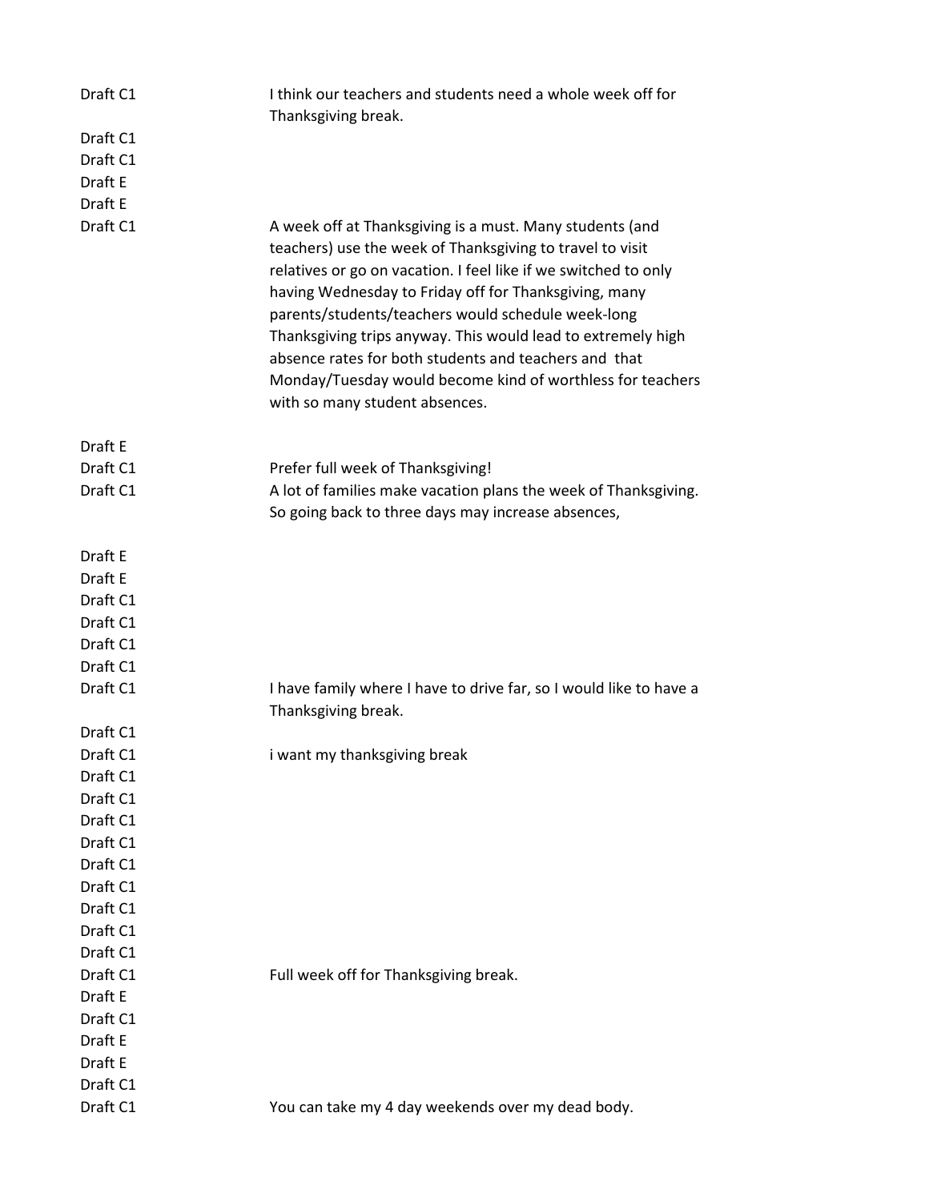| | |
|---|---|
| Draft C1 | I think our teachers and students need a whole week off for Thanksgiving break. |
| Draft C1 | |
| Draft C1 | |
| Draft E | |
| Draft E | |
| Draft C1 | A week off at Thanksgiving is a must. Many students (and teachers) use the week of Thanksgiving to travel to visit relatives or go on vacation. I feel like if we switched to only having Wednesday to Friday off for Thanksgiving, many parents/students/teachers would schedule week-long Thanksgiving trips anyway. This would lead to extremely high absence rates for both students and teachers and  that Monday/Tuesday would become kind of worthless for teachers with so many student absences. |
| Draft E | |
| Draft C1 | Prefer full week of Thanksgiving! |
| Draft C1 | A lot of families make vacation plans the week of Thanksgiving. So going back to three days may increase absences, |
| Draft E | |
| Draft E | |
| Draft C1 | |
| Draft C1 | |
| Draft C1 | |
| Draft C1 | |
| Draft C1 | I have family where I have to drive far, so I would like to have a Thanksgiving break. |
| Draft C1 | |
| Draft C1 | i want my thanksgiving break |
| Draft C1 | |
| Draft C1 | |
| Draft C1 | |
| Draft C1 | |
| Draft C1 | |
| Draft C1 | |
| Draft C1 | |
| Draft C1 | |
| Draft C1 | |
| Draft C1 | Full week off for Thanksgiving break. |
| Draft E | |
| Draft C1 | |
| Draft E | |
| Draft E | |
| Draft C1 | |
| Draft C1 | You can take my 4 day weekends over my dead body. |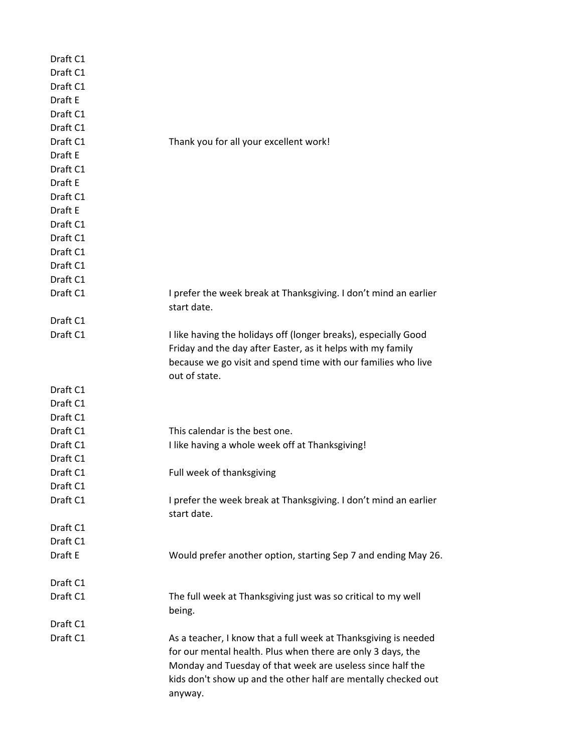| | |
|---|---|
| Draft C1 | |
| Draft C1 | |
| Draft C1 | |
| Draft E | |
| Draft C1 | |
| Draft C1 | |
| Draft C1 | Thank you for all your excellent work! |
| Draft E | |
| Draft C1 | |
| Draft E | |
| Draft C1 | |
| Draft E | |
| Draft C1 | |
| Draft C1 | |
| Draft C1 | |
| Draft C1 | |
| Draft C1 | |
| Draft C1 | I prefer the week break at Thanksgiving. I don’t mind an earlier start date. |
| Draft C1 | |
| Draft C1 | I like having the holidays off (longer breaks), especially Good Friday and the day after Easter, as it helps with my family because we go visit and spend time with our families who live out of state. |
| Draft C1 | |
| Draft C1 | |
| Draft C1 | |
| Draft C1 | This calendar is the best one. |
| Draft C1 | I like having a whole week off at Thanksgiving! |
| Draft C1 | |
| Draft C1 | Full week of thanksgiving |
| Draft C1 | |
| Draft C1 | I prefer the week break at Thanksgiving. I don’t mind an earlier start date. |
| Draft C1 | |
| Draft C1 | |
| Draft E | Would prefer another option, starting Sep 7 and ending May 26. |
| Draft C1 | |
| Draft C1 | The full week at Thanksgiving just was so critical to my well being. |
| Draft C1 | |
| Draft C1 | As a teacher, I know that a full week at Thanksgiving is needed for our mental health. Plus when there are only 3 days, the Monday and Tuesday of that week are useless since half the kids don't show up and the other half are mentally checked out anyway. |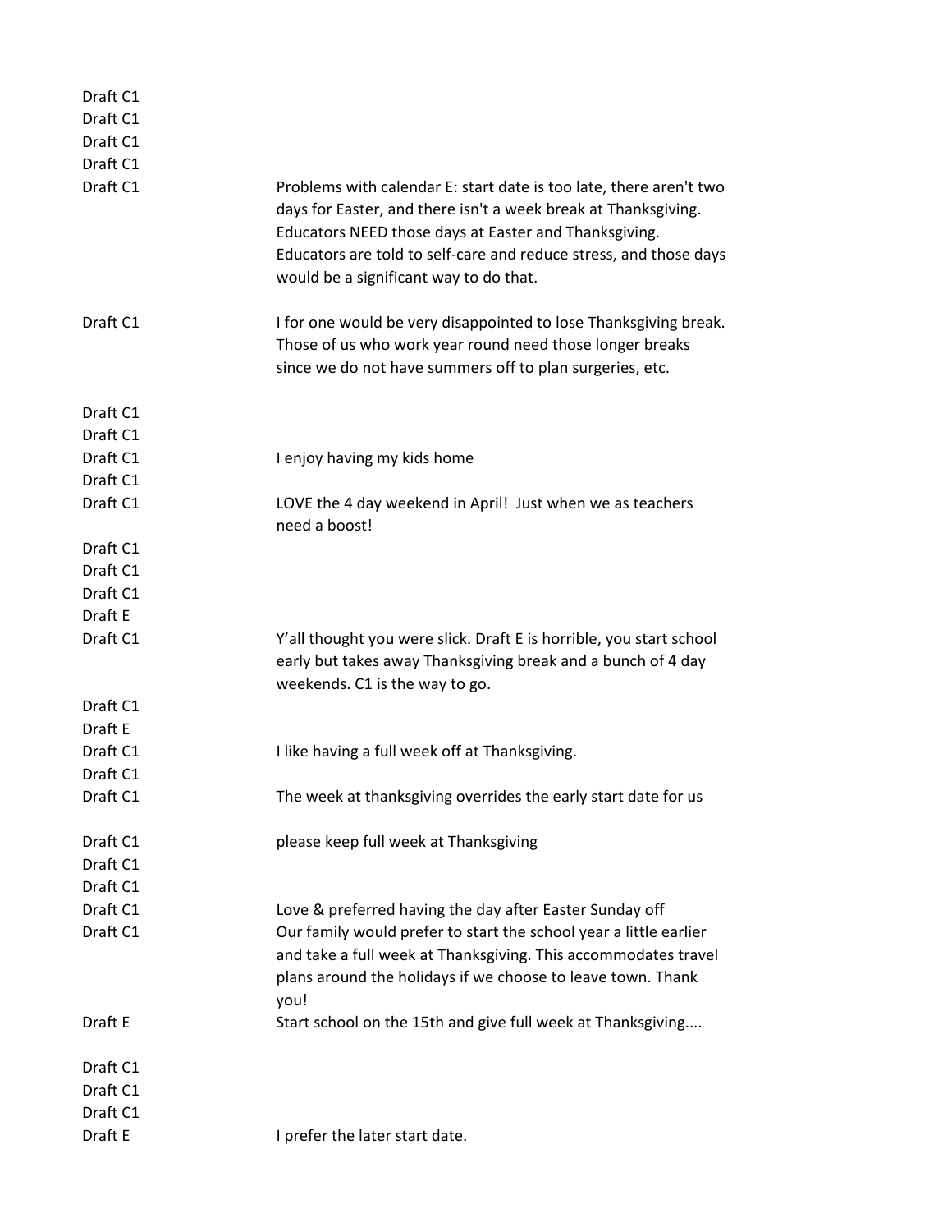| | |
|---|---|
| Draft C1 | |
| Draft C1 | |
| Draft C1 | |
| Draft C1 | |
| Draft C1 | Problems with calendar E: start date is too late, there aren't two days for Easter, and there isn't a week break at Thanksgiving. Educators NEED those days at Easter and Thanksgiving. Educators are told to self-care and reduce stress, and those days would be a significant way to do that. |
| Draft C1 | I for one would be very disappointed to lose Thanksgiving break. Those of us who work year round need those longer breaks since we do not have summers off to plan surgeries, etc. |
| Draft C1 | |
| Draft C1 | |
| Draft C1 | I enjoy having my kids home |
| Draft C1 | |
| Draft C1 | LOVE the 4 day weekend in April! Just when we as teachers need a boost! |
| Draft C1 | |
| Draft C1 | |
| Draft C1 | |
| Draft E | |
| Draft C1 | Y'all thought you were slick. Draft E is horrible, you start school early but takes away Thanksgiving break and a bunch of 4 day weekends. C1 is the way to go. |
| Draft C1 | |
| Draft E | |
| Draft C1 | I like having a full week off at Thanksgiving. |
| Draft C1 | |
| Draft C1 | The week at thanksgiving overrides the early start date for us |
| Draft C1 | please keep full week at Thanksgiving |
| Draft C1 | |
| Draft C1 | |
| Draft C1 | Love & preferred having the day after Easter Sunday off |
| Draft C1 | Our family would prefer to start the school year a little earlier and take a full week at Thanksgiving. This accommodates travel plans around the holidays if we choose to leave town. Thank you! |
| Draft E | Start school on the 15th and give full week at Thanksgiving.... |
| Draft C1 | |
| Draft C1 | |
| Draft C1 | |
| Draft E | I prefer the later start date. |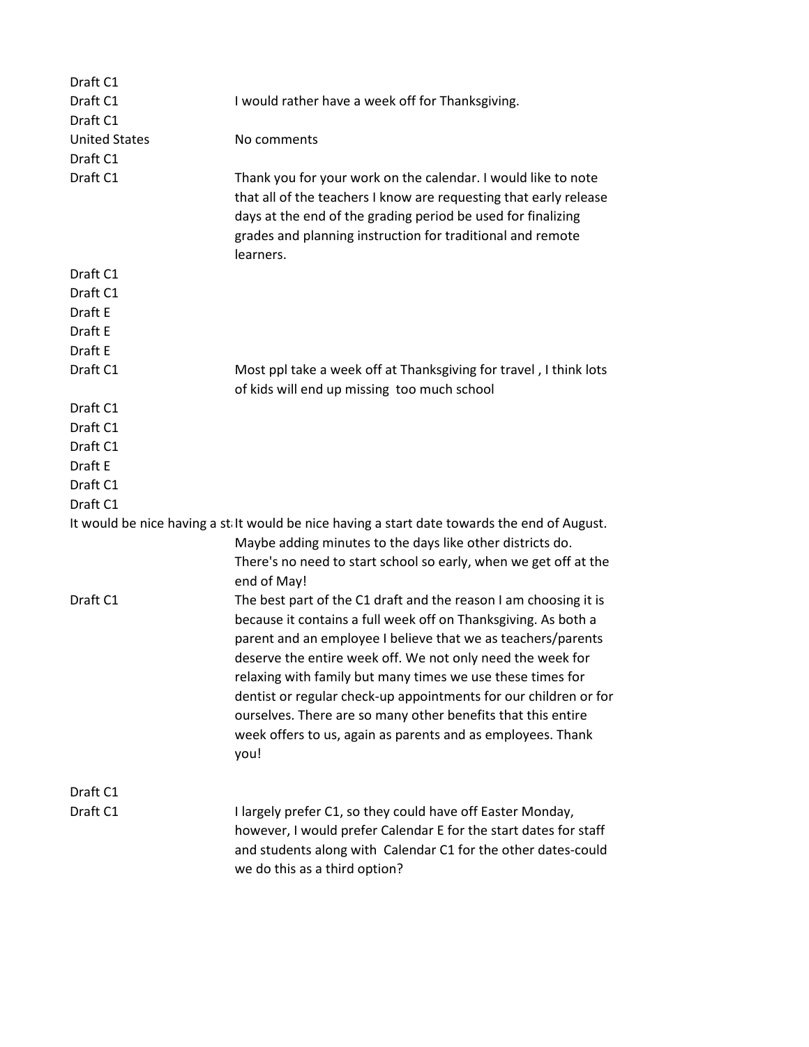| | |
|---|---|
| Draft C1 | |
| Draft C1 | I would rather have a week off for Thanksgiving. |
| Draft C1 | |
| United States | No comments |
| Draft C1 | |
| Draft C1 | Thank you for your work on the calendar. I would like to note that all of the teachers I know are requesting that early release days at the end of the grading period be used for finalizing grades and planning instruction for traditional and remote learners. |
| Draft C1 | |
| Draft C1 | |
| Draft E | |
| Draft E | |
| Draft E | |
| Draft C1 | Most ppl take a week off at Thanksgiving for travel , I think lots of kids will end up missing too much school |
| Draft C1 | |
| Draft C1 | |
| Draft C1 | |
| Draft E | |
| Draft C1 | |
| Draft C1 | |
| It would be nice having a st | It would be nice having a start date towards the end of August. Maybe adding minutes to the days like other districts do. There's no need to start school so early, when we get off at the end of May! |
| Draft C1 | The best part of the C1 draft and the reason I am choosing it is because it contains a full week off on Thanksgiving. As both a parent and an employee I believe that we as teachers/parents deserve the entire week off. We not only need the week for relaxing with family but many times we use these times for dentist or regular check-up appointments for our children or for ourselves. There are so many other benefits that this entire week offers to us, again as parents and as employees. Thank you! |
| Draft C1 | |
| Draft C1 | I largely prefer C1, so they could have off Easter Monday, however, I would prefer Calendar E for the start dates for staff and students along with Calendar C1 for the other dates-could we do this as a third option? |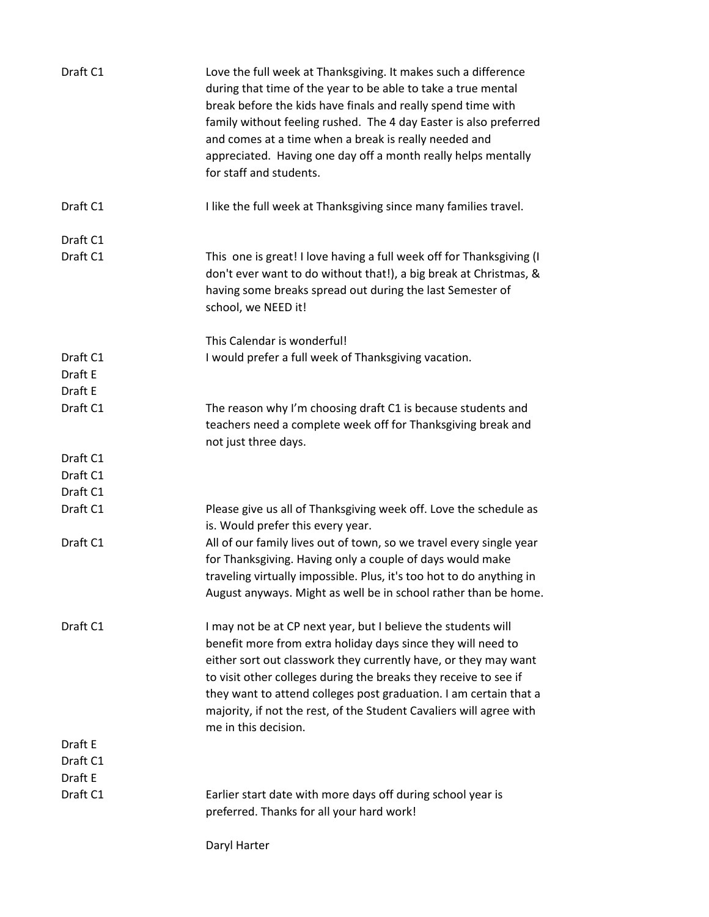| | |
|---|---|
| Draft C1 | Love the full week at Thanksgiving. It makes such a difference during that time of the year to be able to take a true mental break before the kids have finals and really spend time with family without feeling rushed. The 4 day Easter is also preferred and comes at a time when a break is really needed and appreciated. Having one day off a month really helps mentally for staff and students. |
| Draft C1 | I like the full week at Thanksgiving since many families travel. |
| Draft C1 | |
| Draft C1 | This one is great! I love having a full week off for Thanksgiving (I don't ever want to do without that!), a big break at Christmas, & having some breaks spread out during the last Semester of school, we NEED it!<br><br>This Calendar is wonderful! |
| Draft C1 | I would prefer a full week of Thanksgiving vacation. |
| Draft E | |
| Draft E | |
| Draft C1 | The reason why I'm choosing draft C1 is because students and teachers need a complete week off for Thanksgiving break and not just three days. |
| Draft C1 | |
| Draft C1 | |
| Draft C1 | |
| Draft C1 | Please give us all of Thanksgiving week off. Love the schedule as is. Would prefer this every year. |
| Draft C1 | All of our family lives out of town, so we travel every single year for Thanksgiving. Having only a couple of days would make traveling virtually impossible. Plus, it's too hot to do anything in August anyways. Might as well be in school rather than be home. |
| Draft C1 | I may not be at CP next year, but I believe the students will benefit more from extra holiday days since they will need to either sort out classwork they currently have, or they may want to visit other colleges during the breaks they receive to see if they want to attend colleges post graduation. I am certain that a majority, if not the rest, of the Student Cavaliers will agree with me in this decision. |
| Draft E | |
| Draft C1 | |
| Draft E | |
| Draft C1 | Earlier start date with more days off during school year is preferred. Thanks for all your hard work!<br><br>Daryl Harter |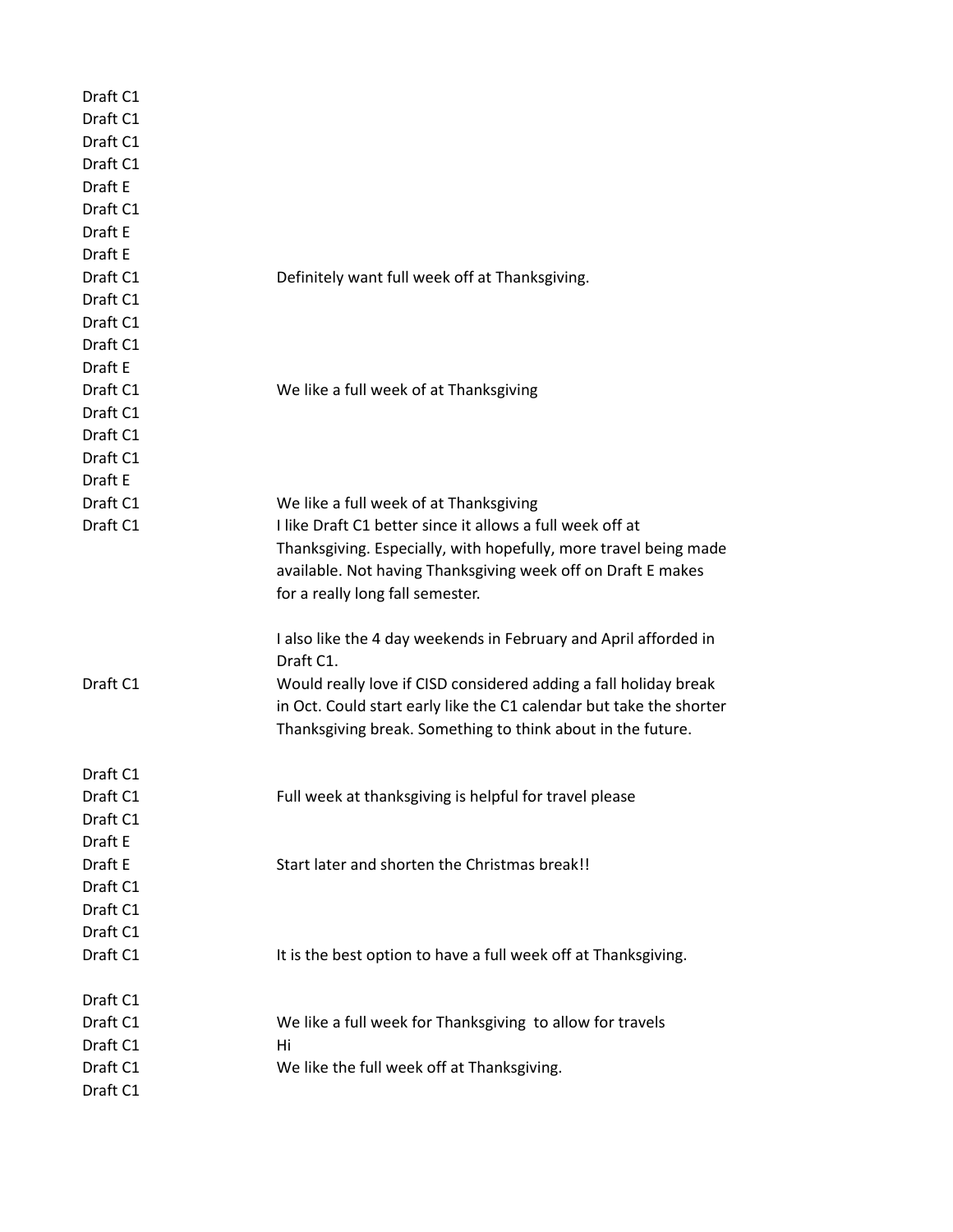| | |
|---|---|
| Draft C1 | |
| Draft C1 | |
| Draft C1 | |
| Draft C1 | |
| Draft E | |
| Draft C1 | |
| Draft E | |
| Draft E | |
| Draft C1 | Definitely want full week off at Thanksgiving. |
| Draft C1 | |
| Draft C1 | |
| Draft C1 | |
| Draft E | |
| Draft C1 | We like a full week of at Thanksgiving |
| Draft C1 | |
| Draft C1 | |
| Draft C1 | |
| Draft E | |
| Draft C1 | We like a full week of at Thanksgiving |
| Draft C1 | I like Draft C1 better since it allows a full week off at Thanksgiving. Especially, with hopefully, more travel being made available. Not having Thanksgiving week off on Draft E makes for a really long fall semester.<br><br>I also like the 4 day weekends in February and April afforded in Draft C1. |
| Draft C1 | Would really love if CISD considered adding a fall holiday break in Oct. Could start early like the C1 calendar but take the shorter Thanksgiving break. Something to think about in the future. |
| Draft C1 | |
| Draft C1 | Full week at thanksgiving is helpful for travel please |
| Draft C1 | |
| Draft E | |
| Draft E | Start later and shorten the Christmas break!! |
| Draft C1 | |
| Draft C1 | |
| Draft C1 | |
| Draft C1 | It is the best option to have a full week off at Thanksgiving. |
| Draft C1 | |
| Draft C1 | We like a full week for Thanksgiving to allow for travels |
| Draft C1 | Hi |
| Draft C1 | We like the full week off at Thanksgiving. |
| Draft C1 | |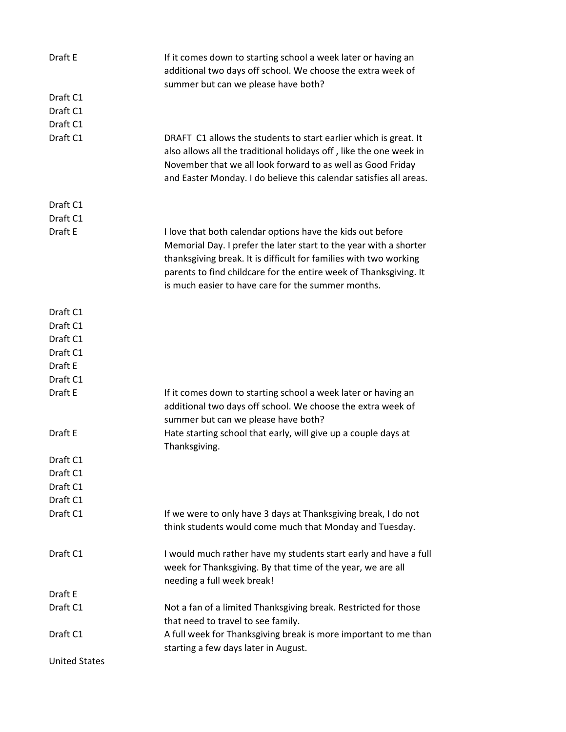| | |
|---|---|
| Draft E | If it comes down to starting school a week later or having an additional two days off school. We choose the extra week of summer but can we please have both? |
| Draft C1 | |
| Draft C1 | |
| Draft C1 | |
| Draft C1 | DRAFT  C1 allows the students to start earlier which is great. It also allows all the traditional holidays off , like the one week in November that we all look forward to as well as Good Friday and Easter Monday. I do believe this calendar satisfies all areas. |
| Draft C1 | |
| Draft C1 | |
| Draft E | I love that both calendar options have the kids out before Memorial Day. I prefer the later start to the year with a shorter thanksgiving break. It is difficult for families with two working parents to find childcare for the entire week of Thanksgiving. It is much easier to have care for the summer months. |
| Draft C1 | |
| Draft C1 | |
| Draft C1 | |
| Draft C1 | |
| Draft E | |
| Draft C1 | |
| Draft E | If it comes down to starting school a week later or having an additional two days off school. We choose the extra week of summer but can we please have both? |
| Draft E | Hate starting school that early, will give up a couple days at Thanksgiving. |
| Draft C1 | |
| Draft C1 | |
| Draft C1 | |
| Draft C1 | |
| Draft C1 | If we were to only have 3 days at Thanksgiving break, I do not think students would come much that Monday and Tuesday. |
| Draft C1 | I would much rather have my students start early and have a full week for Thanksgiving. By that time of the year, we are all needing a full week break! |
| Draft E | |
| Draft C1 | Not a fan of a limited Thanksgiving break. Restricted for those that need to travel to see family. |
| Draft C1 | A full week for Thanksgiving break is more important to me than starting a few days later in August. |
| United States | |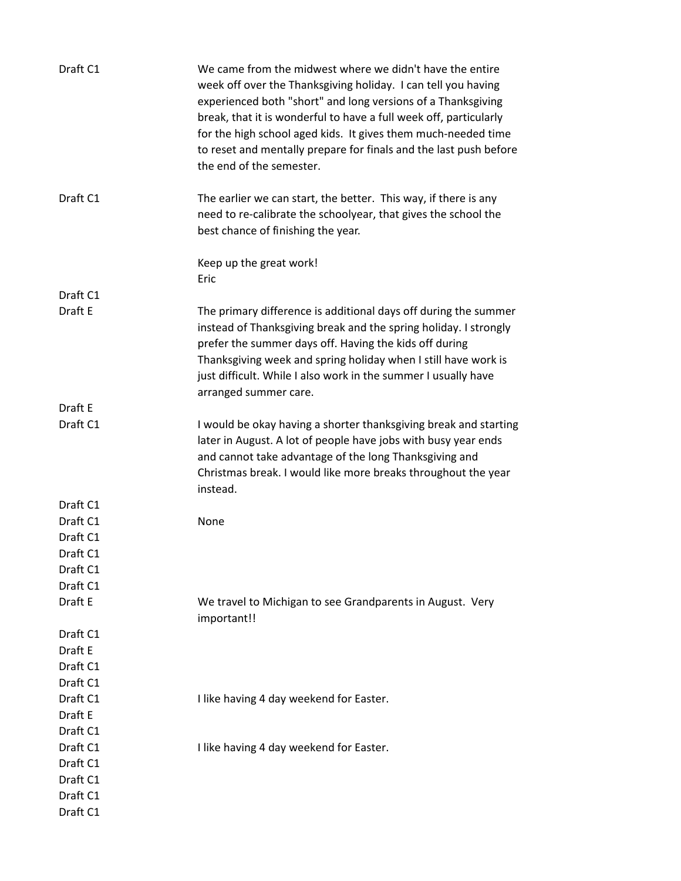| | |
|---|---|
| Draft C1 | We came from the midwest where we didn't have the entire week off over the Thanksgiving holiday. I can tell you having experienced both "short" and long versions of a Thanksgiving break, that it is wonderful to have a full week off, particularly for the high school aged kids. It gives them much-needed time to reset and mentally prepare for finals and the last push before the end of the semester. |
| Draft C1 | The earlier we can start, the better. This way, if there is any need to re-calibrate the schoolyear, that gives the school the best chance of finishing the year.<br><br>Keep up the great work!<br>Eric |
| Draft C1 | |
| Draft E | The primary difference is additional days off during the summer instead of Thanksgiving break and the spring holiday. I strongly prefer the summer days off. Having the kids off during Thanksgiving week and spring holiday when I still have work is just difficult. While I also work in the summer I usually have arranged summer care. |
| Draft E | |
| Draft C1 | I would be okay having a shorter thanksgiving break and starting later in August. A lot of people have jobs with busy year ends and cannot take advantage of the long Thanksgiving and Christmas break. I would like more breaks throughout the year instead. |
| Draft C1 | |
| Draft C1 | None |
| Draft C1 | |
| Draft C1 | |
| Draft C1 | |
| Draft C1 | |
| Draft E | We travel to Michigan to see Grandparents in August. Very important!! |
| Draft C1 | |
| Draft E | |
| Draft C1 | |
| Draft C1 | |
| Draft C1 | I like having 4 day weekend for Easter. |
| Draft E | |
| Draft C1 | |
| Draft C1 | I like having 4 day weekend for Easter. |
| Draft C1 | |
| Draft C1 | |
| Draft C1 | |
| Draft C1 | |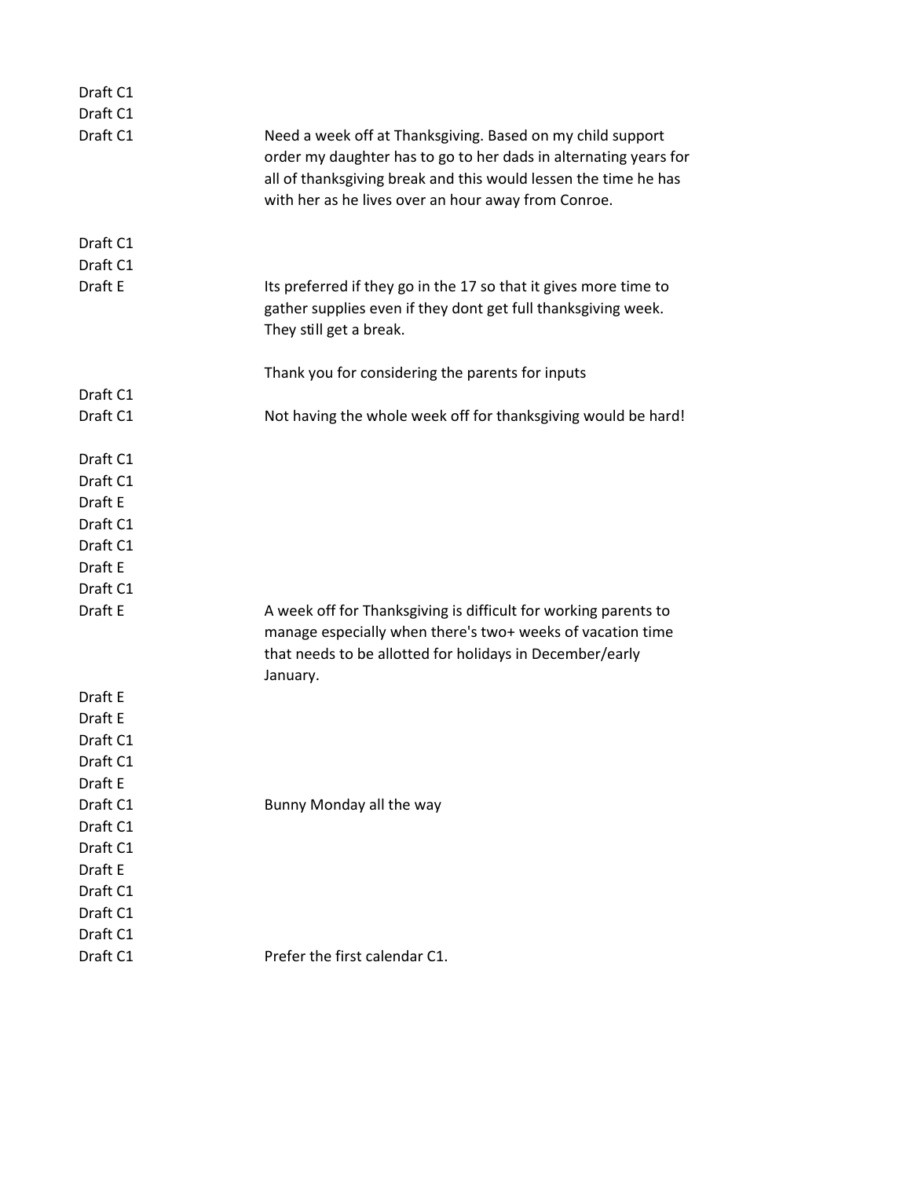| | |
|---|---|
| Draft C1 | |
| Draft C1 | |
| Draft C1 | Need a week off at Thanksgiving. Based on my child support order my daughter has to go to her dads in alternating years for all of thanksgiving break and this would lessen the time he has with her as he lives over an hour away from Conroe. |
| Draft C1 | |
| Draft C1 | |
| Draft E | Its preferred if they go in the 17 so that it gives more time to gather supplies even if they dont get full thanksgiving week. They still get a break.<br><br>Thank you for considering the parents for inputs |
| Draft C1 | |
| Draft C1 | Not having the whole week off for thanksgiving would be hard! |
| Draft C1 | |
| Draft C1 | |
| Draft E | |
| Draft C1 | |
| Draft C1 | |
| Draft E | |
| Draft C1 | |
| Draft E | A week off for Thanksgiving is difficult for working parents to manage especially when there's two+ weeks of vacation time that needs to be allotted for holidays in December/early January. |
| Draft E | |
| Draft E | |
| Draft C1 | |
| Draft C1 | |
| Draft E | |
| Draft C1 | Bunny Monday all the way |
| Draft C1 | |
| Draft C1 | |
| Draft E | |
| Draft C1 | |
| Draft C1 | |
| Draft C1 | |
| Draft C1 | Prefer the first calendar C1. |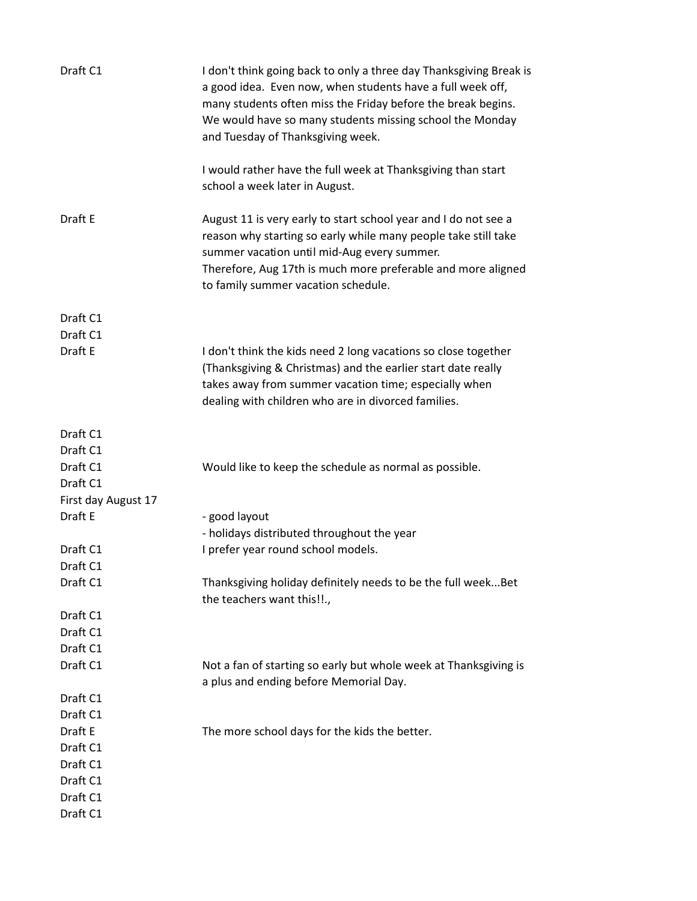| | |
|---|---|
| Draft C1 | I don't think going back to only a three day Thanksgiving Break is a good idea. Even now, when students have a full week off, many students often miss the Friday before the break begins. We would have so many students missing school the Monday and Tuesday of Thanksgiving week.<br><br>I would rather have the full week at Thanksgiving than start school a week later in August. |
| Draft E | August 11 is very early to start school year and I do not see a reason why starting so early while many people take still take summer vacation until mid-Aug every summer.<br>Therefore, Aug 17th is much more preferable and more aligned to family summer vacation schedule. |
| Draft C1 | |
| Draft C1 | |
| Draft E | I don't think the kids need 2 long vacations so close together (Thanksgiving & Christmas) and the earlier start date really takes away from summer vacation time; especially when dealing with children who are in divorced families. |
| Draft C1 | |
| Draft C1 | |
| Draft C1 | Would like to keep the schedule as normal as possible. |
| Draft C1 | |
| First day August 17 | |
| Draft E | - good layout<br>- holidays distributed throughout the year |
| Draft C1 | I prefer year round school models. |
| Draft C1 | |
| Draft C1 | Thanksgiving holiday definitely needs to be the full week...Bet the teachers want this!!., |
| Draft C1 | |
| Draft C1 | |
| Draft C1 | |
| Draft C1 | Not a fan of starting so early but whole week at Thanksgiving is a plus and ending before Memorial Day. |
| Draft C1 | |
| Draft C1 | |
| Draft E | The more school days for the kids the better. |
| Draft C1 | |
| Draft C1 | |
| Draft C1 | |
| Draft C1 | |
| Draft C1 | |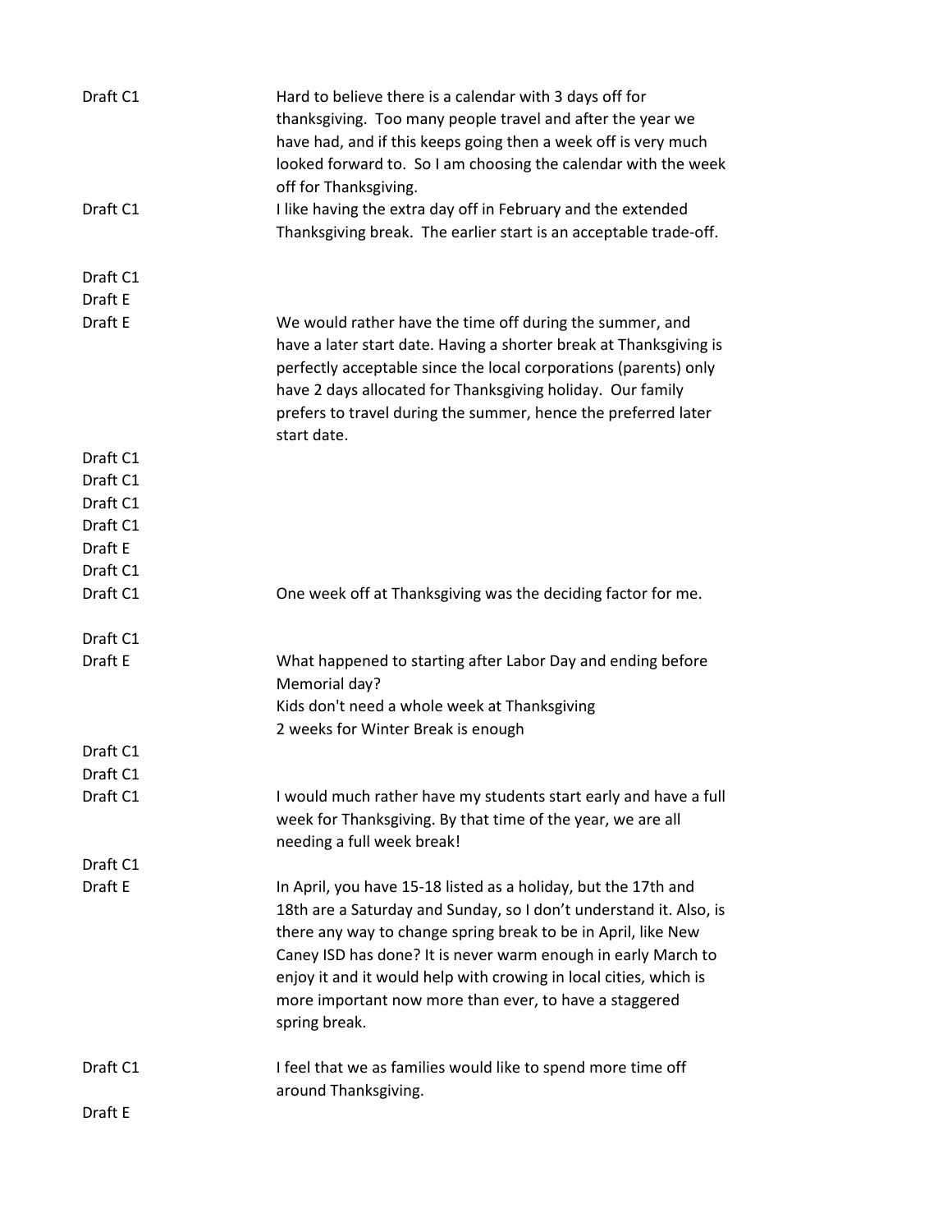| | |
|---|---|
| Draft C1 | Hard to believe there is a calendar with 3 days off for thanksgiving. Too many people travel and after the year we have had, and if this keeps going then a week off is very much looked forward to. So I am choosing the calendar with the week off for Thanksgiving. |
| Draft C1 | I like having the extra day off in February and the extended Thanksgiving break. The earlier start is an acceptable trade-off. |
| Draft C1 | |
| Draft E | |
| Draft E | We would rather have the time off during the summer, and have a later start date. Having a shorter break at Thanksgiving is perfectly acceptable since the local corporations (parents) only have 2 days allocated for Thanksgiving holiday. Our family prefers to travel during the summer, hence the preferred later start date. |
| Draft C1 | |
| Draft C1 | |
| Draft C1 | |
| Draft C1 | |
| Draft E | |
| Draft C1 | |
| Draft C1 | One week off at Thanksgiving was the deciding factor for me. |
| Draft C1 | |
| Draft E | What happened to starting after Labor Day and ending before Memorial day?<br>Kids don't need a whole week at Thanksgiving<br>2 weeks for Winter Break is enough |
| Draft C1 | |
| Draft C1 | |
| Draft C1 | I would much rather have my students start early and have a full week for Thanksgiving. By that time of the year, we are all needing a full week break! |
| Draft C1 | |
| Draft E | In April, you have 15-18 listed as a holiday, but the 17th and 18th are a Saturday and Sunday, so I don't understand it. Also, is there any way to change spring break to be in April, like New Caney ISD has done? It is never warm enough in early March to enjoy it and it would help with crowing in local cities, which is more important now more than ever, to have a staggered spring break. |
| Draft C1 | I feel that we as families would like to spend more time off around Thanksgiving. |
| Draft E | |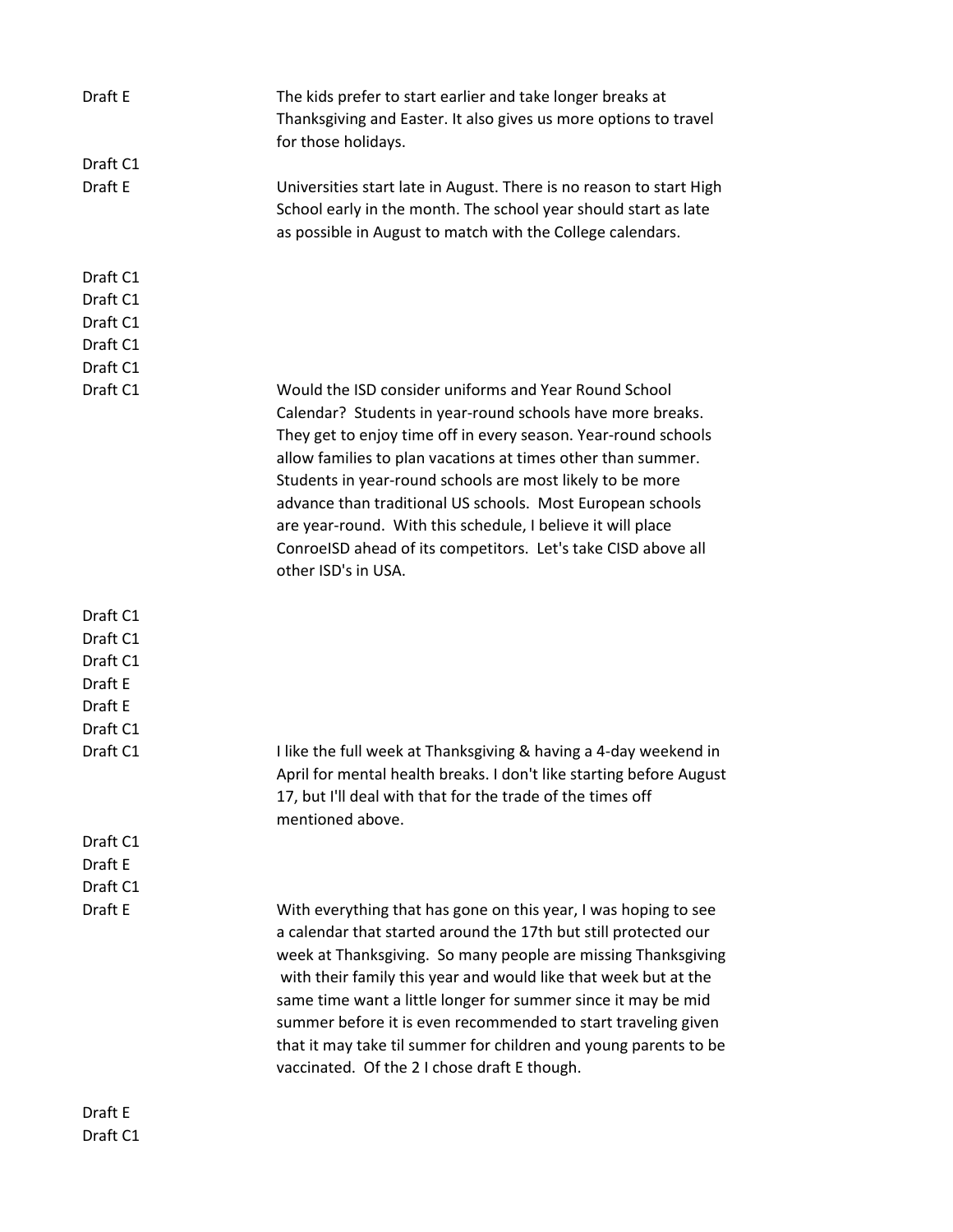| | |
|---|---|
| Draft E | The kids prefer to start earlier and take longer breaks at Thanksgiving and Easter. It also gives us more options to travel for those holidays. |
| Draft C1 | |
| Draft E | Universities start late in August. There is no reason to start High School early in the month. The school year should start as late as possible in August to match with the College calendars. |
| Draft C1 | |
| Draft C1 | |
| Draft C1 | |
| Draft C1 | |
| Draft C1 | |
| Draft C1 | Would the ISD consider uniforms and Year Round School Calendar? Students in year-round schools have more breaks. They get to enjoy time off in every season. Year-round schools allow families to plan vacations at times other than summer. Students in year-round schools are most likely to be more advance than traditional US schools. Most European schools are year-round. With this schedule, I believe it will place ConroeISD ahead of its competitors. Let's take CISD above all other ISD's in USA. |
| Draft C1 | |
| Draft C1 | |
| Draft C1 | |
| Draft E | |
| Draft E | |
| Draft C1 | |
| Draft C1 | I like the full week at Thanksgiving & having a 4-day weekend in April for mental health breaks. I don't like starting before August 17, but I'll deal with that for the trade of the times off mentioned above. |
| Draft C1 | |
| Draft E | |
| Draft C1 | |
| Draft E | With everything that has gone on this year, I was hoping to see a calendar that started around the 17th but still protected our week at Thanksgiving. So many people are missing Thanksgiving with their family this year and would like that week but at the same time want a little longer for summer since it may be mid summer before it is even recommended to start traveling given that it may take til summer for children and young parents to be vaccinated. Of the 2 I chose draft E though. |
| Draft E | |
| Draft C1 | |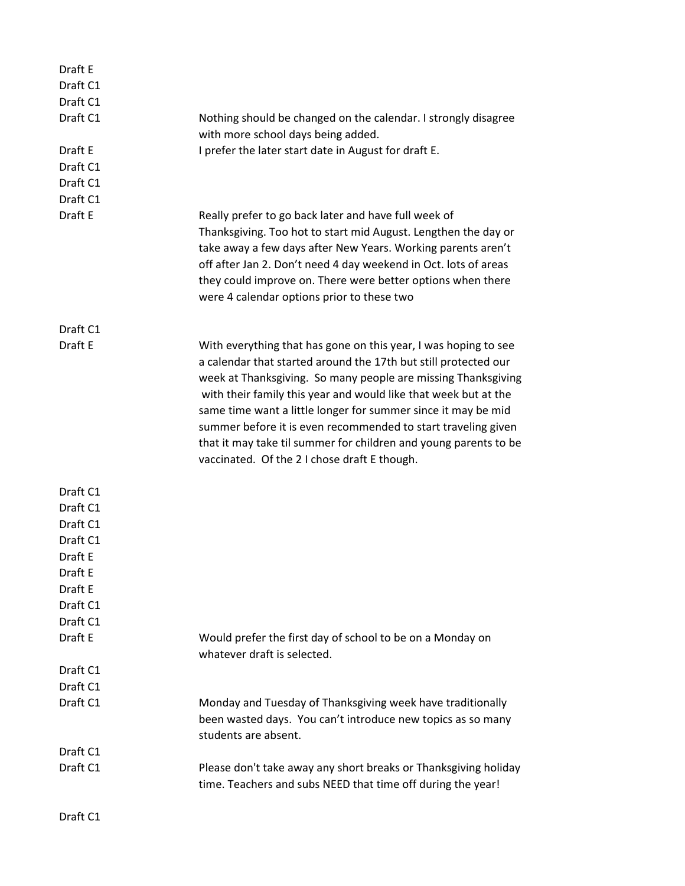| | |
|---|---|
| Draft E | |
| Draft C1 | |
| Draft C1 | |
| Draft C1 | Nothing should be changed on the calendar. I strongly disagree with more school days being added. |
| Draft E | I prefer the later start date in August for draft E. |
| Draft C1 | |
| Draft C1 | |
| Draft C1 | |
| Draft E | Really prefer to go back later and have full week of Thanksgiving. Too hot to start mid August. Lengthen the day or take away a few days after New Years. Working parents aren't off after Jan 2. Don't need 4 day weekend in Oct. lots of areas they could improve on. There were better options when there were 4 calendar options prior to these two |
| Draft C1 | |
| Draft E | With everything that has gone on this year, I was hoping to see a calendar that started around the 17th but still protected our week at Thanksgiving. So many people are missing Thanksgiving with their family this year and would like that week but at the same time want a little longer for summer since it may be mid summer before it is even recommended to start traveling given that it may take til summer for children and young parents to be vaccinated. Of the 2 I chose draft E though. |
| Draft C1 | |
| Draft C1 | |
| Draft C1 | |
| Draft C1 | |
| Draft E | |
| Draft E | |
| Draft E | |
| Draft C1 | |
| Draft C1 | |
| Draft E | Would prefer the first day of school to be on a Monday on whatever draft is selected. |
| Draft C1 | |
| Draft C1 | |
| Draft C1 | Monday and Tuesday of Thanksgiving week have traditionally been wasted days. You can't introduce new topics as so many students are absent. |
| Draft C1 | |
| Draft C1 | Please don't take away any short breaks or Thanksgiving holiday time. Teachers and subs NEED that time off during the year! |
| Draft C1 | |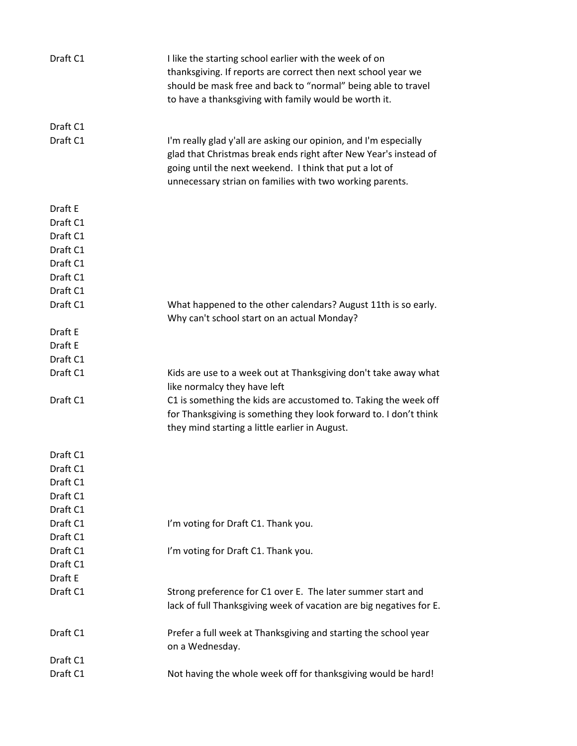| | |
|---|---|
| Draft C1 | I like the starting school earlier with the week of on thanksgiving. If reports are correct then next school year we should be mask free and back to “normal” being able to travel to have a thanksgiving with family would be worth it. |
| Draft C1 | |
| Draft C1 | I'm really glad y'all are asking our opinion, and I'm especially glad that Christmas break ends right after New Year's instead of going until the next weekend. I think that put a lot of unnecessary strian on families with two working parents. |
| Draft E | |
| Draft C1 | |
| Draft C1 | |
| Draft C1 | |
| Draft C1 | |
| Draft C1 | |
| Draft C1 | |
| Draft C1 | What happened to the other calendars? August 11th is so early. Why can't school start on an actual Monday? |
| Draft E | |
| Draft E | |
| Draft C1 | |
| Draft C1 | Kids are use to a week out at Thanksgiving don't take away what like normalcy they have left |
| Draft C1 | C1 is something the kids are accustomed to. Taking the week off for Thanksgiving is something they look forward to. I don’t think they mind starting a little earlier in August. |
| Draft C1 | |
| Draft C1 | |
| Draft C1 | |
| Draft C1 | |
| Draft C1 | |
| Draft C1 | I’m voting for Draft C1. Thank you. |
| Draft C1 | |
| Draft C1 | I’m voting for Draft C1. Thank you. |
| Draft C1 | |
| Draft E | |
| Draft C1 | Strong preference for C1 over E. The later summer start and lack of full Thanksgiving week of vacation are big negatives for E. |
| Draft C1 | Prefer a full week at Thanksgiving and starting the school year on a Wednesday. |
| Draft C1 | |
| Draft C1 | Not having the whole week off for thanksgiving would be hard! |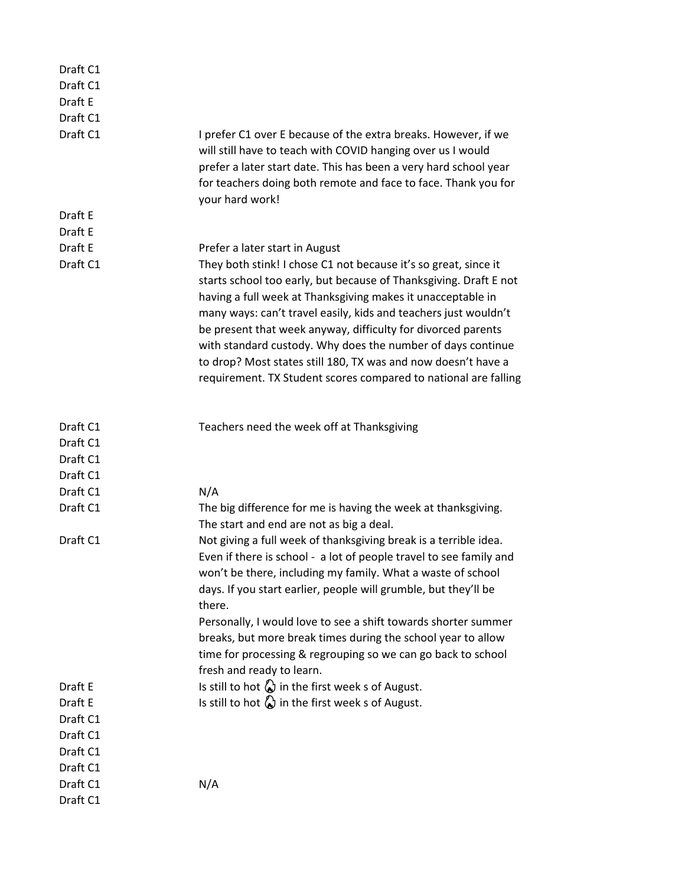| | |
|---|---|
| Draft C1 | |
| Draft C1 | |
| Draft E | |
| Draft C1 | |
| Draft C1 | I prefer C1 over E because of the extra breaks. However, if we will still have to teach with COVID hanging over us I would prefer a later start date. This has been a very hard school year for teachers doing both remote and face to face. Thank you for your hard work! |
| Draft E | |
| Draft E | |
| Draft E | Prefer a later start in August |
| Draft C1 | They both stink! I chose C1 not because it's so great, since it starts school too early, but because of Thanksgiving. Draft E not having a full week at Thanksgiving makes it unacceptable in many ways: can't travel easily, kids and teachers just wouldn't be present that week anyway, difficulty for divorced parents with standard custody. Why does the number of days continue to drop? Most states still 180, TX was and now doesn't have a requirement. TX Student scores compared to national are falling |
| Draft C1 | Teachers need the week off at Thanksgiving |
| Draft C1 | |
| Draft C1 | |
| Draft C1 | |
| Draft C1 | N/A |
| Draft C1 | The big difference for me is having the week at thanksgiving. The start and end are not as big a deal. |
| Draft C1 | Not giving a full week of thanksgiving break is a terrible idea. Even if there is school - a lot of people travel to see family and won't be there, including my family. What a waste of school days. If you start earlier, people will grumble, but they'll be there. Personally, I would love to see a shift towards shorter summer breaks, but more break times during the school year to allow time for processing & regrouping so we can go back to school fresh and ready to learn. |
| Draft E | Is still to hot 🔥 in the first week s of August. |
| Draft E | Is still to hot 🔥 in the first week s of August. |
| Draft C1 | |
| Draft C1 | |
| Draft C1 | |
| Draft C1 | |
| Draft C1 | N/A |
| Draft C1 | |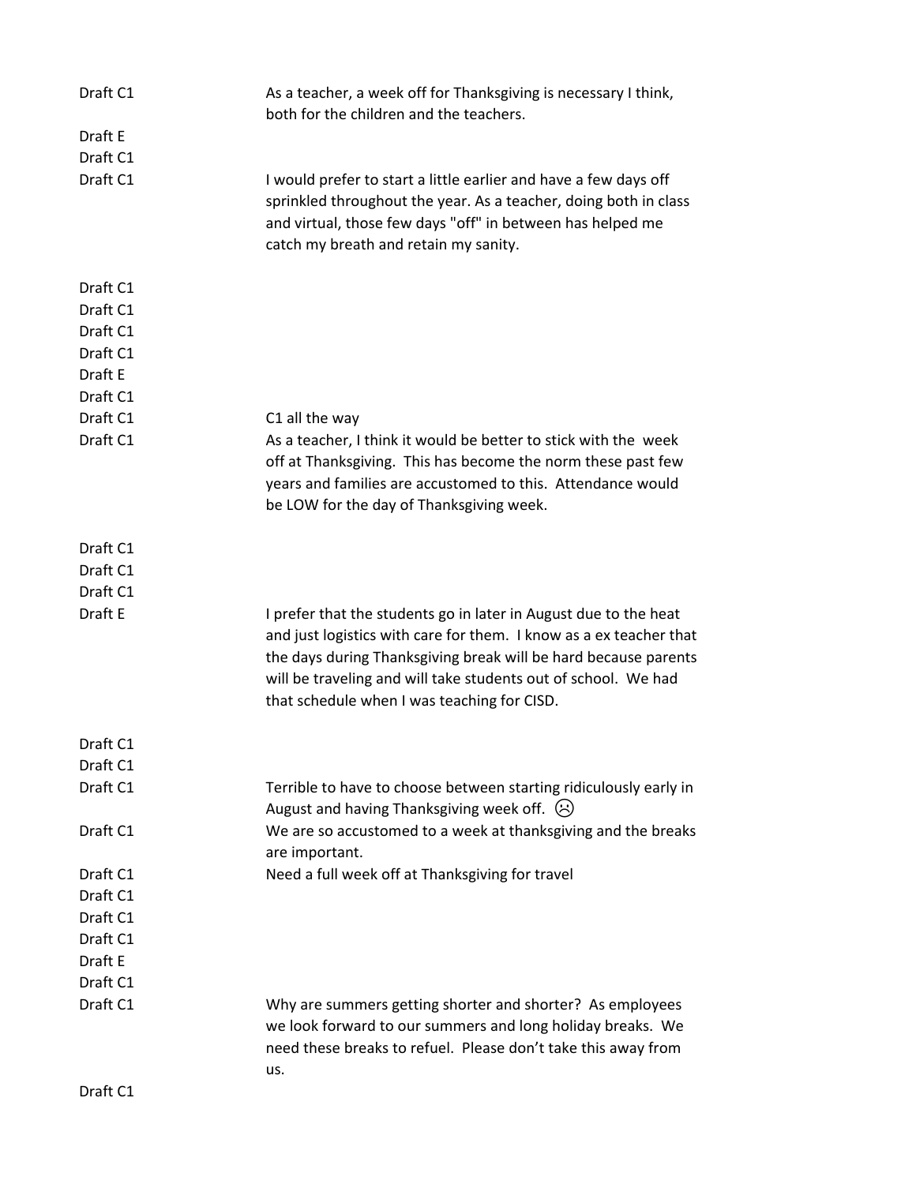| | |
|---|---|
| Draft C1 | As a teacher, a week off for Thanksgiving is necessary I think, both for the children and the teachers. |
| Draft E | |
| Draft C1 | |
| Draft C1 | I would prefer to start a little earlier and have a few days off sprinkled throughout the year. As a teacher, doing both in class and virtual, those few days "off" in between has helped me catch my breath and retain my sanity. |
| Draft C1 | |
| Draft C1 | |
| Draft C1 | |
| Draft C1 | |
| Draft E | |
| Draft C1 | |
| Draft C1 | C1 all the way |
| Draft C1 | As a teacher, I think it would be better to stick with the week off at Thanksgiving. This has become the norm these past few years and families are accustomed to this. Attendance would be LOW for the day of Thanksgiving week. |
| Draft C1 | |
| Draft C1 | |
| Draft C1 | |
| Draft E | I prefer that the students go in later in August due to the heat and just logistics with care for them. I know as a ex teacher that the days during Thanksgiving break will be hard because parents will be traveling and will take students out of school. We had that schedule when I was teaching for CISD. |
| Draft C1 | |
| Draft C1 | |
| Draft C1 | Terrible to have to choose between starting ridiculously early in August and having Thanksgiving week off. ☹ |
| Draft C1 | We are so accustomed to a week at thanksgiving and the breaks are important. |
| Draft C1 | Need a full week off at Thanksgiving for travel |
| Draft C1 | |
| Draft C1 | |
| Draft C1 | |
| Draft E | |
| Draft C1 | |
| Draft C1 | Why are summers getting shorter and shorter? As employees we look forward to our summers and long holiday breaks. We need these breaks to refuel. Please don't take this away from us. |
| Draft C1 | |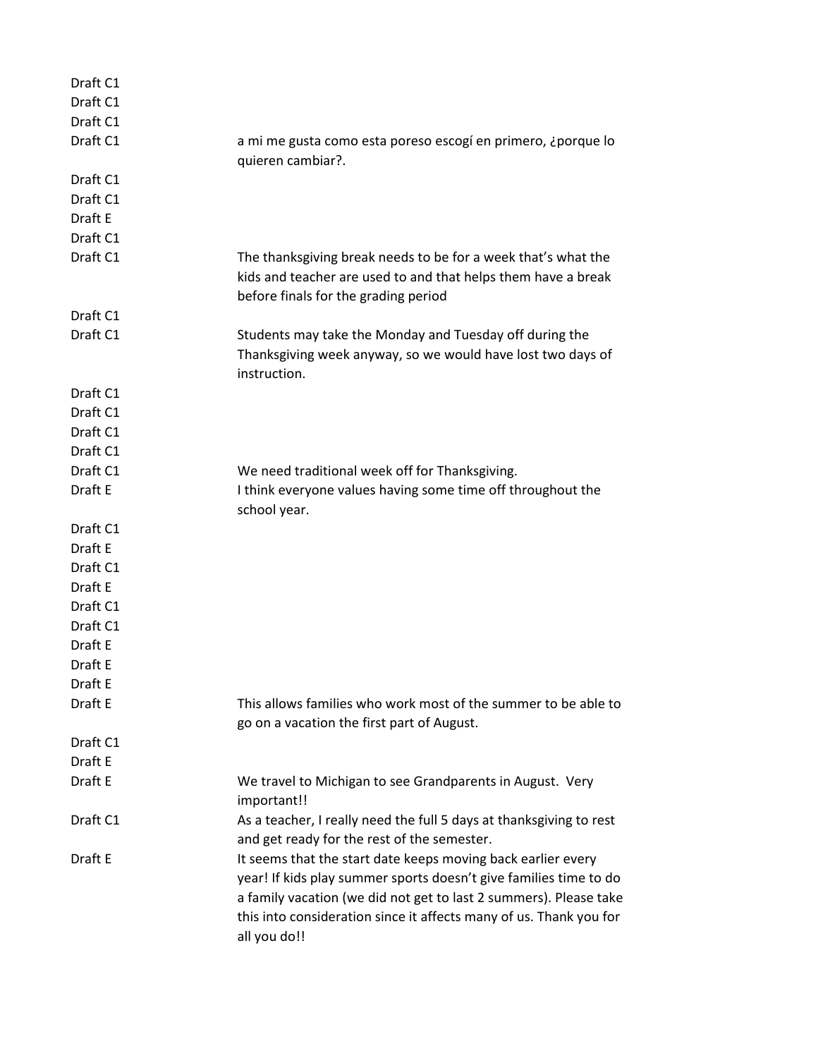| | |
|---|---|
| Draft C1 | |
| Draft C1 | |
| Draft C1 | |
| Draft C1 | a mi me gusta como esta poreso escogí en primero, ¿porque lo quieren cambiar?. |
| Draft C1 | |
| Draft C1 | |
| Draft E | |
| Draft C1 | |
| Draft C1 | The thanksgiving break needs to be for a week that's what the kids and teacher are used to and that helps them have a break before finals for the grading period |
| Draft C1 | |
| Draft C1 | Students may take the Monday and Tuesday off during the Thanksgiving week anyway, so we would have lost two days of instruction. |
| Draft C1 | |
| Draft C1 | |
| Draft C1 | |
| Draft C1 | |
| Draft C1 | We need traditional week off for Thanksgiving. |
| Draft E | I think everyone values having some time off throughout the school year. |
| Draft C1 | |
| Draft E | |
| Draft C1 | |
| Draft E | |
| Draft C1 | |
| Draft C1 | |
| Draft E | |
| Draft E | |
| Draft E | |
| Draft E | This allows families who work most of the summer to be able to go on a vacation the first part of August. |
| Draft C1 | |
| Draft E | |
| Draft E | We travel to Michigan to see Grandparents in August. Very important!! |
| Draft C1 | As a teacher, I really need the full 5 days at thanksgiving to rest and get ready for the rest of the semester. |
| Draft E | It seems that the start date keeps moving back earlier every year! If kids play summer sports doesn't give families time to do a family vacation (we did not get to last 2 summers). Please take this into consideration since it affects many of us. Thank you for all you do!! |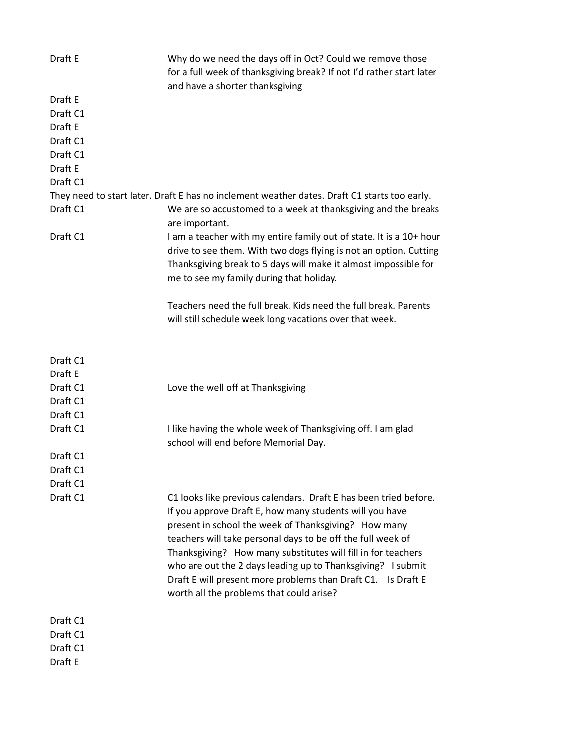| | |
|---|---|
| Draft E | Why do we need the days off in Oct? Could we remove those for a full week of thanksgiving break? If not I'd rather start later and have a shorter thanksgiving |
| Draft E | |
| Draft C1 | |
| Draft E | |
| Draft C1 | |
| Draft C1 | |
| Draft E | |
| Draft C1 | |
| They need to start later. Draft E has no inclement weather dates. Draft C1 starts too early. | |
| Draft C1 | We are so accustomed to a week at thanksgiving and the breaks are important. |
| Draft C1 | I am a teacher with my entire family out of state. It is a 10+ hour drive to see them. With two dogs flying is not an option. Cutting Thanksgiving break to 5 days will make it almost impossible for me to see my family during that holiday.<br><br>Teachers need the full break. Kids need the full break. Parents will still schedule week long vacations over that week. |
| Draft C1 | |
| Draft E | |
| Draft C1 | Love the well off at Thanksgiving |
| Draft C1 | |
| Draft C1 | |
| Draft C1 | I like having the whole week of Thanksgiving off. I am glad school will end before Memorial Day. |
| Draft C1 | |
| Draft C1 | |
| Draft C1 | |
| Draft C1 | C1 looks like previous calendars. Draft E has been tried before. If you approve Draft E, how many students will you have present in school the week of Thanksgiving? How many teachers will take personal days to be off the full week of Thanksgiving? How many substitutes will fill in for teachers who are out the 2 days leading up to Thanksgiving? I submit Draft E will present more problems than Draft C1. Is Draft E worth all the problems that could arise? |
| Draft C1 | |
| Draft C1 | |
| Draft C1 | |
| Draft E | |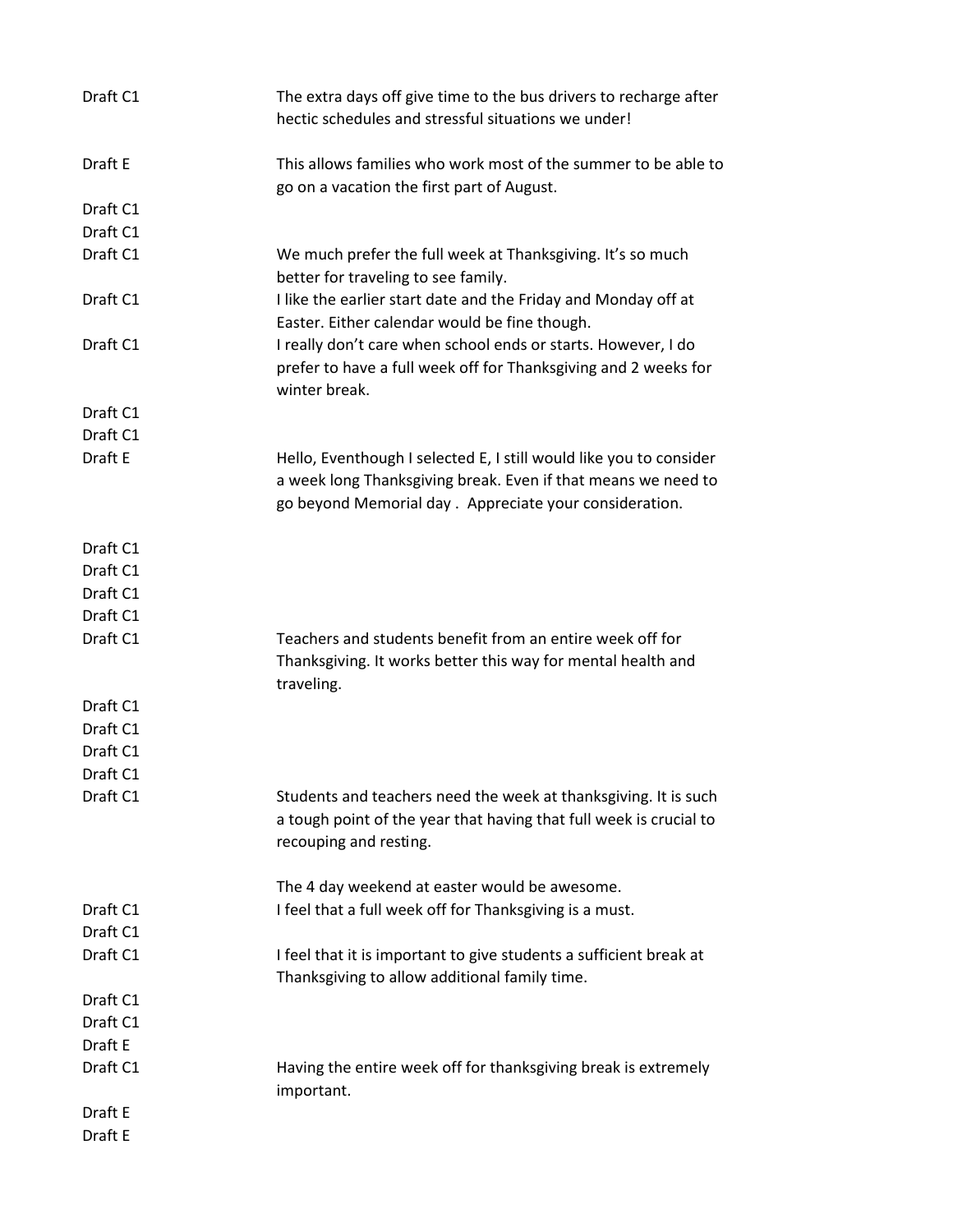| | |
|---|---|
| Draft C1 | The extra days off give time to the bus drivers to recharge after hectic schedules and stressful situations we under! |
| Draft E | This allows families who work most of the summer to be able to go on a vacation the first part of August. |
| Draft C1 | |
| Draft C1 | |
| Draft C1 | We much prefer the full week at Thanksgiving. It's so much better for traveling to see family. |
| Draft C1 | I like the earlier start date and the Friday and Monday off at Easter. Either calendar would be fine though. |
| Draft C1 | I really don't care when school ends or starts. However, I do prefer to have a full week off for Thanksgiving and 2 weeks for winter break. |
| Draft C1 | |
| Draft C1 | |
| Draft E | Hello, Eventhough I selected E, I still would like you to consider a week long Thanksgiving break. Even if that means we need to go beyond Memorial day . Appreciate your consideration. |
| Draft C1 | |
| Draft C1 | |
| Draft C1 | |
| Draft C1 | |
| Draft C1 | Teachers and students benefit from an entire week off for Thanksgiving. It works better this way for mental health and traveling. |
| Draft C1 | |
| Draft C1 | |
| Draft C1 | |
| Draft C1 | |
| Draft C1 | Students and teachers need the week at thanksgiving. It is such a tough point of the year that having that full week is crucial to recouping and resting. The 4 day weekend at easter would be awesome. |
| Draft C1 | I feel that a full week off for Thanksgiving is a must. |
| Draft C1 | |
| Draft C1 | I feel that it is important to give students a sufficient break at Thanksgiving to allow additional family time. |
| Draft C1 | |
| Draft C1 | |
| Draft E | |
| Draft C1 | Having the entire week off for thanksgiving break is extremely important. |
| Draft E | |
| Draft E | |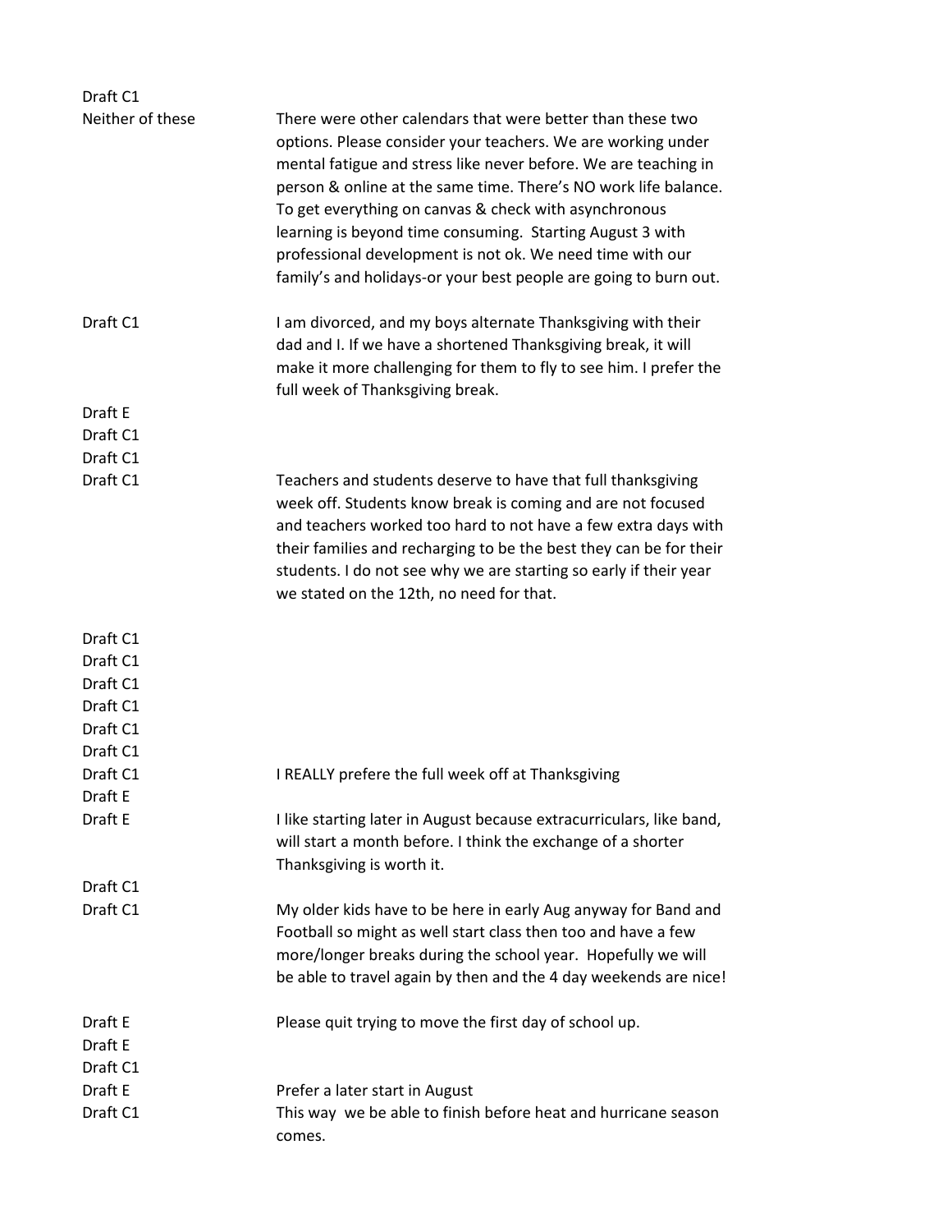| | |
|---|---|
| Draft C1 | |
| Neither of these | There were other calendars that were better than these two options. Please consider your teachers. We are working under mental fatigue and stress like never before. We are teaching in person & online at the same time. There's NO work life balance. To get everything on canvas & check with asynchronous learning is beyond time consuming. Starting August 3 with professional development is not ok. We need time with our family's and holidays-or your best people are going to burn out. |
| Draft C1 | I am divorced, and my boys alternate Thanksgiving with their dad and I. If we have a shortened Thanksgiving break, it will make it more challenging for them to fly to see him. I prefer the full week of Thanksgiving break. |
| Draft E | |
| Draft C1 | |
| Draft C1 | |
| Draft C1 | Teachers and students deserve to have that full thanksgiving week off. Students know break is coming and are not focused and teachers worked too hard to not have a few extra days with their families and recharging to be the best they can be for their students. I do not see why we are starting so early if their year we stated on the 12th, no need for that. |
| Draft C1 | |
| Draft C1 | |
| Draft C1 | |
| Draft C1 | |
| Draft C1 | |
| Draft C1 | |
| Draft C1 | I REALLY prefere the full week off at Thanksgiving |
| Draft E | |
| Draft E | I like starting later in August because extracurriculars, like band, will start a month before. I think the exchange of a shorter Thanksgiving is worth it. |
| Draft C1 | |
| Draft C1 | My older kids have to be here in early Aug anyway for Band and Football so might as well start class then too and have a few more/longer breaks during the school year. Hopefully we will be able to travel again by then and the 4 day weekends are nice! |
| Draft E | Please quit trying to move the first day of school up. |
| Draft E | |
| Draft C1 | |
| Draft E | Prefer a later start in August |
| Draft C1 | This way we be able to finish before heat and hurricane season comes. |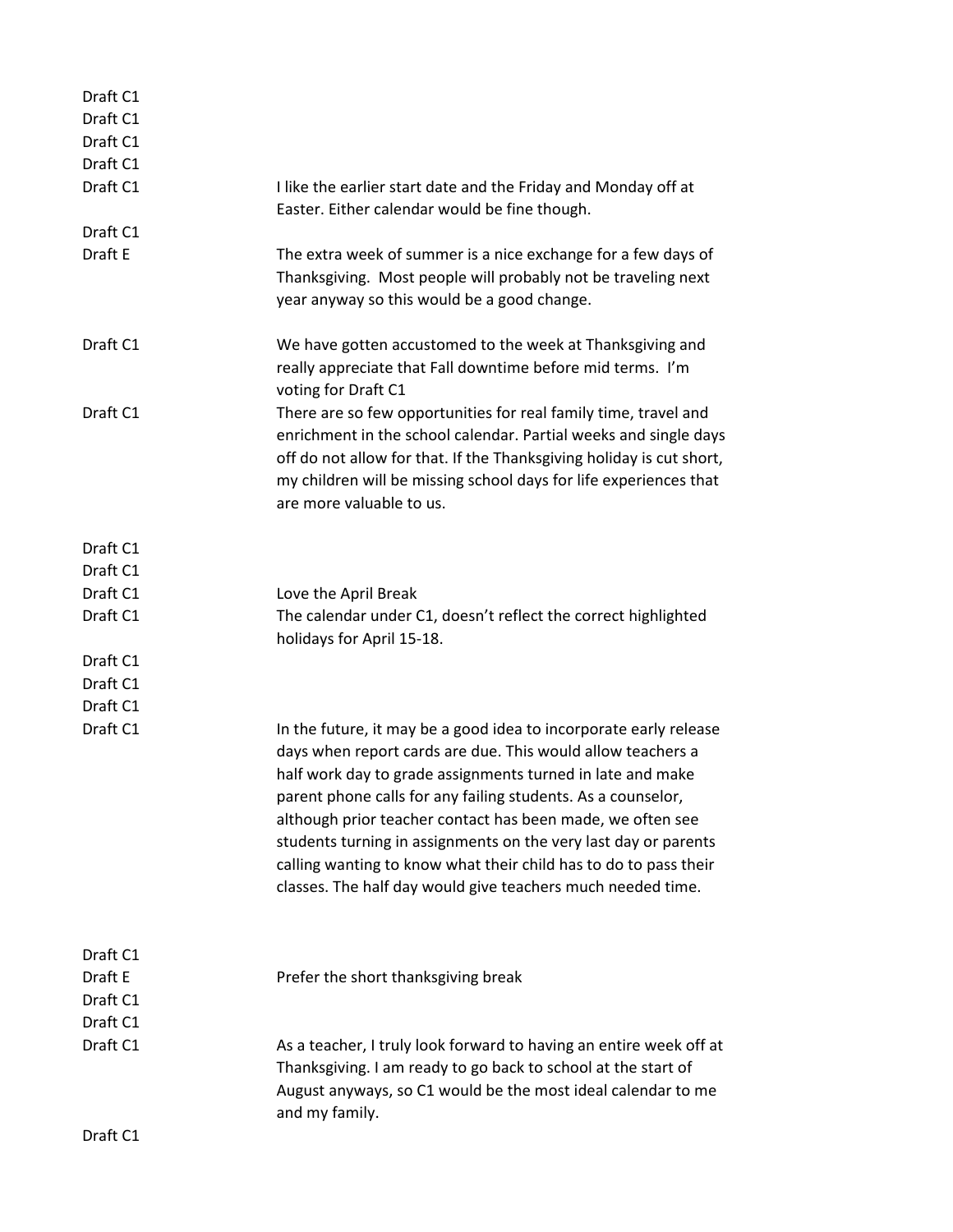| | |
|---|---|
| Draft C1 | |
| Draft C1 | |
| Draft C1 | |
| Draft C1 | |
| Draft C1 | I like the earlier start date and the Friday and Monday off at Easter. Either calendar would be fine though. |
| Draft C1 | |
| Draft E | The extra week of summer is a nice exchange for a few days of Thanksgiving. Most people will probably not be traveling next year anyway so this would be a good change. |
| Draft C1 | We have gotten accustomed to the week at Thanksgiving and really appreciate that Fall downtime before mid terms. I'm voting for Draft C1 |
| Draft C1 | There are so few opportunities for real family time, travel and enrichment in the school calendar. Partial weeks and single days off do not allow for that. If the Thanksgiving holiday is cut short, my children will be missing school days for life experiences that are more valuable to us. |
| Draft C1 | |
| Draft C1 | |
| Draft C1 | Love the April Break |
| Draft C1 | The calendar under C1, doesn't reflect the correct highlighted holidays for April 15-18. |
| Draft C1 | |
| Draft C1 | |
| Draft C1 | |
| Draft C1 | In the future, it may be a good idea to incorporate early release days when report cards are due. This would allow teachers a half work day to grade assignments turned in late and make parent phone calls for any failing students. As a counselor, although prior teacher contact has been made, we often see students turning in assignments on the very last day or parents calling wanting to know what their child has to do to pass their classes. The half day would give teachers much needed time. |
| Draft C1 | |
| Draft E | Prefer the short thanksgiving break |
| Draft C1 | |
| Draft C1 | |
| Draft C1 | As a teacher, I truly look forward to having an entire week off at Thanksgiving. I am ready to go back to school at the start of August anyways, so C1 would be the most ideal calendar to me and my family. |
| Draft C1 | |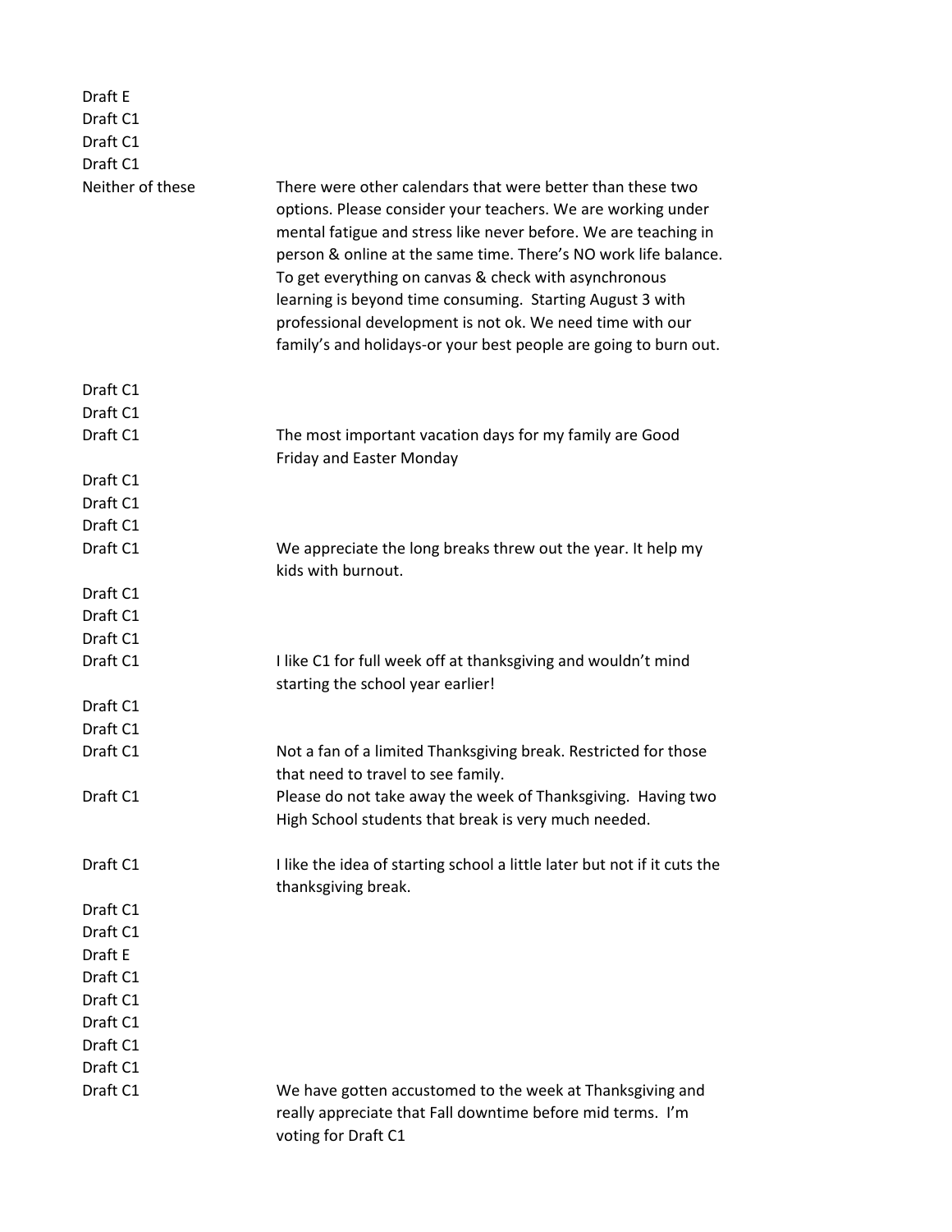| | |
|---|---|
| Draft E | |
| Draft C1 | |
| Draft C1 | |
| Draft C1 | |
| Neither of these | There were other calendars that were better than these two options. Please consider your teachers. We are working under mental fatigue and stress like never before. We are teaching in person & online at the same time. There's NO work life balance. To get everything on canvas & check with asynchronous learning is beyond time consuming. Starting August 3 with professional development is not ok. We need time with our family's and holidays-or your best people are going to burn out. |
| Draft C1 | |
| Draft C1 | |
| Draft C1 | The most important vacation days for my family are Good Friday and Easter Monday |
| Draft C1 | |
| Draft C1 | |
| Draft C1 | |
| Draft C1 | We appreciate the long breaks threw out the year. It help my kids with burnout. |
| Draft C1 | |
| Draft C1 | |
| Draft C1 | |
| Draft C1 | I like C1 for full week off at thanksgiving and wouldn't mind starting the school year earlier! |
| Draft C1 | |
| Draft C1 | |
| Draft C1 | Not a fan of a limited Thanksgiving break. Restricted for those that need to travel to see family. |
| Draft C1 | Please do not take away the week of Thanksgiving. Having two High School students that break is very much needed. |
| Draft C1 | I like the idea of starting school a little later but not if it cuts the thanksgiving break. |
| Draft C1 | |
| Draft C1 | |
| Draft E | |
| Draft C1 | |
| Draft C1 | |
| Draft C1 | |
| Draft C1 | |
| Draft C1 | |
| Draft C1 | We have gotten accustomed to the week at Thanksgiving and really appreciate that Fall downtime before mid terms. I'm voting for Draft C1 |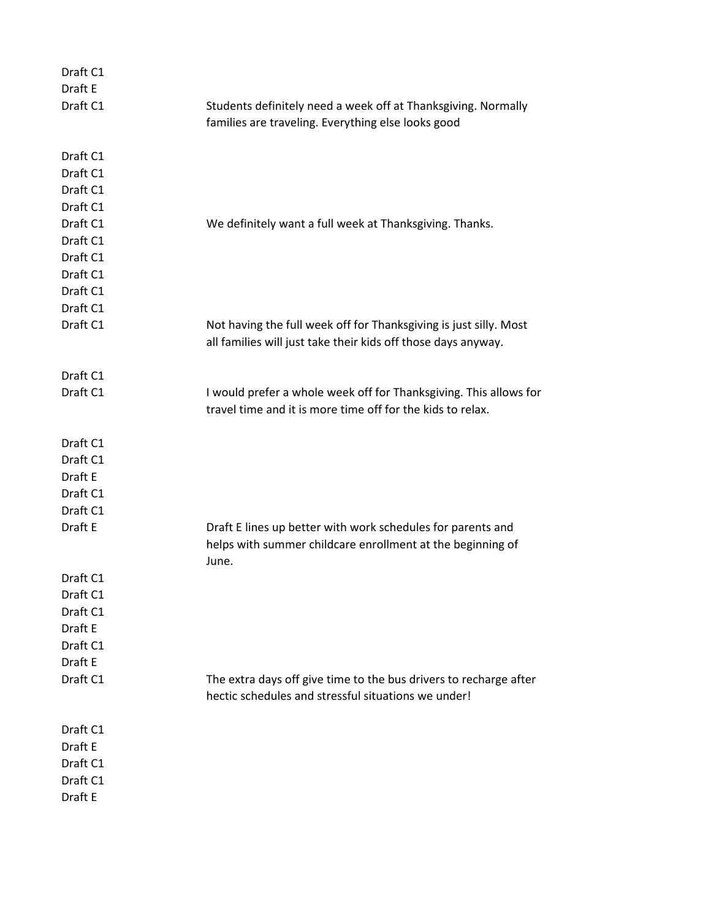| | |
|---|---|
| Draft C1 | |
| Draft E | |
| Draft C1 | Students definitely need a week off at Thanksgiving. Normally families are traveling. Everything else looks good |
| Draft C1 | |
| Draft C1 | |
| Draft C1 | |
| Draft C1 | |
| Draft C1 | We definitely want a full week at Thanksgiving. Thanks. |
| Draft C1 | |
| Draft C1 | |
| Draft C1 | |
| Draft C1 | |
| Draft C1 | |
| Draft C1 | Not having the full week off for Thanksgiving is just silly. Most all families will just take their kids off those days anyway. |
| Draft C1 | |
| Draft C1 | I would prefer a whole week off for Thanksgiving. This allows for travel time and it is more time off for the kids to relax. |
| Draft C1 | |
| Draft C1 | |
| Draft E | |
| Draft C1 | |
| Draft C1 | |
| Draft E | Draft E lines up better with work schedules for parents and helps with summer childcare enrollment at the beginning of June. |
| Draft C1 | |
| Draft C1 | |
| Draft C1 | |
| Draft E | |
| Draft C1 | |
| Draft E | |
| Draft C1 | The extra days off give time to the bus drivers to recharge after hectic schedules and stressful situations we under! |
| Draft C1 | |
| Draft E | |
| Draft C1 | |
| Draft C1 | |
| Draft E | |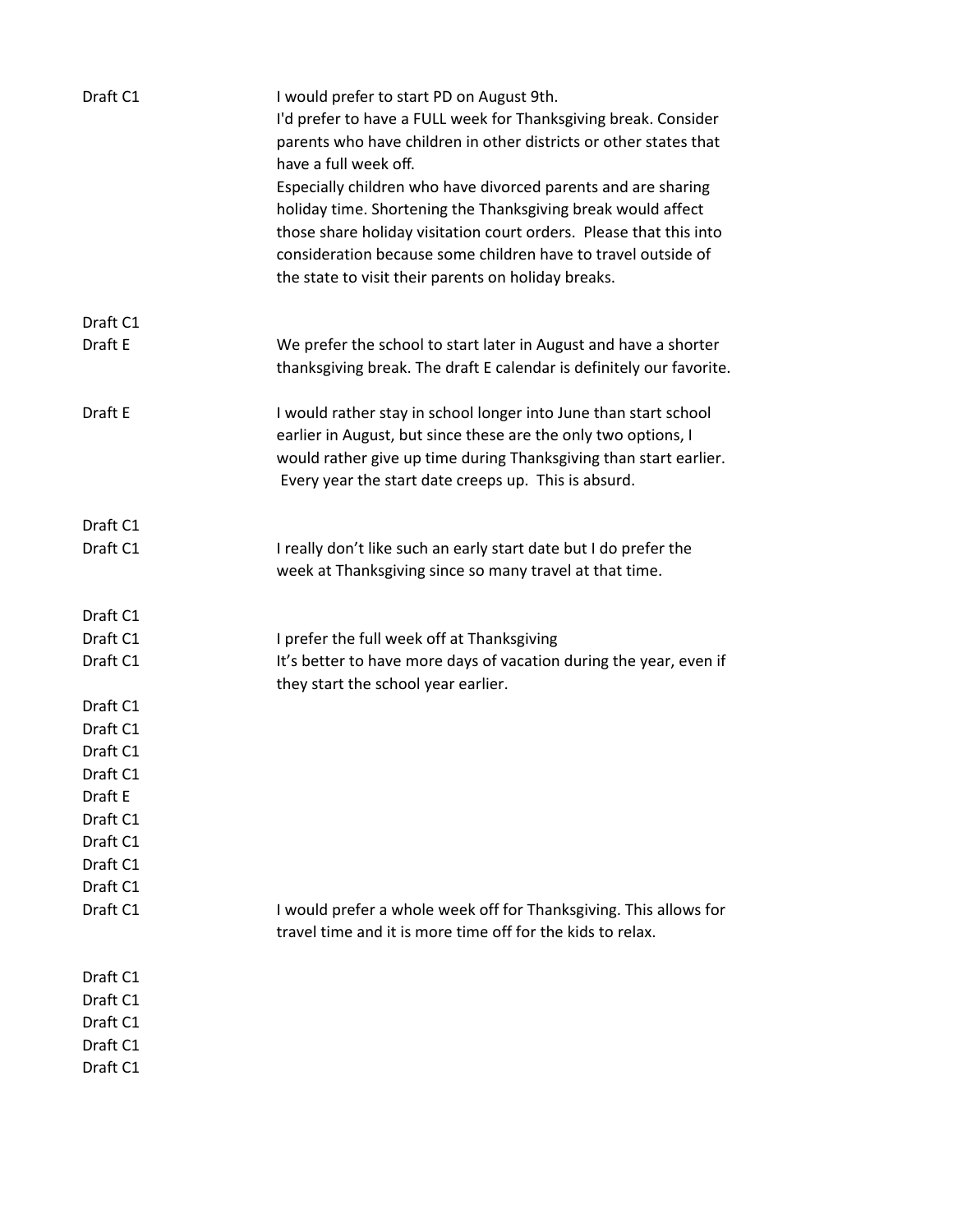| | |
|---|---|
| Draft C1 | I would prefer to start PD on August 9th.<br>I'd prefer to have a FULL week for Thanksgiving break. Consider parents who have children in other districts or other states that have a full week off.<br>Especially children who have divorced parents and are sharing holiday time. Shortening the Thanksgiving break would affect those share holiday visitation court orders. Please that this into consideration because some children have to travel outside of the state to visit their parents on holiday breaks. |
| Draft C1 | |
| Draft E | We prefer the school to start later in August and have a shorter thanksgiving break. The draft E calendar is definitely our favorite. |
| Draft E | I would rather stay in school longer into June than start school earlier in August, but since these are the only two options, I would rather give up time during Thanksgiving than start earlier. Every year the start date creeps up. This is absurd. |
| Draft C1 | |
| Draft C1 | I really don't like such an early start date but I do prefer the week at Thanksgiving since so many travel at that time. |
| Draft C1 | |
| Draft C1 | I prefer the full week off at Thanksgiving |
| Draft C1 | It's better to have more days of vacation during the year, even if they start the school year earlier. |
| Draft C1 | |
| Draft C1 | |
| Draft C1 | |
| Draft C1 | |
| Draft E | |
| Draft C1 | |
| Draft C1 | |
| Draft C1 | |
| Draft C1 | |
| Draft C1 | I would prefer a whole week off for Thanksgiving. This allows for travel time and it is more time off for the kids to relax. |
| Draft C1 | |
| Draft C1 | |
| Draft C1 | |
| Draft C1 | |
| Draft C1 | |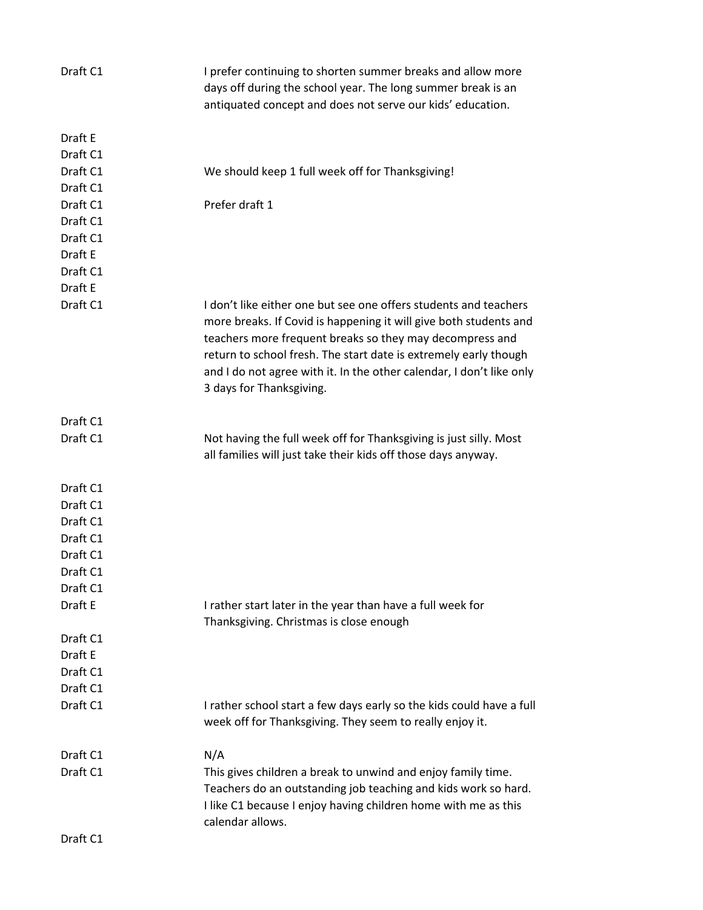| | |
|---|---|
| Draft C1 | I prefer continuing to shorten summer breaks and allow more days off during the school year. The long summer break is an antiquated concept and does not serve our kids' education. |
| Draft E | |
| Draft C1 | |
| Draft C1 | We should keep 1 full week off for Thanksgiving! |
| Draft C1 | |
| Draft C1 | Prefer draft 1 |
| Draft C1 | |
| Draft C1 | |
| Draft E | |
| Draft C1 | |
| Draft E | |
| Draft C1 | I don't like either one but see one offers students and teachers more breaks. If Covid is happening it will give both students and teachers more frequent breaks so they may decompress and return to school fresh. The start date is extremely early though and I do not agree with it. In the other calendar, I don't like only 3 days for Thanksgiving. |
| Draft C1 | |
| Draft C1 | Not having the full week off for Thanksgiving is just silly. Most all families will just take their kids off those days anyway. |
| Draft C1 | |
| Draft C1 | |
| Draft C1 | |
| Draft C1 | |
| Draft C1 | |
| Draft C1 | |
| Draft C1 | |
| Draft E | I rather start later in the year than have a full week for Thanksgiving. Christmas is close enough |
| Draft C1 | |
| Draft E | |
| Draft C1 | |
| Draft C1 | |
| Draft C1 | I rather school start a few days early so the kids could have a full week off for Thanksgiving. They seem to really enjoy it. |
| Draft C1 | N/A |
| Draft C1 | This gives children a break to unwind and enjoy family time. Teachers do an outstanding job teaching and kids work so hard. I like C1 because I enjoy having children home with me as this calendar allows. |
| Draft C1 | |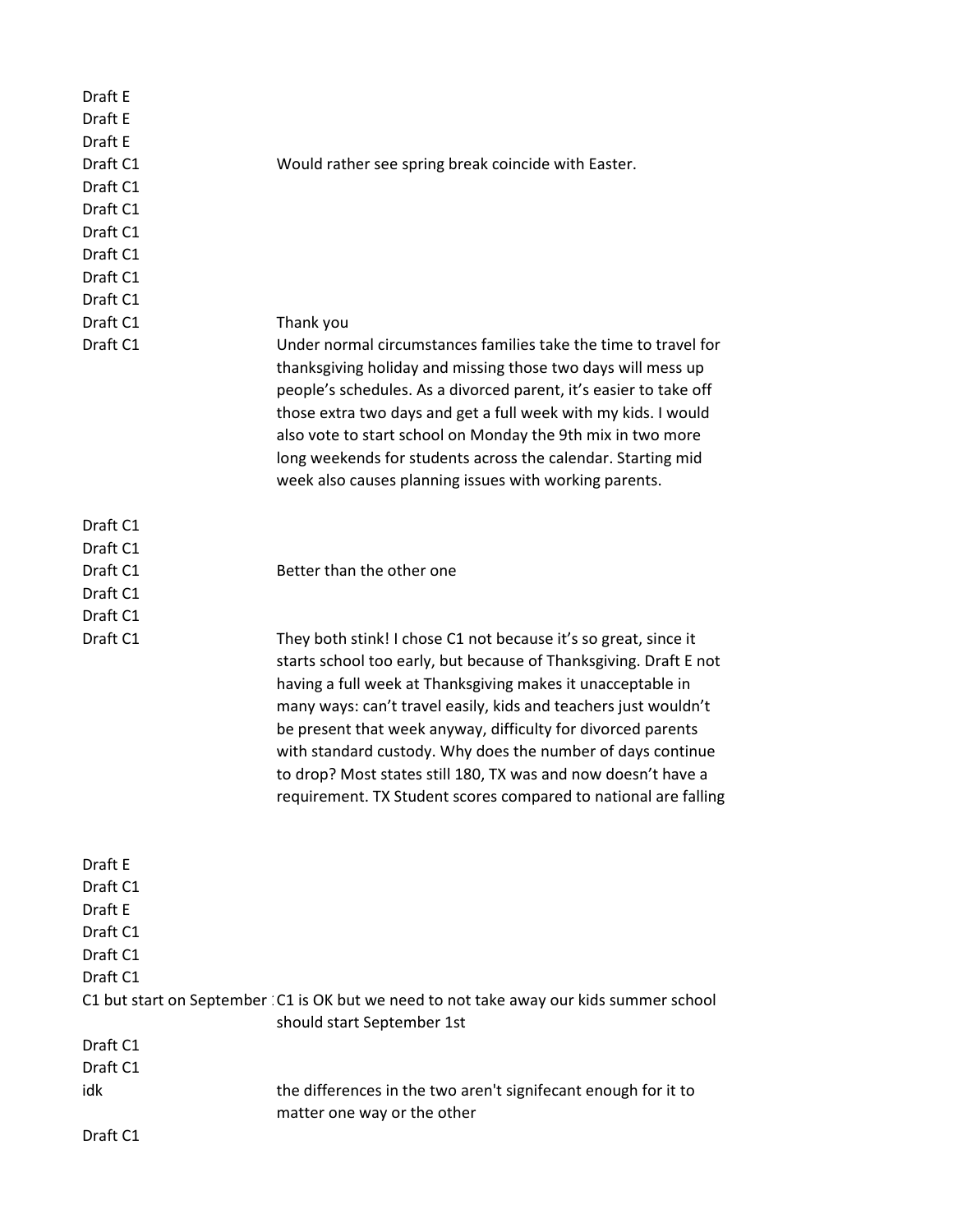| | |
|---|---|
| Draft E | |
| Draft E | |
| Draft E | |
| Draft C1 | Would rather see spring break coincide with Easter. |
| Draft C1 | |
| Draft C1 | |
| Draft C1 | |
| Draft C1 | |
| Draft C1 | |
| Draft C1 | |
| Draft C1 | Thank you |
| Draft C1 | Under normal circumstances families take the time to travel for thanksgiving holiday and missing those two days will mess up people's schedules. As a divorced parent, it's easier to take off those extra two days and get a full week with my kids. I would also vote to start school on Monday the 9th mix in two more long weekends for students across the calendar. Starting mid week also causes planning issues with working parents. |
| Draft C1 | |
| Draft C1 | |
| Draft C1 | Better than the other one |
| Draft C1 | |
| Draft C1 | |
| Draft C1 | They both stink! I chose C1 not because it's so great, since it starts school too early, but because of Thanksgiving. Draft E not having a full week at Thanksgiving makes it unacceptable in many ways: can't travel easily, kids and teachers just wouldn't be present that week anyway, difficulty for divorced parents with standard custody. Why does the number of days continue to drop? Most states still 180, TX was and now doesn't have a requirement. TX Student scores compared to national are falling |
| Draft E | |
| Draft C1 | |
| Draft E | |
| Draft C1 | |
| Draft C1 | |
| Draft C1 | |
| C1 but start on September : | C1 is OK but we need to not take away our kids summer school should start September 1st |
| Draft C1 | |
| Draft C1 | |
| idk | the differences in the two aren't signifecant enough for it to matter one way or the other |
| Draft C1 | |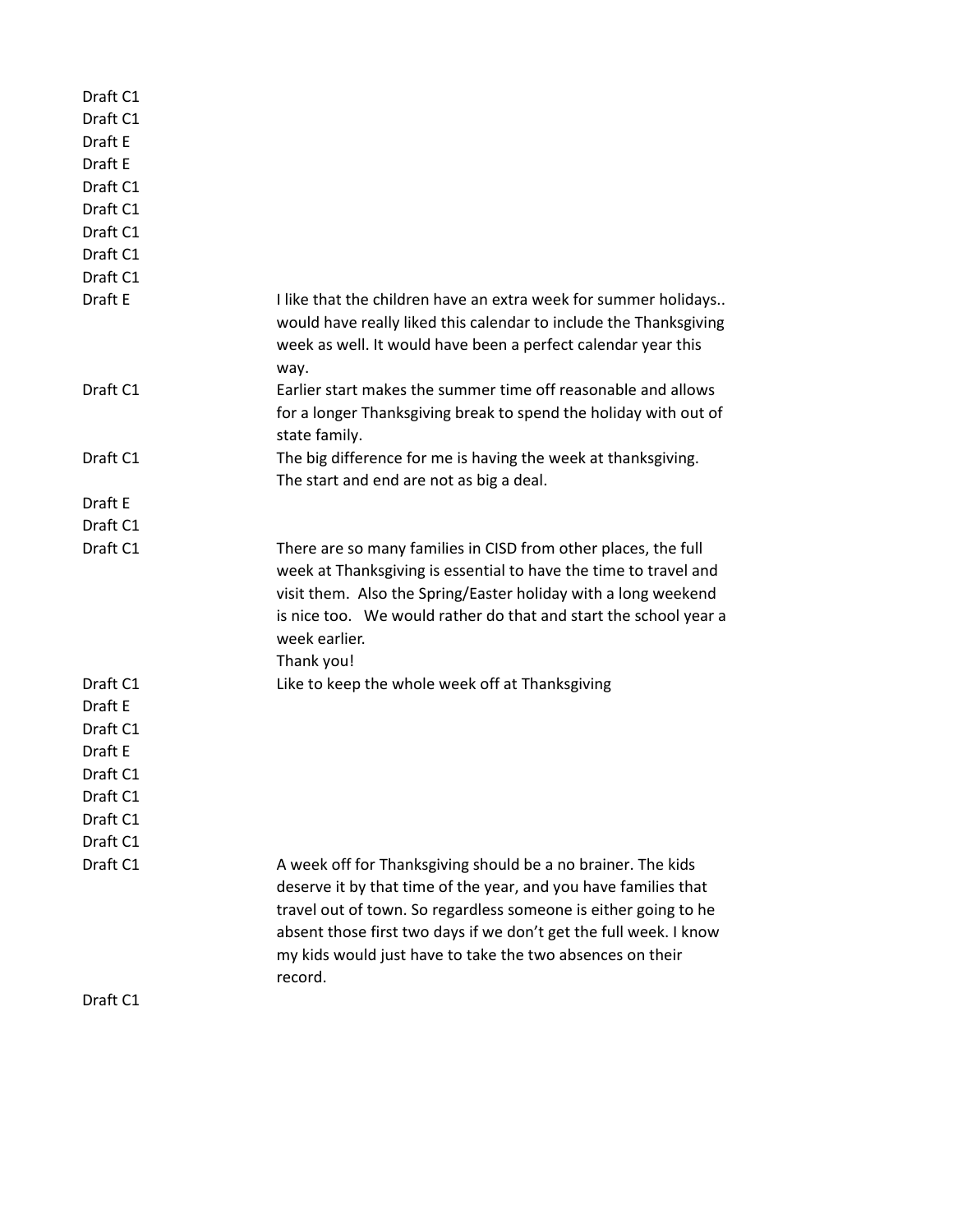| | |
|---|---|
| Draft C1 | |
| Draft C1 | |
| Draft E | |
| Draft E | |
| Draft C1 | |
| Draft C1 | |
| Draft C1 | |
| Draft C1 | |
| Draft C1 | |
| Draft E | I like that the children have an extra week for summer holidays.. would have really liked this calendar to include the Thanksgiving week as well. It would have been a perfect calendar year this way. |
| Draft C1 | Earlier start makes the summer time off reasonable and allows for a longer Thanksgiving break to spend the holiday with out of state family. |
| Draft C1 | The big difference for me is having the week at thanksgiving. The start and end are not as big a deal. |
| Draft E | |
| Draft C1 | |
| Draft C1 | There are so many families in CISD from other places, the full week at Thanksgiving is essential to have the time to travel and visit them. Also the Spring/Easter holiday with a long weekend is nice too. We would rather do that and start the school year a week earlier. Thank you! |
| Draft C1 | Like to keep the whole week off at Thanksgiving |
| Draft E | |
| Draft C1 | |
| Draft E | |
| Draft C1 | |
| Draft C1 | |
| Draft C1 | |
| Draft C1 | |
| Draft C1 | A week off for Thanksgiving should be a no brainer. The kids deserve it by that time of the year, and you have families that travel out of town. So regardless someone is either going to he absent those first two days if we don't get the full week. I know my kids would just have to take the two absences on their record. |
| Draft C1 | |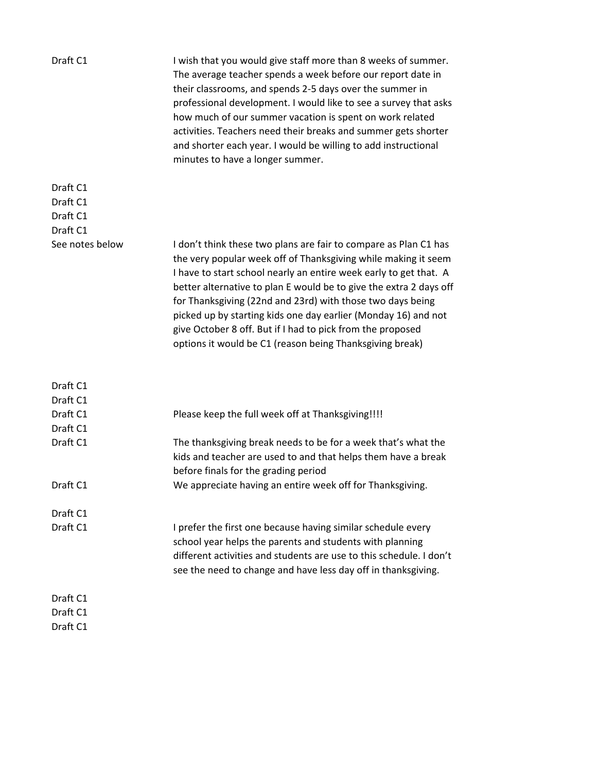| | |
|---|---|
| Draft C1 | I wish that you would give staff more than 8 weeks of summer. The average teacher spends a week before our report date in their classrooms, and spends 2-5 days over the summer in professional development. I would like to see a survey that asks how much of our summer vacation is spent on work related activities. Teachers need their breaks and summer gets shorter and shorter each year. I would be willing to add instructional minutes to have a longer summer. |
| Draft C1 | |
| Draft C1 | |
| Draft C1 | |
| Draft C1 | |
| See notes below | I don't think these two plans are fair to compare as Plan C1 has the very popular week off of Thanksgiving while making it seem I have to start school nearly an entire week early to get that. A better alternative to plan E would be to give the extra 2 days off for Thanksgiving (22nd and 23rd) with those two days being picked up by starting kids one day earlier (Monday 16) and not give October 8 off. But if I had to pick from the proposed options it would be C1 (reason being Thanksgiving break) |
| Draft C1 | |
| Draft C1 | |
| Draft C1 | Please keep the full week off at Thanksgiving!!!! |
| Draft C1 | |
| Draft C1 | The thanksgiving break needs to be for a week that's what the kids and teacher are used to and that helps them have a break before finals for the grading period |
| Draft C1 | We appreciate having an entire week off for Thanksgiving. |
| Draft C1 | |
| Draft C1 | I prefer the first one because having similar schedule every school year helps the parents and students with planning different activities and students are use to this schedule. I don't see the need to change and have less day off in thanksgiving. |
| Draft C1 | |
| Draft C1 | |
| Draft C1 | |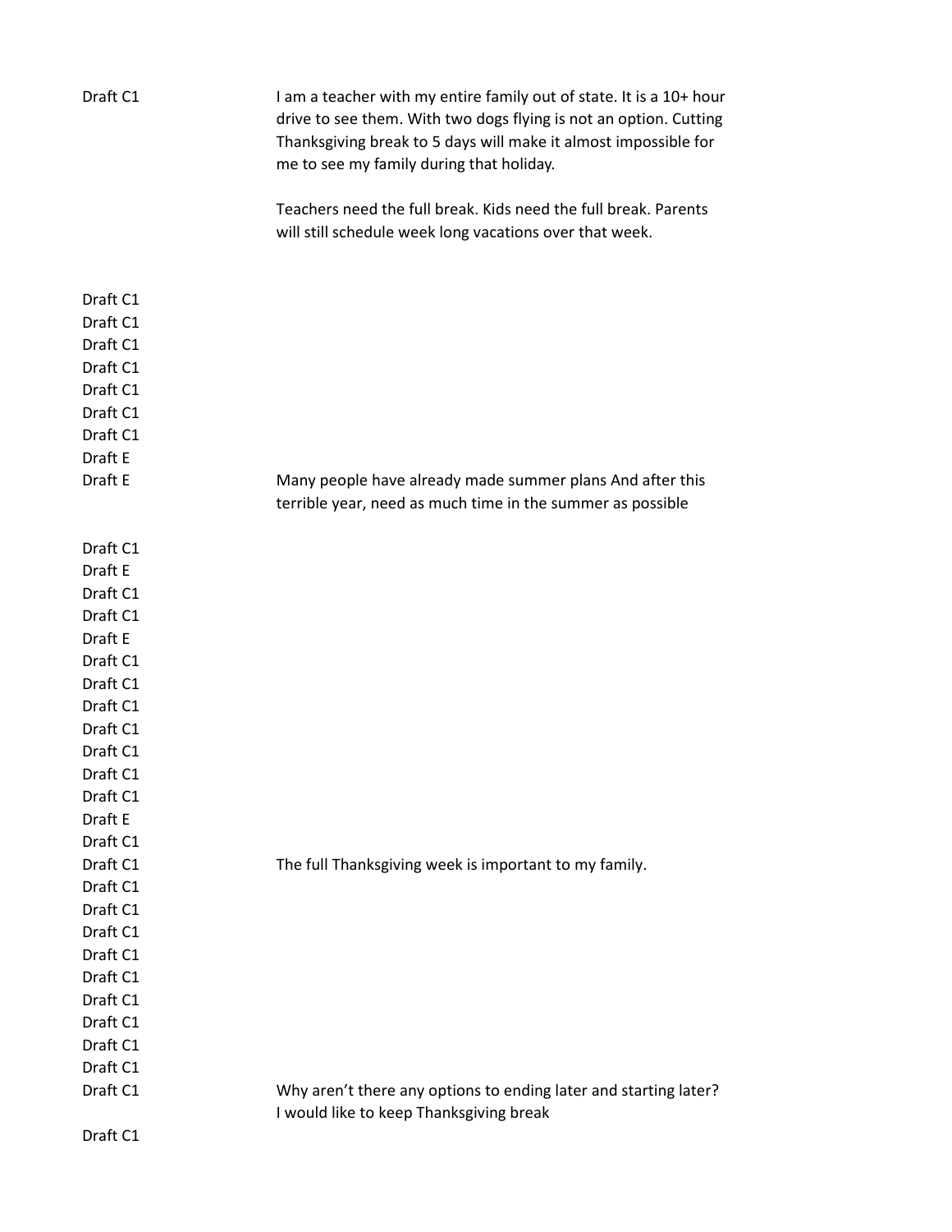| | |
|---|---|
| Draft C1 | I am a teacher with my entire family out of state. It is a 10+ hour drive to see them. With two dogs flying is not an option. Cutting Thanksgiving break to 5 days will make it almost impossible for me to see my family during that holiday.<br><br>Teachers need the full break. Kids need the full break. Parents will still schedule week long vacations over that week. |
| Draft C1 | |
| Draft C1 | |
| Draft C1 | |
| Draft C1 | |
| Draft C1 | |
| Draft C1 | |
| Draft C1 | |
| Draft E | |
| Draft E | Many people have already made summer plans And after this terrible year, need as much time in the summer as possible |
| Draft C1 | |
| Draft E | |
| Draft C1 | |
| Draft C1 | |
| Draft E | |
| Draft C1 | |
| Draft C1 | |
| Draft C1 | |
| Draft C1 | |
| Draft C1 | |
| Draft C1 | |
| Draft C1 | |
| Draft E | |
| Draft C1 | |
| Draft C1 | The full Thanksgiving week is important to my family. |
| Draft C1 | |
| Draft C1 | |
| Draft C1 | |
| Draft C1 | |
| Draft C1 | |
| Draft C1 | |
| Draft C1 | |
| Draft C1 | |
| Draft C1 | |
| Draft C1 | Why aren't there any options to ending later and starting later? I would like to keep Thanksgiving break |
| Draft C1 | |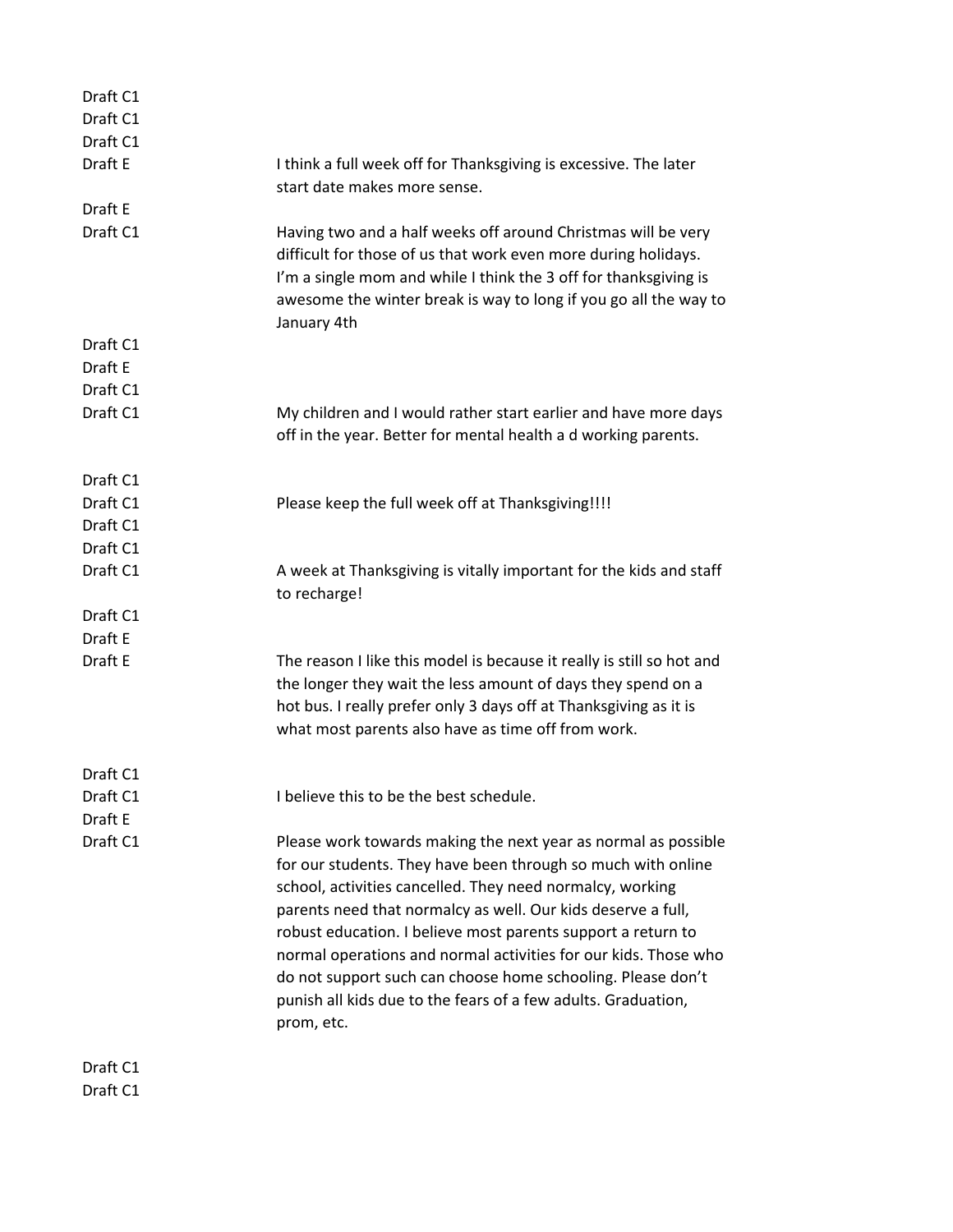| | |
|---|---|
| Draft C1 | |
| Draft C1 | |
| Draft C1 | |
| Draft E | I think a full week off for Thanksgiving is excessive. The later start date makes more sense. |
| Draft E | |
| Draft C1 | Having two and a half weeks off around Christmas will be very difficult for those of us that work even more during holidays. I’m a single mom and while I think the 3 off for thanksgiving is awesome the winter break is way to long if you go all the way to January 4th |
| Draft C1 | |
| Draft E | |
| Draft C1 | |
| Draft C1 | My children and I would rather start earlier and have more days off in the year. Better for mental health a d working parents. |
| Draft C1 | |
| Draft C1 | Please keep the full week off at Thanksgiving!!!! |
| Draft C1 | |
| Draft C1 | |
| Draft C1 | A week at Thanksgiving is vitally important for the kids and staff to recharge! |
| Draft C1 | |
| Draft E | |
| Draft E | The reason I like this model is because it really is still so hot and the longer they wait the less amount of days they spend on a hot bus. I really prefer only 3 days off at Thanksgiving as it is what most parents also have as time off from work. |
| Draft C1 | |
| Draft C1 | I believe this to be the best schedule. |
| Draft E | |
| Draft C1 | Please work towards making the next year as normal as possible for our students. They have been through so much with online school, activities cancelled. They need normalcy, working parents need that normalcy as well. Our kids deserve a full, robust education. I believe most parents support a return to normal operations and normal activities for our kids. Those who do not support such can choose home schooling. Please don’t punish all kids due to the fears of a few adults. Graduation, prom, etc. |
| Draft C1 | |
| Draft C1 | |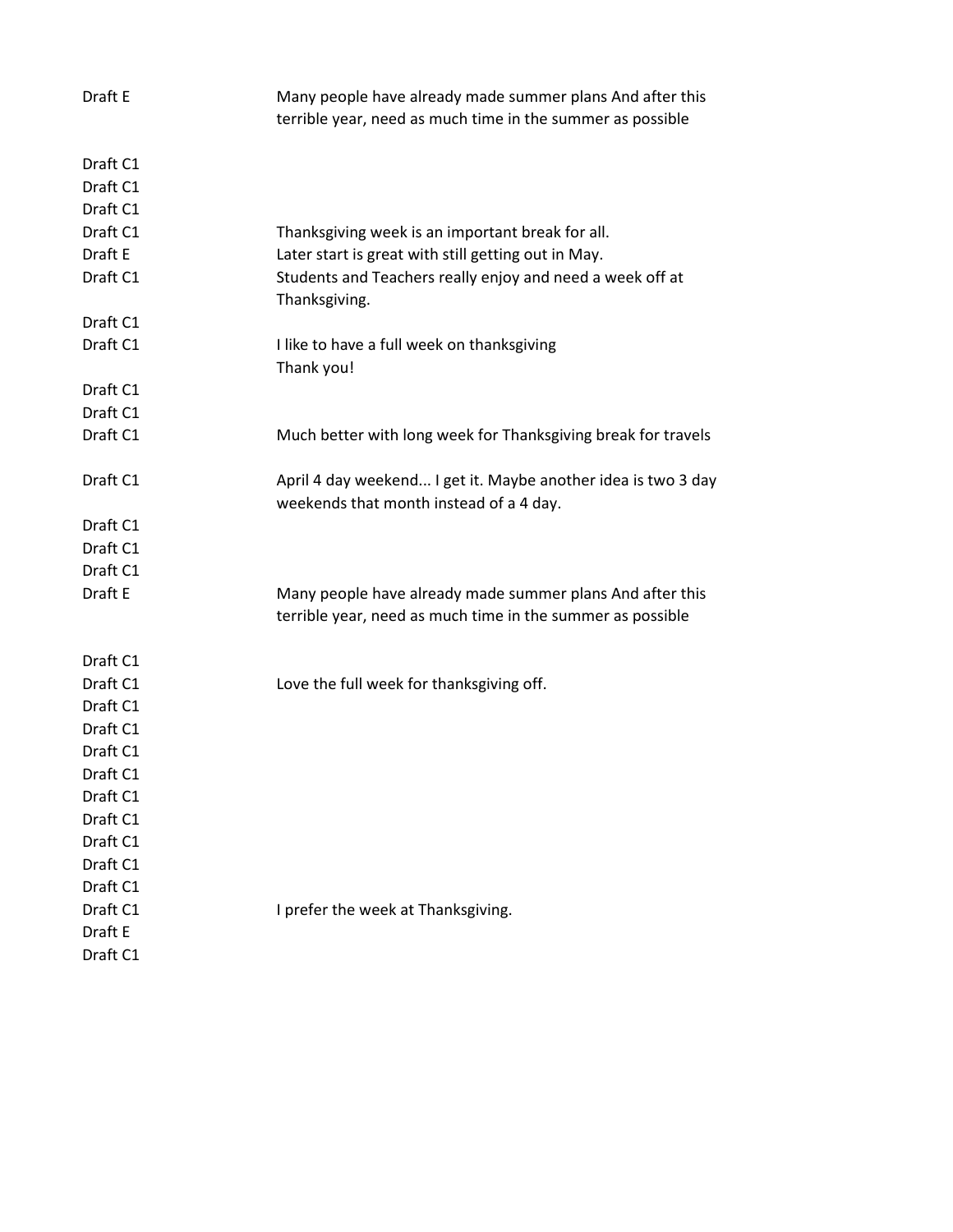| | |
|---|---|
| Draft E | Many people have already made summer plans And after this terrible year, need as much time in the summer as possible |
| Draft C1 | |
| Draft C1 | |
| Draft C1 | |
| Draft C1 | Thanksgiving week is an important break for all. |
| Draft E | Later start is great with still getting out in May. |
| Draft C1 | Students and Teachers really enjoy and need a week off at Thanksgiving. |
| Draft C1 | |
| Draft C1 | I like to have a full week on thanksgiving Thank you! |
| Draft C1 | |
| Draft C1 | |
| Draft C1 | Much better with long week for Thanksgiving break for travels |
| Draft C1 | April 4 day weekend... I get it. Maybe another idea is two 3 day weekends that month instead of a 4 day. |
| Draft C1 | |
| Draft C1 | |
| Draft C1 | |
| Draft E | Many people have already made summer plans And after this terrible year, need as much time in the summer as possible |
| Draft C1 | |
| Draft C1 | Love the full week for thanksgiving off. |
| Draft C1 | |
| Draft C1 | |
| Draft C1 | |
| Draft C1 | |
| Draft C1 | |
| Draft C1 | |
| Draft C1 | |
| Draft C1 | |
| Draft C1 | |
| Draft C1 | I prefer the week at Thanksgiving. |
| Draft E | |
| Draft C1 | |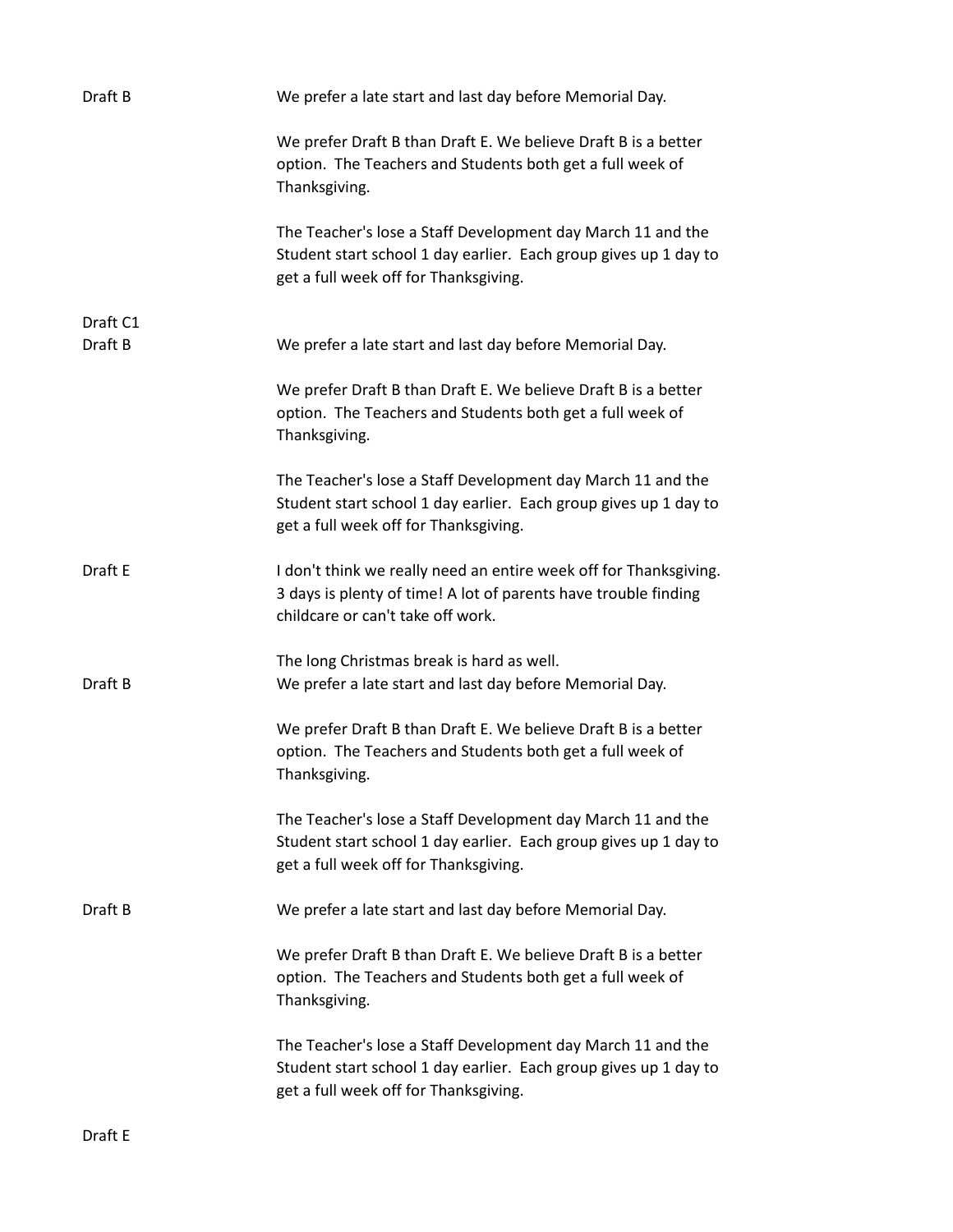| | |
|---|---|
| Draft B | We prefer a late start and last day before Memorial Day.<br><br>We prefer Draft B than Draft E. We believe Draft B is a better option. The Teachers and Students both get a full week of Thanksgiving.<br><br>The Teacher's lose a Staff Development day March 11 and the Student start school 1 day earlier. Each group gives up 1 day to get a full week off for Thanksgiving. |
| Draft C1 | |
| Draft B | We prefer a late start and last day before Memorial Day.<br><br>We prefer Draft B than Draft E. We believe Draft B is a better option. The Teachers and Students both get a full week of Thanksgiving.<br><br>The Teacher's lose a Staff Development day March 11 and the Student start school 1 day earlier. Each group gives up 1 day to get a full week off for Thanksgiving. |
| Draft E | I don't think we really need an entire week off for Thanksgiving. 3 days is plenty of time! A lot of parents have trouble finding childcare or can't take off work.<br><br>The long Christmas break is hard as well. |
| Draft B | We prefer a late start and last day before Memorial Day.<br><br>We prefer Draft B than Draft E. We believe Draft B is a better option. The Teachers and Students both get a full week of Thanksgiving.<br><br>The Teacher's lose a Staff Development day March 11 and the Student start school 1 day earlier. Each group gives up 1 day to get a full week off for Thanksgiving. |
| Draft B | We prefer a late start and last day before Memorial Day.<br><br>We prefer Draft B than Draft E. We believe Draft B is a better option. The Teachers and Students both get a full week of Thanksgiving.<br><br>The Teacher's lose a Staff Development day March 11 and the Student start school 1 day earlier. Each group gives up 1 day to get a full week off for Thanksgiving. |
| Draft E | |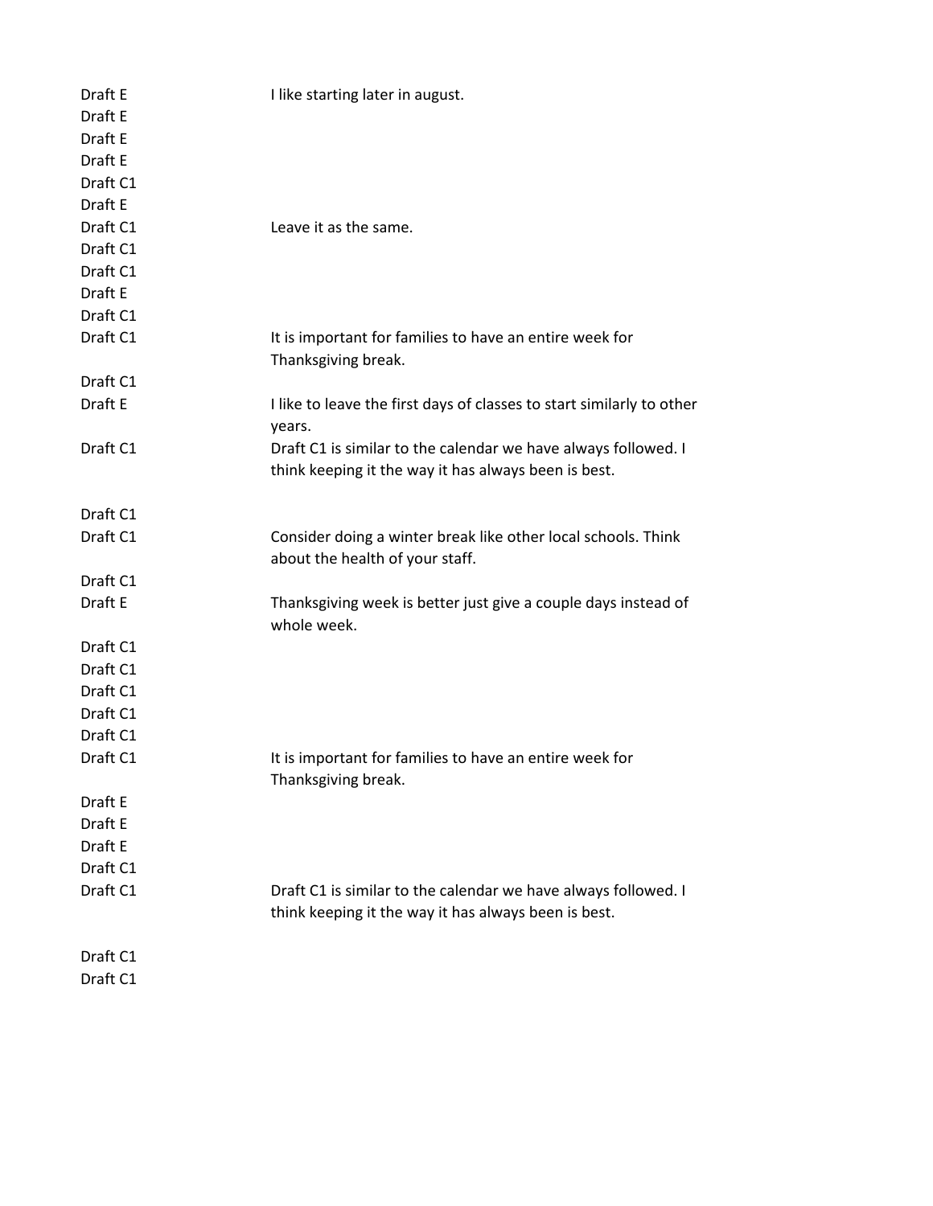| | |
|---|---|
| Draft E | I like starting later in august. |
| Draft E | |
| Draft E | |
| Draft E | |
| Draft C1 | |
| Draft E | |
| Draft C1 | Leave it as the same. |
| Draft C1 | |
| Draft C1 | |
| Draft E | |
| Draft C1 | |
| Draft C1 | It is important for families to have an entire week for Thanksgiving break. |
| Draft C1 | |
| Draft E | I like to leave the first days of classes to start similarly to other years. |
| Draft C1 | Draft C1 is similar to the calendar we have always followed. I think keeping it the way it has always been is best. |
| Draft C1 | |
| Draft C1 | Consider doing a winter break like other local schools. Think about the health of your staff. |
| Draft C1 | |
| Draft E | Thanksgiving week is better just give a couple days instead of whole week. |
| Draft C1 | |
| Draft C1 | |
| Draft C1 | |
| Draft C1 | |
| Draft C1 | |
| Draft C1 | It is important for families to have an entire week for Thanksgiving break. |
| Draft E | |
| Draft E | |
| Draft E | |
| Draft C1 | |
| Draft C1 | Draft C1 is similar to the calendar we have always followed. I think keeping it the way it has always been is best. |
| Draft C1 | |
| Draft C1 | |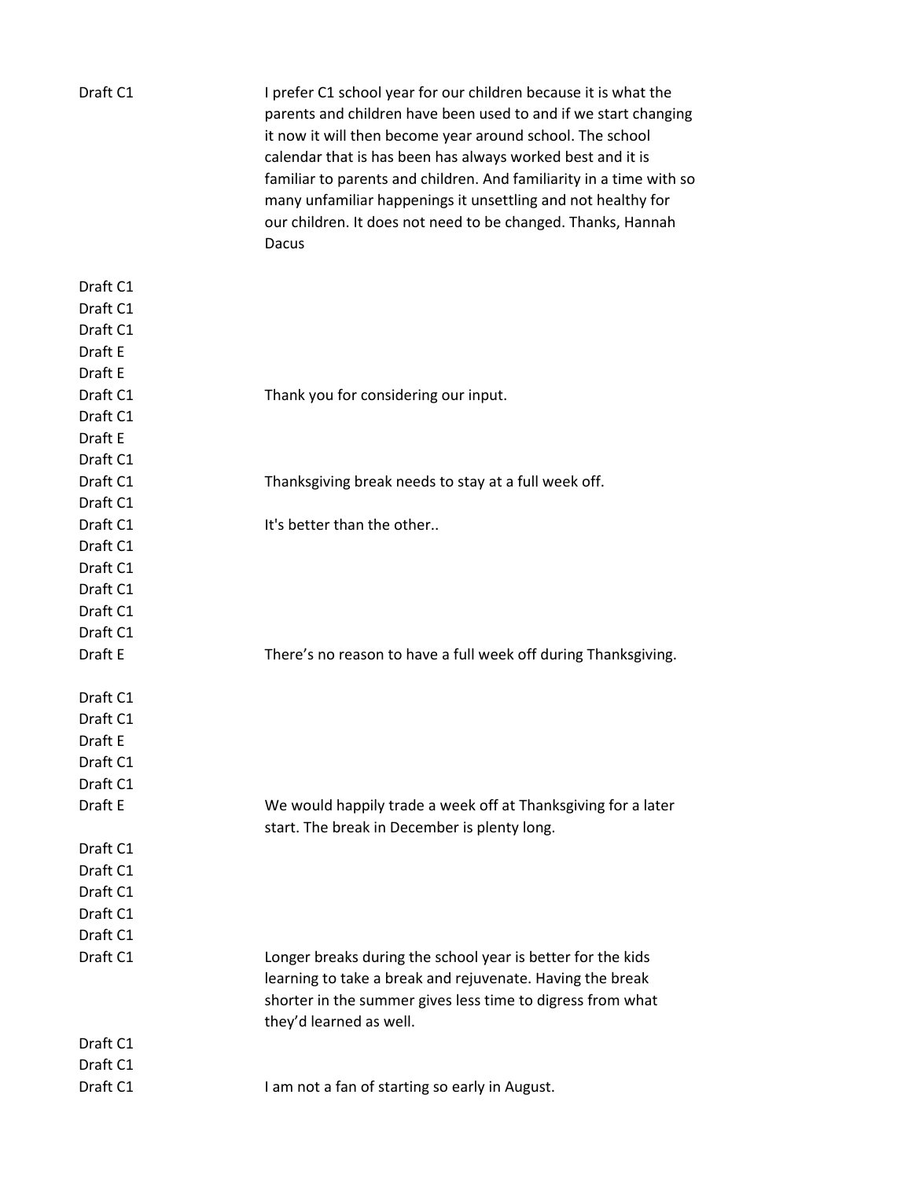| | |
|---|---|
| Draft C1 | I prefer C1 school year for our children because it is what the parents and children have been used to and if we start changing it now it will then become year around school. The school calendar that is has been has always worked best and it is familiar to parents and children. And familiarity in a time with so many unfamiliar happenings it unsettling and not healthy for our children. It does not need to be changed. Thanks, Hannah Dacus |
| Draft C1 | |
| Draft C1 | |
| Draft C1 | |
| Draft E | |
| Draft E | |
| Draft C1 | Thank you for considering our input. |
| Draft C1 | |
| Draft E | |
| Draft C1 | |
| Draft C1 | Thanksgiving break needs to stay at a full week off. |
| Draft C1 | |
| Draft C1 | It's better than the other.. |
| Draft C1 | |
| Draft C1 | |
| Draft C1 | |
| Draft C1 | |
| Draft C1 | |
| Draft E | There's no reason to have a full week off during Thanksgiving. |
| Draft C1 | |
| Draft C1 | |
| Draft E | |
| Draft C1 | |
| Draft C1 | |
| Draft E | We would happily trade a week off at Thanksgiving for a later start. The break in December is plenty long. |
| Draft C1 | |
| Draft C1 | |
| Draft C1 | |
| Draft C1 | |
| Draft C1 | |
| Draft C1 | Longer breaks during the school year is better for the kids learning to take a break and rejuvenate. Having the break shorter in the summer gives less time to digress from what they'd learned as well. |
| Draft C1 | |
| Draft C1 | |
| Draft C1 | I am not a fan of starting so early in August. |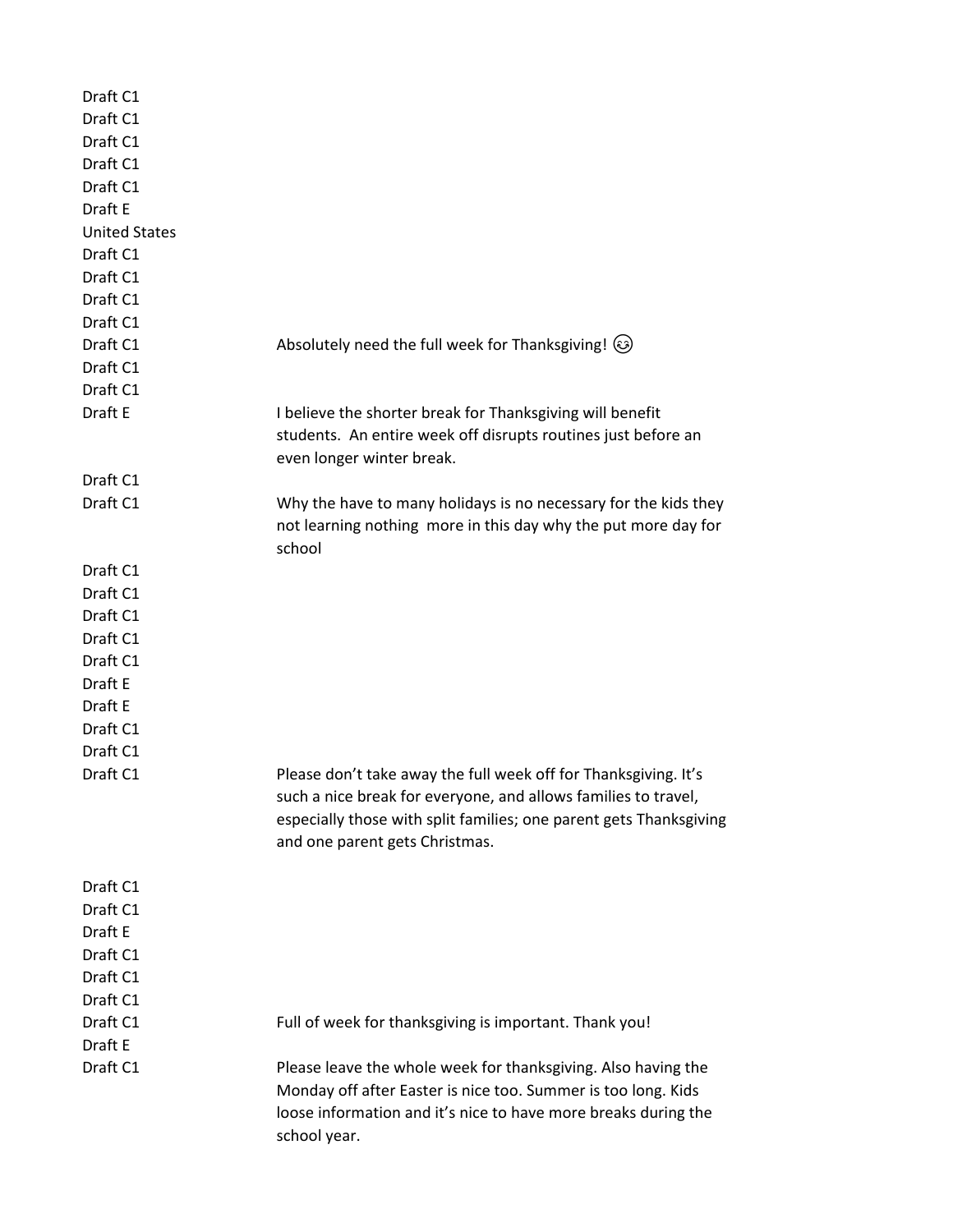| | |
|---|---|
| Draft C1 | |
| Draft C1 | |
| Draft C1 | |
| Draft C1 | |
| Draft C1 | |
| Draft E | |
| United States | |
| Draft C1 | |
| Draft C1 | |
| Draft C1 | |
| Draft C1 | |
| Draft C1 | Absolutely need the full week for Thanksgiving! 😉 |
| Draft C1 | |
| Draft C1 | |
| Draft E | I believe the shorter break for Thanksgiving will benefit students. An entire week off disrupts routines just before an even longer winter break. |
| Draft C1 | |
| Draft C1 | Why the have to many holidays is no necessary for the kids they not learning nothing more in this day why the put more day for school |
| Draft C1 | |
| Draft C1 | |
| Draft C1 | |
| Draft C1 | |
| Draft C1 | |
| Draft E | |
| Draft E | |
| Draft C1 | |
| Draft C1 | |
| Draft C1 | Please don't take away the full week off for Thanksgiving. It's such a nice break for everyone, and allows families to travel, especially those with split families; one parent gets Thanksgiving and one parent gets Christmas. |
| Draft C1 | |
| Draft C1 | |
| Draft E | |
| Draft C1 | |
| Draft C1 | |
| Draft C1 | |
| Draft C1 | Full of week for thanksgiving is important. Thank you! |
| Draft E | |
| Draft C1 | Please leave the whole week for thanksgiving. Also having the Monday off after Easter is nice too. Summer is too long. Kids loose information and it's nice to have more breaks during the school year. |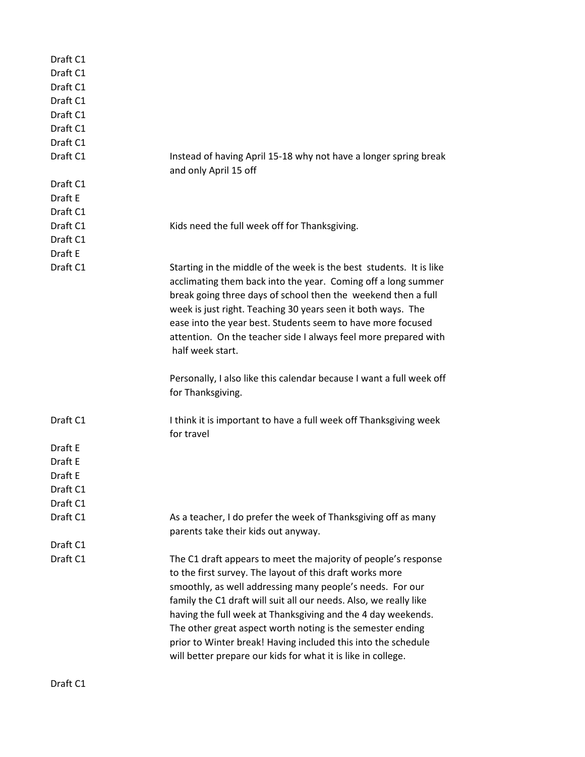| | |
|---|---|
| Draft C1 | |
| Draft C1 | |
| Draft C1 | |
| Draft C1 | |
| Draft C1 | |
| Draft C1 | |
| Draft C1 | |
| Draft C1 | Instead of having April 15-18 why not have a longer spring break and only April 15 off |
| Draft C1 | |
| Draft E | |
| Draft C1 | |
| Draft C1 | Kids need the full week off for Thanksgiving. |
| Draft C1 | |
| Draft E | |
| Draft C1 | Starting in the middle of the week is the best students. It is like acclimating them back into the year. Coming off a long summer break going three days of school then the weekend then a full week is just right. Teaching 30 years seen it both ways. The ease into the year best. Students seem to have more focused attention. On the teacher side I always feel more prepared with half week start.<br><br>Personally, I also like this calendar because I want a full week off for Thanksgiving. |
| Draft C1 | I think it is important to have a full week off Thanksgiving week for travel |
| Draft E | |
| Draft E | |
| Draft E | |
| Draft C1 | |
| Draft C1 | |
| Draft C1 | As a teacher, I do prefer the week of Thanksgiving off as many parents take their kids out anyway. |
| Draft C1 | |
| Draft C1 | The C1 draft appears to meet the majority of people's response to the first survey. The layout of this draft works more smoothly, as well addressing many people's needs. For our family the C1 draft will suit all our needs. Also, we really like having the full week at Thanksgiving and the 4 day weekends. The other great aspect worth noting is the semester ending prior to Winter break! Having included this into the schedule will better prepare our kids for what it is like in college. |
| Draft C1 | |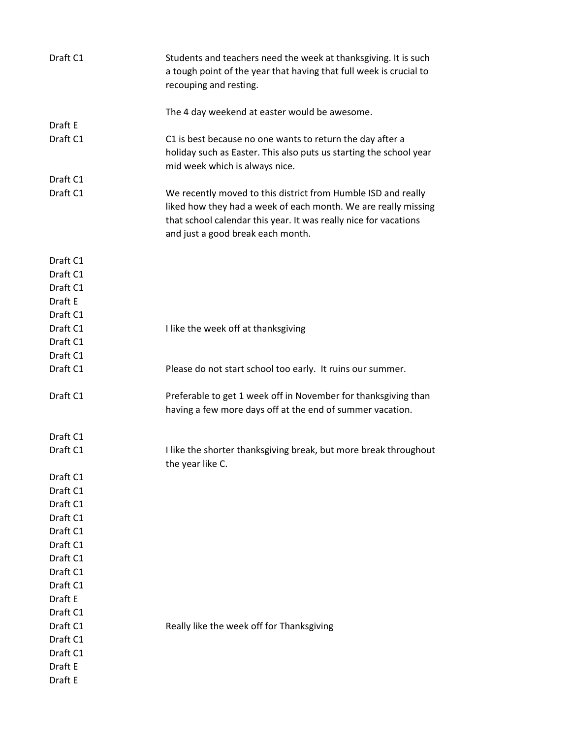| | |
|---|---|
| Draft C1 | Students and teachers need the week at thanksgiving. It is such a tough point of the year that having that full week is crucial to recouping and resting.<br><br>The 4 day weekend at easter would be awesome. |
| Draft E | |
| Draft C1 | C1 is best because no one wants to return the day after a holiday such as Easter. This also puts us starting the school year mid week which is always nice. |
| Draft C1 | |
| Draft C1 | We recently moved to this district from Humble ISD and really liked how they had a week of each month. We are really missing that school calendar this year. It was really nice for vacations and just a good break each month. |
| Draft C1 | |
| Draft C1 | |
| Draft C1 | |
| Draft E | |
| Draft C1 | |
| Draft C1 | I like the week off at thanksgiving |
| Draft C1 | |
| Draft C1 | |
| Draft C1 | Please do not start school too early. It ruins our summer. |
| Draft C1 | Preferable to get 1 week off in November for thanksgiving than having a few more days off at the end of summer vacation. |
| Draft C1 | |
| Draft C1 | I like the shorter thanksgiving break, but more break throughout the year like C. |
| Draft C1 | |
| Draft C1 | |
| Draft C1 | |
| Draft C1 | |
| Draft C1 | |
| Draft C1 | |
| Draft C1 | |
| Draft C1 | |
| Draft C1 | |
| Draft E | |
| Draft C1 | |
| Draft C1 | Really like the week off for Thanksgiving |
| Draft C1 | |
| Draft C1 | |
| Draft E | |
| Draft E | |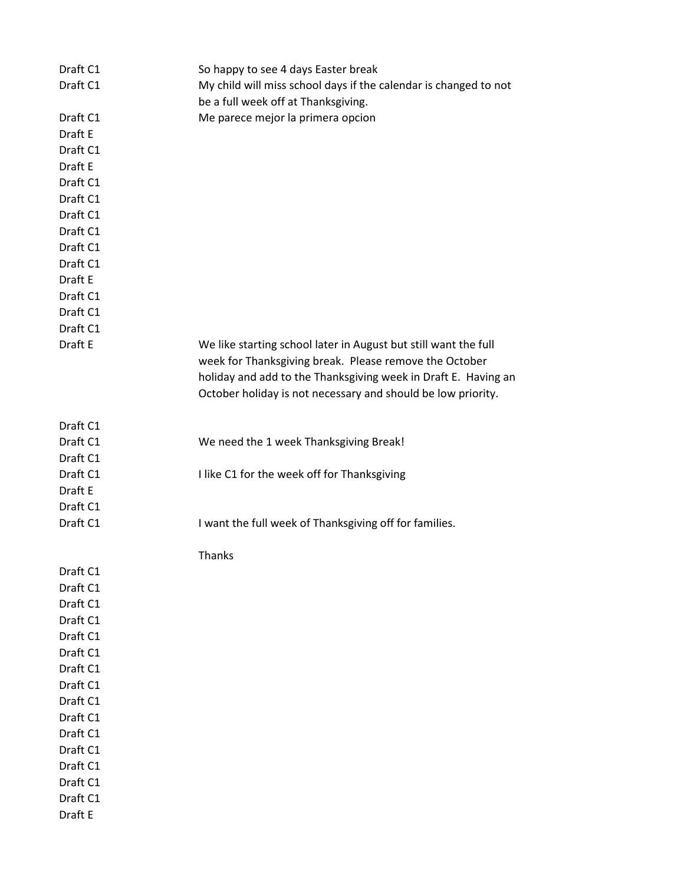| | |
|---|---|
| Draft C1 | So happy to see 4 days Easter break |
| Draft C1 | My child will miss school days if the calendar is changed to not be a full week off at Thanksgiving. |
| Draft C1 | Me parece mejor la primera opcion |
| Draft E | |
| Draft C1 | |
| Draft E | |
| Draft C1 | |
| Draft C1 | |
| Draft C1 | |
| Draft C1 | |
| Draft C1 | |
| Draft C1 | |
| Draft E | |
| Draft C1 | |
| Draft C1 | |
| Draft C1 | |
| Draft E | We like starting school later in August but still want the full week for Thanksgiving break. Please remove the October holiday and add to the Thanksgiving week in Draft E. Having an October holiday is not necessary and should be low priority. |
| Draft C1 | |
| Draft C1 | We need the 1 week Thanksgiving Break! |
| Draft C1 | |
| Draft C1 | I like C1 for the week off for Thanksgiving |
| Draft E | |
| Draft C1 | |
| Draft C1 | I want the full week of Thanksgiving off for families.<br><br>Thanks |
| Draft C1 | |
| Draft C1 | |
| Draft C1 | |
| Draft C1 | |
| Draft C1 | |
| Draft C1 | |
| Draft C1 | |
| Draft C1 | |
| Draft C1 | |
| Draft C1 | |
| Draft C1 | |
| Draft C1 | |
| Draft C1 | |
| Draft C1 | |
| Draft C1 | |
| Draft E | |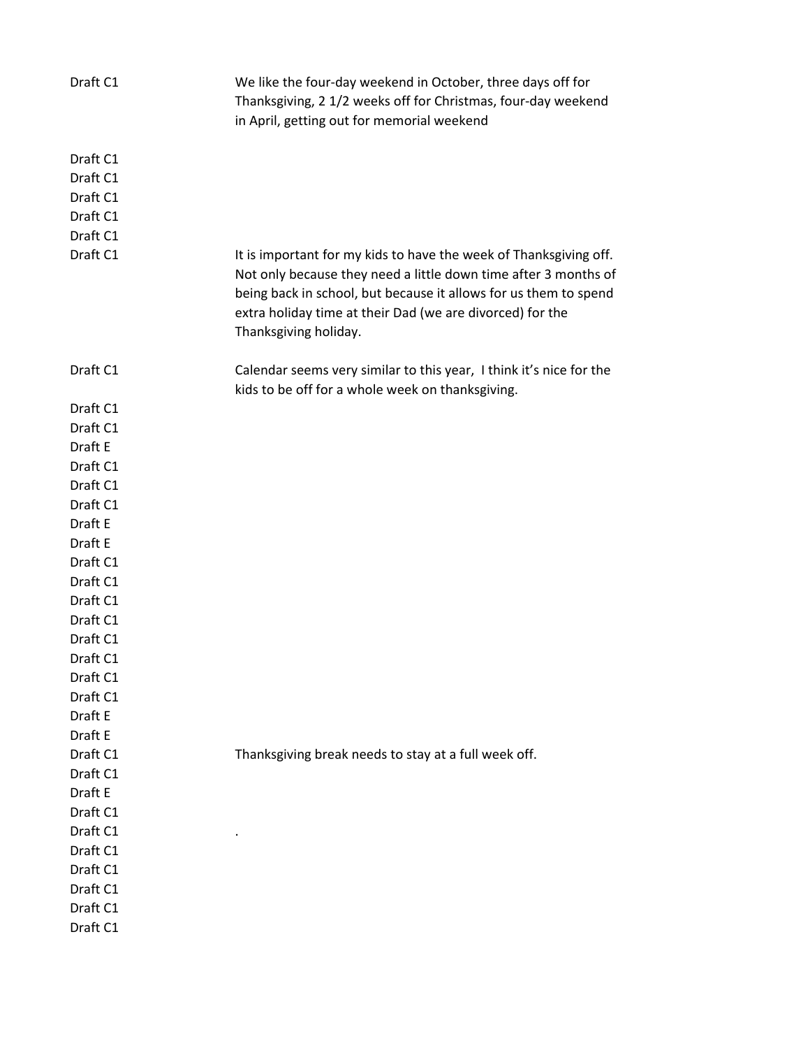| | |
|---|---|
| Draft C1 | We like the four-day weekend in October, three days off for Thanksgiving, 2 1/2 weeks off for Christmas, four-day weekend in April, getting out for memorial weekend |
| Draft C1 | |
| Draft C1 | |
| Draft C1 | |
| Draft C1 | |
| Draft C1 | |
| Draft C1 | It is important for my kids to have the week of Thanksgiving off. Not only because they need a little down time after 3 months of being back in school, but because it allows for us them to spend extra holiday time at their Dad (we are divorced) for the Thanksgiving holiday. |
| Draft C1 | Calendar seems very similar to this year, I think it's nice for the kids to be off for a whole week on thanksgiving. |
| Draft C1 | |
| Draft C1 | |
| Draft E | |
| Draft C1 | |
| Draft C1 | |
| Draft C1 | |
| Draft E | |
| Draft E | |
| Draft C1 | |
| Draft C1 | |
| Draft C1 | |
| Draft C1 | |
| Draft C1 | |
| Draft C1 | |
| Draft C1 | |
| Draft C1 | |
| Draft E | |
| Draft E | |
| Draft C1 | Thanksgiving break needs to stay at a full week off. |
| Draft C1 | |
| Draft E | |
| Draft C1 | |
| Draft C1 | . |
| Draft C1 | |
| Draft C1 | |
| Draft C1 | |
| Draft C1 | |
| Draft C1 | |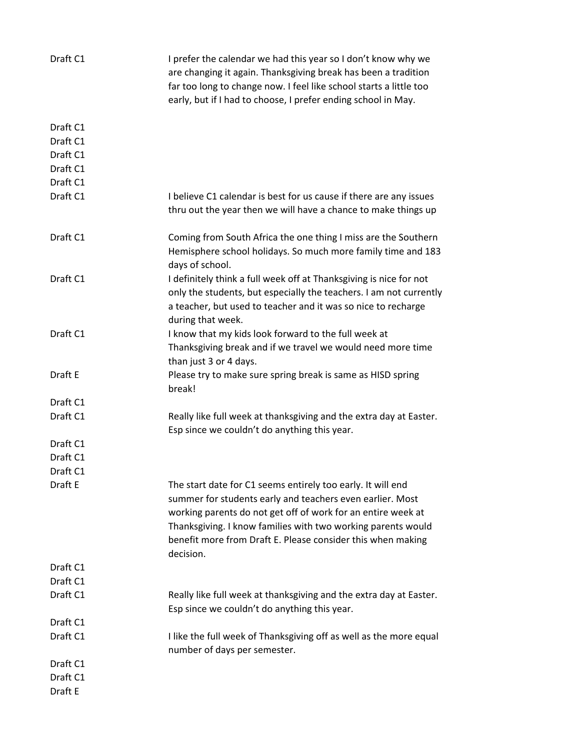| | |
|---|---|
| Draft C1 | I prefer the calendar we had this year so I don't know why we are changing it again. Thanksgiving break has been a tradition far too long to change now. I feel like school starts a little too early, but if I had to choose, I prefer ending school in May. |
| Draft C1 | |
| Draft C1 | |
| Draft C1 | |
| Draft C1 | |
| Draft C1 | |
| Draft C1 | I believe C1 calendar is best for us cause if there are any issues thru out the year then we will have a chance to make things up |
| Draft C1 | Coming from South Africa the one thing I miss are the Southern Hemisphere school holidays. So much more family time and 183 days of school. |
| Draft C1 | I definitely think a full week off at Thanksgiving is nice for not only the students, but especially the teachers. I am not currently a teacher, but used to teacher and it was so nice to recharge during that week. |
| Draft C1 | I know that my kids look forward to the full week at Thanksgiving break and if we travel we would need more time than just 3 or 4 days. |
| Draft E | Please try to make sure spring break is same as HISD spring break! |
| Draft C1 | |
| Draft C1 | Really like full week at thanksgiving and the extra day at Easter. Esp since we couldn't do anything this year. |
| Draft C1 | |
| Draft C1 | |
| Draft C1 | |
| Draft E | The start date for C1 seems entirely too early. It will end summer for students early and teachers even earlier. Most working parents do not get off of work for an entire week at Thanksgiving. I know families with two working parents would benefit more from Draft E. Please consider this when making decision. |
| Draft C1 | |
| Draft C1 | |
| Draft C1 | Really like full week at thanksgiving and the extra day at Easter. Esp since we couldn't do anything this year. |
| Draft C1 | |
| Draft C1 | I like the full week of Thanksgiving off as well as the more equal number of days per semester. |
| Draft C1 | |
| Draft C1 | |
| Draft E | |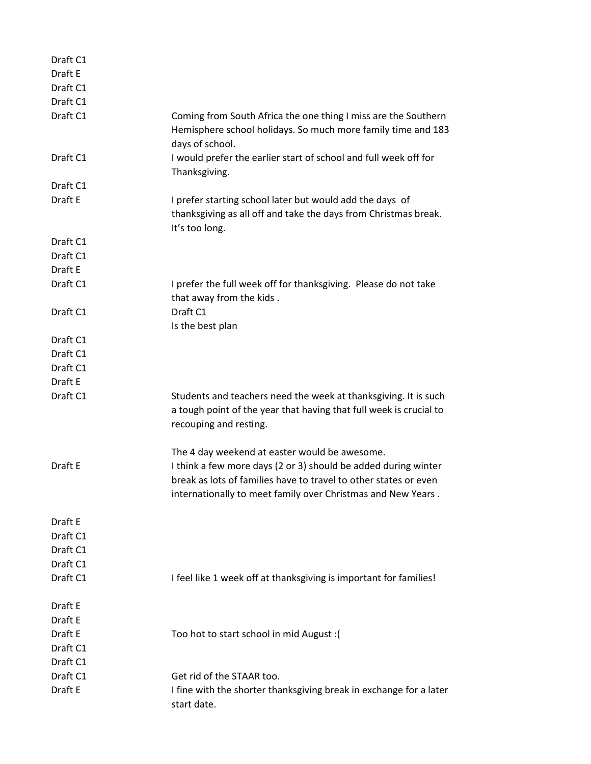| | |
|---|---|
| Draft C1 | |
| Draft E | |
| Draft C1 | |
| Draft C1 | |
| Draft C1 | Coming from South Africa the one thing I miss are the Southern Hemisphere school holidays. So much more family time and 183 days of school. |
| Draft C1 | I would prefer the earlier start of school and full week off for Thanksgiving. |
| Draft C1 | |
| Draft E | I prefer starting school later but would add the days of thanksgiving as all off and take the days from Christmas break. It's too long. |
| Draft C1 | |
| Draft C1 | |
| Draft E | |
| Draft C1 | I prefer the full week off for thanksgiving. Please do not take that away from the kids . |
| Draft C1 | Draft C1<br>Is the best plan |
| Draft C1 | |
| Draft C1 | |
| Draft C1 | |
| Draft E | |
| Draft C1 | Students and teachers need the week at thanksgiving. It is such a tough point of the year that having that full week is crucial to recouping and resting.<br><br>The 4 day weekend at easter would be awesome. |
| Draft E | I think a few more days (2 or 3) should be added during winter break as lots of families have to travel to other states or even internationally to meet family over Christmas and New Years . |
| Draft E | |
| Draft C1 | |
| Draft C1 | |
| Draft C1 | |
| Draft C1 | I feel like 1 week off at thanksgiving is important for families! |
| Draft E | |
| Draft E | |
| Draft E | Too hot to start school in mid August :( |
| Draft C1 | |
| Draft C1 | |
| Draft C1 | Get rid of the STAAR too. |
| Draft E | I fine with the shorter thanksgiving break in exchange for a later start date. |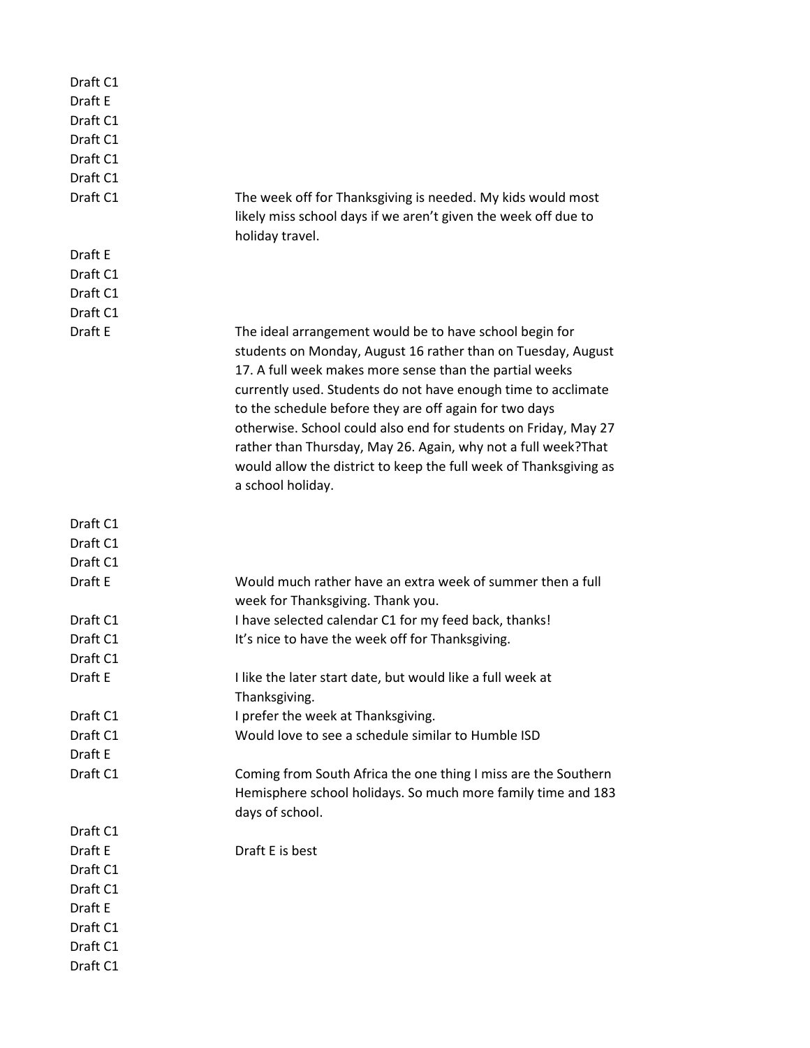| | |
|---|---|
| Draft C1 | |
| Draft E | |
| Draft C1 | |
| Draft C1 | |
| Draft C1 | |
| Draft C1 | |
| Draft C1 | The week off for Thanksgiving is needed. My kids would most likely miss school days if we aren’t given the week off due to holiday travel. |
| Draft E | |
| Draft C1 | |
| Draft C1 | |
| Draft C1 | |
| Draft E | The ideal arrangement would be to have school begin for students on Monday, August 16 rather than on Tuesday, August 17. A full week makes more sense than the partial weeks currently used. Students do not have enough time to acclimate to the schedule before they are off again for two days otherwise. School could also end for students on Friday, May 27 rather than Thursday, May 26. Again, why not a full week?That would allow the district to keep the full week of Thanksgiving as a school holiday. |
| Draft C1 | |
| Draft C1 | |
| Draft C1 | |
| Draft E | Would much rather have an extra week of summer then a full week for Thanksgiving. Thank you. |
| Draft C1 | I have selected calendar C1 for my feed back, thanks! |
| Draft C1 | It’s nice to have the week off for Thanksgiving. |
| Draft C1 | |
| Draft E | I like the later start date, but would like a full week at Thanksgiving. |
| Draft C1 | I prefer the week at Thanksgiving. |
| Draft C1 | Would love to see a schedule similar to Humble ISD |
| Draft E | |
| Draft C1 | Coming from South Africa the one thing I miss are the Southern Hemisphere school holidays. So much more family time and 183 days of school. |
| Draft C1 | |
| Draft E | Draft E is best |
| Draft C1 | |
| Draft C1 | |
| Draft E | |
| Draft C1 | |
| Draft C1 | |
| Draft C1 | |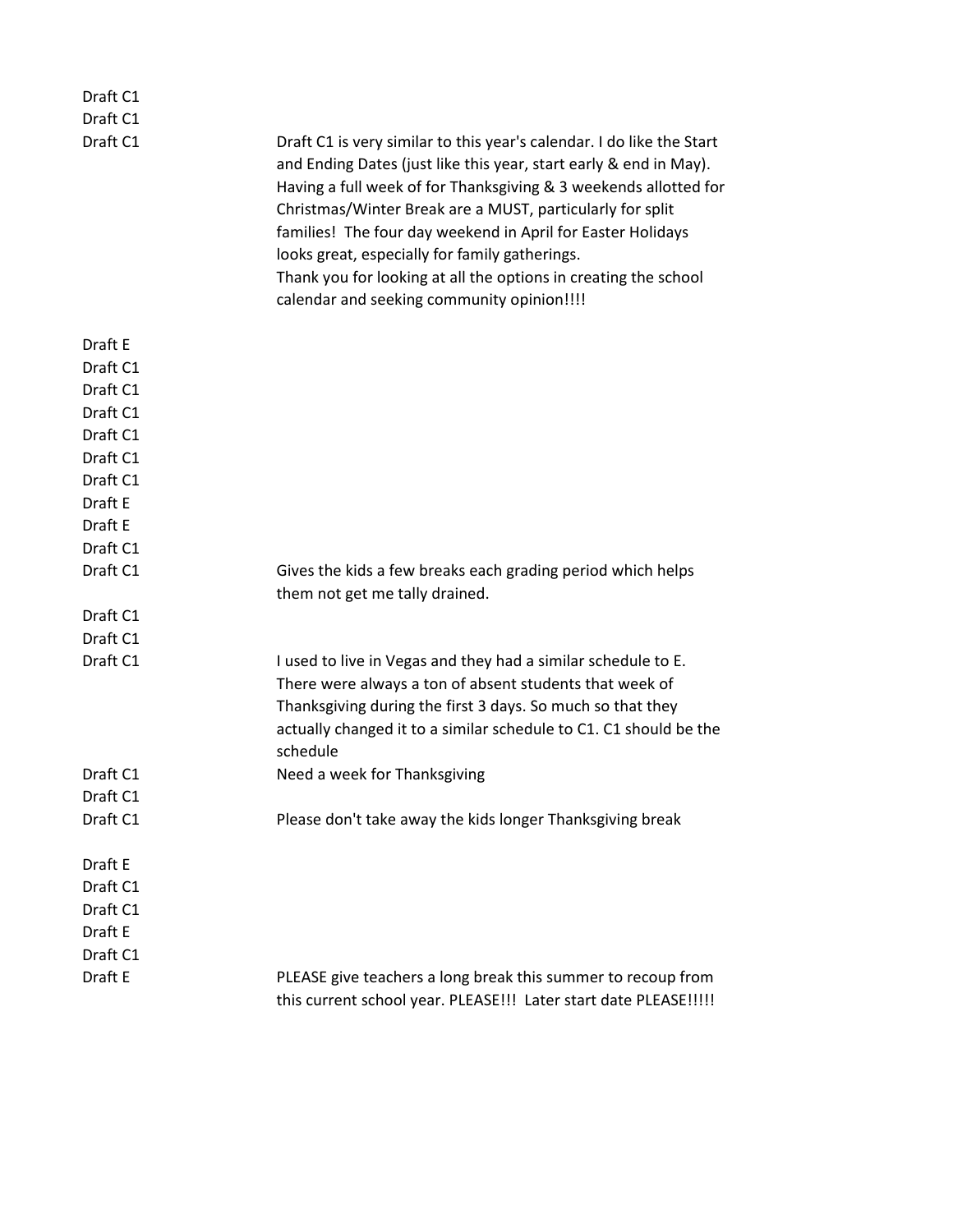| | |
|---|---|
| Draft C1 | |
| Draft C1 | |
| Draft C1 | Draft C1 is very similar to this year's calendar. I do like the Start and Ending Dates (just like this year, start early & end in May). Having a full week of for Thanksgiving & 3 weekends allotted for Christmas/Winter Break are a MUST, particularly for split families!  The four day weekend in April for Easter Holidays looks great, especially for family gatherings.<br>Thank you for looking at all the options in creating the school calendar and seeking community opinion!!!! |
| Draft E | |
| Draft C1 | |
| Draft C1 | |
| Draft C1 | |
| Draft C1 | |
| Draft C1 | |
| Draft C1 | |
| Draft E | |
| Draft E | |
| Draft C1 | |
| Draft C1 | Gives the kids a few breaks each grading period which helps them not get me tally drained. |
| Draft C1 | |
| Draft C1 | |
| Draft C1 | I used to live in Vegas and they had a similar schedule to E. There were always a ton of absent students that week of Thanksgiving during the first 3 days. So much so that they actually changed it to a similar schedule to C1. C1 should be the schedule |
| Draft C1 | Need a week for Thanksgiving |
| Draft C1 | |
| Draft C1 | Please don't take away the kids longer Thanksgiving break |
| Draft E | |
| Draft C1 | |
| Draft C1 | |
| Draft E | |
| Draft C1 | |
| Draft E | PLEASE give teachers a long break this summer to recoup from this current school year. PLEASE!!!  Later start date PLEASE!!!!! |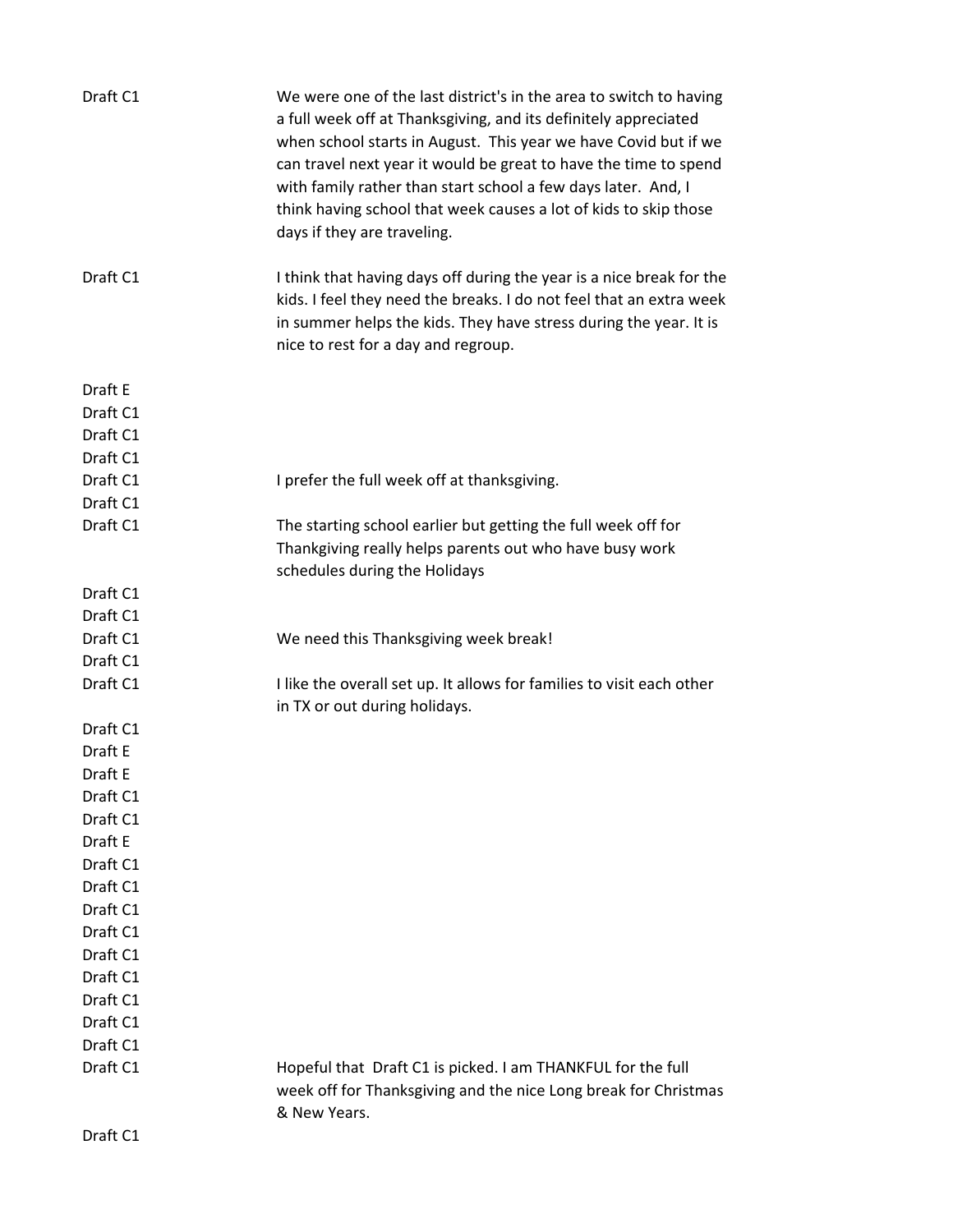| | |
|---|---|
| Draft C1 | We were one of the last district's in the area to switch to having a full week off at Thanksgiving, and its definitely appreciated when school starts in August. This year we have Covid but if we can travel next year it would be great to have the time to spend with family rather than start school a few days later. And, I think having school that week causes a lot of kids to skip those days if they are traveling. |
| Draft C1 | I think that having days off during the year is a nice break for the kids. I feel they need the breaks. I do not feel that an extra week in summer helps the kids. They have stress during the year. It is nice to rest for a day and regroup. |
| Draft E | |
| Draft C1 | |
| Draft C1 | |
| Draft C1 | |
| Draft C1 | I prefer the full week off at thanksgiving. |
| Draft C1 | |
| Draft C1 | The starting school earlier but getting the full week off for Thankgiving really helps parents out who have busy work schedules during the Holidays |
| Draft C1 | |
| Draft C1 | |
| Draft C1 | We need this Thanksgiving week break! |
| Draft C1 | |
| Draft C1 | I like the overall set up. It allows for families to visit each other in TX or out during holidays. |
| Draft C1 | |
| Draft E | |
| Draft E | |
| Draft C1 | |
| Draft C1 | |
| Draft E | |
| Draft C1 | |
| Draft C1 | |
| Draft C1 | |
| Draft C1 | |
| Draft C1 | |
| Draft C1 | |
| Draft C1 | |
| Draft C1 | |
| Draft C1 | |
| Draft C1 | Hopeful that Draft C1 is picked. I am THANKFUL for the full week off for Thanksgiving and the nice Long break for Christmas & New Years. |
| Draft C1 | |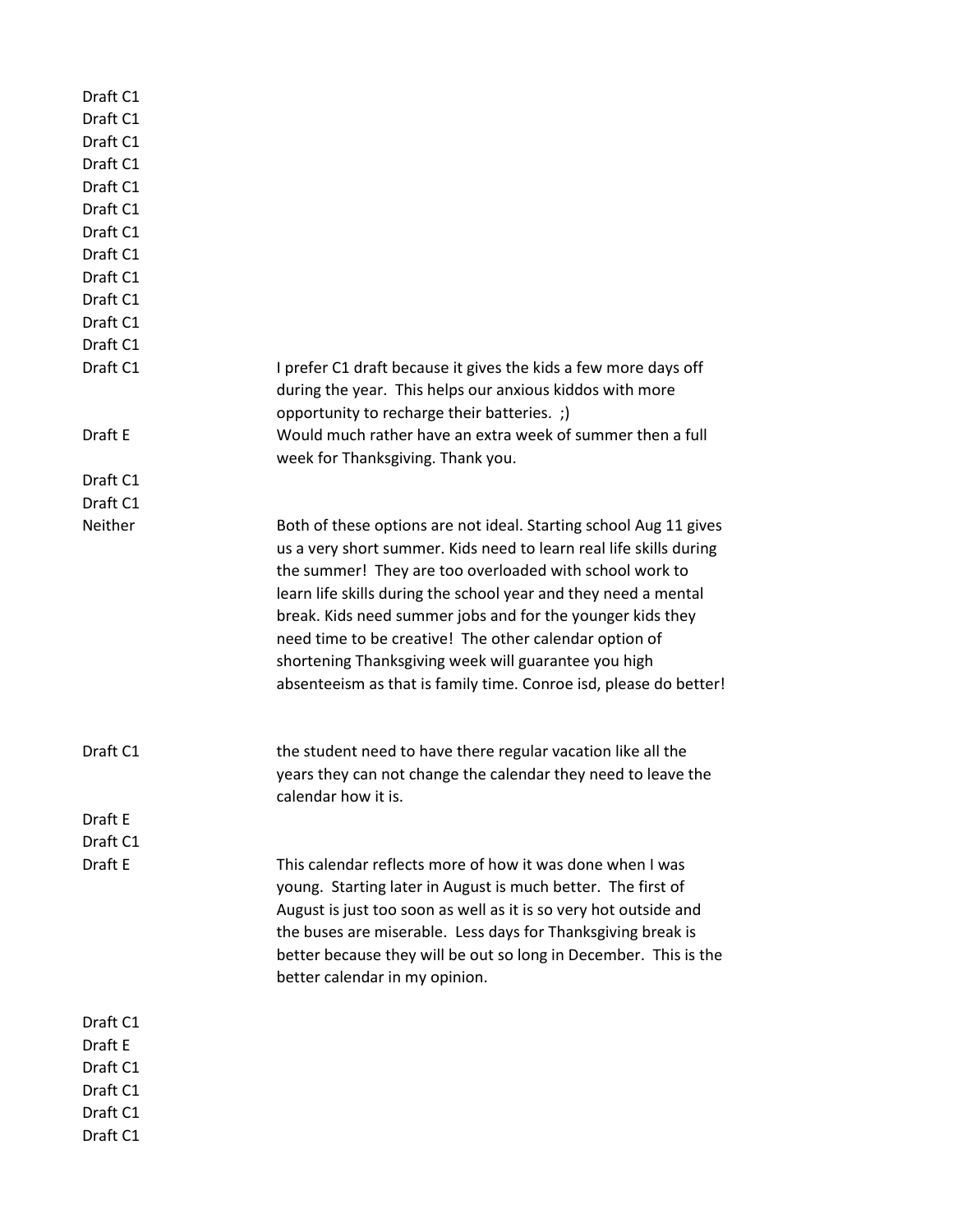| | |
|---|---|
| Draft C1 | |
| Draft C1 | |
| Draft C1 | |
| Draft C1 | |
| Draft C1 | |
| Draft C1 | |
| Draft C1 | |
| Draft C1 | |
| Draft C1 | |
| Draft C1 | |
| Draft C1 | |
| Draft C1 | |
| Draft C1 | I prefer C1 draft because it gives the kids a few more days off during the year. This helps our anxious kiddos with more opportunity to recharge their batteries. ;) |
| Draft E | Would much rather have an extra week of summer then a full week for Thanksgiving. Thank you. |
| Draft C1 | |
| Draft C1 | |
| Neither | Both of these options are not ideal. Starting school Aug 11 gives us a very short summer. Kids need to learn real life skills during the summer! They are too overloaded with school work to learn life skills during the school year and they need a mental break. Kids need summer jobs and for the younger kids they need time to be creative! The other calendar option of shortening Thanksgiving week will guarantee you high absenteeism as that is family time. Conroe isd, please do better! |
| Draft C1 | the student need to have there regular vacation like all the years they can not change the calendar they need to leave the calendar how it is. |
| Draft E | |
| Draft C1 | |
| Draft E | This calendar reflects more of how it was done when I was young. Starting later in August is much better. The first of August is just too soon as well as it is so very hot outside and the buses are miserable. Less days for Thanksgiving break is better because they will be out so long in December. This is the better calendar in my opinion. |
| Draft C1 | |
| Draft E | |
| Draft C1 | |
| Draft C1 | |
| Draft C1 | |
| Draft C1 | |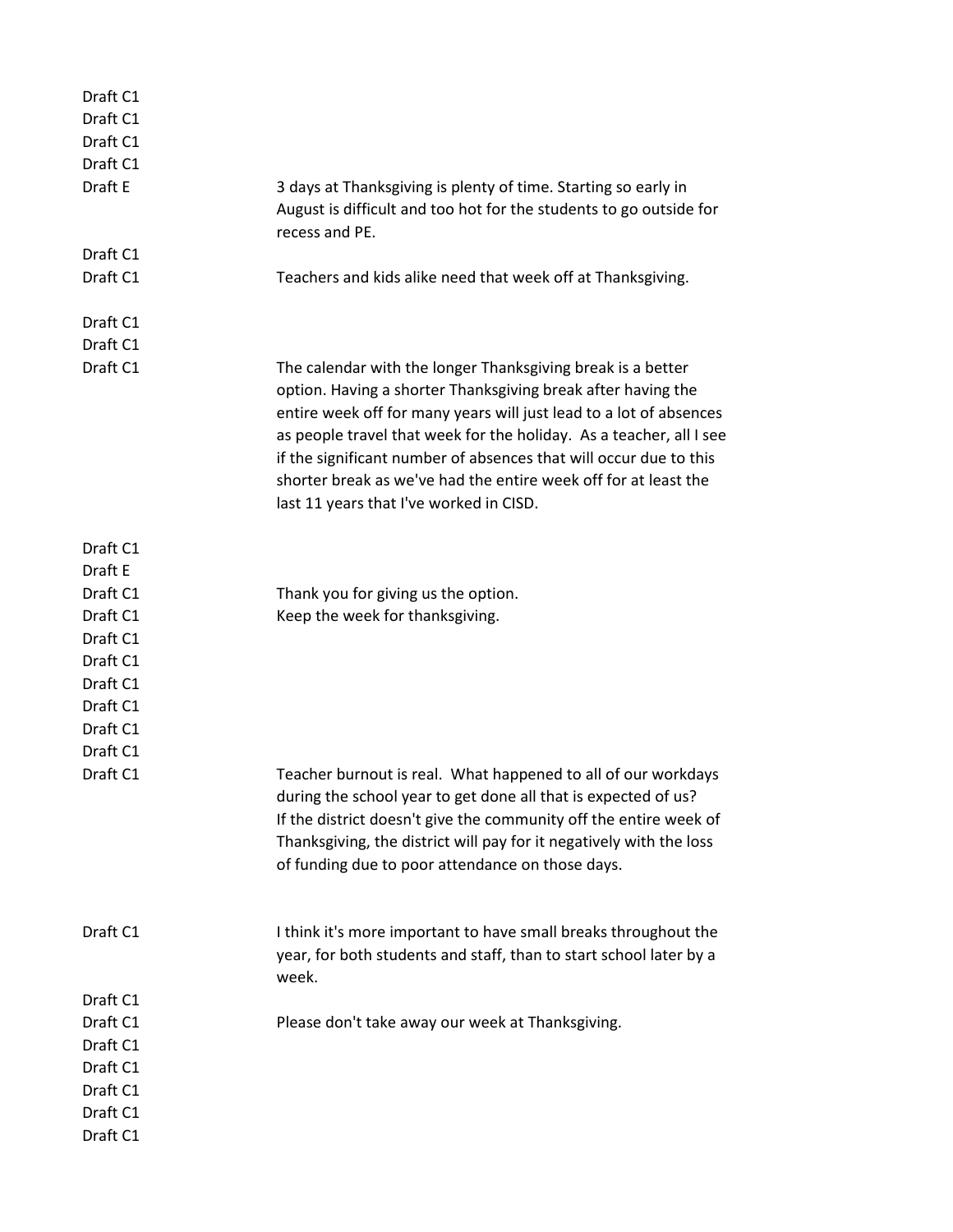| | |
|---|---|
| Draft C1 | |
| Draft C1 | |
| Draft C1 | |
| Draft C1 | |
| Draft E | 3 days at Thanksgiving is plenty of time. Starting so early in August is difficult and too hot for the students to go outside for recess and PE. |
| Draft C1 | |
| Draft C1 | Teachers and kids alike need that week off at Thanksgiving. |
| Draft C1 | |
| Draft C1 | |
| Draft C1 | The calendar with the longer Thanksgiving break is a better option. Having a shorter Thanksgiving break after having the entire week off for many years will just lead to a lot of absences as people travel that week for the holiday.  As a teacher, all I see if the significant number of absences that will occur due to this shorter break as we've had the entire week off for at least the last 11 years that I've worked in CISD. |
| Draft C1 | |
| Draft E | |
| Draft C1 | Thank you for giving us the option. |
| Draft C1 | Keep the week for thanksgiving. |
| Draft C1 | |
| Draft C1 | |
| Draft C1 | |
| Draft C1 | |
| Draft C1 | |
| Draft C1 | |
| Draft C1 | Teacher burnout is real.  What happened to all of our workdays during the school year to get done all that is expected of us? If the district doesn't give the community off the entire week of Thanksgiving, the district will pay for it negatively with the loss of funding due to poor attendance on those days. |
| Draft C1 | I think it's more important to have small breaks throughout the year, for both students and staff, than to start school later by a week. |
| Draft C1 | |
| Draft C1 | Please don't take away our week at Thanksgiving. |
| Draft C1 | |
| Draft C1 | |
| Draft C1 | |
| Draft C1 | |
| Draft C1 | |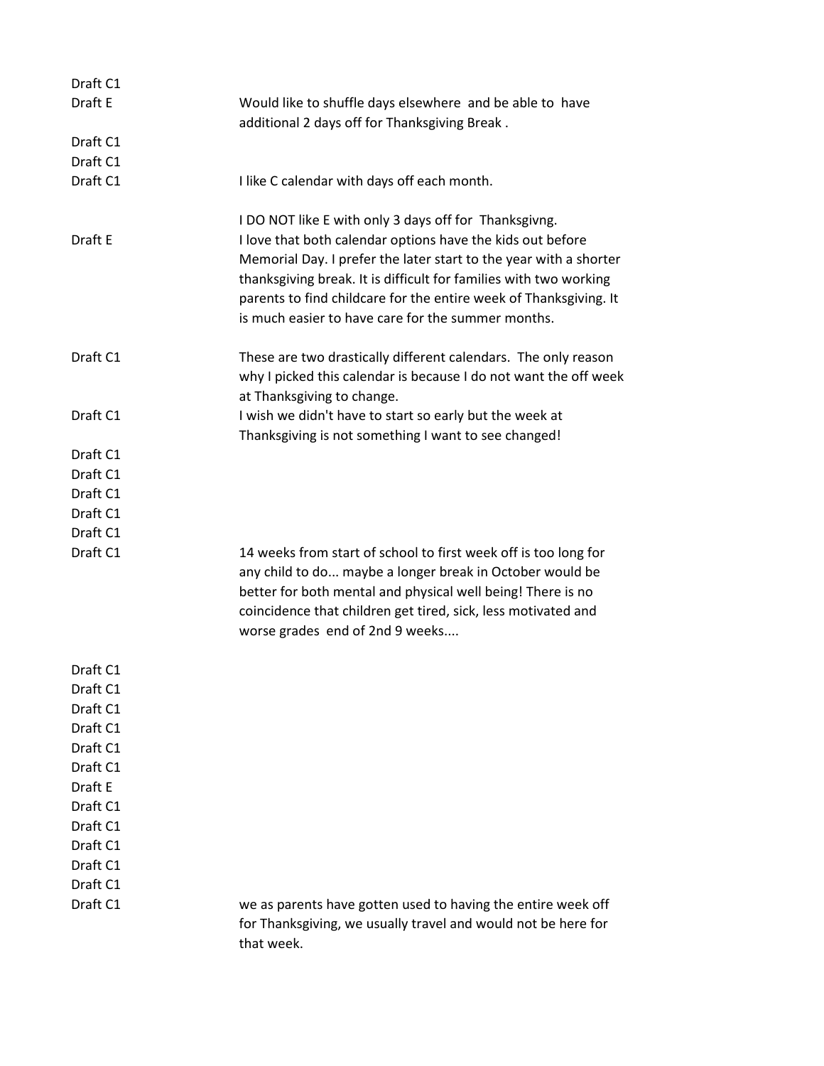| | |
|---|---|
| Draft C1 | |
| Draft E | Would like to shuffle days elsewhere and be able to have additional 2 days off for Thanksgiving Break . |
| Draft C1 | |
| Draft C1 | |
| Draft C1 | I like C calendar with days off each month.<br><br>I DO NOT like E with only 3 days off for Thanksgivng. |
| Draft E | I love that both calendar options have the kids out before Memorial Day. I prefer the later start to the year with a shorter thanksgiving break. It is difficult for families with two working parents to find childcare for the entire week of Thanksgiving. It is much easier to have care for the summer months. |
| Draft C1 | These are two drastically different calendars. The only reason why I picked this calendar is because I do not want the off week at Thanksgiving to change. |
| Draft C1 | I wish we didn't have to start so early but the week at Thanksgiving is not something I want to see changed! |
| Draft C1 | |
| Draft C1 | |
| Draft C1 | |
| Draft C1 | |
| Draft C1 | |
| Draft C1 | 14 weeks from start of school to first week off is too long for any child to do... maybe a longer break in October would be better for both mental and physical well being! There is no coincidence that children get tired, sick, less motivated and worse grades end of 2nd 9 weeks.... |
| Draft C1 | |
| Draft C1 | |
| Draft C1 | |
| Draft C1 | |
| Draft C1 | |
| Draft C1 | |
| Draft E | |
| Draft C1 | |
| Draft C1 | |
| Draft C1 | |
| Draft C1 | |
| Draft C1 | |
| Draft C1 | we as parents have gotten used to having the entire week off for Thanksgiving, we usually travel and would not be here for that week. |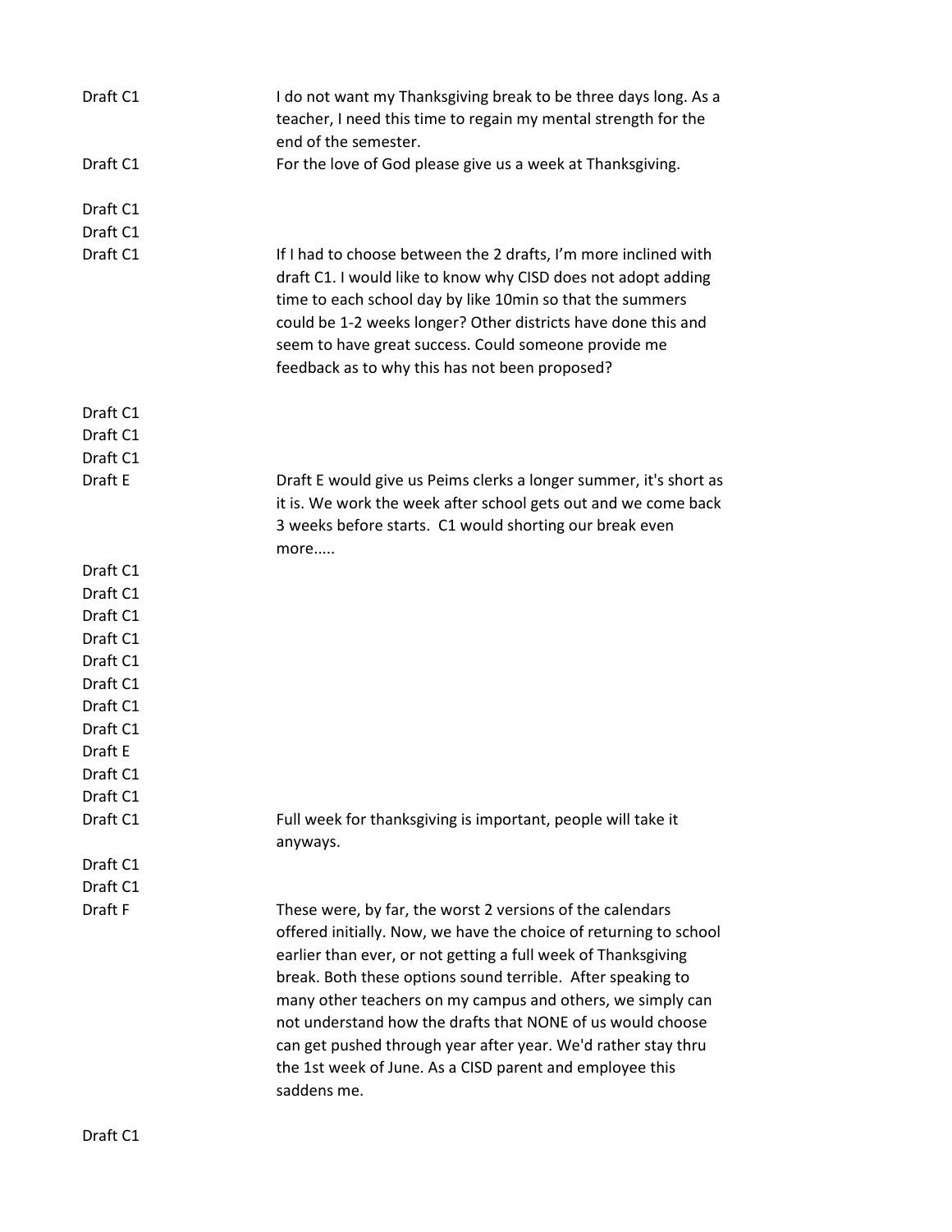| | |
|---|---|
| Draft C1 | I do not want my Thanksgiving break to be three days long. As a teacher, I need this time to regain my mental strength for the end of the semester. |
| Draft C1 | For the love of God please give us a week at Thanksgiving. |
| Draft C1 | |
| Draft C1 | |
| Draft C1 | If I had to choose between the 2 drafts, I'm more inclined with draft C1. I would like to know why CISD does not adopt adding time to each school day by like 10min so that the summers could be 1-2 weeks longer? Other districts have done this and seem to have great success. Could someone provide me feedback as to why this has not been proposed? |
| Draft C1 | |
| Draft C1 | |
| Draft C1 | |
| Draft E | Draft E would give us Peims clerks a longer summer, it's short as it is. We work the week after school gets out and we come back 3 weeks before starts. C1 would shorting our break even more..... |
| Draft C1 | |
| Draft C1 | |
| Draft C1 | |
| Draft C1 | |
| Draft C1 | |
| Draft C1 | |
| Draft C1 | |
| Draft C1 | |
| Draft E | |
| Draft C1 | |
| Draft C1 | |
| Draft C1 | Full week for thanksgiving is important, people will take it anyways. |
| Draft C1 | |
| Draft C1 | |
| Draft F | These were, by far, the worst 2 versions of the calendars offered initially. Now, we have the choice of returning to school earlier than ever, or not getting a full week of Thanksgiving break. Both these options sound terrible. After speaking to many other teachers on my campus and others, we simply can not understand how the drafts that NONE of us would choose can get pushed through year after year. We'd rather stay thru the 1st week of June. As a CISD parent and employee this saddens me. |
| Draft C1 | |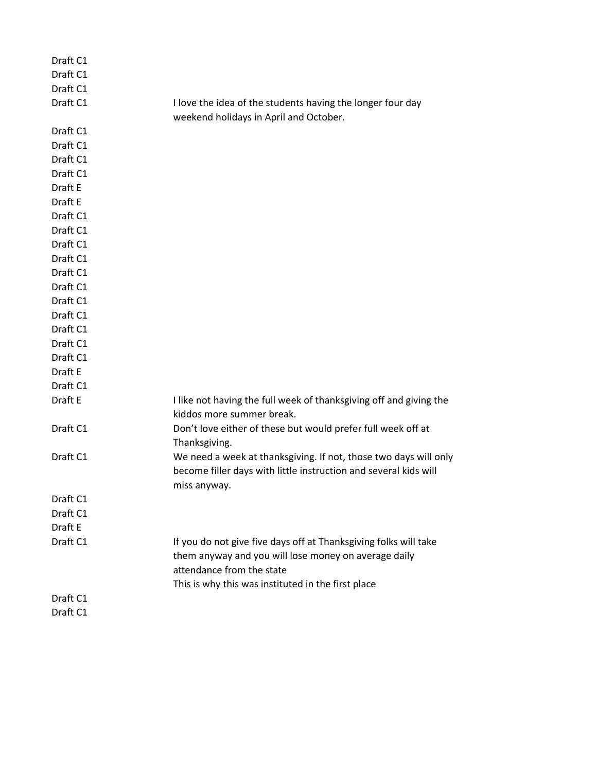| | |
|---|---|
| Draft C1 | |
| Draft C1 | |
| Draft C1 | |
| Draft C1 | I love the idea of the students having the longer four day weekend holidays in April and October. |
| Draft C1 | |
| Draft C1 | |
| Draft C1 | |
| Draft C1 | |
| Draft E | |
| Draft E | |
| Draft C1 | |
| Draft C1 | |
| Draft C1 | |
| Draft C1 | |
| Draft C1 | |
| Draft C1 | |
| Draft C1 | |
| Draft C1 | |
| Draft C1 | |
| Draft C1 | |
| Draft C1 | |
| Draft E | |
| Draft C1 | |
| Draft E | I like not having the full week of thanksgiving off and giving the kiddos more summer break. |
| Draft C1 | Don't love either of these but would prefer full week off at Thanksgiving. |
| Draft C1 | We need a week at thanksgiving. If not, those two days will only become filler days with little instruction and several kids will miss anyway. |
| Draft C1 | |
| Draft C1 | |
| Draft E | |
| Draft C1 | If you do not give five days off at Thanksgiving folks will take them anyway and you will lose money on average daily attendance from the state<br>This is why this was instituted in the first place |
| Draft C1 | |
| Draft C1 | |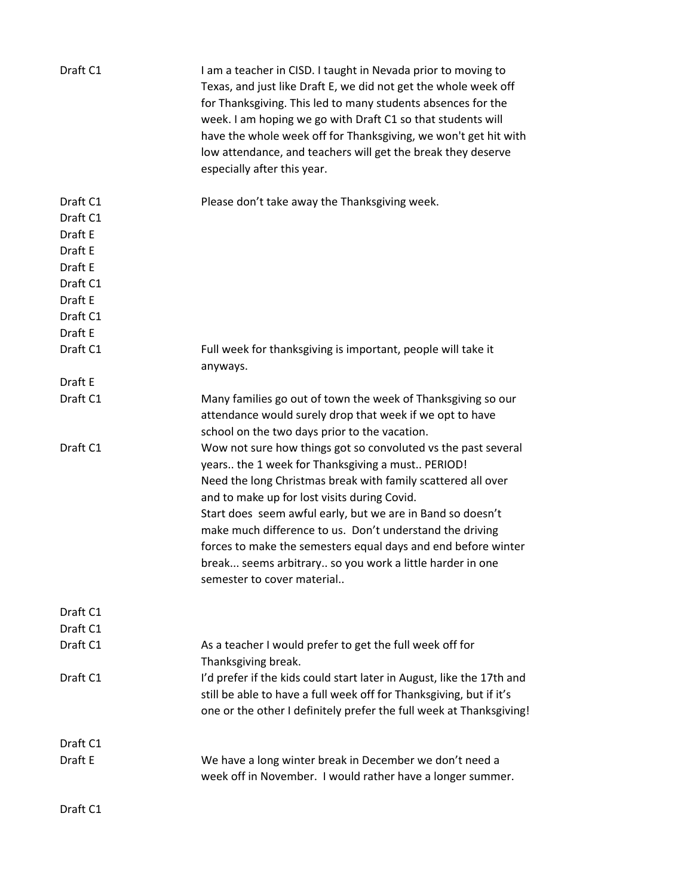| | |
|---|---|
| Draft C1 | I am a teacher in CISD. I taught in Nevada prior to moving to Texas, and just like Draft E, we did not get the whole week off for Thanksgiving. This led to many students absences for the week. I am hoping we go with Draft C1 so that students will have the whole week off for Thanksgiving, we won't get hit with low attendance, and teachers will get the break they deserve especially after this year. |
| Draft C1 | Please don't take away the Thanksgiving week. |
| Draft C1 | |
| Draft E | |
| Draft E | |
| Draft E | |
| Draft C1 | |
| Draft E | |
| Draft C1 | |
| Draft E | |
| Draft C1 | Full week for thanksgiving is important, people will take it anyways. |
| Draft E | |
| Draft C1 | Many families go out of town the week of Thanksgiving so our attendance would surely drop that week if we opt to have school on the two days prior to the vacation. |
| Draft C1 | Wow not sure how things got so convoluted vs the past several years.. the 1 week for Thanksgiving a must.. PERIOD!<br>Need the long Christmas break with family scattered all over and to make up for lost visits during Covid.<br>Start does  seem awful early, but we are in Band so doesn't make much difference to us.  Don't understand the driving forces to make the semesters equal days and end before winter break... seems arbitrary.. so you work a little harder in one semester to cover material.. |
| Draft C1 | |
| Draft C1 | |
| Draft C1 | As a teacher I would prefer to get the full week off for Thanksgiving break. |
| Draft C1 | I'd prefer if the kids could start later in August, like the 17th and still be able to have a full week off for Thanksgiving, but if it's one or the other I definitely prefer the full week at Thanksgiving! |
| Draft C1 | |
| Draft E | We have a long winter break in December we don't need a week off in November.  I would rather have a longer summer. |
| Draft C1 | |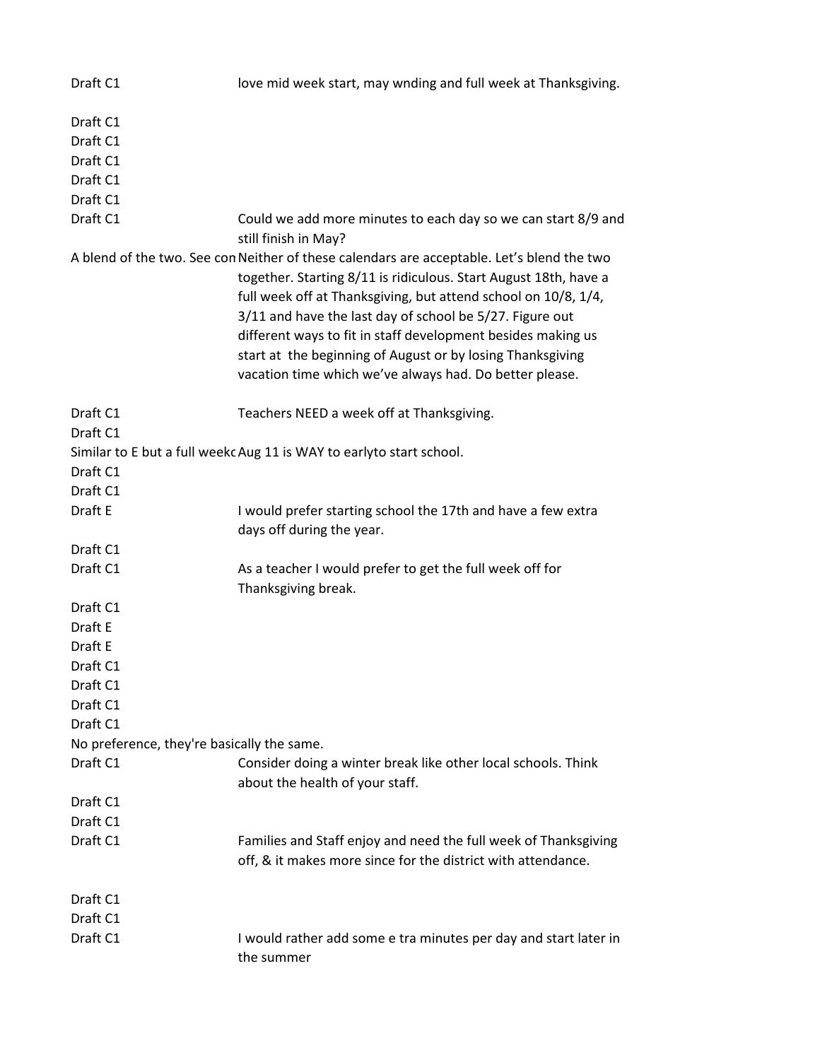| | |
|---|---|
| Draft C1 | love mid week start, may wnding and full week at Thanksgiving. |
| Draft C1 | |
| Draft C1 | |
| Draft C1 | |
| Draft C1 | |
| Draft C1 | |
| Draft C1 | Could we add more minutes to each day so we can start 8/9 and still finish in May? |
| A blend of the two. See con | Neither of these calendars are acceptable. Let’s blend the two together. Starting 8/11 is ridiculous. Start August 18th, have a full week off at Thanksgiving, but attend school on 10/8, 1/4, 3/11 and have the last day of school be 5/27. Figure out different ways to fit in staff development besides making us start at the beginning of August or by losing Thanksgiving vacation time which we’ve always had. Do better please. |
| Draft C1 | Teachers NEED a week off at Thanksgiving. |
| Draft C1 | |
| Similar to E but a full weekc | Aug 11 is WAY to earlyto start school. |
| Draft C1 | |
| Draft C1 | |
| Draft E | I would prefer starting school the 17th and have a few extra days off during the year. |
| Draft C1 | |
| Draft C1 | As a teacher I would prefer to get the full week off for Thanksgiving break. |
| Draft C1 | |
| Draft E | |
| Draft E | |
| Draft C1 | |
| Draft C1 | |
| Draft C1 | |
| Draft C1 | |
| No preference, they're basically the same. | |
| Draft C1 | Consider doing a winter break like other local schools. Think about the health of your staff. |
| Draft C1 | |
| Draft C1 | |
| Draft C1 | Families and Staff enjoy and need the full week of Thanksgiving off, & it makes more since for the district with attendance. |
| Draft C1 | |
| Draft C1 | |
| Draft C1 | I would rather add some e tra minutes per day and start later in the summer |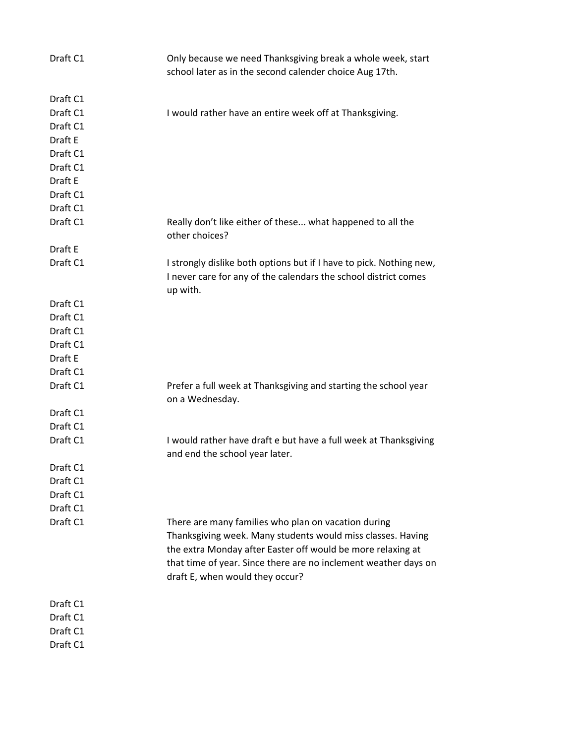| | |
|---|---|
| Draft C1 | Only because we need Thanksgiving break a whole week, start school later as in the second calender choice Aug 17th. |
| Draft C1 | |
| Draft C1 | I would rather have an entire week off at Thanksgiving. |
| Draft C1 | |
| Draft E | |
| Draft C1 | |
| Draft C1 | |
| Draft E | |
| Draft C1 | |
| Draft C1 | |
| Draft C1 | Really don't like either of these... what happened to all the other choices? |
| Draft E | |
| Draft C1 | I strongly dislike both options but if I have to pick. Nothing new, I never care for any of the calendars the school district comes up with. |
| Draft C1 | |
| Draft C1 | |
| Draft C1 | |
| Draft C1 | |
| Draft E | |
| Draft C1 | |
| Draft C1 | Prefer a full week at Thanksgiving and starting the school year on a Wednesday. |
| Draft C1 | |
| Draft C1 | |
| Draft C1 | I would rather have draft e but have a full week at Thanksgiving and end the school year later. |
| Draft C1 | |
| Draft C1 | |
| Draft C1 | |
| Draft C1 | |
| Draft C1 | There are many families who plan on vacation during Thanksgiving week. Many students would miss classes. Having the extra Monday after Easter off would be more relaxing at that time of year. Since there are no inclement weather days on draft E, when would they occur? |
| Draft C1 | |
| Draft C1 | |
| Draft C1 | |
| Draft C1 | |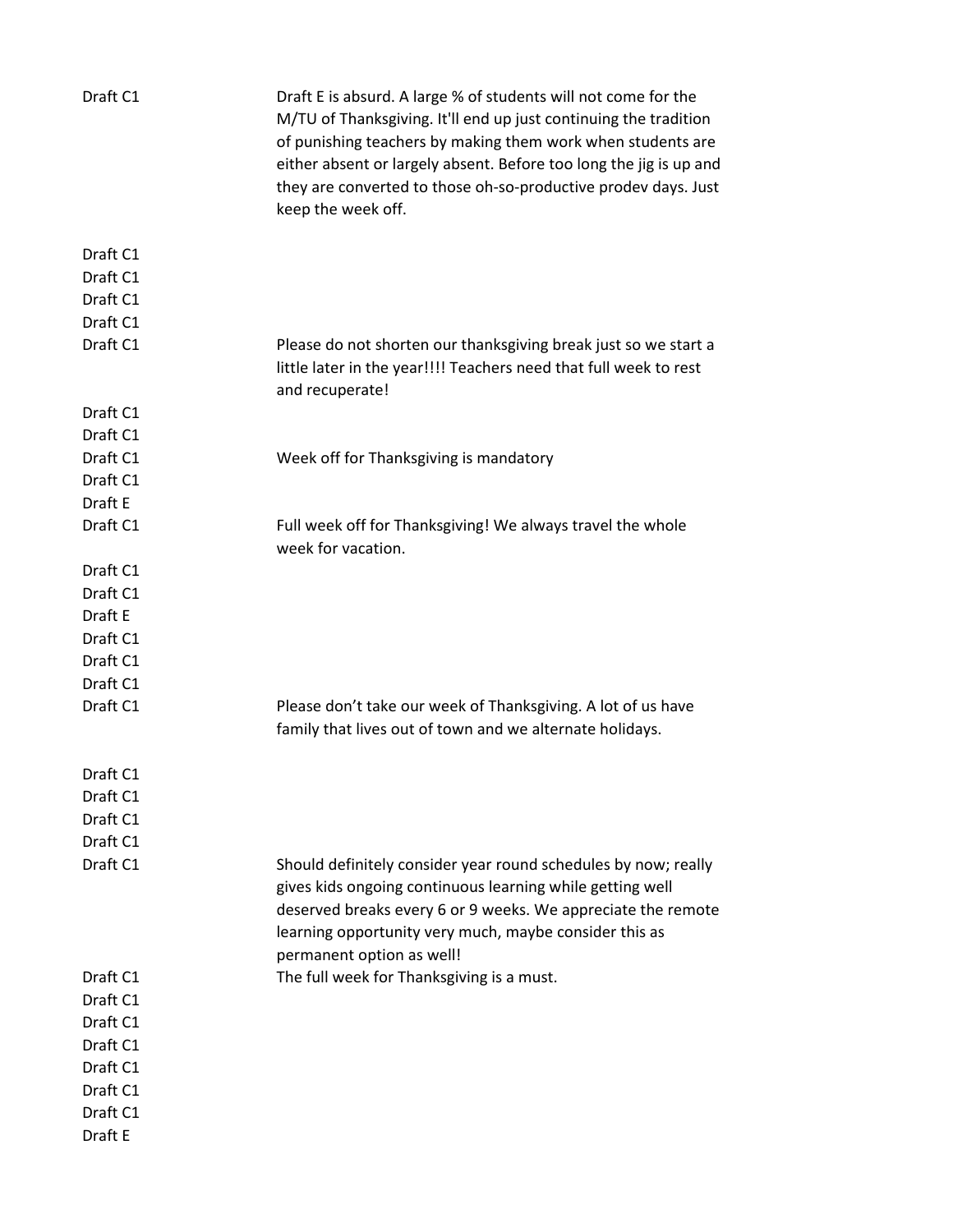| | |
|---|---|
| Draft C1 | Draft E is absurd. A large % of students will not come for the M/TU of Thanksgiving. It'll end up just continuing the tradition of punishing teachers by making them work when students are either absent or largely absent. Before too long the jig is up and they are converted to those oh-so-productive prodev days. Just keep the week off. |
| Draft C1 | |
| Draft C1 | |
| Draft C1 | |
| Draft C1 | |
| Draft C1 | Please do not shorten our thanksgiving break just so we start a little later in the year!!!! Teachers need that full week to rest and recuperate! |
| Draft C1 | |
| Draft C1 | |
| Draft C1 | Week off for Thanksgiving is mandatory |
| Draft C1 | |
| Draft E | |
| Draft C1 | Full week off for Thanksgiving! We always travel the whole week for vacation. |
| Draft C1 | |
| Draft C1 | |
| Draft E | |
| Draft C1 | |
| Draft C1 | |
| Draft C1 | |
| Draft C1 | Please don't take our week of Thanksgiving. A lot of us have family that lives out of town and we alternate holidays. |
| Draft C1 | |
| Draft C1 | |
| Draft C1 | |
| Draft C1 | |
| Draft C1 | Should definitely consider year round schedules by now; really gives kids ongoing continuous learning while getting well deserved breaks every 6 or 9 weeks. We appreciate the remote learning opportunity very much, maybe consider this as permanent option as well! |
| Draft C1 | The full week for Thanksgiving is a must. |
| Draft C1 | |
| Draft C1 | |
| Draft C1 | |
| Draft C1 | |
| Draft C1 | |
| Draft C1 | |
| Draft E | |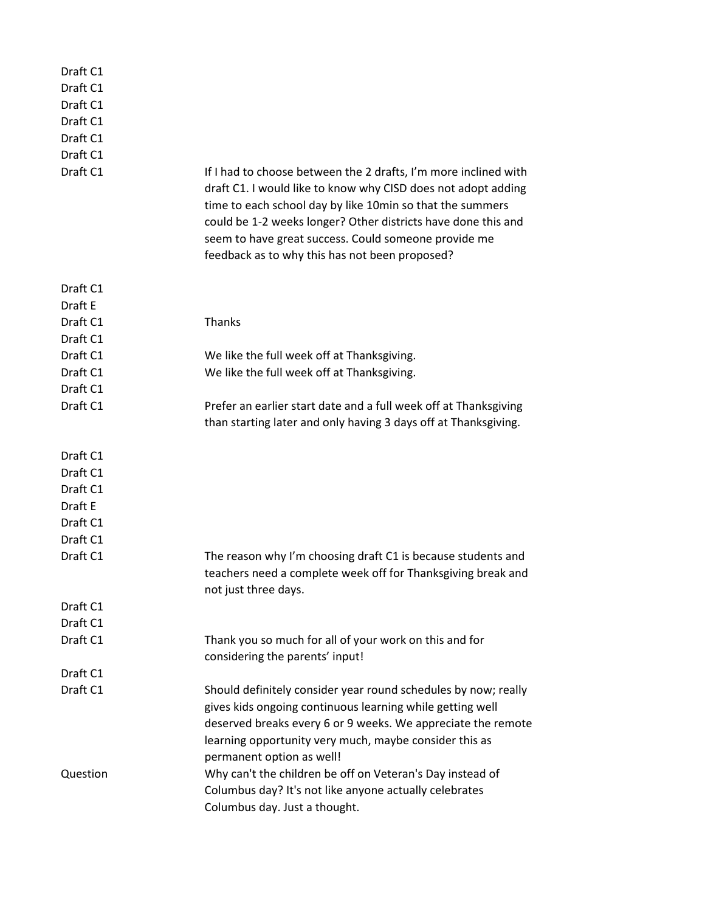| | |
|---|---|
| Draft C1 | |
| Draft C1 | |
| Draft C1 | |
| Draft C1 | |
| Draft C1 | |
| Draft C1 | |
| Draft C1 | If I had to choose between the 2 drafts, I'm more inclined with draft C1. I would like to know why CISD does not adopt adding time to each school day by like 10min so that the summers could be 1-2 weeks longer? Other districts have done this and seem to have great success. Could someone provide me feedback as to why this has not been proposed? |
| Draft C1 | |
| Draft E | |
| Draft C1 | Thanks |
| Draft C1 | |
| Draft C1 | We like the full week off at Thanksgiving. |
| Draft C1 | We like the full week off at Thanksgiving. |
| Draft C1 | |
| Draft C1 | Prefer an earlier start date and a full week off at Thanksgiving than starting later and only having 3 days off at Thanksgiving. |
| Draft C1 | |
| Draft C1 | |
| Draft C1 | |
| Draft E | |
| Draft C1 | |
| Draft C1 | |
| Draft C1 | The reason why I'm choosing draft C1 is because students and teachers need a complete week off for Thanksgiving break and not just three days. |
| Draft C1 | |
| Draft C1 | |
| Draft C1 | Thank you so much for all of your work on this and for considering the parents' input! |
| Draft C1 | |
| Draft C1 | Should definitely consider year round schedules by now; really gives kids ongoing continuous learning while getting well deserved breaks every 6 or 9 weeks. We appreciate the remote learning opportunity very much, maybe consider this as permanent option as well! |
| Question | Why can't the children be off on Veteran's Day instead of Columbus day? It's not like anyone actually celebrates Columbus day. Just a thought. |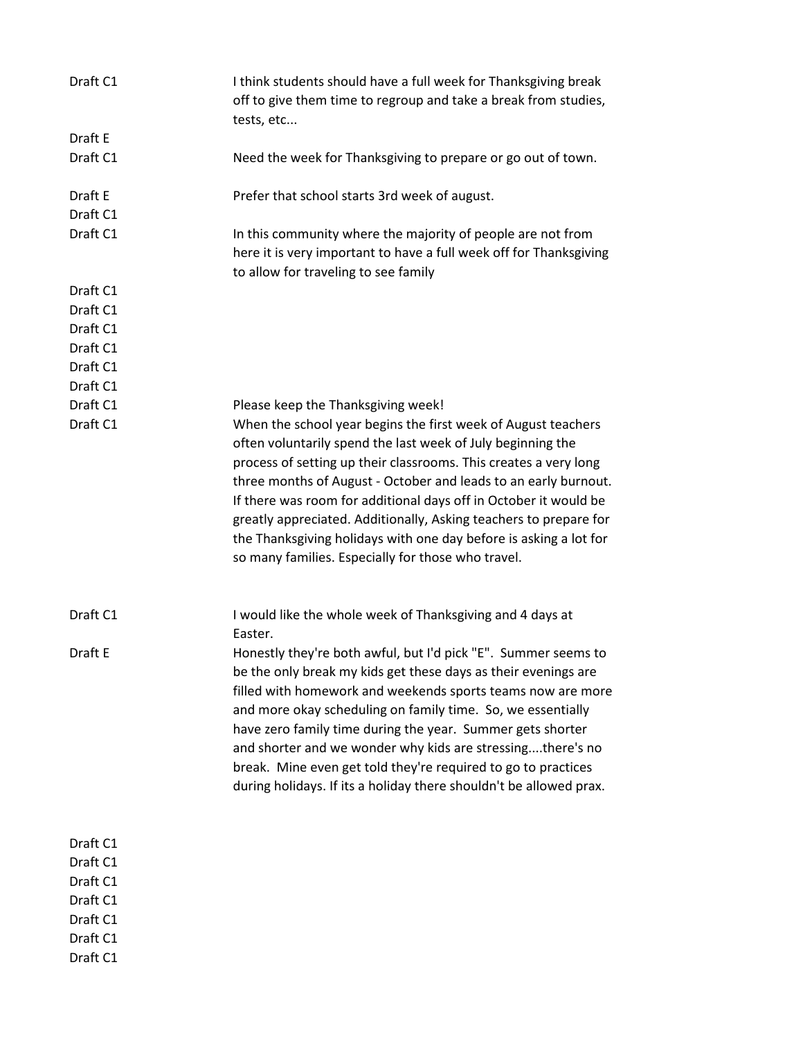| | |
|---|---|
| Draft C1 | I think students should have a full week for Thanksgiving break off to give them time to regroup and take a break from studies, tests, etc... |
| Draft E | |
| Draft C1 | Need the week for Thanksgiving to prepare or go out of town. |
| Draft E | Prefer that school starts 3rd week of august. |
| Draft C1 | |
| Draft C1 | In this community where the majority of people are not from here it is very important to have a full week off for Thanksgiving to allow for traveling to see family |
| Draft C1 | |
| Draft C1 | |
| Draft C1 | |
| Draft C1 | |
| Draft C1 | |
| Draft C1 | |
| Draft C1 | Please keep the Thanksgiving week! |
| Draft C1 | When the school year begins the first week of August teachers often voluntarily spend the last week of July beginning the process of setting up their classrooms. This creates a very long three months of August - October and leads to an early burnout. If there was room for additional days off in October it would be greatly appreciated. Additionally, Asking teachers to prepare for the Thanksgiving holidays with one day before is asking a lot for so many families. Especially for those who travel. |
| Draft C1 | I would like the whole week of Thanksgiving and 4 days at Easter. |
| Draft E | Honestly they're both awful, but I'd pick "E". Summer seems to be the only break my kids get these days as their evenings are filled with homework and weekends sports teams now are more and more okay scheduling on family time. So, we essentially have zero family time during the year. Summer gets shorter and shorter and we wonder why kids are stressing....there's no break. Mine even get told they're required to go to practices during holidays. If its a holiday there shouldn't be allowed prax. |
| Draft C1 | |
| Draft C1 | |
| Draft C1 | |
| Draft C1 | |
| Draft C1 | |
| Draft C1 | |
| Draft C1 | |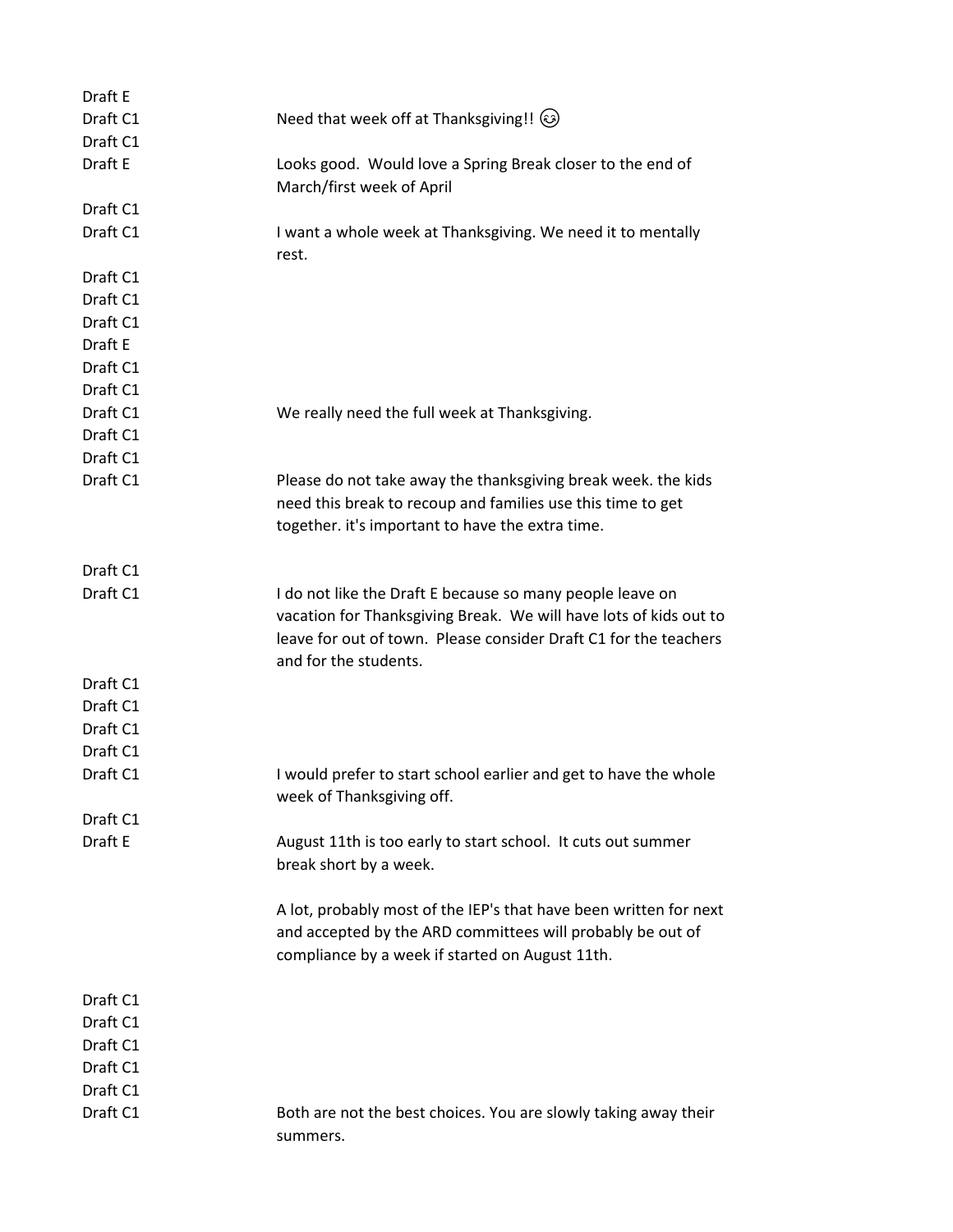| | |
|---|---|
| Draft E | |
| Draft C1 | Need that week off at Thanksgiving!! 😉 |
| Draft C1 | |
| Draft E | Looks good. Would love a Spring Break closer to the end of March/first week of April |
| Draft C1 | |
| Draft C1 | I want a whole week at Thanksgiving. We need it to mentally rest. |
| Draft C1 | |
| Draft C1 | |
| Draft C1 | |
| Draft E | |
| Draft C1 | |
| Draft C1 | |
| Draft C1 | We really need the full week at Thanksgiving. |
| Draft C1 | |
| Draft C1 | |
| Draft C1 | Please do not take away the thanksgiving break week. the kids need this break to recoup and families use this time to get together. it's important to have the extra time. |
| Draft C1 | |
| Draft C1 | I do not like the Draft E because so many people leave on vacation for Thanksgiving Break. We will have lots of kids out to leave for out of town. Please consider Draft C1 for the teachers and for the students. |
| Draft C1 | |
| Draft C1 | |
| Draft C1 | |
| Draft C1 | |
| Draft C1 | I would prefer to start school earlier and get to have the whole week of Thanksgiving off. |
| Draft C1 | |
| Draft E | August 11th is too early to start school. It cuts out summer break short by a week.<br><br>A lot, probably most of the IEP's that have been written for next and accepted by the ARD committees will probably be out of compliance by a week if started on August 11th. |
| Draft C1 | |
| Draft C1 | |
| Draft C1 | |
| Draft C1 | |
| Draft C1 | |
| Draft C1 | Both are not the best choices. You are slowly taking away their summers. |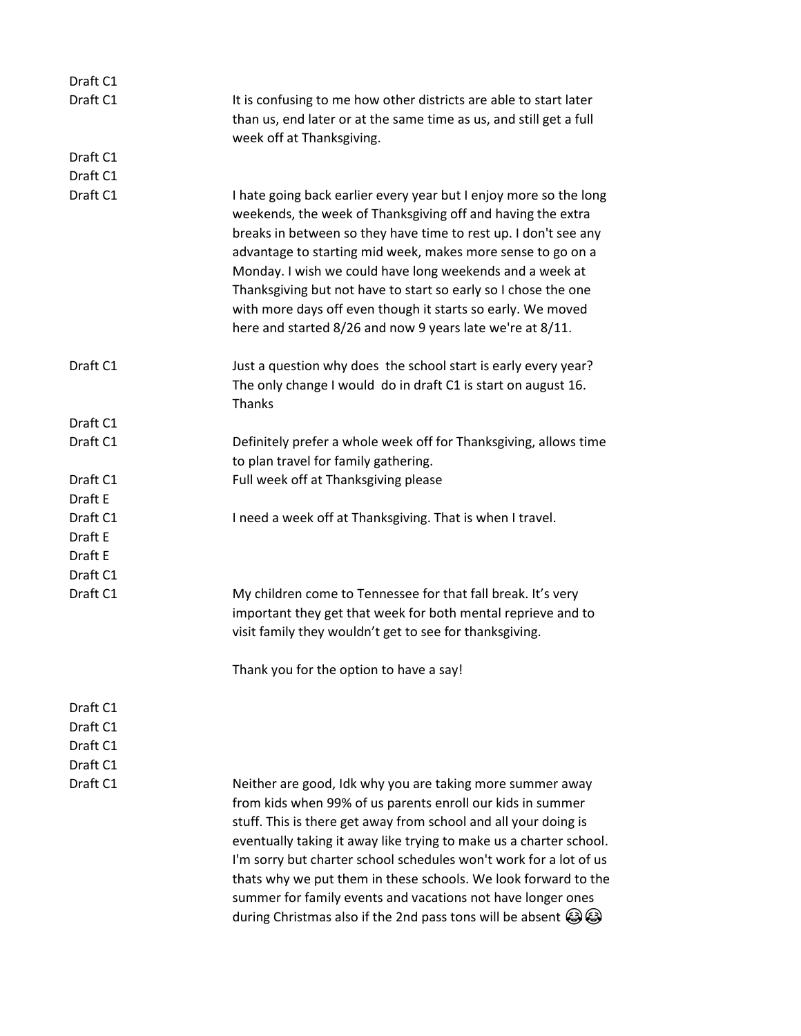| | |
|---|---|
| Draft C1 | |
| Draft C1 | It is confusing to me how other districts are able to start later than us, end later or at the same time as us, and still get a full week off at Thanksgiving. |
| Draft C1 | |
| Draft C1 | |
| Draft C1 | I hate going back earlier every year but I enjoy more so the long weekends, the week of Thanksgiving off and having the extra breaks in between so they have time to rest up. I don't see any advantage to starting mid week, makes more sense to go on a Monday. I wish we could have long weekends and a week at Thanksgiving but not have to start so early so I chose the one with more days off even though it starts so early. We moved here and started 8/26 and now 9 years late we're at 8/11. |
| Draft C1 | Just a question why does the school start is early every year? The only change I would do in draft C1 is start on august 16. Thanks |
| Draft C1 | |
| Draft C1 | Definitely prefer a whole week off for Thanksgiving, allows time to plan travel for family gathering. |
| Draft C1 | Full week off at Thanksgiving please |
| Draft E | |
| Draft C1 | I need a week off at Thanksgiving. That is when I travel. |
| Draft E | |
| Draft E | |
| Draft C1 | |
| Draft C1 | My children come to Tennessee for that fall break. It's very important they get that week for both mental reprieve and to visit family they wouldn't get to see for thanksgiving.<br><br>Thank you for the option to have a say! |
| Draft C1 | |
| Draft C1 | |
| Draft C1 | |
| Draft C1 | |
| Draft C1 | Neither are good, Idk why you are taking more summer away from kids when 99% of us parents enroll our kids in summer stuff. This is there get away from school and all your doing is eventually taking it away like trying to make us a charter school. I'm sorry but charter school schedules won't work for a lot of us thats why we put them in these schools. We look forward to the summer for family events and vacations not have longer ones during Christmas also if the 2nd pass tons will be absent 😂😂 |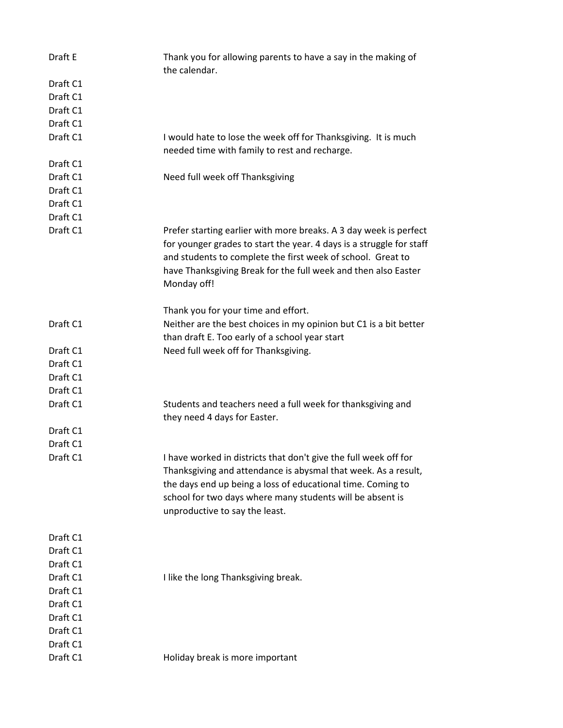| | |
|---|---|
| Draft E | Thank you for allowing parents to have a say in the making of the calendar. |
| Draft C1 | |
| Draft C1 | |
| Draft C1 | |
| Draft C1 | |
| Draft C1 | I would hate to lose the week off for Thanksgiving.  It is much needed time with family to rest and recharge. |
| Draft C1 | |
| Draft C1 | Need full week off Thanksgiving |
| Draft C1 | |
| Draft C1 | |
| Draft C1 | |
| Draft C1 | Prefer starting earlier with more breaks. A 3 day week is perfect for younger grades to start the year. 4 days is a struggle for staff and students to complete the first week of school.  Great to have Thanksgiving Break for the full week and then also Easter Monday off!<br><br>Thank you for your time and effort. |
| Draft C1 | Neither are the best choices in my opinion but C1 is a bit better than draft E. Too early of a school year start |
| Draft C1 | Need full week off for Thanksgiving. |
| Draft C1 | |
| Draft C1 | |
| Draft C1 | |
| Draft C1 | |
| Draft C1 | Students and teachers need a full week for thanksgiving and they need 4 days for Easter. |
| Draft C1 | |
| Draft C1 | |
| Draft C1 | I have worked in districts that don't give the full week off for Thanksgiving and attendance is abysmal that week. As a result, the days end up being a loss of educational time. Coming to school for two days where many students will be absent is unproductive to say the least. |
| Draft C1 | |
| Draft C1 | |
| Draft C1 | |
| Draft C1 | I like the long Thanksgiving break. |
| Draft C1 | |
| Draft C1 | |
| Draft C1 | |
| Draft C1 | |
| Draft C1 | |
| Draft C1 | Holiday break is more important |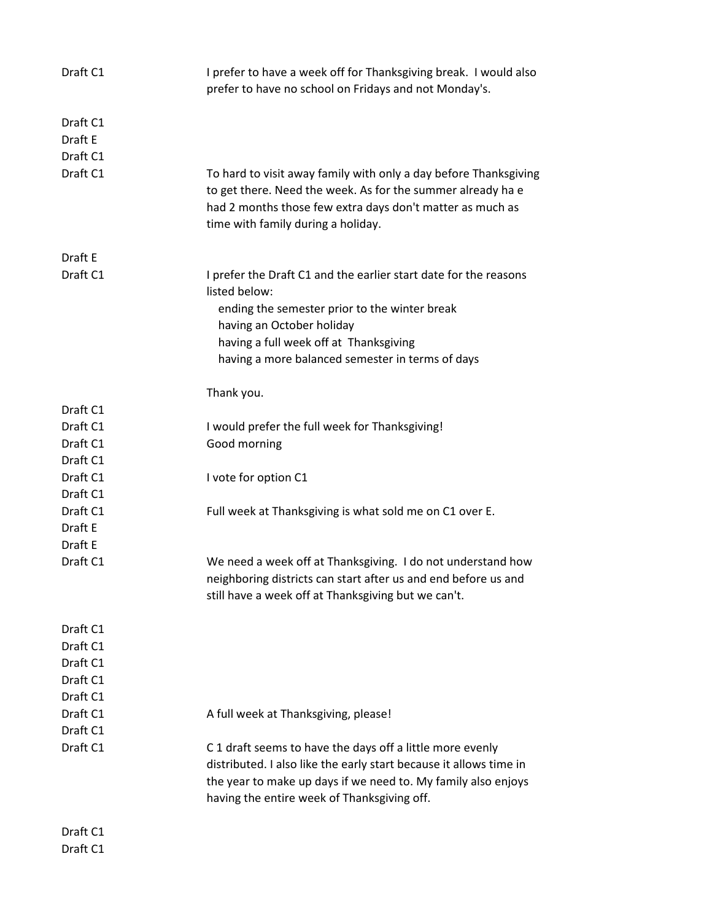| | |
|---|---|
| Draft C1 | I prefer to have a week off for Thanksgiving break. I would also prefer to have no school on Fridays and not Monday's. |
| Draft C1 | |
| Draft E | |
| Draft C1 | |
| Draft C1 | To hard to visit away family with only a day before Thanksgiving to get there. Need the week. As for the summer already ha e had 2 months those few extra days don't matter as much as time with family during a holiday. |
| Draft E | |
| Draft C1 | I prefer the Draft C1 and the earlier start date for the reasons listed below:<br>ending the semester prior to the winter break<br>having an October holiday<br>having a full week off at Thanksgiving<br>having a more balanced semester in terms of days<br><br>Thank you. |
| Draft C1 | |
| Draft C1 | I would prefer the full week for Thanksgiving! |
| Draft C1 | Good morning |
| Draft C1 | |
| Draft C1 | I vote for option C1 |
| Draft C1 | |
| Draft C1 | Full week at Thanksgiving is what sold me on C1 over E. |
| Draft E | |
| Draft E | |
| Draft C1 | We need a week off at Thanksgiving. I do not understand how neighboring districts can start after us and end before us and still have a week off at Thanksgiving but we can't. |
| Draft C1 | |
| Draft C1 | |
| Draft C1 | |
| Draft C1 | |
| Draft C1 | |
| Draft C1 | A full week at Thanksgiving, please! |
| Draft C1 | |
| Draft C1 | C 1 draft seems to have the days off a little more evenly distributed. I also like the early start because it allows time in the year to make up days if we need to. My family also enjoys having the entire week of Thanksgiving off. |
| Draft C1 | |
| Draft C1 | |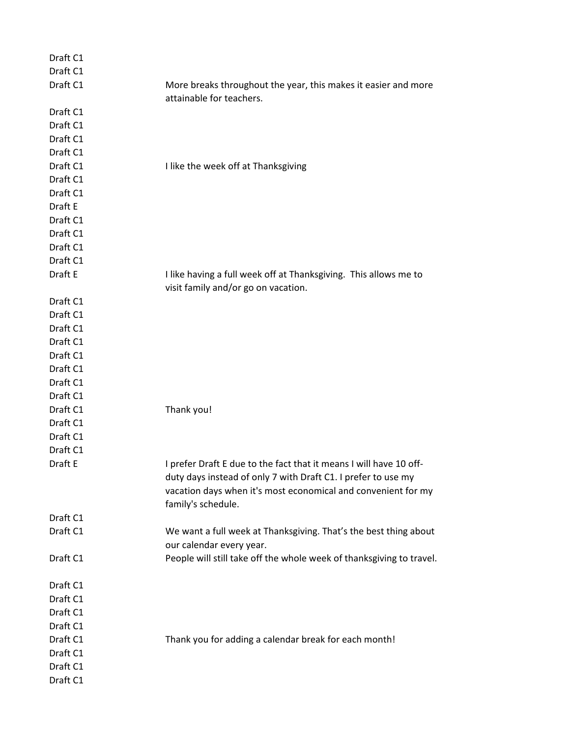| | |
|---|---|
| Draft C1 | |
| Draft C1 | |
| Draft C1 | More breaks throughout the year, this makes it easier and more attainable for teachers. |
| Draft C1 | |
| Draft C1 | |
| Draft C1 | |
| Draft C1 | |
| Draft C1 | I like the week off at Thanksgiving |
| Draft C1 | |
| Draft C1 | |
| Draft E | |
| Draft C1 | |
| Draft C1 | |
| Draft C1 | |
| Draft C1 | |
| Draft E | I like having a full week off at Thanksgiving. This allows me to visit family and/or go on vacation. |
| Draft C1 | |
| Draft C1 | |
| Draft C1 | |
| Draft C1 | |
| Draft C1 | |
| Draft C1 | |
| Draft C1 | |
| Draft C1 | |
| Draft C1 | Thank you! |
| Draft C1 | |
| Draft C1 | |
| Draft C1 | |
| Draft E | I prefer Draft E due to the fact that it means I will have 10 off-duty days instead of only 7 with Draft C1. I prefer to use my vacation days when it's most economical and convenient for my family's schedule. |
| Draft C1 | |
| Draft C1 | We want a full week at Thanksgiving. That's the best thing about our calendar every year. |
| Draft C1 | People will still take off the whole week of thanksgiving to travel. |
| Draft C1 | |
| Draft C1 | |
| Draft C1 | |
| Draft C1 | |
| Draft C1 | Thank you for adding a calendar break for each month! |
| Draft C1 | |
| Draft C1 | |
| Draft C1 | |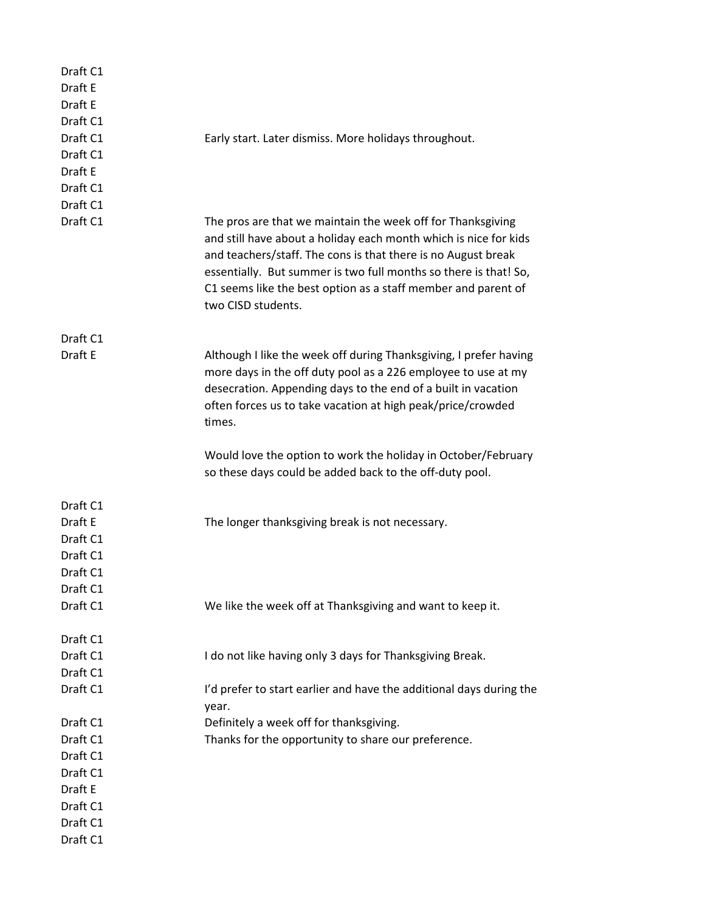| | |
|---|---|
| Draft C1 | |
| Draft E | |
| Draft E | |
| Draft C1 | |
| Draft C1 | Early start. Later dismiss. More holidays throughout. |
| Draft C1 | |
| Draft E | |
| Draft C1 | |
| Draft C1 | |
| Draft C1 | The pros are that we maintain the week off for Thanksgiving and still have about a holiday each month which is nice for kids and teachers/staff. The cons is that there is no August break essentially. But summer is two full months so there is that! So, C1 seems like the best option as a staff member and parent of two CISD students. |
| Draft C1 | |
| Draft E | Although I like the week off during Thanksgiving, I prefer having more days in the off duty pool as a 226 employee to use at my desecration. Appending days to the end of a built in vacation often forces us to take vacation at high peak/price/crowded times.<br><br>Would love the option to work the holiday in October/February so these days could be added back to the off-duty pool. |
| Draft C1 | |
| Draft E | The longer thanksgiving break is not necessary. |
| Draft C1 | |
| Draft C1 | |
| Draft C1 | |
| Draft C1 | |
| Draft C1 | We like the week off at Thanksgiving and want to keep it. |
| Draft C1 | |
| Draft C1 | I do not like having only 3 days for Thanksgiving Break. |
| Draft C1 | |
| Draft C1 | I'd prefer to start earlier and have the additional days during the year. |
| Draft C1 | Definitely a week off for thanksgiving. |
| Draft C1 | Thanks for the opportunity to share our preference. |
| Draft C1 | |
| Draft C1 | |
| Draft E | |
| Draft C1 | |
| Draft C1 | |
| Draft C1 | |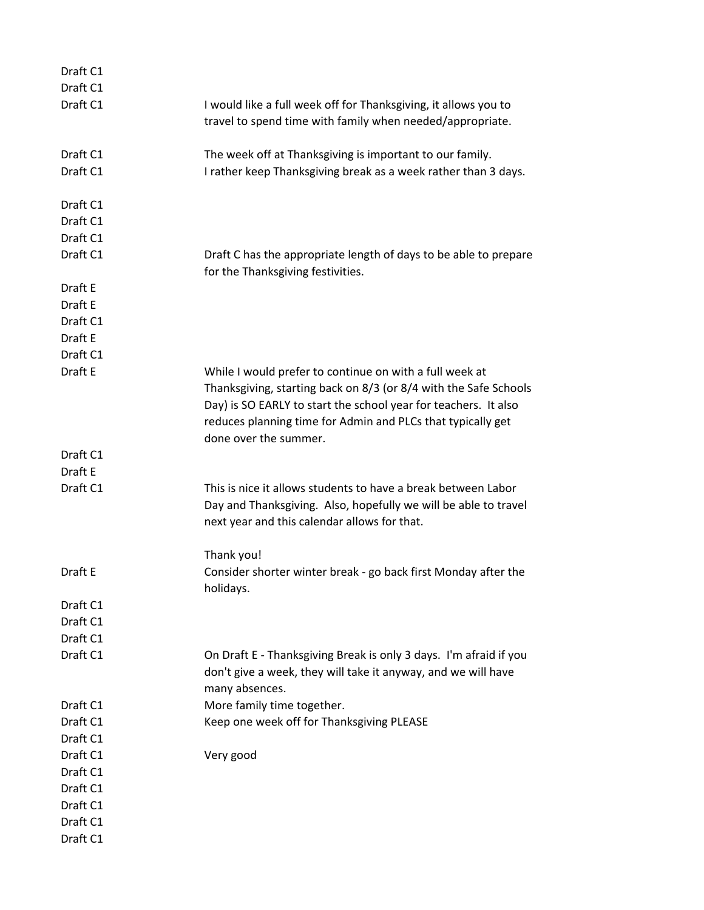| | |
|---|---|
| Draft C1 | |
| Draft C1 | |
| Draft C1 | I would like a full week off for Thanksgiving, it allows you to travel to spend time with family when needed/appropriate. |
| Draft C1 | The week off at Thanksgiving is important to our family. |
| Draft C1 | I rather keep Thanksgiving break as a week rather than 3 days. |
| Draft C1 | |
| Draft C1 | |
| Draft C1 | |
| Draft C1 | Draft C has the appropriate length of days to be able to prepare for the Thanksgiving festivities. |
| Draft E | |
| Draft E | |
| Draft C1 | |
| Draft E | |
| Draft C1 | |
| Draft E | While I would prefer to continue on with a full week at Thanksgiving, starting back on 8/3 (or 8/4 with the Safe Schools Day) is SO EARLY to start the school year for teachers. It also reduces planning time for Admin and PLCs that typically get done over the summer. |
| Draft C1 | |
| Draft E | |
| Draft C1 | This is nice it allows students to have a break between Labor Day and Thanksgiving. Also, hopefully we will be able to travel next year and this calendar allows for that.<br><br>Thank you! |
| Draft E | Consider shorter winter break - go back first Monday after the holidays. |
| Draft C1 | |
| Draft C1 | |
| Draft C1 | |
| Draft C1 | On Draft E - Thanksgiving Break is only 3 days. I'm afraid if you don't give a week, they will take it anyway, and we will have many absences. |
| Draft C1 | More family time together. |
| Draft C1 | Keep one week off for Thanksgiving PLEASE |
| Draft C1 | |
| Draft C1 | Very good |
| Draft C1 | |
| Draft C1 | |
| Draft C1 | |
| Draft C1 | |
| Draft C1 | |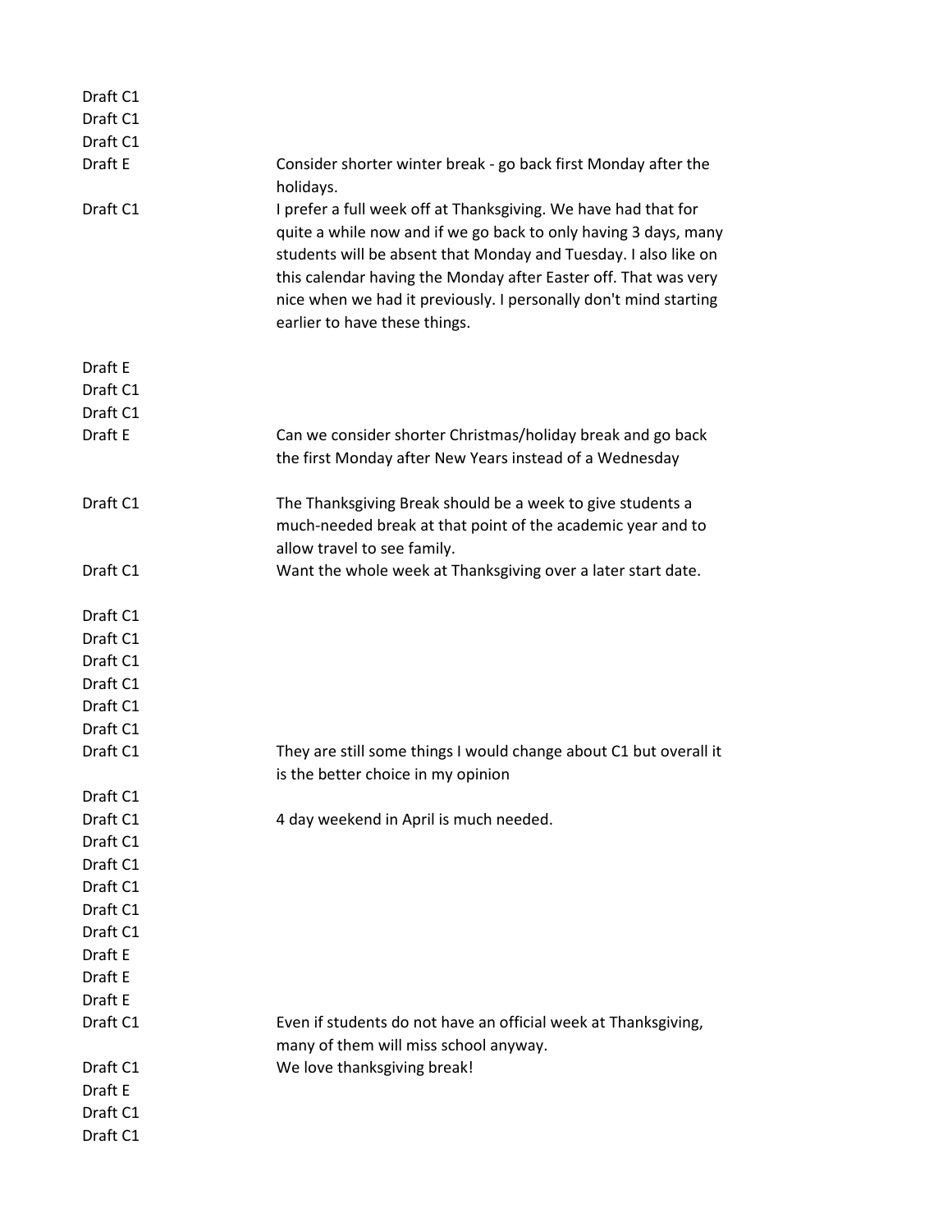| | |
|---|---|
| Draft C1 | |
| Draft C1 | |
| Draft C1 | |
| Draft E | Consider shorter winter break - go back first Monday after the holidays. |
| Draft C1 | I prefer a full week off at Thanksgiving. We have had that for quite a while now and if we go back to only having 3 days, many students will be absent that Monday and Tuesday. I also like on this calendar having the Monday after Easter off. That was very nice when we had it previously. I personally don't mind starting earlier to have these things. |
| Draft E | |
| Draft C1 | |
| Draft C1 | |
| Draft E | Can we consider shorter Christmas/holiday break and go back the first Monday after New Years instead of a Wednesday |
| Draft C1 | The Thanksgiving Break should be a week to give students a much-needed break at that point of the academic year and to allow travel to see family. |
| Draft C1 | Want the whole week at Thanksgiving over a later start date. |
| Draft C1 | |
| Draft C1 | |
| Draft C1 | |
| Draft C1 | |
| Draft C1 | |
| Draft C1 | |
| Draft C1 | They are still some things I would change about C1 but overall it is the better choice in my opinion |
| Draft C1 | |
| Draft C1 | 4 day weekend in April is much needed. |
| Draft C1 | |
| Draft C1 | |
| Draft C1 | |
| Draft C1 | |
| Draft C1 | |
| Draft E | |
| Draft E | |
| Draft E | |
| Draft C1 | Even if students do not have an official week at Thanksgiving, many of them will miss school anyway. |
| Draft C1 | We love thanksgiving break! |
| Draft E | |
| Draft C1 | |
| Draft C1 | |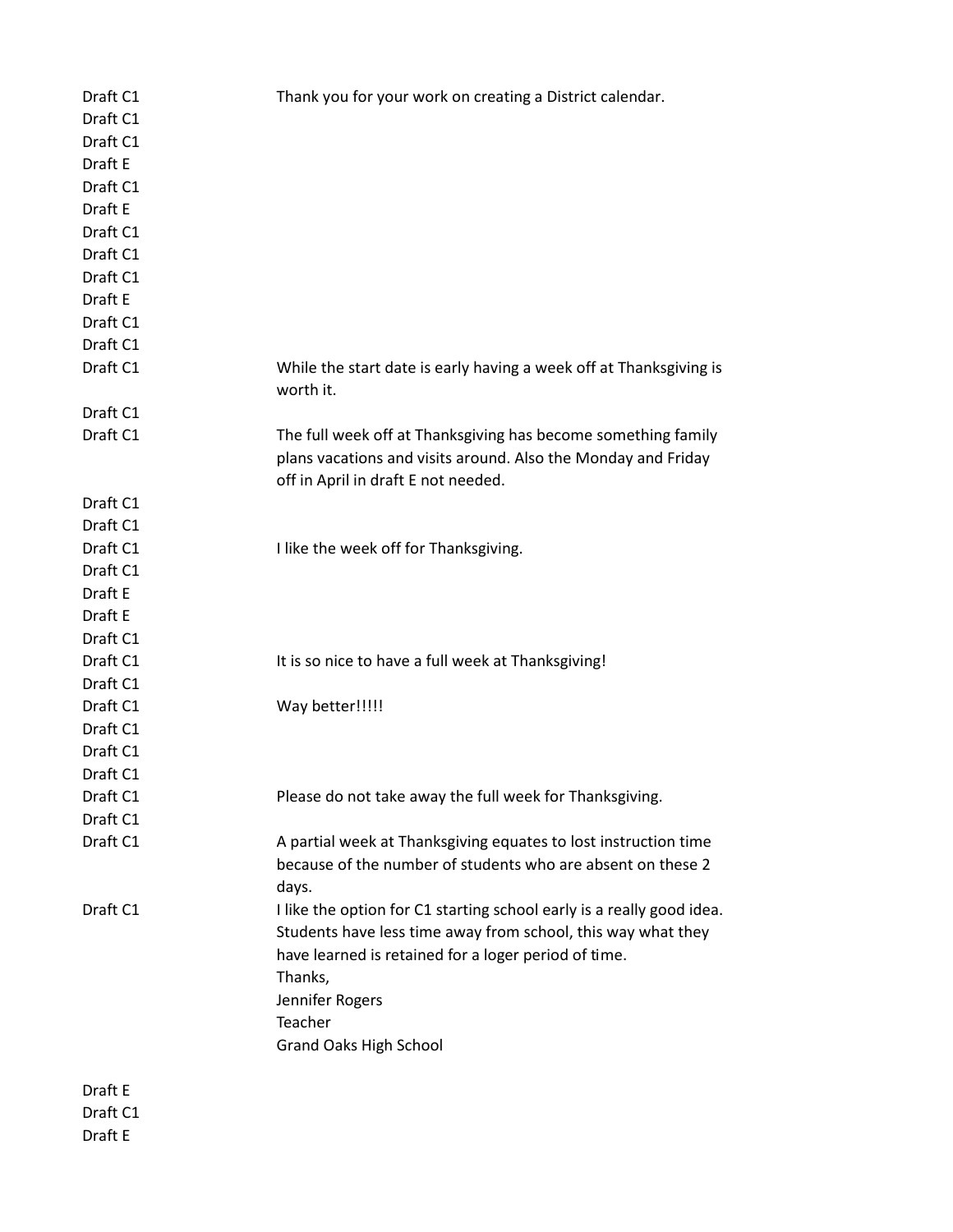| | |
|---|---|
| Draft C1 | Thank you for your work on creating a District calendar. |
| Draft C1 | |
| Draft C1 | |
| Draft E | |
| Draft C1 | |
| Draft E | |
| Draft C1 | |
| Draft C1 | |
| Draft C1 | |
| Draft E | |
| Draft C1 | |
| Draft C1 | |
| Draft C1 | While the start date is early having a week off at Thanksgiving is worth it. |
| Draft C1 | |
| Draft C1 | The full week off at Thanksgiving has become something family plans vacations and visits around. Also the Monday and Friday off in April in draft E not needed. |
| Draft C1 | |
| Draft C1 | |
| Draft C1 | I like the week off for Thanksgiving. |
| Draft C1 | |
| Draft E | |
| Draft E | |
| Draft C1 | |
| Draft C1 | It is so nice to have a full week at Thanksgiving! |
| Draft C1 | |
| Draft C1 | Way better!!!!! |
| Draft C1 | |
| Draft C1 | |
| Draft C1 | |
| Draft C1 | Please do not take away the full week for Thanksgiving. |
| Draft C1 | |
| Draft C1 | A partial week at Thanksgiving equates to lost instruction time because of the number of students who are absent on these 2 days. |
| Draft C1 | I like the option for C1 starting school early is a really good idea. Students have less time away from school, this way what they have learned is retained for a loger period of time.<br>Thanks,<br>Jennifer Rogers<br>Teacher<br>Grand Oaks High School |
| Draft E | |
| Draft C1 | |
| Draft E | |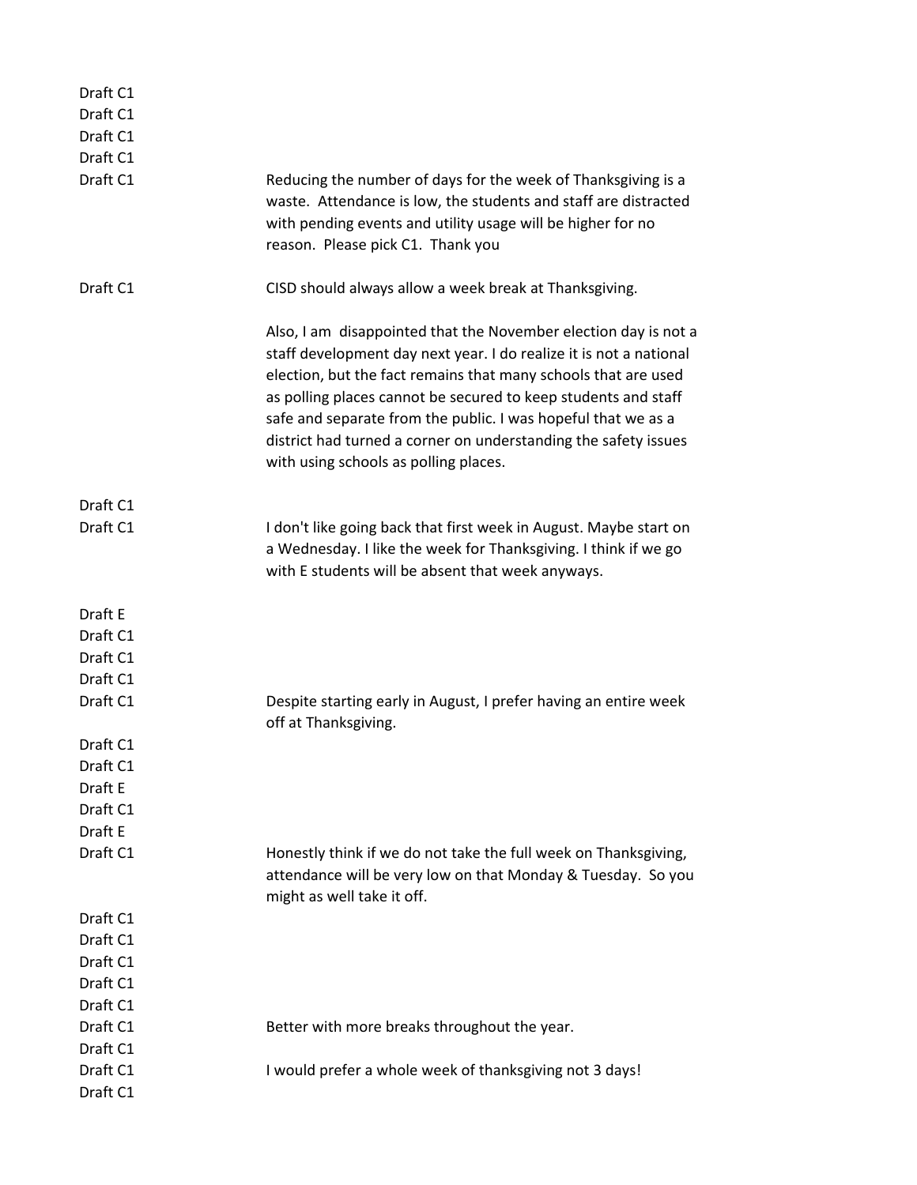| | |
|---|---|
| Draft C1 | |
| Draft C1 | |
| Draft C1 | |
| Draft C1 | |
| Draft C1 | Reducing the number of days for the week of Thanksgiving is a waste. Attendance is low, the students and staff are distracted with pending events and utility usage will be higher for no reason. Please pick C1. Thank you |
| Draft C1 | CISD should always allow a week break at Thanksgiving.<br><br>Also, I am disappointed that the November election day is not a staff development day next year. I do realize it is not a national election, but the fact remains that many schools that are used as polling places cannot be secured to keep students and staff safe and separate from the public. I was hopeful that we as a district had turned a corner on understanding the safety issues with using schools as polling places. |
| Draft C1 | |
| Draft C1 | I don't like going back that first week in August. Maybe start on a Wednesday. I like the week for Thanksgiving. I think if we go with E students will be absent that week anyways. |
| Draft E | |
| Draft C1 | |
| Draft C1 | |
| Draft C1 | |
| Draft C1 | Despite starting early in August, I prefer having an entire week off at Thanksgiving. |
| Draft C1 | |
| Draft C1 | |
| Draft E | |
| Draft C1 | |
| Draft E | |
| Draft C1 | Honestly think if we do not take the full week on Thanksgiving, attendance will be very low on that Monday & Tuesday. So you might as well take it off. |
| Draft C1 | |
| Draft C1 | |
| Draft C1 | |
| Draft C1 | |
| Draft C1 | |
| Draft C1 | Better with more breaks throughout the year. |
| Draft C1 | |
| Draft C1 | I would prefer a whole week of thanksgiving not 3 days! |
| Draft C1 | |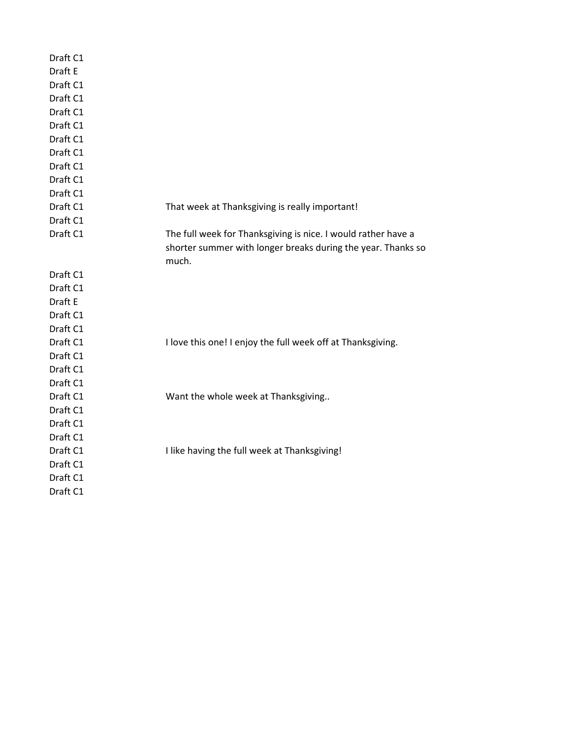| | |
|---|---|
| Draft C1 | |
| Draft E | |
| Draft C1 | |
| Draft C1 | |
| Draft C1 | |
| Draft C1 | |
| Draft C1 | |
| Draft C1 | |
| Draft C1 | |
| Draft C1 | |
| Draft C1 | |
| Draft C1 | That week at Thanksgiving is really important! |
| Draft C1 | |
| Draft C1 | The full week for Thanksgiving is nice. I would rather have a shorter summer with longer breaks during the year. Thanks so much. |
| Draft C1 | |
| Draft C1 | |
| Draft E | |
| Draft C1 | |
| Draft C1 | |
| Draft C1 | I love this one! I enjoy the full week off at Thanksgiving. |
| Draft C1 | |
| Draft C1 | |
| Draft C1 | |
| Draft C1 | Want the whole week at Thanksgiving.. |
| Draft C1 | |
| Draft C1 | |
| Draft C1 | |
| Draft C1 | I like having the full week at Thanksgiving! |
| Draft C1 | |
| Draft C1 | |
| Draft C1 | |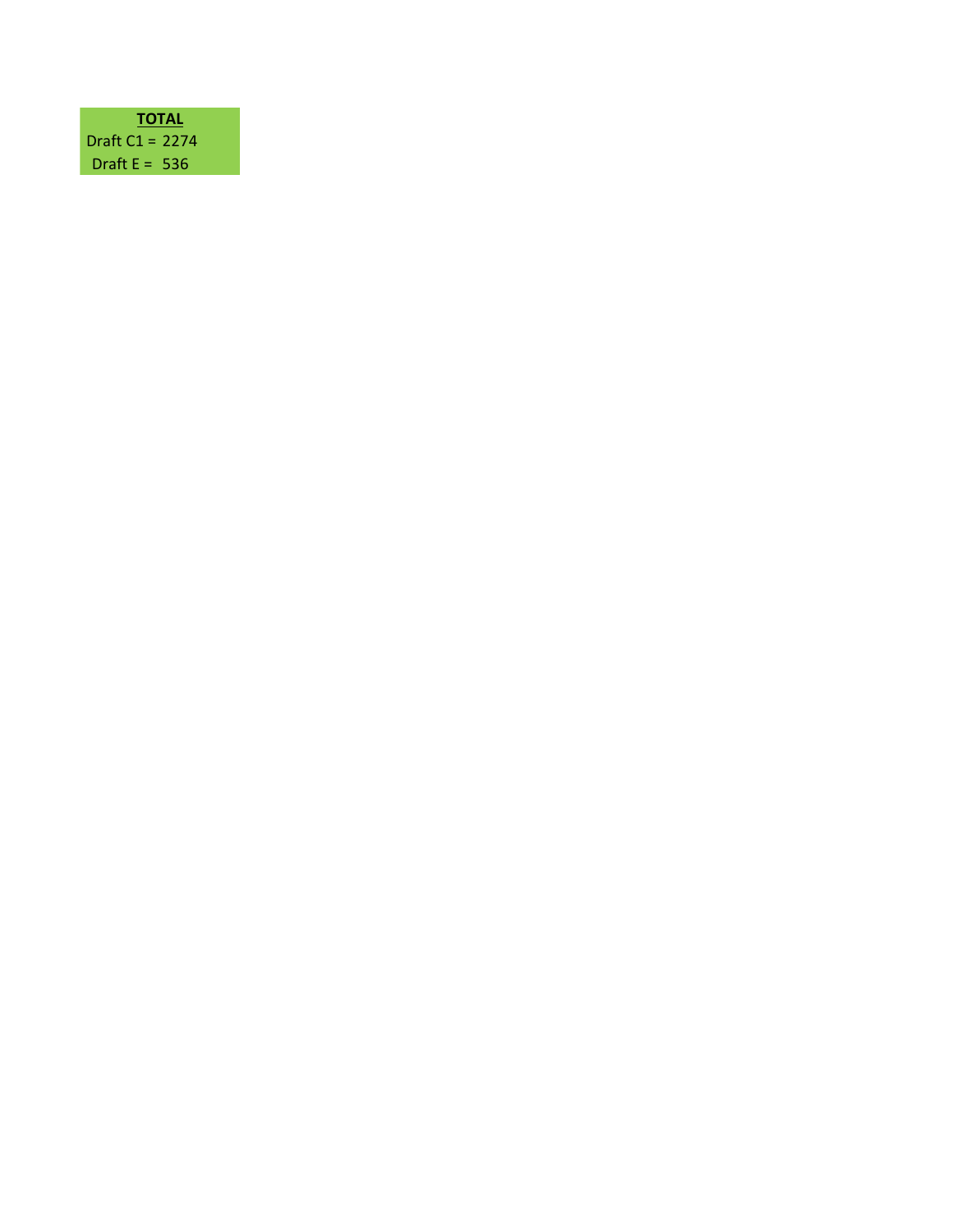**TOTAL**

Draft C1 = 2274

Draft E = 536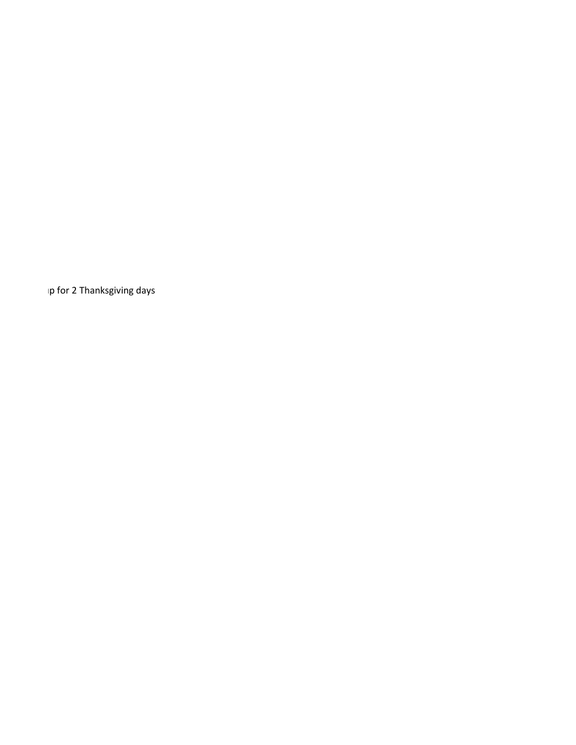ıp for 2 Thanksgiving days